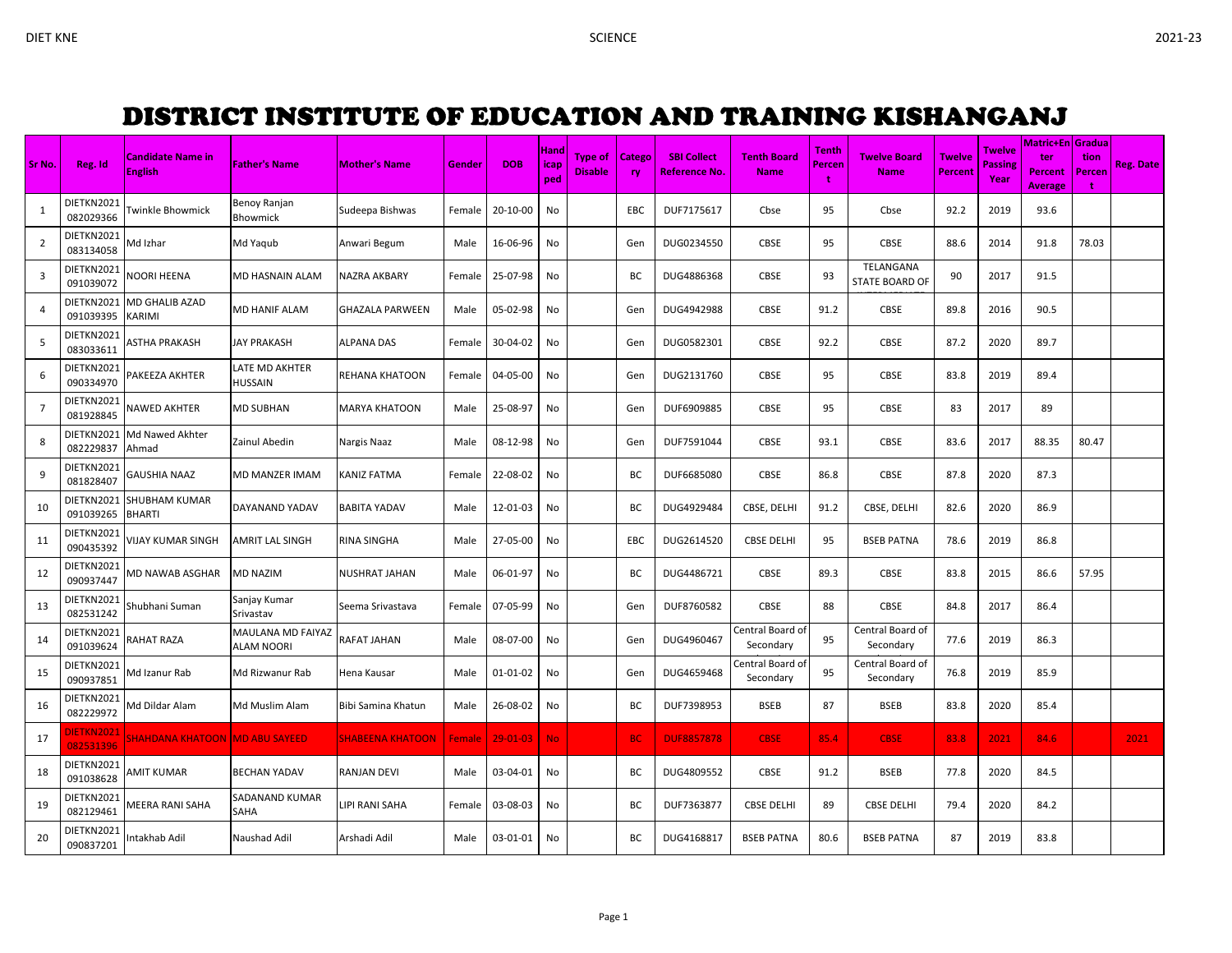# DISTRICT INSTITUTE OF EDUCATION AND TRAINING KISHANGANJ

| Sr No. | Reg. Id | Candidate Name in English | Father's Name | Mother's Name | Gender | DOB | Handicapped | Type of Disable | Category | SBI Collect Reference No. | Tenth Board Name | Tenth Percent | Twelve Board Name | Twelve Percent | Twelve Passing Year | Matric+Enter Percent Average | Graduation Percent | Reg. Date |
|---|---|---|---|---|---|---|---|---|---|---|---|---|---|---|---|---|---|---|
| 1 | DIETKN2021082029366 | Twinkle Bhowmick | Benoy Ranjan Bhowmick | Sudeepa Bishwas | Female | 20-10-00 | No | | EBC | DUF7175617 | Cbse | 95 | Cbse | 92.2 | 2019 | 93.6 | | |
| 2 | DIETKN2021083134058 | Md Izhar | Md Yaqub | Anwari Begum | Male | 16-06-96 | No | | Gen | DUG0234550 | CBSE | 95 | CBSE | 88.6 | 2014 | 91.8 | 78.03 | |
| 3 | DIETKN2021091039072 | NOORI HEENA | MD HASNAIN ALAM | NAZRA AKBARY | Female | 25-07-98 | No | | BC | DUG4886368 | CBSE | 93 | TELANGANA STATE BOARD OF | 90 | 2017 | 91.5 | | |
| 4 | DIETKN2021091039395 | MD GHALIB AZAD KARIMI | MD HANIF ALAM | GHAZALA PARWEEN | Male | 05-02-98 | No | | Gen | DUG4942988 | CBSE | 91.2 | CBSE | 89.8 | 2016 | 90.5 | | |
| 5 | DIETKN2021083033611 | ASTHA PRAKASH | JAY PRAKASH | ALPANA DAS | Female | 30-04-02 | No | | Gen | DUG0582301 | CBSE | 92.2 | CBSE | 87.2 | 2020 | 89.7 | | |
| 6 | DIETKN2021090334970 | PAKEEZA AKHTER | LATE MD AKHTER HUSSAIN | REHANA KHATOON | Female | 04-05-00 | No | | Gen | DUG2131760 | CBSE | 95 | CBSE | 83.8 | 2019 | 89.4 | | |
| 7 | DIETKN2021081928845 | NAWED AKHTER | MD SUBHAN | MARYA KHATOON | Male | 25-08-97 | No | | Gen | DUF6909885 | CBSE | 95 | CBSE | 83 | 2017 | 89 | | |
| 8 | DIETKN2021082229837 | Md Nawed Akhter Ahmad | Zainul Abedin | Nargis Naaz | Male | 08-12-98 | No | | Gen | DUF7591044 | CBSE | 93.1 | CBSE | 83.6 | 2017 | 88.35 | 80.47 | |
| 9 | DIETKN2021081828407 | GAUSHIA NAAZ | MD MANZER IMAM | KANIZ FATMA | Female | 22-08-02 | No | | BC | DUF6685080 | CBSE | 86.8 | CBSE | 87.8 | 2020 | 87.3 | | |
| 10 | DIETKN2021091039265 | SHUBHAM KUMAR BHARTI | DAYANAND YADAV | BABITA YADAV | Male | 12-01-03 | No | | BC | DUG4929484 | CBSE, DELHI | 91.2 | CBSE, DELHI | 82.6 | 2020 | 86.9 | | |
| 11 | DIETKN2021090435392 | VIJAY KUMAR SINGH | AMRIT LAL SINGH | RINA SINGHA | Male | 27-05-00 | No | | EBC | DUG2614520 | CBSE DELHI | 95 | BSEB PATNA | 78.6 | 2019 | 86.8 | | |
| 12 | DIETKN2021090937447 | MD NAWAB ASGHAR | MD NAZIM | NUSHRAT JAHAN | Male | 06-01-97 | No | | BC | DUG4486721 | CBSE | 89.3 | CBSE | 83.8 | 2015 | 86.6 | 57.95 | |
| 13 | DIETKN2021082531242 | Shubhani Suman | Sanjay Kumar Srivastav | Seema Srivastava | Female | 07-05-99 | No | | Gen | DUF8760582 | CBSE | 88 | CBSE | 84.8 | 2017 | 86.4 | | |
| 14 | DIETKN2021091039624 | RAHAT RAZA | MAULANA MD FAIYAZ ALAM NOORI | RAFAT JAHAN | Male | 08-07-00 | No | | Gen | DUG4960467 | Central Board of Secondary | 95 | Central Board of Secondary | 77.6 | 2019 | 86.3 | | |
| 15 | DIETKN2021090937851 | Md Izanur Rab | Md Rizwanur Rab | Hena Kausar | Male | 01-01-02 | No | | Gen | DUG4659468 | Central Board of Secondary | 95 | Central Board of Secondary | 76.8 | 2019 | 85.9 | | |
| 16 | DIETKN2021082229972 | Md Dildar Alam | Md Muslim Alam | Bibi Samina Khatun | Male | 26-08-02 | No | | BC | DUF7398953 | BSEB | 87 | BSEB | 83.8 | 2020 | 85.4 | | |
| 17 | DIETKN2021082531395 | SHAHDANA KHATOON | MD ABU SAYEED | SHABEENA KHATOON | Female | 29-01-03 | No | | BC | DUF8857878 | CBSE | 85.4 | CBSE | 83.8 | 2021 | 84.6 | | 2021 |
| 18 | DIETKN2021091038628 | AMIT KUMAR | BECHAN YADAV | RANJAN DEVI | Male | 03-04-01 | No | | BC | DUG4809552 | CBSE | 91.2 | BSEB | 77.8 | 2020 | 84.5 | | |
| 19 | DIETKN2021082129461 | MEERA RANI SAHA | SADANAND KUMAR SAHA | LIPI RANI SAHA | Female | 03-08-03 | No | | BC | DUF7363877 | CBSE DELHI | 89 | CBSE DELHI | 79.4 | 2020 | 84.2 | | |
| 20 | DIETKN2021090837201 | Intakhab Adil | Naushad Adil | Arshadi Adil | Male | 03-01-01 | No | | BC | DUG4168817 | BSEB PATNA | 80.6 | BSEB PATNA | 87 | 2019 | 83.8 | | |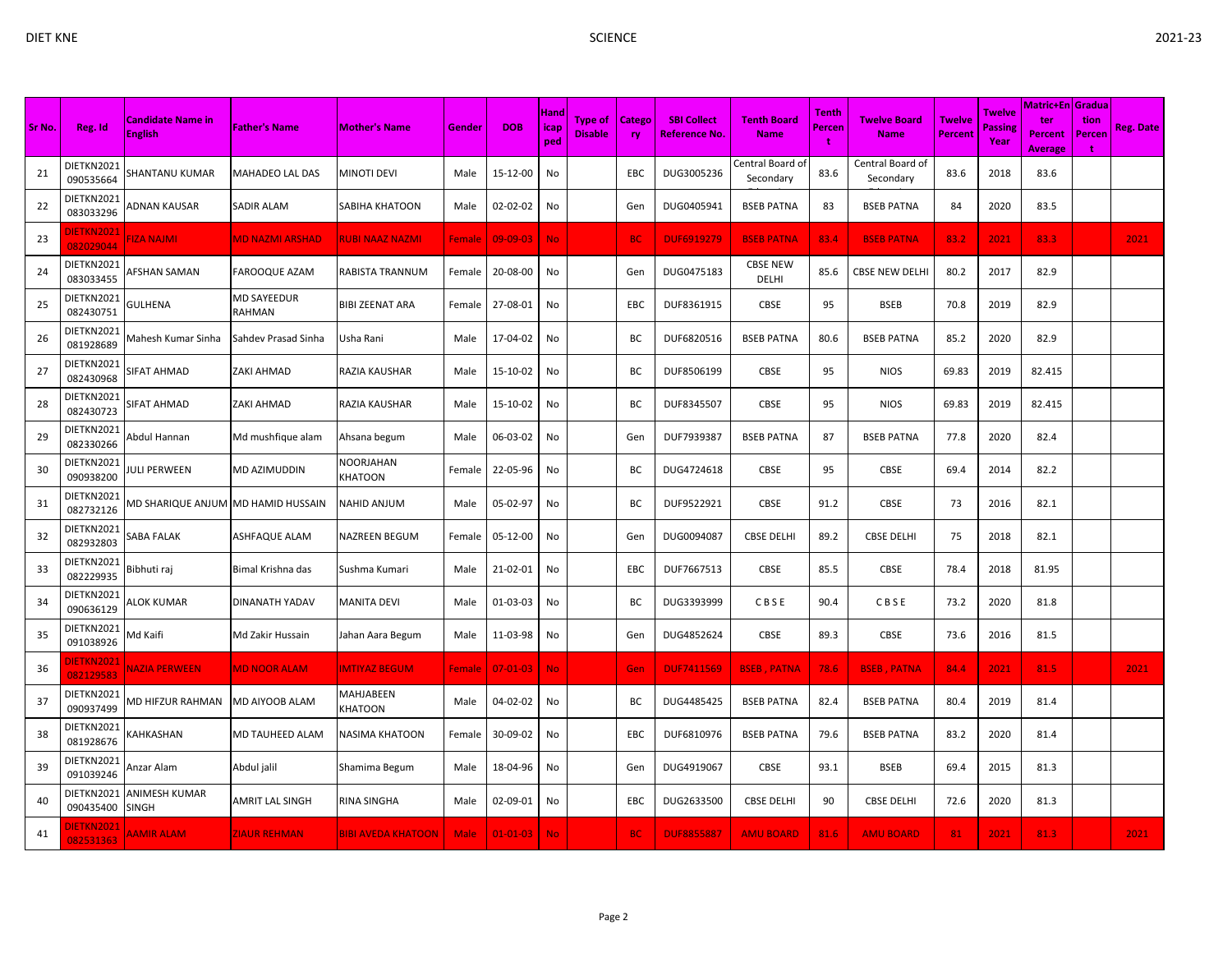| Sr No. | Reg. Id | Candidate Name in English | Father's Name | Mother's Name | Gender | DOB | Handicapped | Type of Disable | Category | SBI Collect Reference No. | Tenth Board Name | Tenth Percent | Twelve Board Name | Twelve Percent | Twelve Passing Year | Matric+Enter Percent Average | Graduation Percent | Reg. Date |
|---|---|---|---|---|---|---|---|---|---|---|---|---|---|---|---|---|---|---|
| 21 | DIETKN2021090535664 | SHANTANU KUMAR | MAHADEO LAL DAS | MINOTI DEVI | Male | 15-12-00 | No | | EBC | DUG3005236 | Central Board of Secondary | 83.6 | Central Board of Secondary | 83.6 | 2018 | 83.6 | | |
| 22 | DIETKN2021083033296 | ADNAN KAUSAR | SADIR ALAM | SABIHA KHATOON | Male | 02-02-02 | No | | Gen | DUG0405941 | BSEB PATNA | 83 | BSEB PATNA | 84 | 2020 | 83.5 | | |
| 23 | DIETKN2021082029044 | FIZA NAJMI | MD NAZMI ARSHAD | RUBI NAAZ NAZMI | Female | 09-09-03 | No | | BC | DUF6919279 | BSEB PATNA | 83.4 | BSEB PATNA | 83.2 | 2021 | 83.3 | | 2021 |
| 24 | DIETKN2021083033455 | AFSHAN SAMAN | FAROOQUE AZAM | RABISTA TRANNUM | Female | 20-08-00 | No | | Gen | DUG0475183 | CBSE NEW DELHI | 85.6 | CBSE NEW DELHI | 80.2 | 2017 | 82.9 | | |
| 25 | DIETKN2021082430751 | GULHENA | MD SAYEEDUR RAHMAN | BIBI ZEENAT ARA | Female | 27-08-01 | No | | EBC | DUF8361915 | CBSE | 95 | BSEB | 70.8 | 2019 | 82.9 | | |
| 26 | DIETKN2021081928689 | Mahesh Kumar Sinha | Sahdev Prasad Sinha | Usha Rani | Male | 17-04-02 | No | | BC | DUF6820516 | BSEB PATNA | 80.6 | BSEB PATNA | 85.2 | 2020 | 82.9 | | |
| 27 | DIETKN2021082430968 | SIFAT AHMAD | ZAKI AHMAD | RAZIA KAUSHAR | Male | 15-10-02 | No | | BC | DUF8506199 | CBSE | 95 | NIOS | 69.83 | 2019 | 82.415 | | |
| 28 | DIETKN2021082430723 | SIFAT AHMAD | ZAKI AHMAD | RAZIA KAUSHAR | Male | 15-10-02 | No | | BC | DUF8345507 | CBSE | 95 | NIOS | 69.83 | 2019 | 82.415 | | |
| 29 | DIETKN2021082330266 | Abdul Hannan | Md mushfique alam | Ahsana begum | Male | 06-03-02 | No | | Gen | DUF7939387 | BSEB PATNA | 87 | BSEB PATNA | 77.8 | 2020 | 82.4 | | |
| 30 | DIETKN2021090938200 | JULI PERWEEN | MD AZIMUDDIN | NOORJAHAN KHATOON | Female | 22-05-96 | No | | BC | DUG4724618 | CBSE | 95 | CBSE | 69.4 | 2014 | 82.2 | | |
| 31 | DIETKN2021082732126 | MD SHARIQUE ANJUM | MD HAMID HUSSAIN | NAHID ANJUM | Male | 05-02-97 | No | | BC | DUF9522921 | CBSE | 91.2 | CBSE | 73 | 2016 | 82.1 | | |
| 32 | DIETKN2021082932803 | SABA FALAK | ASHFAQUE ALAM | NAZREEN BEGUM | Female | 05-12-00 | No | | Gen | DUG0094087 | CBSE DELHI | 89.2 | CBSE DELHI | 75 | 2018 | 82.1 | | |
| 33 | DIETKN2021082229935 | Bibhuti raj | Bimal Krishna das | Sushma Kumari | Male | 21-02-01 | No | | EBC | DUF7667513 | CBSE | 85.5 | CBSE | 78.4 | 2018 | 81.95 | | |
| 34 | DIETKN2021090636129 | ALOK KUMAR | DINANATH YADAV | MANITA DEVI | Male | 01-03-03 | No | | BC | DUG3393999 | C B S E | 90.4 | C B S E | 73.2 | 2020 | 81.8 | | |
| 35 | DIETKN2021091038926 | Md Kaifi | Md Zakir Hussain | Jahan Aara Begum | Male | 11-03-98 | No | | Gen | DUG4852624 | CBSE | 89.3 | CBSE | 73.6 | 2016 | 81.5 | | |
| 36 | DIETKN2021082129583 | NAZIA PERWEEN | MD NOOR ALAM | IMTIYAZ BEGUM | Female | 07-01-03 | No | | Gen | DUF7411569 | BSEB , PATNA | 78.6 | BSEB , PATNA | 84.4 | 2021 | 81.5 | | 2021 |
| 37 | DIETKN2021090937499 | MD HIFZUR RAHMAN | MD AIYOOB ALAM | MAHJABEEN KHATOON | Male | 04-02-02 | No | | BC | DUG4485425 | BSEB PATNA | 82.4 | BSEB PATNA | 80.4 | 2019 | 81.4 | | |
| 38 | DIETKN2021081928676 | KAHKASHAN | MD TAUHEED ALAM | NASIMA KHATOON | Female | 30-09-02 | No | | EBC | DUF6810976 | BSEB PATNA | 79.6 | BSEB PATNA | 83.2 | 2020 | 81.4 | | |
| 39 | DIETKN2021091039246 | Anzar Alam | Abdul jalil | Shamima Begum | Male | 18-04-96 | No | | Gen | DUG4919067 | CBSE | 93.1 | BSEB | 69.4 | 2015 | 81.3 | | |
| 40 | DIETKN2021090435400 | ANIMESH KUMAR SINGH | AMRIT LAL SINGH | RINA SINGHA | Male | 02-09-01 | No | | EBC | DUG2633500 | CBSE DELHI | 90 | CBSE DELHI | 72.6 | 2020 | 81.3 | | |
| 41 | DIETKN2021082531363 | AAMIR ALAM | ZIAUR REHMAN | BIBI AVEDA KHATOON | Male | 01-01-03 | No | | BC | DUF8855887 | AMU BOARD | 81.6 | AMU BOARD | 81 | 2021 | 81.3 | | 2021 |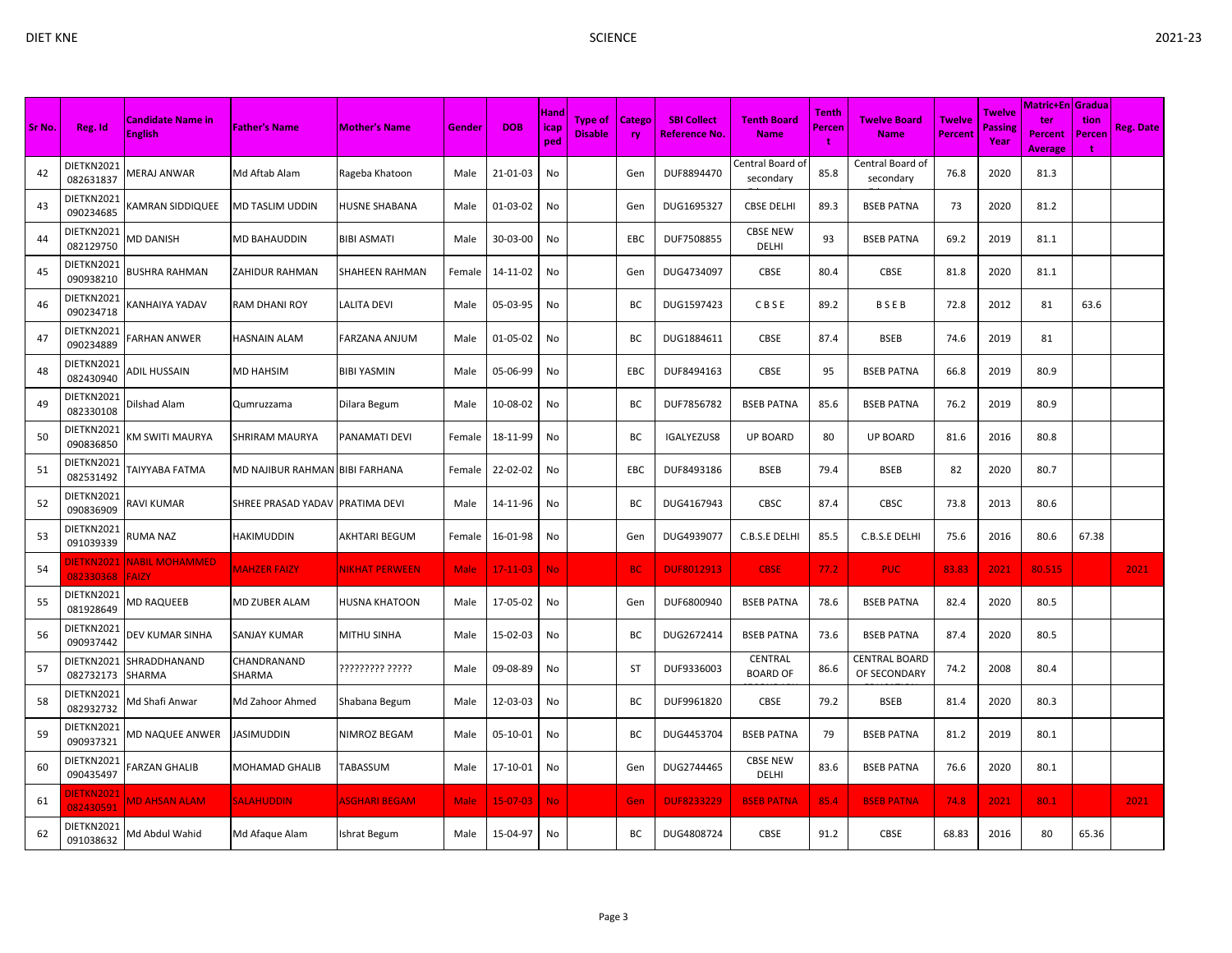| Sr No. | Reg. Id | Candidate Name in English | Father's Name | Mother's Name | Gender | DOB | Handicaped | Type of Disable | Category | SBI Collect Reference No. | Tenth Board Name | Tenth Percent | Twelve Board Name | Twelve Percent | Twelve Passing Year | Matric+Enter Percent Average | Graduation Percent | Reg. Date |
|---|---|---|---|---|---|---|---|---|---|---|---|---|---|---|---|---|---|---|
| 42 | DIETKN2021082631837 | MERAJ ANWAR | Md Aftab Alam | Rageba Khatoon | Male | 21-01-03 | No | | Gen | DUF8894470 | Central Board of secondary | 85.8 | Central Board of secondary | 76.8 | 2020 | 81.3 | | |
| 43 | DIETKN2021090234685 | KAMRAN SIDDIQUEE | MD TASLIM UDDIN | HUSNE SHABANA | Male | 01-03-02 | No | | Gen | DUG1695327 | CBSE DELHI | 89.3 | BSEB PATNA | 73 | 2020 | 81.2 | | |
| 44 | DIETKN2021082129750 | MD DANISH | MD BAHAUDDIN | BIBI ASMATI | Male | 30-03-00 | No | | EBC | DUF7508855 | CBSE NEW DELHI | 93 | BSEB PATNA | 69.2 | 2019 | 81.1 | | |
| 45 | DIETKN2021090938210 | BUSHRA RAHMAN | ZAHIDUR RAHMAN | SHAHEEN RAHMAN | Female | 14-11-02 | No | | Gen | DUG4734097 | CBSE | 80.4 | CBSE | 81.8 | 2020 | 81.1 | | |
| 46 | DIETKN2021090234718 | KANHAIYA YADAV | RAM DHANI ROY | LALITA DEVI | Male | 05-03-95 | No | | BC | DUG1597423 | C B S E | 89.2 | B S E B | 72.8 | 2012 | 81 | 63.6 | |
| 47 | DIETKN2021090234889 | FARHAN ANWER | HASNAIN ALAM | FARZANA ANJUM | Male | 01-05-02 | No | | BC | DUG1884611 | CBSE | 87.4 | BSEB | 74.6 | 2019 | 81 | | |
| 48 | DIETKN2021082430940 | ADIL HUSSAIN | MD HAHSIM | BIBI YASMIN | Male | 05-06-99 | No | | EBC | DUF8494163 | CBSE | 95 | BSEB PATNA | 66.8 | 2019 | 80.9 | | |
| 49 | DIETKN2021082330108 | Dilshad Alam | Qumruzzama | Dilara Begum | Male | 10-08-02 | No | | BC | DUF7856782 | BSEB PATNA | 85.6 | BSEB PATNA | 76.2 | 2019 | 80.9 | | |
| 50 | DIETKN2021090836850 | KM SWITI MAURYA | SHRIRAM MAURYA | PANAMATI DEVI | Female | 18-11-99 | No | | BC | IGALYEZUS8 | UP BOARD | 80 | UP BOARD | 81.6 | 2016 | 80.8 | | |
| 51 | DIETKN2021082531492 | TAIYYABA FATMA | MD NAJIBUR RAHMAN | BIBI FARHANA | Female | 22-02-02 | No | | EBC | DUF8493186 | BSEB | 79.4 | BSEB | 82 | 2020 | 80.7 | | |
| 52 | DIETKN2021090836909 | RAVI KUMAR | SHREE PRASAD YADAV | PRATIMA DEVI | Male | 14-11-96 | No | | BC | DUG4167943 | CBSC | 87.4 | CBSC | 73.8 | 2013 | 80.6 | | |
| 53 | DIETKN2021091039339 | RUMA NAZ | HAKIMUDDIN | AKHTARI BEGUM | Female | 16-01-98 | No | | Gen | DUG4939077 | C.B.S.E DELHI | 85.5 | C.B.S.E DELHI | 75.6 | 2016 | 80.6 | 67.38 | |
| 54 | DIETKN2021082330368 | NABIL MOHAMMED FAIZY | MAHZER FAIZY | NIKHAT PERWEEN | Male | 17-11-03 | No | | BC | DUF8012913 | CBSE | 77.2 | PUC | 83.83 | 2021 | 80.515 | | 2021 |
| 55 | DIETKN2021081928649 | MD RAQUEEB | MD ZUBER ALAM | HUSNA KHATOON | Male | 17-05-02 | No | | Gen | DUF6800940 | BSEB PATNA | 78.6 | BSEB PATNA | 82.4 | 2020 | 80.5 | | |
| 56 | DIETKN2021090937442 | DEV KUMAR SINHA | SANJAY KUMAR | MITHU SINHA | Male | 15-02-03 | No | | BC | DUG2672414 | BSEB PATNA | 73.6 | BSEB PATNA | 87.4 | 2020 | 80.5 | | |
| 57 | DIETKN2021082732173 | SHRADDHANAND SHARMA | CHANDRANAND SHARMA | ????????? ????? | Male | 09-08-89 | No | | ST | DUF9336003 | CENTRAL BOARD OF | 86.6 | CENTRAL BOARD OF SECONDARY | 74.2 | 2008 | 80.4 | | |
| 58 | DIETKN2021082932732 | Md Shafi Anwar | Md Zahoor Ahmed | Shabana Begum | Male | 12-03-03 | No | | BC | DUF9961820 | CBSE | 79.2 | BSEB | 81.4 | 2020 | 80.3 | | |
| 59 | DIETKN2021090937321 | MD NAQUEE ANWER | JASIMUDDIN | NIMROZ BEGAM | Male | 05-10-01 | No | | BC | DUG4453704 | BSEB PATNA | 79 | BSEB PATNA | 81.2 | 2019 | 80.1 | | |
| 60 | DIETKN2021090435497 | FARZAN GHALIB | MOHAMAD GHALIB | TABASSUM | Male | 17-10-01 | No | | Gen | DUG2744465 | CBSE NEW DELHI | 83.6 | BSEB PATNA | 76.6 | 2020 | 80.1 | | |
| 61 | DIETKN2021082430591 | MD AHSAN ALAM | SALAHUDDIN | ASGHARI BEGAM | Male | 15-07-03 | No | | Gen | DUF8233229 | BSEB PATNA | 85.4 | BSEB PATNA | 74.8 | 2021 | 80.1 | | 2021 |
| 62 | DIETKN2021091038632 | Md Abdul Wahid | Md Afaque Alam | Ishrat Begum | Male | 15-04-97 | No | | BC | DUG4808724 | CBSE | 91.2 | CBSE | 68.83 | 2016 | 80 | 65.36 | |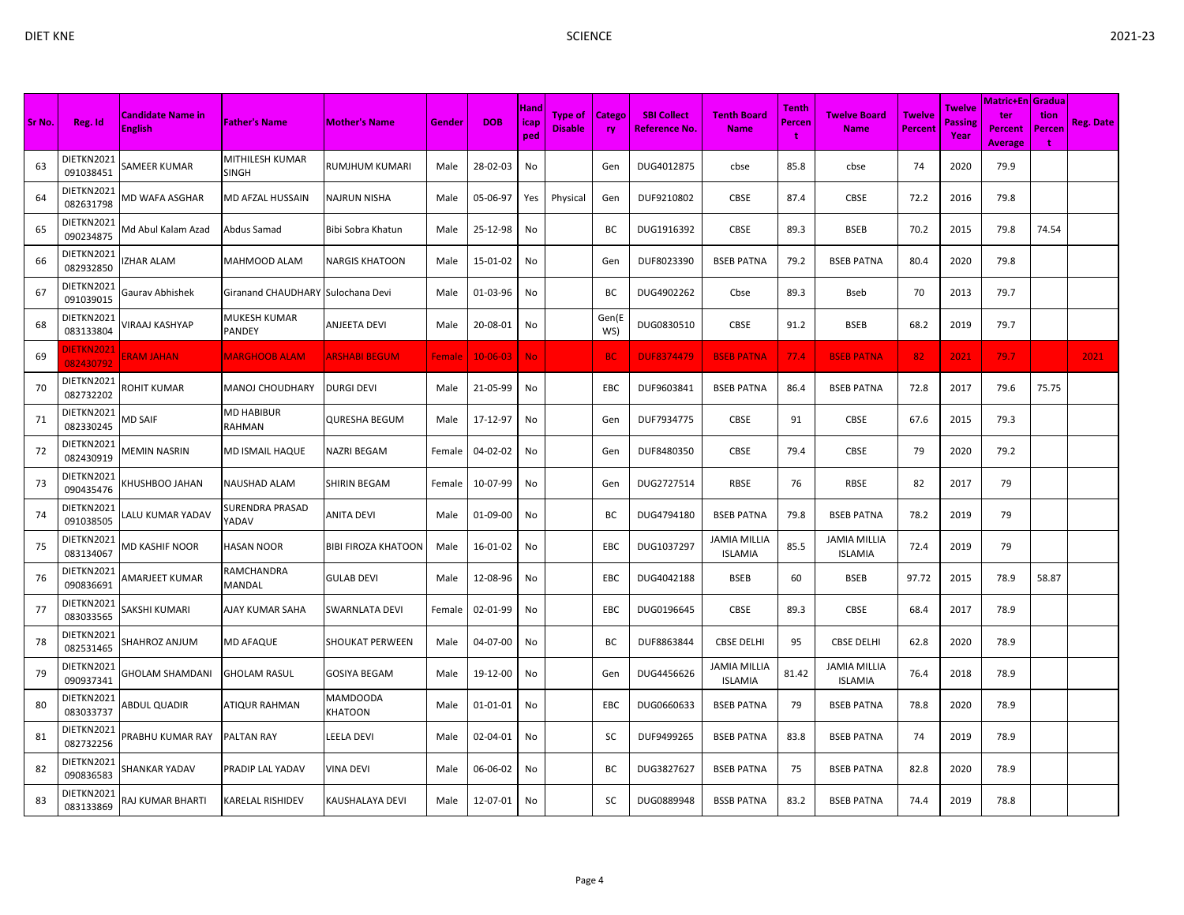| Sr No. | Reg. Id | Candidate Name in English | Father's Name | Mother's Name | Gender | DOB | Handicap ped | Type of Disable | Category | SBI Collect Reference No. | Tenth Board Name | Tenth Percent | Twelve Board Name | Twelve Percent | Twelve Passing Year | Matric+Enter Percent Average | Graduation Percent | Reg. Date |
|---|---|---|---|---|---|---|---|---|---|---|---|---|---|---|---|---|---|---|
| 63 | DIETKN2021091038451 | SAMEER KUMAR | MITHILESH KUMAR SINGH | RUMJHUM KUMARI | Male | 28-02-03 | No | | Gen | DUG4012875 | cbse | 85.8 | cbse | 74 | 2020 | 79.9 | | |
| 64 | DIETKN2021082631798 | MD WAFA ASGHAR | MD AFZAL HUSSAIN | NAJRUN NISHA | Male | 05-06-97 | Yes | Physical | Gen | DUF9210802 | CBSE | 87.4 | CBSE | 72.2 | 2016 | 79.8 | | |
| 65 | DIETKN2021090234875 | Md Abul Kalam Azad | Abdus Samad | Bibi Sobra Khatun | Male | 25-12-98 | No | | BC | DUG1916392 | CBSE | 89.3 | BSEB | 70.2 | 2015 | 79.8 | 74.54 | |
| 66 | DIETKN2021082932850 | IZHAR ALAM | MAHMOOD ALAM | NARGIS KHATOON | Male | 15-01-02 | No | | Gen | DUF8023390 | BSEB PATNA | 79.2 | BSEB PATNA | 80.4 | 2020 | 79.8 | | |
| 67 | DIETKN2021091039015 | Gaurav Abhishek | Giranand CHAUDHARY | Sulochana Devi | Male | 01-03-96 | No | | BC | DUG4902262 | Cbse | 89.3 | Bseb | 70 | 2013 | 79.7 | | |
| 68 | DIETKN2021083133804 | VIRAAJ KASHYAP | MUKESH KUMAR PANDEY | ANJEETA DEVI | Male | 20-08-01 | No | | Gen(EWS) | DUG0830510 | CBSE | 91.2 | BSEB | 68.2 | 2019 | 79.7 | | |
| 69 | DIETKN2021082430792 | ERAM JAHAN | MARGHOOB ALAM | ARSHABI BEGUM | Female | 10-06-03 | No | | BC | DUF8374479 | BSEB PATNA | 77.4 | BSEB PATNA | 82 | 2021 | 79.7 | | 2021 |
| 70 | DIETKN2021082732202 | ROHIT KUMAR | MANOJ CHOUDHARY | DURGI DEVI | Male | 21-05-99 | No | | EBC | DUF9603841 | BSEB PATNA | 86.4 | BSEB PATNA | 72.8 | 2017 | 79.6 | 75.75 | |
| 71 | DIETKN2021082330245 | MD SAIF | MD HABIBUR RAHMAN | QURESHA BEGUM | Male | 17-12-97 | No | | Gen | DUF7934775 | CBSE | 91 | CBSE | 67.6 | 2015 | 79.3 | | |
| 72 | DIETKN2021082430919 | MEMIN NASRIN | MD ISMAIL HAQUE | NAZRI BEGAM | Female | 04-02-02 | No | | Gen | DUF8480350 | CBSE | 79.4 | CBSE | 79 | 2020 | 79.2 | | |
| 73 | DIETKN2021090435476 | KHUSHBOO JAHAN | NAUSHAD ALAM | SHIRIN BEGAM | Female | 10-07-99 | No | | Gen | DUG2727514 | RBSE | 76 | RBSE | 82 | 2017 | 79 | | |
| 74 | DIETKN2021091038505 | LALU KUMAR YADAV | SURENDRA PRASAD YADAV | ANITA DEVI | Male | 01-09-00 | No | | BC | DUG4794180 | BSEB PATNA | 79.8 | BSEB PATNA | 78.2 | 2019 | 79 | | |
| 75 | DIETKN2021083134067 | MD KASHIF NOOR | HASAN NOOR | BIBI FIROZA KHATOON | Male | 16-01-02 | No | | EBC | DUG1037297 | JAMIA MILLIA ISLAMIA | 85.5 | JAMIA MILLIA ISLAMIA | 72.4 | 2019 | 79 | | |
| 76 | DIETKN2021090836691 | AMARJEET KUMAR | RAMCHANDRA MANDAL | GULAB DEVI | Male | 12-08-96 | No | | EBC | DUG4042188 | BSEB | 60 | BSEB | 97.72 | 2015 | 78.9 | 58.87 | |
| 77 | DIETKN2021083033565 | SAKSHI KUMARI | AJAY KUMAR SAHA | SWARNLATA DEVI | Female | 02-01-99 | No | | EBC | DUG0196645 | CBSE | 89.3 | CBSE | 68.4 | 2017 | 78.9 | | |
| 78 | DIETKN2021082531465 | SHAHROZ ANJUM | MD AFAQUE | SHOUKAT PERWEEN | Male | 04-07-00 | No | | BC | DUF8863844 | CBSE DELHI | 95 | CBSE DELHI | 62.8 | 2020 | 78.9 | | |
| 79 | DIETKN2021090937341 | GHOLAM SHAMDANI | GHOLAM RASUL | GOSIYA BEGAM | Male | 19-12-00 | No | | Gen | DUG4456626 | JAMIA MILLIA ISLAMIA | 81.42 | JAMIA MILLIA ISLAMIA | 76.4 | 2018 | 78.9 | | |
| 80 | DIETKN2021083033737 | ABDUL QUADIR | ATIQUR RAHMAN | MAMDOODA KHATOON | Male | 01-01-01 | No | | EBC | DUG0660633 | BSEB PATNA | 79 | BSEB PATNA | 78.8 | 2020 | 78.9 | | |
| 81 | DIETKN2021082732256 | PRABHU KUMAR RAY | PALTAN RAY | LEELA DEVI | Male | 02-04-01 | No | | SC | DUF9499265 | BSEB PATNA | 83.8 | BSEB PATNA | 74 | 2019 | 78.9 | | |
| 82 | DIETKN2021090836583 | SHANKAR YADAV | PRADIP LAL YADAV | VINA DEVI | Male | 06-06-02 | No | | BC | DUG3827627 | BSEB PATNA | 75 | BSEB PATNA | 82.8 | 2020 | 78.9 | | |
| 83 | DIETKN2021083133869 | RAJ KUMAR BHARTI | KARELAL RISHIDEV | KAUSHALAYA DEVI | Male | 12-07-01 | No | | SC | DUG0889948 | BSSB PATNA | 83.2 | BSEB PATNA | 74.4 | 2019 | 78.8 | | |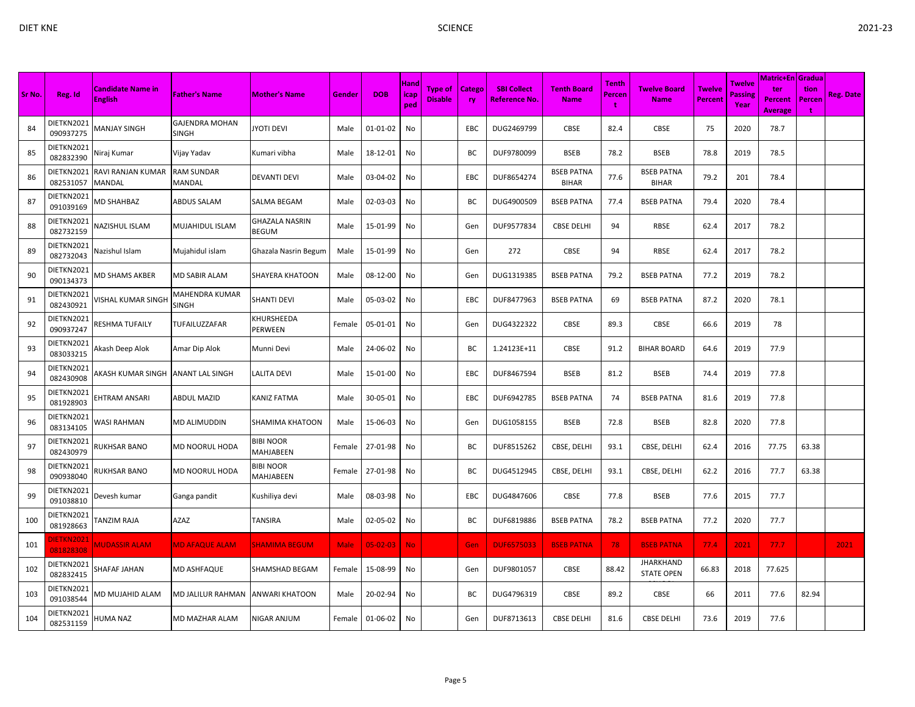| Sr No. | Reg. Id | Candidate Name in English | Father's Name | Mother's Name | Gender | DOB | Handicapped | Type of Disable | Category | SBI Collect Reference No. | Tenth Board Name | Tenth Percent | Twelve Board Name | Twelve Percent | Twelve Passing Year | Matric+Enter Percent Average | Graduation Percent | Reg. Date |
|---|---|---|---|---|---|---|---|---|---|---|---|---|---|---|---|---|---|---|
| 84 | DIETKN2021090937275 | MANJAY SINGH | GAJENDRA MOHAN SINGH | JYOTI DEVI | Male | 01-01-02 | No | | EBC | DUG2469799 | CBSE | 82.4 | CBSE | 75 | 2020 | 78.7 | | |
| 85 | DIETKN2021082832390 | Niraj Kumar | Vijay Yadav | Kumari vibha | Male | 18-12-01 | No | | BC | DUF9780099 | BSEB | 78.2 | BSEB | 78.8 | 2019 | 78.5 | | |
| 86 | DIETKN2021082531057 | RAVI RANJAN KUMAR MANDAL | RAM SUNDAR MANDAL | DEVANTI DEVI | Male | 03-04-02 | No | | EBC | DUF8654274 | BSEB PATNA BIHAR | 77.6 | BSEB PATNA BIHAR | 79.2 | 201 | 78.4 | | |
| 87 | DIETKN2021091039169 | MD SHAHBAZ | ABDUS SALAM | SALMA BEGAM | Male | 02-03-03 | No | | BC | DUG4900509 | BSEB PATNA | 77.4 | BSEB PATNA | 79.4 | 2020 | 78.4 | | |
| 88 | DIETKN2021082732159 | NAZISHUL ISLAM | MUJAHIDUL ISLAM | GHAZALA NASRIN BEGUM | Male | 15-01-99 | No | | Gen | DUF9577834 | CBSE DELHI | 94 | RBSE | 62.4 | 2017 | 78.2 | | |
| 89 | DIETKN2021082732043 | Nazishul Islam | Mujahidul islam | Ghazala Nasrin Begum | Male | 15-01-99 | No | | Gen | 272 | CBSE | 94 | RBSE | 62.4 | 2017 | 78.2 | | |
| 90 | DIETKN2021090134373 | MD SHAMS AKBER | MD SABIR ALAM | SHAYERA KHATOON | Male | 08-12-00 | No | | Gen | DUG1319385 | BSEB PATNA | 79.2 | BSEB PATNA | 77.2 | 2019 | 78.2 | | |
| 91 | DIETKN2021082430921 | VISHAL KUMAR SINGH | MAHENDRA KUMAR SINGH | SHANTI DEVI | Male | 05-03-02 | No | | EBC | DUF8477963 | BSEB PATNA | 69 | BSEB PATNA | 87.2 | 2020 | 78.1 | | |
| 92 | DIETKN2021090937247 | RESHMA TUFAILY | TUFAILUZZAFAR | KHURSHEEDA PERWEEN | Female | 05-01-01 | No | | Gen | DUG4322322 | CBSE | 89.3 | CBSE | 66.6 | 2019 | 78 | | |
| 93 | DIETKN2021083033215 | Akash Deep Alok | Amar Dip Alok | Munni Devi | Male | 24-06-02 | No | | BC | 1.24123E+11 | CBSE | 91.2 | BIHAR BOARD | 64.6 | 2019 | 77.9 | | |
| 94 | DIETKN2021082430908 | AKASH KUMAR SINGH | ANANT LAL SINGH | LALITA DEVI | Male | 15-01-00 | No | | EBC | DUF8467594 | BSEB | 81.2 | BSEB | 74.4 | 2019 | 77.8 | | |
| 95 | DIETKN2021081928903 | EHTRAM ANSARI | ABDUL MAZID | KANIZ FATMA | Male | 30-05-01 | No | | EBC | DUF6942785 | BSEB PATNA | 74 | BSEB PATNA | 81.6 | 2019 | 77.8 | | |
| 96 | DIETKN2021083134105 | WASI RAHMAN | MD ALIMUDDIN | SHAMIMA KHATOON | Male | 15-06-03 | No | | Gen | DUG1058155 | BSEB | 72.8 | BSEB | 82.8 | 2020 | 77.8 | | |
| 97 | DIETKN2021082430979 | RUKHSAR BANO | MD NOORUL HODA | BIBI NOOR MAHJABEEN | Female | 27-01-98 | No | | BC | DUF8515262 | CBSE, DELHI | 93.1 | CBSE, DELHI | 62.4 | 2016 | 77.75 | 63.38 | |
| 98 | DIETKN2021090938040 | RUKHSAR BANO | MD NOORUL HODA | BIBI NOOR MAHJABEEN | Female | 27-01-98 | No | | BC | DUG4512945 | CBSE, DELHI | 93.1 | CBSE, DELHI | 62.2 | 2016 | 77.7 | 63.38 | |
| 99 | DIETKN2021091038810 | Devesh kumar | Ganga pandit | Kushiliya devi | Male | 08-03-98 | No | | EBC | DUG4847606 | CBSE | 77.8 | BSEB | 77.6 | 2015 | 77.7 | | |
| 100 | DIETKN2021081928663 | TANZIM RAJA | AZAZ | TANSIRA | Male | 02-05-02 | No | | BC | DUF6819886 | BSEB PATNA | 78.2 | BSEB PATNA | 77.2 | 2020 | 77.7 | | |
| 101 | DIETKN2021081828308 | MUDASSIR ALAM | MD AFAQUE ALAM | SHAMIMA BEGUM | Male | 05-02-03 | No | | Gen | DUF6575033 | BSEB PATNA | 78 | BSEB PATNA | 77.4 | 2021 | 77.7 | | 2021 |
| 102 | DIETKN2021082832415 | SHAFAF JAHAN | MD ASHFAQUE | SHAMSHAD BEGAM | Female | 15-08-99 | No | | Gen | DUF9801057 | CBSE | 88.42 | JHARKHAND STATE OPEN | 66.83 | 2018 | 77.625 | | |
| 103 | DIETKN2021091038544 | MD MUJAHID ALAM | MD JALILUR RAHMAN | ANWARI KHATOON | Male | 20-02-94 | No | | BC | DUG4796319 | CBSE | 89.2 | CBSE | 66 | 2011 | 77.6 | 82.94 | |
| 104 | DIETKN2021082531159 | HUMA NAZ | MD MAZHAR ALAM | NIGAR ANJUM | Female | 01-06-02 | No | | Gen | DUF8713613 | CBSE DELHI | 81.6 | CBSE DELHI | 73.6 | 2019 | 77.6 | | |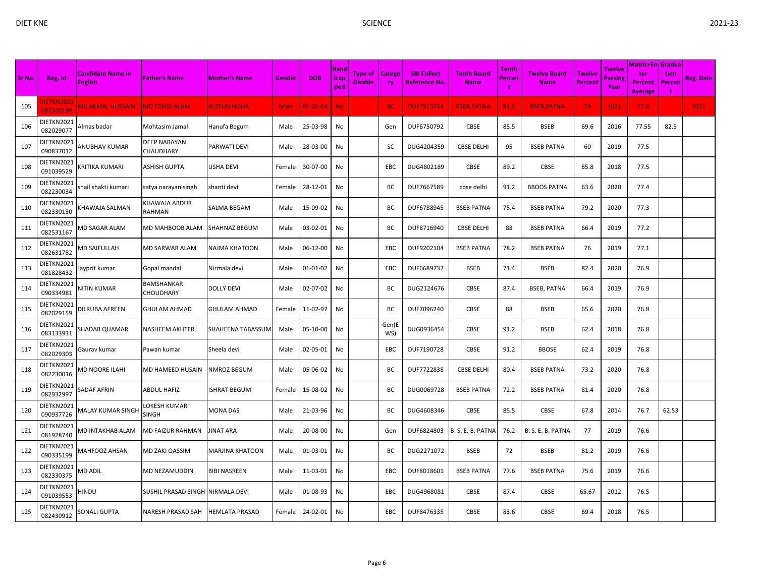| Sr No. | Reg. Id | Candidate Name in English | Father's Name | Mother's Name | Gender | DOB | Handicaped | Type of Disable | Category | SBI Collect Reference No. | Tenth Board Name | Tenth Percent | Twelve Board Name | Twelve Percent | Twelve Passing Year | Matric+Enter Percent Average | Graduation Percent | Reg. Date |
|---|---|---|---|---|---|---|---|---|---|---|---|---|---|---|---|---|---|---|
| 105 | DIETKN2021082330198 | MD AKMAL HUSSAIN | MD TOHID ALAM | ALEFUN NISHA | Male | 01-01-04 | No | | BC | DUF7913744 | BSEB,PATNA | 81.2 | BSEB,PATNA | 74 | 2021 | 77.6 | | 2021 |
| 106 | DIETKN2021082029077 | Almas badar | Mohtasim Jamal | Hanufa Begum | Male | 25-03-98 | No | | Gen | DUF6750792 | CBSE | 85.5 | BSEB | 69.6 | 2016 | 77.55 | 82.5 | |
| 107 | DIETKN2021090837012 | ANUBHAV KUMAR | DEEP NARAYAN CHAUDHARY | PARWATI DEVI | Male | 28-03-00 | No | | SC | DUG4204359 | CBSE DELHI | 95 | BSEB PATNA | 60 | 2019 | 77.5 | | |
| 108 | DIETKN2021091039529 | KRITIKA KUMARI | ASHISH GUPTA | USHA DEVI | Female | 30-07-00 | No | | EBC | DUG4802189 | CBSE | 89.2 | CBSE | 65.8 | 2018 | 77.5 | | |
| 109 | DIETKN2021082230034 | shail shakti kumari | satya narayan singh | shanti devi | Female | 28-12-01 | No | | BC | DUF7667589 | cbse delhi | 91.2 | BBOOS PATNA | 63.6 | 2020 | 77.4 | | |
| 110 | DIETKN2021082330130 | KHAWAJA SALMAN | KHAWAJA ABDUR RAHMAN | SALMA BEGAM | Male | 15-09-02 | No | | BC | DUF6788945 | BSEB PATNA | 75.4 | BSEB PATNA | 79.2 | 2020 | 77.3 | | |
| 111 | DIETKN2021082531167 | MD SAGAR ALAM | MD MAHBOOB ALAM | SHAHNAZ BEGUM | Male | 03-02-01 | No | | BC | DUF8716940 | CBSE DELHI | 88 | BSEB PATNA | 66.4 | 2019 | 77.2 | | |
| 112 | DIETKN2021082631782 | MD SAIFULLAH | MD SARWAR ALAM | NAJMA KHATOON | Male | 06-12-00 | No | | EBC | DUF9202104 | BSEB PATNA | 78.2 | BSEB PATNA | 76 | 2019 | 77.1 | | |
| 113 | DIETKN2021081828432 | Jayprit kumar | Gopal mandal | Nirmala devi | Male | 01-01-02 | No | | EBC | DUF6689737 | BSEB | 71.4 | BSEB | 82.4 | 2020 | 76.9 | | |
| 114 | DIETKN2021090334981 | NITIN KUMAR | BAMSHANKAR CHOUDHARY | DOLLY DEVI | Male | 02-07-02 | No | | BC | DUG2124676 | CBSE | 87.4 | BSEB, PATNA | 66.4 | 2019 | 76.9 | | |
| 115 | DIETKN2021082029159 | DILRUBA AFREEN | GHULAM AHMAD | GHULAM AHMAD | Female | 11-02-97 | No | | BC | DUF7096240 | CBSE | 88 | BSEB | 65.6 | 2020 | 76.8 | | |
| 116 | DIETKN2021083133931 | SHADAB QUAMAR | NASHEEM AKHTER | SHAHEENA TABASSUM | Male | 05-10-00 | No | | Gen(EWS) | DUG0936454 | CBSE | 91.2 | BSEB | 62.4 | 2018 | 76.8 | | |
| 117 | DIETKN2021082029303 | Gaurav kumar | Pawan kumar | Sheela devi | Male | 02-05-01 | No | | EBC | DUF7190728 | CBSE | 91.2 | BBOSE | 62.4 | 2019 | 76.8 | | |
| 118 | DIETKN2021082230016 | MD NOORE ILAHI | MD HAMEED HUSAIN | NMROZ BEGUM | Male | 05-06-02 | No | | BC | DUF7722838 | CBSE DELHI | 80.4 | BSEB PATNA | 73.2 | 2020 | 76.8 | | |
| 119 | DIETKN2021082932997 | SADAF AFRIN | ABDUL HAFIZ | ISHRAT BEGUM | Female | 15-08-02 | No | | BC | DUG0069728 | BSEB PATNA | 72.2 | BSEB PATNA | 81.4 | 2020 | 76.8 | | |
| 120 | DIETKN2021090937726 | MALAY KUMAR SINGH | LOKESH KUMAR SINGH | MONA DAS | Male | 21-03-96 | No | | BC | DUG4608346 | CBSE | 85.5 | CBSE | 67.8 | 2014 | 76.7 | 62.53 | |
| 121 | DIETKN2021081928740 | MD INTAKHAB ALAM | MD FAIZUR RAHMAN | JINAT ARA | Male | 20-08-00 | No | | Gen | DUF6824803 | B. S. E. B. PATNA | 76.2 | B. S. E. B. PATNA | 77 | 2019 | 76.6 | | |
| 122 | DIETKN2021090335199 | MAHFOOZ AHSAN | MD ZAKI QASSIM | MARJINA KHATOON | Male | 01-03-01 | No | | BC | DUG2271072 | BSEB | 72 | BSEB | 81.2 | 2019 | 76.6 | | |
| 123 | DIETKN2021082330375 | MD ADIL | MD NEZAMUDDIN | BIBI NASREEN | Male | 11-03-01 | No | | EBC | DUF8018601 | BSEB PATNA | 77.6 | BSEB PATNA | 75.6 | 2019 | 76.6 | | |
| 124 | DIETKN2021091039553 | HINDU | SUSHIL PRASAD SINGH | NIRMALA DEVI | Male | 01-08-93 | No | | EBC | DUG4968081 | CBSE | 87.4 | CBSE | 65.67 | 2012 | 76.5 | | |
| 125 | DIETKN2021082430912 | SONALI GUPTA | NARESH PRASAD SAH | HEMLATA PRASAD | Female | 24-02-01 | No | | EBC | DUF8476335 | CBSE | 83.6 | CBSE | 69.4 | 2018 | 76.5 | | |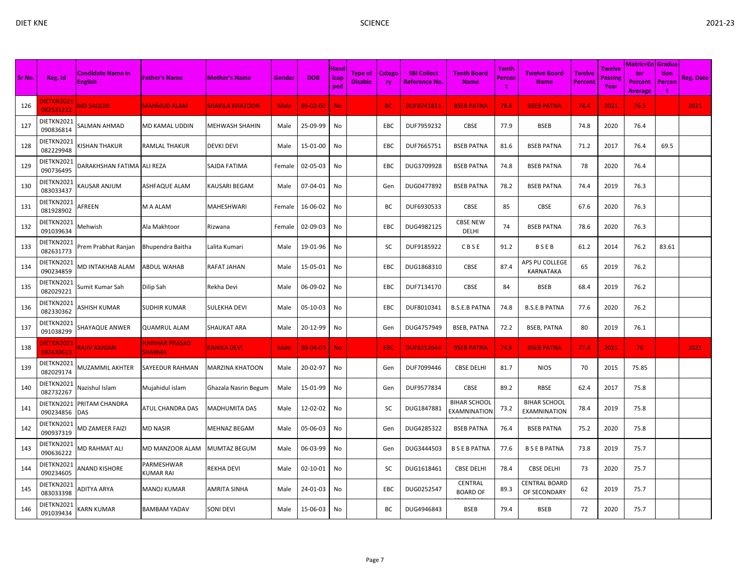| Sr No. | Reg. Id | Candidate Name in English | Father's Name | Mother's Name | Gender | DOB | Handicapped | Type of Disable | Category | SBI Collect Reference No. | Tenth Board Name | Tenth Percent | Twelve Board Name | Twelve Percent | Twelve Passing Year | Matric+Enter Percent Average | Graduation Percent | Reg. Date |
|---|---|---|---|---|---|---|---|---|---|---|---|---|---|---|---|---|---|---|
| 126 | DIETKN2021082531222 | MD SAQUIB | MAHMUD ALAM | SHAKILA KHATOON | Male | 05-02-02 | No | | BC | DUF8741811 | BSEB PATNA | 78.6 | BSEB PATNA | 74.4 | 2021 | 76.5 | | 2021 |
| 127 | DIETKN2021090836814 | SALMAN AHMAD | MD KAMAL UDDIN | MEHWASH SHAHIN | Male | 25-09-99 | No | | EBC | DUF7959232 | CBSE | 77.9 | BSEB | 74.8 | 2020 | 76.4 | | |
| 128 | DIETKN2021082229948 | KISHAN THAKUR | RAMLAL THAKUR | DEVKI DEVI | Male | 15-01-00 | No | | EBC | DUF7665751 | BSEB PATNA | 81.6 | BSEB PATNA | 71.2 | 2017 | 76.4 | 69.5 | |
| 129 | DIETKN2021090736495 | DARAKHSHAN FATIMA | ALI REZA | SAJDA FATIMA | Female | 02-05-03 | No | | EBC | DUG3709928 | BSEB PATNA | 74.8 | BSEB PATNA | 78 | 2020 | 76.4 | | |
| 130 | DIETKN2021083033437 | KAUSAR ANJUM | ASHFAQUE ALAM | KAUSARI BEGAM | Male | 07-04-01 | No | | Gen | DUG0477892 | BSEB PATNA | 78.2 | BSEB PATNA | 74.4 | 2019 | 76.3 | | |
| 131 | DIETKN2021081928902 | AFREEN | M A ALAM | MAHESHWARI | Female | 16-06-02 | No | | BC | DUF6930533 | CBSE | 85 | CBSE | 67.6 | 2020 | 76.3 | | |
| 132 | DIETKN2021091039634 | Mehwish | Ala Makhtoor | Rizwana | Female | 02-09-03 | No | | EBC | DUG4982125 | CBSE NEW DELHI | 74 | BSEB PATNA | 78.6 | 2020 | 76.3 | | |
| 133 | DIETKN2021082631773 | Prem Prabhat Ranjan | Bhupendra Baitha | Lalita Kumari | Male | 19-01-96 | No | | SC | DUF9185922 | C B S E | 91.2 | B S E B | 61.2 | 2014 | 76.2 | 83.61 | |
| 134 | DIETKN2021090234859 | MD INTAKHAB ALAM | ABDUL WAHAB | RAFAT JAHAN | Male | 15-05-01 | No | | EBC | DUG1868310 | CBSE | 87.4 | APS PU COLLEGE KARNATAKA | 65 | 2019 | 76.2 | | |
| 135 | DIETKN2021082029221 | Sumit Kumar Sah | Dilip Sah | Rekha Devi | Male | 06-09-02 | No | | EBC | DUF7134170 | CBSE | 84 | BSEB | 68.4 | 2019 | 76.2 | | |
| 136 | DIETKN2021082330362 | ASHISH KUMAR | SUDHIR KUMAR | SULEKHA DEVI | Male | 05-10-03 | No | | EBC | DUF8010341 | B.S.E.B PATNA | 74.8 | B.S.E.B PATNA | 77.6 | 2020 | 76.2 | | |
| 137 | DIETKN2021091038299 | SHAYAQUE ANWER | QUAMRUL ALAM | SHAUKAT ARA | Male | 20-12-99 | No | | Gen | DUG4757949 | BSEB, PATNA | 72.2 | BSEB, PATNA | 80 | 2019 | 76.1 | | |
| 138 | DIETKN2021082430613 | RAJIV RANJAN | HARIHAR PRASAD SHARMA | KANIKA DEVI | Male | 08-04-03 | No | | EBC | DUF8252644 | BSEB PATNA | 74.6 | BSEB PATNA | 77.4 | 2021 | 76 | | 2021 |
| 139 | DIETKN2021082029174 | MUZAMMIL AKHTER | SAYEEDUR RAHMAN | MARZINA KHATOON | Male | 20-02-97 | No | | Gen | DUF7099446 | CBSE DELHI | 81.7 | NIOS | 70 | 2015 | 75.85 | | |
| 140 | DIETKN2021082732267 | Nazishul Islam | Mujahidul islam | Ghazala Nasrin Begum | Male | 15-01-99 | No | | Gen | DUF9577834 | CBSE | 89.2 | RBSE | 62.4 | 2017 | 75.8 | | |
| 141 | DIETKN2021090234856 | PRITAM CHANDRA DAS | ATUL CHANDRA DAS | MADHUMITA DAS | Male | 12-02-02 | No | | SC | DUG1847881 | BIHAR SCHOOL EXAMNINATION | 73.2 | BIHAR SCHOOL EXAMNINATION | 78.4 | 2019 | 75.8 | | |
| 142 | DIETKN2021090937319 | MD ZAMEER FAIZI | MD NASIR | MEHNAZ BEGAM | Male | 05-06-03 | No | | Gen | DUG4285322 | BSEB PATNA | 76.4 | BSEB PATNA | 75.2 | 2020 | 75.8 | | |
| 143 | DIETKN2021090636222 | MD RAHMAT ALI | MD MANZOOR ALAM | MUMTAZ BEGUM | Male | 06-03-99 | No | | Gen | DUG3444503 | B S E B PATNA | 77.6 | B S E B PATNA | 73.8 | 2019 | 75.7 | | |
| 144 | DIETKN2021090234605 | ANAND KISHORE | PARMESHWAR KUMAR RAI | REKHA DEVI | Male | 02-10-01 | No | | SC | DUG1618461 | CBSE DELHI | 78.4 | CBSE DELHI | 73 | 2020 | 75.7 | | |
| 145 | DIETKN2021083033398 | ADITYA ARYA | MANOJ KUMAR | AMRITA SINHA | Male | 24-01-03 | No | | EBC | DUG0252547 | CENTRAL BOARD OF | 89.3 | CENTRAL BOARD OF SECONDARY | 62 | 2019 | 75.7 | | |
| 146 | DIETKN2021091039434 | KARN KUMAR | BAMBAM YADAV | SONI DEVI | Male | 15-06-03 | No | | BC | DUG4946843 | BSEB | 79.4 | BSEB | 72 | 2020 | 75.7 | | |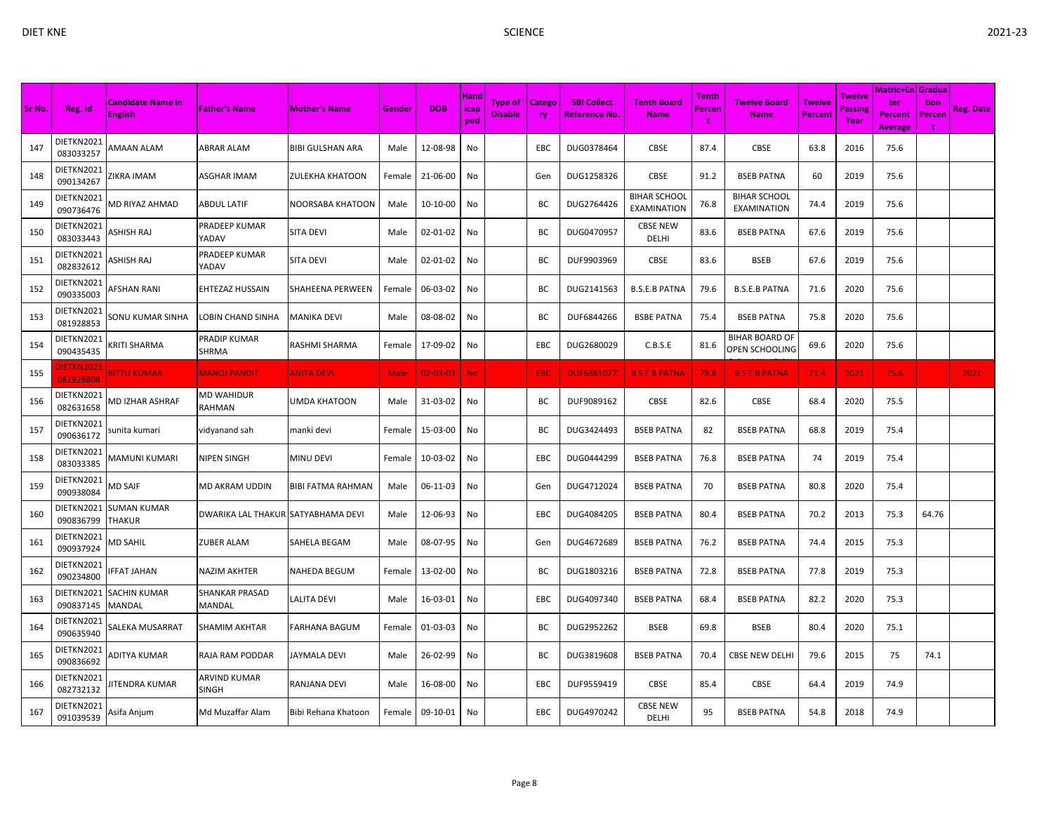| Sr No. | Reg. Id | Candidate Name in English | Father's Name | Mother's Name | Gender | DOB | Handicap ped | Type of Disable | Category | SBI Collect Reference No. | Tenth Board Name | Tenth Percent | Twelve Board Name | Twelve Percent | Twelve Passing Year | Matric+Enter Percent Average | Graduation Percent | Reg. Date |
|---|---|---|---|---|---|---|---|---|---|---|---|---|---|---|---|---|---|---|
| 147 | DIETKN2021083033257 | AMAAN ALAM | ABRAR ALAM | BIBI GULSHAN ARA | Male | 12-08-98 | No | | EBC | DUG0378464 | CBSE | 87.4 | CBSE | 63.8 | 2016 | 75.6 | | |
| 148 | DIETKN2021090134267 | ZIKRA IMAM | ASGHAR IMAM | ZULEKHA KHATOON | Female | 21-06-00 | No | | Gen | DUG1258326 | CBSE | 91.2 | BSEB PATNA | 60 | 2019 | 75.6 | | |
| 149 | DIETKN2021090736476 | MD RIYAZ AHMAD | ABDUL LATIF | NOORSABA KHATOON | Male | 10-10-00 | No | | BC | DUG2764426 | BIHAR SCHOOL EXAMINATION | 76.8 | BIHAR SCHOOL EXAMINATION | 74.4 | 2019 | 75.6 | | |
| 150 | DIETKN2021083033443 | ASHISH RAJ | PRADEEP KUMAR YADAV | SITA DEVI | Male | 02-01-02 | No | | BC | DUG0470957 | CBSE NEW DELHI | 83.6 | BSEB PATNA | 67.6 | 2019 | 75.6 | | |
| 151 | DIETKN2021082832612 | ASHISH RAJ | PRADEEP KUMAR YADAV | SITA DEVI | Male | 02-01-02 | No | | BC | DUF9903969 | CBSE | 83.6 | BSEB | 67.6 | 2019 | 75.6 | | |
| 152 | DIETKN2021090335003 | AFSHAN RANI | EHTEZAZ HUSSAIN | SHAHEENA PERWEEN | Female | 06-03-02 | No | | BC | DUG2141563 | B.S.E.B PATNA | 79.6 | B.S.E.B PATNA | 71.6 | 2020 | 75.6 | | |
| 153 | DIETKN2021081928853 | SONU KUMAR SINHA | LOBIN CHAND SINHA | MANIKA DEVI | Male | 08-08-02 | No | | BC | DUF6844266 | BSBE PATNA | 75.4 | BSEB PATNA | 75.8 | 2020 | 75.6 | | |
| 154 | DIETKN2021090435435 | KRITI SHARMA | PRADIP KUMAR SHRMA | RASHMI SHARMA | Female | 17-09-02 | No | | EBC | DUG2680029 | C.B.S.E | 81.6 | BIHAR BOARD OF OPEN SCHOOLING | 69.6 | 2020 | 75.6 | | |
| 155 | DIETKN2021081928808 | BITTU KUMAR | MANOJ PANDIT | ANITA DEVI | Male | 02-03-03 | No | | EBC | DUF6881077 | B S E B PATNA | 79.8 | B S E B PATNA | 71.4 | 2021 | 75.6 | | 2021 |
| 156 | DIETKN2021082631658 | MD IZHAR ASHRAF | MD WAHIDUR RAHMAN | UMDA KHATOON | Male | 31-03-02 | No | | BC | DUF9089162 | CBSE | 82.6 | CBSE | 68.4 | 2020 | 75.5 | | |
| 157 | DIETKN2021090636172 | sunita kumari | vidyanand sah | manki devi | Female | 15-03-00 | No | | BC | DUG3424493 | BSEB PATNA | 82 | BSEB PATNA | 68.8 | 2019 | 75.4 | | |
| 158 | DIETKN2021083033385 | MAMUNI KUMARI | NIPEN SINGH | MINU DEVI | Female | 10-03-02 | No | | EBC | DUG0444299 | BSEB PATNA | 76.8 | BSEB PATNA | 74 | 2019 | 75.4 | | |
| 159 | DIETKN2021090938084 | MD SAIF | MD AKRAM UDDIN | BIBI FATMA RAHMAN | Male | 06-11-03 | No | | Gen | DUG4712024 | BSEB PATNA | 70 | BSEB PATNA | 80.8 | 2020 | 75.4 | | |
| 160 | DIETKN2021090836799 | SUMAN KUMAR THAKUR | DWARIKA LAL THAKUR | SATYABHAMA DEVI | Male | 12-06-93 | No | | EBC | DUG4084205 | BSEB PATNA | 80.4 | BSEB PATNA | 70.2 | 2013 | 75.3 | 64.76 | |
| 161 | DIETKN2021090937924 | MD SAHIL | ZUBER ALAM | SAHELA BEGAM | Male | 08-07-95 | No | | Gen | DUG4672689 | BSEB PATNA | 76.2 | BSEB PATNA | 74.4 | 2015 | 75.3 | | |
| 162 | DIETKN2021090234800 | IFFAT JAHAN | NAZIM AKHTER | NAHEDA BEGUM | Female | 13-02-00 | No | | BC | DUG1803216 | BSEB PATNA | 72.8 | BSEB PATNA | 77.8 | 2019 | 75.3 | | |
| 163 | DIETKN2021090837145 | SACHIN KUMAR MANDAL | SHANKAR PRASAD MANDAL | LALITA DEVI | Male | 16-03-01 | No | | EBC | DUG4097340 | BSEB PATNA | 68.4 | BSEB PATNA | 82.2 | 2020 | 75.3 | | |
| 164 | DIETKN2021090635940 | SALEKA MUSARRAT | SHAMIM AKHTAR | FARHANA BAGUM | Female | 01-03-03 | No | | BC | DUG2952262 | BSEB | 69.8 | BSEB | 80.4 | 2020 | 75.1 | | |
| 165 | DIETKN2021090836692 | ADITYA KUMAR | RAJA RAM PODDAR | JAYMALA DEVI | Male | 26-02-99 | No | | BC | DUG3819608 | BSEB PATNA | 70.4 | CBSE NEW DELHI | 79.6 | 2015 | 75 | 74.1 | |
| 166 | DIETKN2021082732132 | JITENDRA KUMAR | ARVIND KUMAR SINGH | RANJANA DEVI | Male | 16-08-00 | No | | EBC | DUF9559419 | CBSE | 85.4 | CBSE | 64.4 | 2019 | 74.9 | | |
| 167 | DIETKN2021091039539 | Asifa Anjum | Md Muzaffar Alam | Bibi Rehana Khatoon | Female | 09-10-01 | No | | EBC | DUG4970242 | CBSE NEW DELHI | 95 | BSEB PATNA | 54.8 | 2018 | 74.9 | | |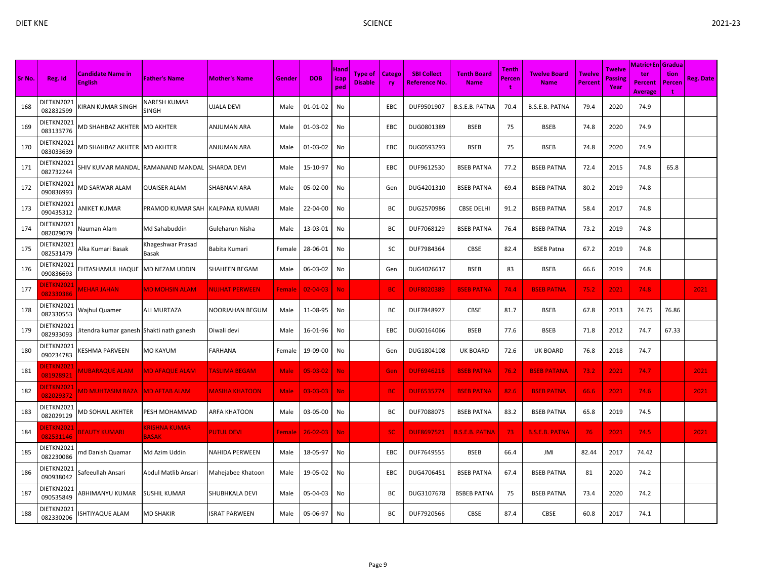| Sr No. | Reg. Id | Candidate Name in English | Father's Name | Mother's Name | Gender | DOB | Handicaped | Type of Disable | Category | SBI Collect Reference No. | Tenth Board Name | Tenth Percent | Twelve Board Name | Twelve Percent | Twelve Passing Year | Matric+Enter Percent Average | Graduation Percent | Reg. Date |
|---|---|---|---|---|---|---|---|---|---|---|---|---|---|---|---|---|---|---|
| 168 | DIETKN2021082832599 | KIRAN KUMAR SINGH | NARESH KUMAR SINGH | UJALA DEVI | Male | 01-01-02 | No | | EBC | DUF9501907 | B.S.E.B. PATNA | 70.4 | B.S.E.B. PATNA | 79.4 | 2020 | 74.9 | | |
| 169 | DIETKN2021083133776 | MD SHAHBAZ AKHTER | MD AKHTER | ANJUMAN ARA | Male | 01-03-02 | No | | EBC | DUG0801389 | BSEB | 75 | BSEB | 74.8 | 2020 | 74.9 | | |
| 170 | DIETKN2021083033639 | MD SHAHBAZ AKHTER | MD AKHTER | ANJUMAN ARA | Male | 01-03-02 | No | | EBC | DUG0593293 | BSEB | 75 | BSEB | 74.8 | 2020 | 74.9 | | |
| 171 | DIETKN2021082732244 | SHIV KUMAR MANDAL | RAMANAND MANDAL | SHARDA DEVI | Male | 15-10-97 | No | | EBC | DUF9612530 | BSEB PATNA | 77.2 | BSEB PATNA | 72.4 | 2015 | 74.8 | 65.8 | |
| 172 | DIETKN2021090836993 | MD SARWAR ALAM | QUAISER ALAM | SHABNAM ARA | Male | 05-02-00 | No | | Gen | DUG4201310 | BSEB PATNA | 69.4 | BSEB PATNA | 80.2 | 2019 | 74.8 | | |
| 173 | DIETKN2021090435312 | ANIKET KUMAR | PRAMOD KUMAR SAH | KALPANA KUMARI | Male | 22-04-00 | No | | BC | DUG2570986 | CBSE DELHI | 91.2 | BSEB PATNA | 58.4 | 2017 | 74.8 | | |
| 174 | DIETKN2021082029079 | Nauman Alam | Md Sahabuddin | Guleharun Nisha | Male | 13-03-01 | No | | BC | DUF7068129 | BSEB PATNA | 76.4 | BSEB PATNA | 73.2 | 2019 | 74.8 | | |
| 175 | DIETKN2021082531479 | Alka Kumari Basak | Khageshwar Prasad Basak | Babita Kumari | Female | 28-06-01 | No | | SC | DUF7984364 | CBSE | 82.4 | BSEB Patna | 67.2 | 2019 | 74.8 | | |
| 176 | DIETKN2021090836693 | EHTASHAMUL HAQUE | MD NEZAM UDDIN | SHAHEEN BEGAM | Male | 06-03-02 | No | | Gen | DUG4026617 | BSEB | 83 | BSEB | 66.6 | 2019 | 74.8 | | |
| 177 | DIETKN2021082330386 | MEHAR JAHAN | MD MOHSIN ALAM | NUJHAT PERWEEN | Female | 02-04-03 | No | | BC | DUF8020389 | BSEB PATNA | 74.4 | BSEB PATNA | 75.2 | 2021 | 74.8 | | 2021 |
| 178 | DIETKN2021082330553 | Wajhul Quamer | ALI MURTAZA | NOORJAHAN BEGUM | Male | 11-08-95 | No | | BC | DUF7848927 | CBSE | 81.7 | BSEB | 67.8 | 2013 | 74.75 | 76.86 | |
| 179 | DIETKN2021082933093 | Jitendra kumar ganesh | Shakti nath ganesh | Diwali devi | Male | 16-01-96 | No | | EBC | DUG0164066 | BSEB | 77.6 | BSEB | 71.8 | 2012 | 74.7 | 67.33 | |
| 180 | DIETKN2021090234783 | KESHMA PARVEEN | MO KAYUM | FARHANA | Female | 19-09-00 | No | | Gen | DUG1804108 | UK BOARD | 72.6 | UK BOARD | 76.8 | 2018 | 74.7 | | |
| 181 | DIETKN2021081928921 | MUBARAQUE ALAM | MD AFAQUE ALAM | TASLIMA BEGAM | Male | 05-03-02 | No | | Gen | DUF6946218 | BSEB PATNA | 76.2 | BSEB PATANA | 73.2 | 2021 | 74.7 | | 2021 |
| 182 | DIETKN2021082029372 | MD MUHTASIM RAZA | MD AFTAB ALAM | MASIHA KHATOON | Male | 03-03-03 | No | | BC | DUF6535774 | BSEB PATNA | 82.6 | BSEB PATNA | 66.6 | 2021 | 74.6 | | 2021 |
| 183 | DIETKN2021082029129 | MD SOHAIL AKHTER | PESH MOHAMMAD | ARFA KHATOON | Male | 03-05-00 | No | | BC | DUF7088075 | BSEB PATNA | 83.2 | BSEB PATNA | 65.8 | 2019 | 74.5 | | |
| 184 | DIETKN2021082531146 | BEAUTY KUMARI | KRISHNA KUMAR BASAK | PUTUL DEVI | Female | 26-02-03 | No | | SC | DUF8697521 | B.S.E.B. PATNA | 73 | B.S.E.B. PATNA | 76 | 2021 | 74.5 | | 2021 |
| 185 | DIETKN2021082230086 | md Danish Quamar | Md Azim Uddin | NAHIDA PERWEEN | Male | 18-05-97 | No | | EBC | DUF7649555 | BSEB | 66.4 | JMI | 82.44 | 2017 | 74.42 | | |
| 186 | DIETKN2021090938042 | Safeeullah Ansari | Abdul Matlib Ansari | Mahejabee Khatoon | Male | 19-05-02 | No | | EBC | DUG4706451 | BSEB PATNA | 67.4 | BSEB PATNA | 81 | 2020 | 74.2 | | |
| 187 | DIETKN2021090535849 | ABHIMANYU KUMAR | SUSHIL KUMAR | SHUBHKALA DEVI | Male | 05-04-03 | No | | BC | DUG3107678 | BSBEB PATNA | 75 | BSEB PATNA | 73.4 | 2020 | 74.2 | | |
| 188 | DIETKN2021082330206 | ISHTIYAQUE ALAM | MD SHAKIR | ISRAT PARWEEN | Male | 05-06-97 | No | | BC | DUF7920566 | CBSE | 87.4 | CBSE | 60.8 | 2017 | 74.1 | | |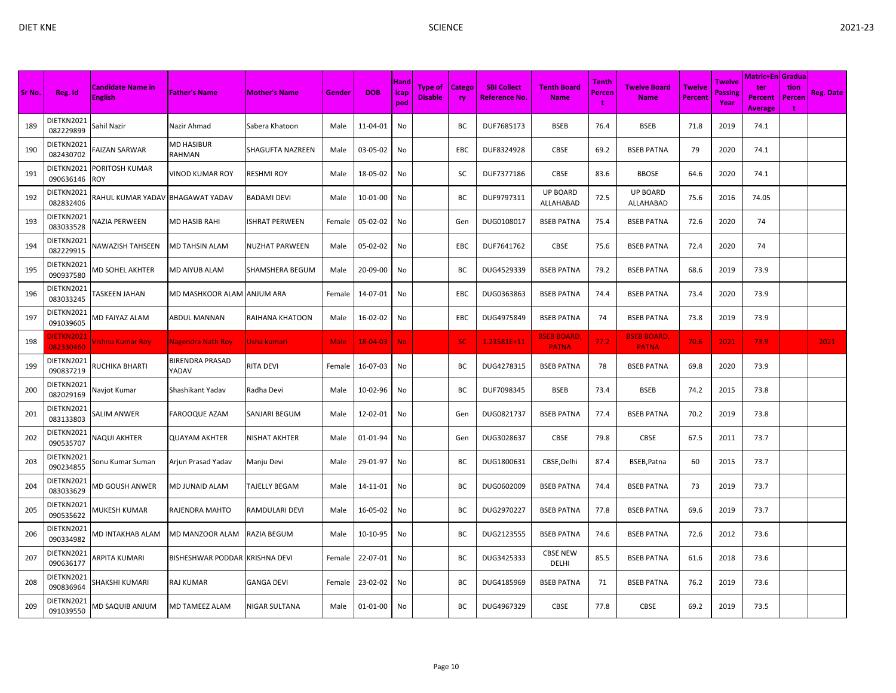| Sr No. | Reg. Id | Candidate Name in English | Father's Name | Mother's Name | Gender | DOB | Handicaped | Type of Disable | Category | SBI Collect Reference No. | Tenth Board Name | Tenth Percent | Twelve Board Name | Twelve Percent | Twelve Passing Year | Matric+Enter Percent Average | Graduation Percent | Reg. Date |
|---|---|---|---|---|---|---|---|---|---|---|---|---|---|---|---|---|---|---|
| 189 | DIETKN2021082229899 | Sahil Nazir | Nazir Ahmad | Sabera Khatoon | Male | 11-04-01 | No | | BC | DUF7685173 | BSEB | 76.4 | BSEB | 71.8 | 2019 | 74.1 | | |
| 190 | DIETKN2021082430702 | FAIZAN SARWAR | MD HASIBUR RAHMAN | SHAGUFTA NAZREEN | Male | 03-05-02 | No | | EBC | DUF8324928 | CBSE | 69.2 | BSEB PATNA | 79 | 2020 | 74.1 | | |
| 191 | DIETKN2021090636146 | PORITOSH KUMAR ROY | VINOD KUMAR ROY | RESHMI ROY | Male | 18-05-02 | No | | SC | DUF7377186 | CBSE | 83.6 | BBOSE | 64.6 | 2020 | 74.1 | | |
| 192 | DIETKN2021082832406 | RAHUL KUMAR YADAV | BHAGAWAT YADAV | BADAMI DEVI | Male | 10-01-00 | No | | BC | DUF9797311 | UP BOARD ALLAHABAD | 72.5 | UP BOARD ALLAHABAD | 75.6 | 2016 | 74.05 | | |
| 193 | DIETKN2021083033528 | NAZIA PERWEEN | MD HASIB RAHI | ISHRAT PERWEEN | Female | 05-02-02 | No | | Gen | DUG0108017 | BSEB PATNA | 75.4 | BSEB PATNA | 72.6 | 2020 | 74 | | |
| 194 | DIETKN2021082229915 | NAWAZISH TAHSEEN | MD TAHSIN ALAM | NUZHAT PARWEEN | Male | 05-02-02 | No | | EBC | DUF7641762 | CBSE | 75.6 | BSEB PATNA | 72.4 | 2020 | 74 | | |
| 195 | DIETKN2021090937580 | MD SOHEL AKHTER | MD AIYUB ALAM | SHAMSHERA BEGUM | Male | 20-09-00 | No | | BC | DUG4529339 | BSEB PATNA | 79.2 | BSEB PATNA | 68.6 | 2019 | 73.9 | | |
| 196 | DIETKN2021083033245 | TASKEEN JAHAN | MD MASHKOOR ALAM | ANJUM ARA | Female | 14-07-01 | No | | EBC | DUG0363863 | BSEB PATNA | 74.4 | BSEB PATNA | 73.4 | 2020 | 73.9 | | |
| 197 | DIETKN2021091039605 | MD FAIYAZ ALAM | ABDUL MANNAN | RAIHANA KHATOON | Male | 16-02-02 | No | | EBC | DUG4975849 | BSEB PATNA | 74 | BSEB PATNA | 73.8 | 2019 | 73.9 | | |
| 198 | DIETKN2021082330460 | Vishnu Kumar Roy | Nagendra Nath Roy | Usha kumari | Male | 18-04-03 | No | | SC | 1.23581E+11 | BSEB BOARD, PATNA | 77.2 | BSEB BOARD, PATNA | 70.6 | 2021 | 73.9 | | 2021 |
| 199 | DIETKN2021090837219 | RUCHIKA BHARTI | BIRENDRA PRASAD YADAV | RITA DEVI | Female | 16-07-03 | No | | BC | DUG4278315 | BSEB PATNA | 78 | BSEB PATNA | 69.8 | 2020 | 73.9 | | |
| 200 | DIETKN2021082029169 | Navjot Kumar | Shashikant Yadav | Radha Devi | Male | 10-02-96 | No | | BC | DUF7098345 | BSEB | 73.4 | BSEB | 74.2 | 2015 | 73.8 | | |
| 201 | DIETKN2021083133803 | SALIM ANWER | FAROOQUE AZAM | SANJARI BEGUM | Male | 12-02-01 | No | | Gen | DUG0821737 | BSEB PATNA | 77.4 | BSEB PATNA | 70.2 | 2019 | 73.8 | | |
| 202 | DIETKN2021090535707 | NAQUI AKHTER | QUAYAM AKHTER | NISHAT AKHTER | Male | 01-01-94 | No | | Gen | DUG3028637 | CBSE | 79.8 | CBSE | 67.5 | 2011 | 73.7 | | |
| 203 | DIETKN2021090234855 | Sonu Kumar Suman | Arjun Prasad Yadav | Manju Devi | Male | 29-01-97 | No | | BC | DUG1800631 | CBSE,Delhi | 87.4 | BSEB,Patna | 60 | 2015 | 73.7 | | |
| 204 | DIETKN2021083033629 | MD GOUSH ANWER | MD JUNAID ALAM | TAJELLY BEGAM | Male | 14-11-01 | No | | BC | DUG0602009 | BSEB PATNA | 74.4 | BSEB PATNA | 73 | 2019 | 73.7 | | |
| 205 | DIETKN2021090535622 | MUKESH KUMAR | RAJENDRA MAHTO | RAMDULARI DEVI | Male | 16-05-02 | No | | BC | DUG2970227 | BSEB PATNA | 77.8 | BSEB PATNA | 69.6 | 2019 | 73.7 | | |
| 206 | DIETKN2021090334982 | MD INTAKHAB ALAM | MD MANZOOR ALAM | RAZIA BEGUM | Male | 10-10-95 | No | | BC | DUG2123555 | BSEB PATNA | 74.6 | BSEB PATNA | 72.6 | 2012 | 73.6 | | |
| 207 | DIETKN2021090636177 | ARPITA KUMARI | BISHESHWAR PODDAR | KRISHNA DEVI | Female | 22-07-01 | No | | BC | DUG3425333 | CBSE NEW DELHI | 85.5 | BSEB PATNA | 61.6 | 2018 | 73.6 | | |
| 208 | DIETKN2021090836964 | SHAKSHI KUMARI | RAJ KUMAR | GANGA DEVI | Female | 23-02-02 | No | | BC | DUG4185969 | BSEB PATNA | 71 | BSEB PATNA | 76.2 | 2019 | 73.6 | | |
| 209 | DIETKN2021091039550 | MD SAQUIB ANJUM | MD TAMEEZ ALAM | NIGAR SULTANA | Male | 01-01-00 | No | | BC | DUG4967329 | CBSE | 77.8 | CBSE | 69.2 | 2019 | 73.5 | | |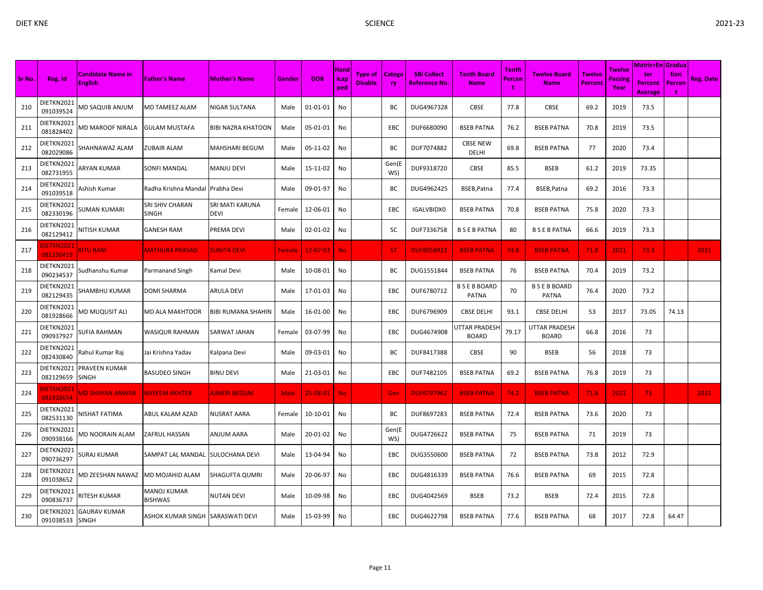| Sr No. | Reg. Id | Candidate Name in English | Father's Name | Mother's Name | Gender | DOB | Handicaped | Type of Disable | Category | SBI Collect Reference No. | Tenth Board Name | Tenth Percent | Twelve Board Name | Twelve Percent | Twelve Passing Year | Matric+Enter Percent Average | Graduation Percent | Reg. Date |
|---|---|---|---|---|---|---|---|---|---|---|---|---|---|---|---|---|---|---|
| 210 | DIETKN2021091039524 | MD SAQUIB ANJUM | MD TAMEEZ ALAM | NIGAR SULTANA | Male | 01-01-01 | No | | BC | DUG4967328 | CBSE | 77.8 | CBSE | 69.2 | 2019 | 73.5 | | |
| 211 | DIETKN2021081828402 | MD MAROOF NIRALA | GULAM MUSTAFA | BIBI NAZRA KHATOON | Male | 05-01-01 | No | | EBC | DUF6680090 | BSEB PATNA | 76.2 | BSEB PATNA | 70.8 | 2019 | 73.5 | | |
| 212 | DIETKN2021082029086 | SHAHNAWAZ ALAM | ZUBAIR ALAM | MAHSHARI BEGUM | Male | 05-11-02 | No | | BC | DUF7074882 | CBSE NEW DELHI | 69.8 | BSEB PATNA | 77 | 2020 | 73.4 | | |
| 213 | DIETKN2021082731955 | ARYAN KUMAR | SONFI MANDAL | MANJU DEVI | Male | 15-11-02 | No | | Gen(EWS) | DUF9318720 | CBSE | 85.5 | BSEB | 61.2 | 2019 | 73.35 | | |
| 214 | DIETKN2021091039518 | Ashish Kumar | Radha Krishna Mandal | Prabha Devi | Male | 09-01-97 | No | | BC | DUG4962425 | BSEB,Patna | 77.4 | BSEB,Patna | 69.2 | 2016 | 73.3 | | |
| 215 | DIETKN2021082330196 | SUMAN KUMARI | SRI SHIV CHARAN SINGH | SRI MATI KARUNA DEVI | Female | 12-06-01 | No | | EBC | IGALVBIDX0 | BSEB PATNA | 70.8 | BSEB PATNA | 75.8 | 2020 | 73.3 | | |
| 216 | DIETKN2021082129412 | NITISH KUMAR | GANESH RAM | PREMA DEVI | Male | 02-01-02 | No | | SC | DUF7336758 | B S E B PATNA | 80 | B S E B PATNA | 66.6 | 2019 | 73.3 | | |
| 217 | DIETKN2021082330419 | RITU RANI | MATHURA PRASAD | SUNITA DEVI | Female | 12-07-03 | No | | ST | DUF8058922 | BSEB PATNA | 74.8 | BSEB PATNA | 71.8 | 2021 | 73.3 | | 2021 |
| 218 | DIETKN2021090234537 | Sudhanshu Kumar | Parmanand Singh | Kamal Devi | Male | 10-08-01 | No | | BC | DUG1551844 | BSEB PATNA | 76 | BSEB PATNA | 70.4 | 2019 | 73.2 | | |
| 219 | DIETKN2021082129435 | SHAMBHU KUMAR | DOMI SHARMA | ARULA DEVI | Male | 17-01-03 | No | | EBC | DUF6780712 | B S E B BOARD PATNA | 70 | B S E B BOARD PATNA | 76.4 | 2020 | 73.2 | | |
| 220 | DIETKN2021081928666 | MD MUQUSIT ALI | MD ALA MAKHTOOR | BIBI RUMANA SHAHIN | Male | 16-01-00 | No | | EBC | DUF6796909 | CBSE DELHI | 93.1 | CBSE DELHI | 53 | 2017 | 73.05 | 74.13 | |
| 221 | DIETKN2021090937927 | SUFIA RAHMAN | WASIQUR RAHMAN | SARWAT JAHAN | Female | 03-07-99 | No | | EBC | DUG4674908 | UTTAR PRADESH BOARD | 79.17 | UTTAR PRADESH BOARD | 66.8 | 2016 | 73 | | |
| 222 | DIETKN2021082430840 | Rahul Kumar Raj | Jai Krishna Yadav | Kalpana Devi | Male | 09-03-01 | No | | BC | DUF8417388 | CBSE | 90 | BSEB | 56 | 2018 | 73 | | |
| 223 | DIETKN2021082129659 | PRAVEEN KUMAR SINGH | BASUDEO SINGH | BINU DEVI | Male | 21-03-01 | No | | EBC | DUF7482105 | BSEB PATNA | 69.2 | BSEB PATNA | 76.8 | 2019 | 73 | | |
| 224 | DIETKN2021081928654 | MD SHAYAN ANWAR | NAYEEM AKHTER | AJMERI BEGUM | Male | 25-08-01 | No | | Gen | DUF6797962 | BSEB PATNA | 74.2 | BSEB PATNA | 71.8 | 2021 | 73 | | 2021 |
| 225 | DIETKN2021082531130 | NISHAT FATIMA | ABUL KALAM AZAD | NUSRAT AARA | Female | 10-10-01 | No | | BC | DUF8697283 | BSEB PATNA | 72.4 | BSEB PATNA | 73.6 | 2020 | 73 | | |
| 226 | DIETKN2021090938166 | MD NOORAIN ALAM | ZAFRUL HASSAN | ANJUM AARA | Male | 20-01-02 | No | | Gen(EWS) | DUG4726622 | BSEB PATNA | 75 | BSEB PATNA | 71 | 2019 | 73 | | |
| 227 | DIETKN2021090736297 | SURAJ KUMAR | SAMPAT LAL MANDAL | SULOCHANA DEVI | Male | 13-04-94 | No | | EBC | DUG3550600 | BSEB PATNA | 72 | BSEB PATNA | 73.8 | 2012 | 72.9 | | |
| 228 | DIETKN2021091038652 | MD ZEESHAN NAWAZ | MD MOJAHID ALAM | SHAGUFTA QUMRI | Male | 20-06-97 | No | | EBC | DUG4816339 | BSEB PATNA | 76.6 | BSEB PATNA | 69 | 2015 | 72.8 | | |
| 229 | DIETKN2021090836737 | RITESH KUMAR | MANOJ KUMAR BISHWAS | NUTAN DEVI | Male | 10-09-98 | No | | EBC | DUG4042569 | BSEB | 73.2 | BSEB | 72.4 | 2015 | 72.8 | | |
| 230 | DIETKN2021091038533 | GAURAV KUMAR SINGH | ASHOK KUMAR SINGH | SARASWATI DEVI | Male | 15-03-99 | No | | EBC | DUG4622798 | BSEB PATNA | 77.6 | BSEB PATNA | 68 | 2017 | 72.8 | 64.47 | |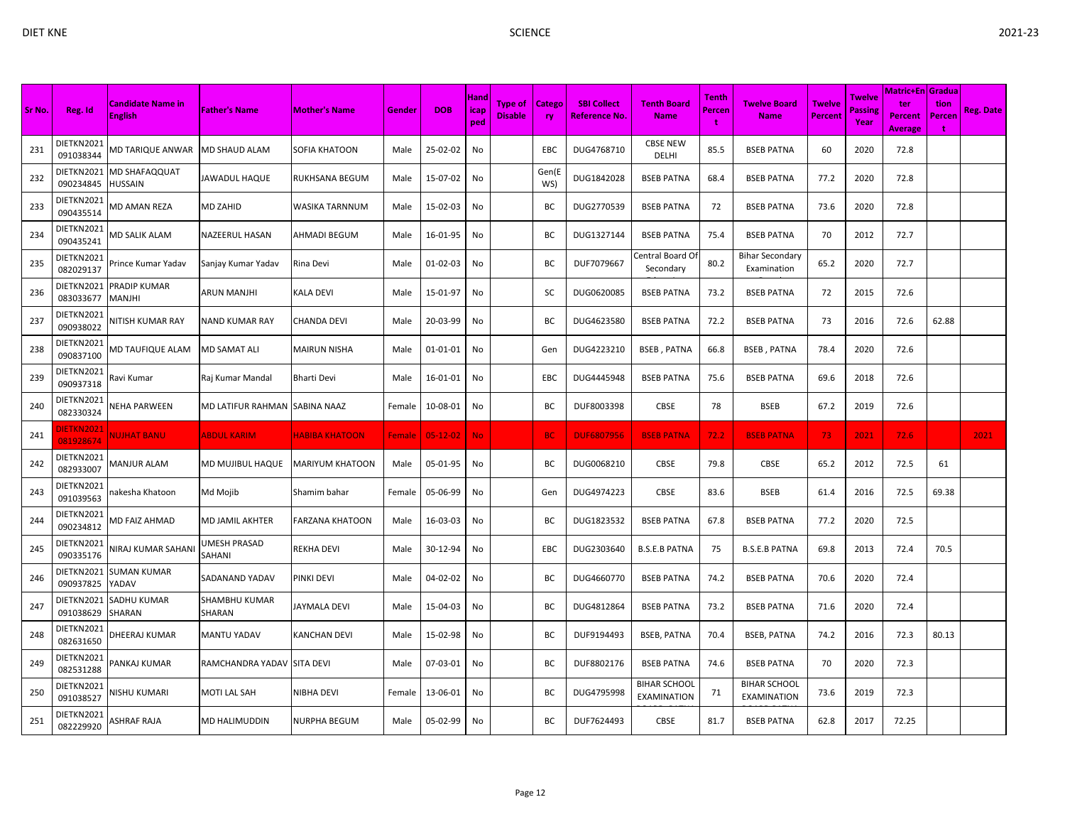| Sr No. | Reg. Id | Candidate Name in English | Father's Name | Mother's Name | Gender | DOB | Handicap ped | Type of Disable | Category | SBI Collect Reference No. | Tenth Board Name | Tenth Percent | Twelve Board Name | Twelve Percent | Twelve Passing Year | Matric+Enter Percent Average | Graduation Percent | Reg. Date |
|---|---|---|---|---|---|---|---|---|---|---|---|---|---|---|---|---|---|---|
| 231 | DIETKN2021091038344 | MD TARIQUE ANWAR | MD SHAUD ALAM | SOFIA KHATOON | Male | 25-02-02 | No | | EBC | DUG4768710 | CBSE NEW DELHI | 85.5 | BSEB PATNA | 60 | 2020 | 72.8 | | |
| 232 | DIETKN2021090234845 | MD SHAFAQQUAT HUSSAIN | JAWADUL HAQUE | RUKHSANA BEGUM | Male | 15-07-02 | No | | Gen(EWS) | DUG1842028 | BSEB PATNA | 68.4 | BSEB PATNA | 77.2 | 2020 | 72.8 | | |
| 233 | DIETKN2021090435514 | MD AMAN REZA | MD ZAHID | WASIKA TARNNUM | Male | 15-02-03 | No | | BC | DUG2770539 | BSEB PATNA | 72 | BSEB PATNA | 73.6 | 2020 | 72.8 | | |
| 234 | DIETKN2021090435241 | MD SALIK ALAM | NAZEERUL HASAN | AHMADI BEGUM | Male | 16-01-95 | No | | BC | DUG1327144 | BSEB PATNA | 75.4 | BSEB PATNA | 70 | 2012 | 72.7 | | |
| 235 | DIETKN2021082029137 | Prince Kumar Yadav | Sanjay Kumar Yadav | Rina Devi | Male | 01-02-03 | No | | BC | DUF7079667 | Central Board Of Secondary | 80.2 | Bihar Secondary Examination | 65.2 | 2020 | 72.7 | | |
| 236 | DIETKN2021083033677 | PRADIP KUMAR MANJHI | ARUN MANJHI | KALA DEVI | Male | 15-01-97 | No | | SC | DUG0620085 | BSEB PATNA | 73.2 | BSEB PATNA | 72 | 2015 | 72.6 | | |
| 237 | DIETKN2021090938022 | NITISH KUMAR RAY | NAND KUMAR RAY | CHANDA DEVI | Male | 20-03-99 | No | | BC | DUG4623580 | BSEB PATNA | 72.2 | BSEB PATNA | 73 | 2016 | 72.6 | 62.88 | |
| 238 | DIETKN2021090837100 | MD TAUFIQUE ALAM | MD SAMAT ALI | MAIRUN NISHA | Male | 01-01-01 | No | | Gen | DUG4223210 | BSEB , PATNA | 66.8 | BSEB , PATNA | 78.4 | 2020 | 72.6 | | |
| 239 | DIETKN2021090937318 | Ravi Kumar | Raj Kumar Mandal | Bharti Devi | Male | 16-01-01 | No | | EBC | DUG4445948 | BSEB PATNA | 75.6 | BSEB PATNA | 69.6 | 2018 | 72.6 | | |
| 240 | DIETKN2021082330324 | NEHA PARWEEN | MD LATIFUR RAHMAN | SABINA NAAZ | Female | 10-08-01 | No | | BC | DUF8003398 | CBSE | 78 | BSEB | 67.2 | 2019 | 72.6 | | |
| 241 | DIETKN2021081928674 | NUJHAT BANU | ABDUL KARIM | HABIBA KHATOON | Female | 05-12-02 | No | | BC | DUF6807956 | BSEB PATNA | 72.2 | BSEB PATNA | 73 | 2021 | 72.6 | | 2021 |
| 242 | DIETKN2021082933007 | MANJUR ALAM | MD MUJIBUL HAQUE | MARIYUM KHATOON | Male | 05-01-95 | No | | BC | DUG0068210 | CBSE | 79.8 | CBSE | 65.2 | 2012 | 72.5 | 61 | |
| 243 | DIETKN2021091039563 | nakesha Khatoon | Md Mojib | Shamim bahar | Female | 05-06-99 | No | | Gen | DUG4974223 | CBSE | 83.6 | BSEB | 61.4 | 2016 | 72.5 | 69.38 | |
| 244 | DIETKN2021090234812 | MD FAIZ AHMAD | MD JAMIL AKHTER | FARZANA KHATOON | Male | 16-03-03 | No | | BC | DUG1823532 | BSEB PATNA | 67.8 | BSEB PATNA | 77.2 | 2020 | 72.5 | | |
| 245 | DIETKN2021090335176 | NIRAJ KUMAR SAHANI | UMESH PRASAD SAHANI | REKHA DEVI | Male | 30-12-94 | No | | EBC | DUG2303640 | B.S.E.B PATNA | 75 | B.S.E.B PATNA | 69.8 | 2013 | 72.4 | 70.5 | |
| 246 | DIETKN2021090937825 | SUMAN KUMAR YADAV | SADANAND YADAV | PINKI DEVI | Male | 04-02-02 | No | | BC | DUG4660770 | BSEB PATNA | 74.2 | BSEB PATNA | 70.6 | 2020 | 72.4 | | |
| 247 | DIETKN2021091038629 | SADHU KUMAR SHARAN | SHAMBHU KUMAR SHARAN | JAYMALA DEVI | Male | 15-04-03 | No | | BC | DUG4812864 | BSEB PATNA | 73.2 | BSEB PATNA | 71.6 | 2020 | 72.4 | | |
| 248 | DIETKN2021082631650 | DHEERAJ KUMAR | MANTU YADAV | KANCHAN DEVI | Male | 15-02-98 | No | | BC | DUF9194493 | BSEB, PATNA | 70.4 | BSEB, PATNA | 74.2 | 2016 | 72.3 | 80.13 | |
| 249 | DIETKN2021082531288 | PANKAJ KUMAR | RAMCHANDRA YADAV | SITA DEVI | Male | 07-03-01 | No | | BC | DUF8802176 | BSEB PATNA | 74.6 | BSEB PATNA | 70 | 2020 | 72.3 | | |
| 250 | DIETKN2021091038527 | NISHU KUMARI | MOTI LAL SAH | NIBHA DEVI | Female | 13-06-01 | No | | BC | DUG4795998 | BIHAR SCHOOL EXAMINATION | 71 | BIHAR SCHOOL EXAMINATION | 73.6 | 2019 | 72.3 | | |
| 251 | DIETKN2021082229920 | ASHRAF RAJA | MD HALIMUDDIN | NURPHA BEGUM | Male | 05-02-99 | No | | BC | DUF7624493 | CBSE | 81.7 | BSEB PATNA | 62.8 | 2017 | 72.25 | | |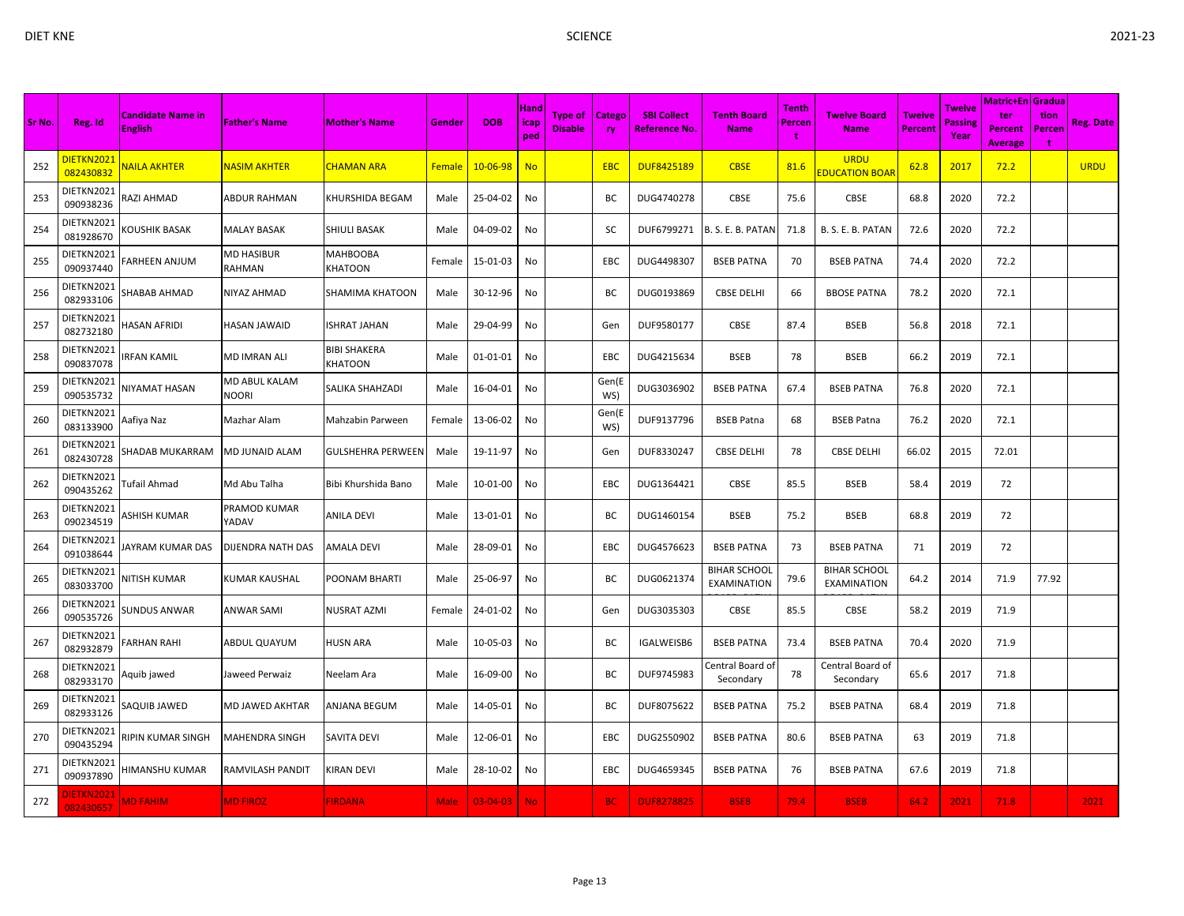| Sr No. | Reg. Id | Candidate Name in English | Father's Name | Mother's Name | Gender | DOB | Handicaped | Type of Disable | Category | SBI Collect Reference No. | Tenth Board Name | Tenth Percent | Twelve Board Name | Twelve Percent | Twelve Passing Year | Matric+Enter Percent Average | Graduation Percent | Reg. Date |
|---|---|---|---|---|---|---|---|---|---|---|---|---|---|---|---|---|---|---|
| 252 | DIETKN2021082430832 | NAILA AKHTER | NASIM AKHTER | CHAMAN ARA | Female | 10-06-98 | No | | EBC | DUF8425189 | CBSE | 81.6 | URDU EDUCATION BOAR | 62.8 | 2017 | 72.2 | | URDU |
| 253 | DIETKN2021090938236 | RAZI AHMAD | ABDUR RAHMAN | KHURSHIDA BEGAM | Male | 25-04-02 | No | | BC | DUG4740278 | CBSE | 75.6 | CBSE | 68.8 | 2020 | 72.2 | | |
| 254 | DIETKN2021081928670 | KOUSHIK BASAK | MALAY BASAK | SHIULI BASAK | Male | 04-09-02 | No | | SC | DUF6799271 | B. S. E. B. PATAN | 71.8 | B. S. E. B. PATAN | 72.6 | 2020 | 72.2 | | |
| 255 | DIETKN2021090937440 | FARHEEN ANJUM | MD HASIBUR RAHMAN | MAHBOOBA KHATOON | Female | 15-01-03 | No | | EBC | DUG4498307 | BSEB PATNA | 70 | BSEB PATNA | 74.4 | 2020 | 72.2 | | |
| 256 | DIETKN2021082933106 | SHABAB AHMAD | NIYAZ AHMAD | SHAMIMA KHATOON | Male | 30-12-96 | No | | BC | DUG0193869 | CBSE DELHI | 66 | BBOSE PATNA | 78.2 | 2020 | 72.1 | | |
| 257 | DIETKN2021082732180 | HASAN AFRIDI | HASAN JAWAID | ISHRAT JAHAN | Male | 29-04-99 | No | | Gen | DUF9580177 | CBSE | 87.4 | BSEB | 56.8 | 2018 | 72.1 | | |
| 258 | DIETKN2021090837078 | IRFAN KAMIL | MD IMRAN ALI | BIBI SHAKERA KHATOON | Male | 01-01-01 | No | | EBC | DUG4215634 | BSEB | 78 | BSEB | 66.2 | 2019 | 72.1 | | |
| 259 | DIETKN2021090535732 | NIYAMAT HASAN | MD ABUL KALAM NOORI | SALIKA SHAHZADI | Male | 16-04-01 | No | | Gen(EWS) | DUG3036902 | BSEB PATNA | 67.4 | BSEB PATNA | 76.8 | 2020 | 72.1 | | |
| 260 | DIETKN2021083133900 | Aafiya Naz | Mazhar Alam | Mahzabin Parween | Female | 13-06-02 | No | | Gen(EWS) | DUF9137796 | BSEB Patna | 68 | BSEB Patna | 76.2 | 2020 | 72.1 | | |
| 261 | DIETKN2021082430728 | SHADAB MUKARRAM | MD JUNAID ALAM | GULSHEHRA PERWEEN | Male | 19-11-97 | No | | Gen | DUF8330247 | CBSE DELHI | 78 | CBSE DELHI | 66.02 | 2015 | 72.01 | | |
| 262 | DIETKN2021090435262 | Tufail Ahmad | Md Abu Talha | Bibi Khurshida Bano | Male | 10-01-00 | No | | EBC | DUG1364421 | CBSE | 85.5 | BSEB | 58.4 | 2019 | 72 | | |
| 263 | DIETKN2021090234519 | ASHISH KUMAR | PRAMOD KUMAR YADAV | ANILA DEVI | Male | 13-01-01 | No | | BC | DUG1460154 | BSEB | 75.2 | BSEB | 68.8 | 2019 | 72 | | |
| 264 | DIETKN2021091038644 | JAYRAM KUMAR DAS | DIJENDRA NATH DAS | AMALA DEVI | Male | 28-09-01 | No | | EBC | DUG4576623 | BSEB PATNA | 73 | BSEB PATNA | 71 | 2019 | 72 | | |
| 265 | DIETKN2021083033700 | NITISH KUMAR | KUMAR KAUSHAL | POONAM BHARTI | Male | 25-06-97 | No | | BC | DUG0621374 | BIHAR SCHOOL EXAMINATION | 79.6 | BIHAR SCHOOL EXAMINATION | 64.2 | 2014 | 71.9 | 77.92 | |
| 266 | DIETKN2021090535726 | SUNDUS ANWAR | ANWAR SAMI | NUSRAT AZMI | Female | 24-01-02 | No | | Gen | DUG3035303 | CBSE | 85.5 | CBSE | 58.2 | 2019 | 71.9 | | |
| 267 | DIETKN2021082932879 | FARHAN RAHI | ABDUL QUAYUM | HUSN ARA | Male | 10-05-03 | No | | BC | IGALWEISB6 | BSEB PATNA | 73.4 | BSEB PATNA | 70.4 | 2020 | 71.9 | | |
| 268 | DIETKN2021082933170 | Aquib jawed | Jaweed Perwaiz | Neelam Ara | Male | 16-09-00 | No | | BC | DUF9745983 | Central Board of Secondary | 78 | Central Board of Secondary | 65.6 | 2017 | 71.8 | | |
| 269 | DIETKN2021082933126 | SAQUIB JAWED | MD JAWED AKHTAR | ANJANA BEGUM | Male | 14-05-01 | No | | BC | DUF8075622 | BSEB PATNA | 75.2 | BSEB PATNA | 68.4 | 2019 | 71.8 | | |
| 270 | DIETKN2021090435294 | RIPIN KUMAR SINGH | MAHENDRA SINGH | SAVITA DEVI | Male | 12-06-01 | No | | EBC | DUG2550902 | BSEB PATNA | 80.6 | BSEB PATNA | 63 | 2019 | 71.8 | | |
| 271 | DIETKN2021090937890 | HIMANSHU KUMAR | RAMVILASH PANDIT | KIRAN DEVI | Male | 28-10-02 | No | | EBC | DUG4659345 | BSEB PATNA | 76 | BSEB PATNA | 67.6 | 2019 | 71.8 | | |
| 272 | DIETKN2021082430657 | MD FAHIM | MD FIROZ | FIRDANA | Male | 03-04-03 | No | | BC | DUF8278825 | BSEB | 79.4 | BSEB | 64.2 | 2021 | 71.8 | | 2021 |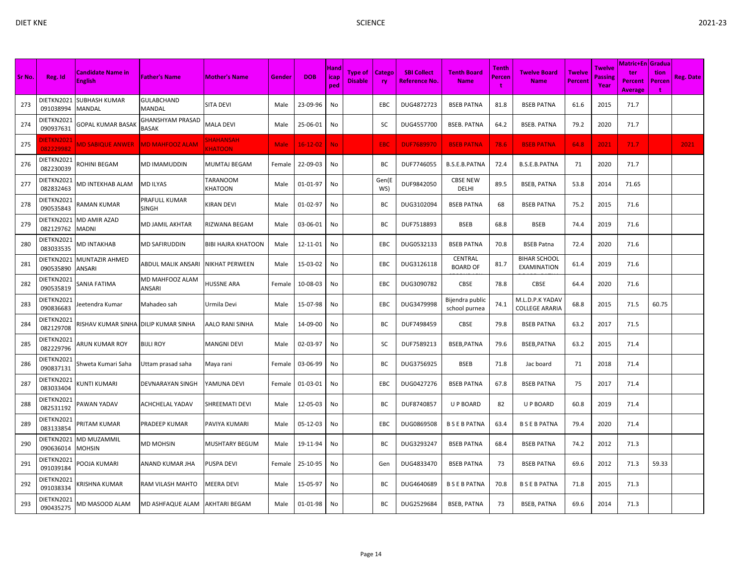| Sr No. | Reg. Id | Candidate Name in English | Father's Name | Mother's Name | Gender | DOB | Handicapped | Type of Disable | Category | SBI Collect Reference No. | Tenth Board Name | Tenth Percent | Twelve Board Name | Twelve Percent | Twelve Passing Year | Matric+Enter Percent Average | Graduation Percent | Reg. Date |
|---|---|---|---|---|---|---|---|---|---|---|---|---|---|---|---|---|---|---|
| 273 | DIETKN2021091038994 | SUBHASH KUMAR MANDAL | GULABCHAND MANDAL | SITA DEVI | Male | 23-09-96 | No | | EBC | DUG4872723 | BSEB PATNA | 81.8 | BSEB PATNA | 61.6 | 2015 | 71.7 | | |
| 274 | DIETKN2021090937631 | GOPAL KUMAR BASAK | GHANSHYAM PRASAD BASAK | MALA DEVI | Male | 25-06-01 | No | | SC | DUG4557700 | BSEB. PATNA | 64.2 | BSEB. PATNA | 79.2 | 2020 | 71.7 | | |
| 275 | DIETKN2021082229982 | MD SABIQUE ANWER | MD MAHFOOZ ALAM | SHAHANSAH KHATOON | Male | 16-12-02 | No | | EBC | DUF7689970 | BSEB PATNA | 78.6 | BSEB PATNA | 64.8 | 2021 | 71.7 | | 2021 |
| 276 | DIETKN2021082230039 | ROHINI BEGAM | MD IMAMUDDIN | MUMTAJ BEGAM | Female | 22-09-03 | No | | BC | DUF7746055 | B.S.E.B.PATNA | 72.4 | B.S.E.B.PATNA | 71 | 2020 | 71.7 | | |
| 277 | DIETKN2021082832463 | MD INTEKHAB ALAM | MD ILYAS | TARANOOM KHATOON | Male | 01-01-97 | No | | Gen(EWS) | DUF9842050 | CBSE NEW DELHI | 89.5 | BSEB, PATNA | 53.8 | 2014 | 71.65 | | |
| 278 | DIETKN2021090535843 | RAMAN KUMAR | PRAFULL KUMAR SINGH | KIRAN DEVI | Male | 01-02-97 | No | | BC | DUG3102094 | BSEB PATNA | 68 | BSEB PATNA | 75.2 | 2015 | 71.6 | | |
| 279 | DIETKN2021082129762 | MD AMIR AZAD MADNI | MD JAMIL AKHTAR | RIZWANA BEGAM | Male | 03-06-01 | No | | BC | DUF7518893 | BSEB | 68.8 | BSEB | 74.4 | 2019 | 71.6 | | |
| 280 | DIETKN2021083033535 | MD INTAKHAB | MD SAFIRUDDIN | BIBI HAJRA KHATOON | Male | 12-11-01 | No | | EBC | DUG0532133 | BSEB PATNA | 70.8 | BSEB Patna | 72.4 | 2020 | 71.6 | | |
| 281 | DIETKN2021090535890 | MUNTAZIR AHMED ANSARI | ABDUL MALIK ANSARI | NIKHAT PERWEEN | Male | 15-03-02 | No | | EBC | DUG3126118 | CENTRAL BOARD OF | 81.7 | BIHAR SCHOOL EXAMINATION | 61.4 | 2019 | 71.6 | | |
| 282 | DIETKN2021090535819 | SANIA FATIMA | MD MAHFOOZ ALAM ANSARI | HUSSNE ARA | Female | 10-08-03 | No | | EBC | DUG3090782 | CBSE | 78.8 | CBSE | 64.4 | 2020 | 71.6 | | |
| 283 | DIETKN2021090836683 | Jeetendra Kumar | Mahadeo sah | Urmila Devi | Male | 15-07-98 | No | | EBC | DUG3479998 | Bijendra public school purnea | 74.1 | M.L.D.P.K YADAV COLLEGE ARARIA | 68.8 | 2015 | 71.5 | 60.75 | |
| 284 | DIETKN2021082129708 | RISHAV KUMAR SINHA | DILIP KUMAR SINHA | AALO RANI SINHA | Male | 14-09-00 | No | | BC | DUF7498459 | CBSE | 79.8 | BSEB PATNA | 63.2 | 2017 | 71.5 | | |
| 285 | DIETKN2021082229796 | ARUN KUMAR ROY | BIJLI ROY | MANGNI DEVI | Male | 02-03-97 | No | | SC | DUF7589213 | BSEB,PATNA | 79.6 | BSEB,PATNA | 63.2 | 2015 | 71.4 | | |
| 286 | DIETKN2021090837131 | Shweta Kumari Saha | Uttam prasad saha | Maya rani | Female | 03-06-99 | No | | BC | DUG3756925 | BSEB | 71.8 | Jac board | 71 | 2018 | 71.4 | | |
| 287 | DIETKN2021083033404 | KUNTI KUMARI | DEVNARAYAN SINGH | YAMUNA DEVI | Female | 01-03-01 | No | | EBC | DUG0427276 | BSEB PATNA | 67.8 | BSEB PATNA | 75 | 2017 | 71.4 | | |
| 288 | DIETKN2021082531192 | PAWAN YADAV | ACHCHELAL YADAV | SHREEMATI DEVI | Male | 12-05-03 | No | | BC | DUF8740857 | U P BOARD | 82 | U P BOARD | 60.8 | 2019 | 71.4 | | |
| 289 | DIETKN2021083133854 | PRITAM KUMAR | PRADEEP KUMAR | PAVIYA KUMARI | Male | 05-12-03 | No | | EBC | DUG0869508 | B S E B PATNA | 63.4 | B S E B PATNA | 79.4 | 2020 | 71.4 | | |
| 290 | DIETKN2021090636014 | MD MUZAMMIL MOHSIN | MD MOHSIN | MUSHTARY BEGUM | Male | 19-11-94 | No | | BC | DUG3293247 | BSEB PATNA | 68.4 | BSEB PATNA | 74.2 | 2012 | 71.3 | | |
| 291 | DIETKN2021091039184 | POOJA KUMARI | ANAND KUMAR JHA | PUSPA DEVI | Female | 25-10-95 | No | | Gen | DUG4833470 | BSEB PATNA | 73 | BSEB PATNA | 69.6 | 2012 | 71.3 | 59.33 | |
| 292 | DIETKN2021091038334 | KRISHNA KUMAR | RAM VILASH MAHTO | MEERA DEVI | Male | 15-05-97 | No | | BC | DUG4640689 | B S E B PATNA | 70.8 | B S E B PATNA | 71.8 | 2015 | 71.3 | | |
| 293 | DIETKN2021090435275 | MD MASOOD ALAM | MD ASHFAQUE ALAM | AKHTARI BEGAM | Male | 01-01-98 | No | | BC | DUG2529684 | BSEB, PATNA | 73 | BSEB, PATNA | 69.6 | 2014 | 71.3 | | |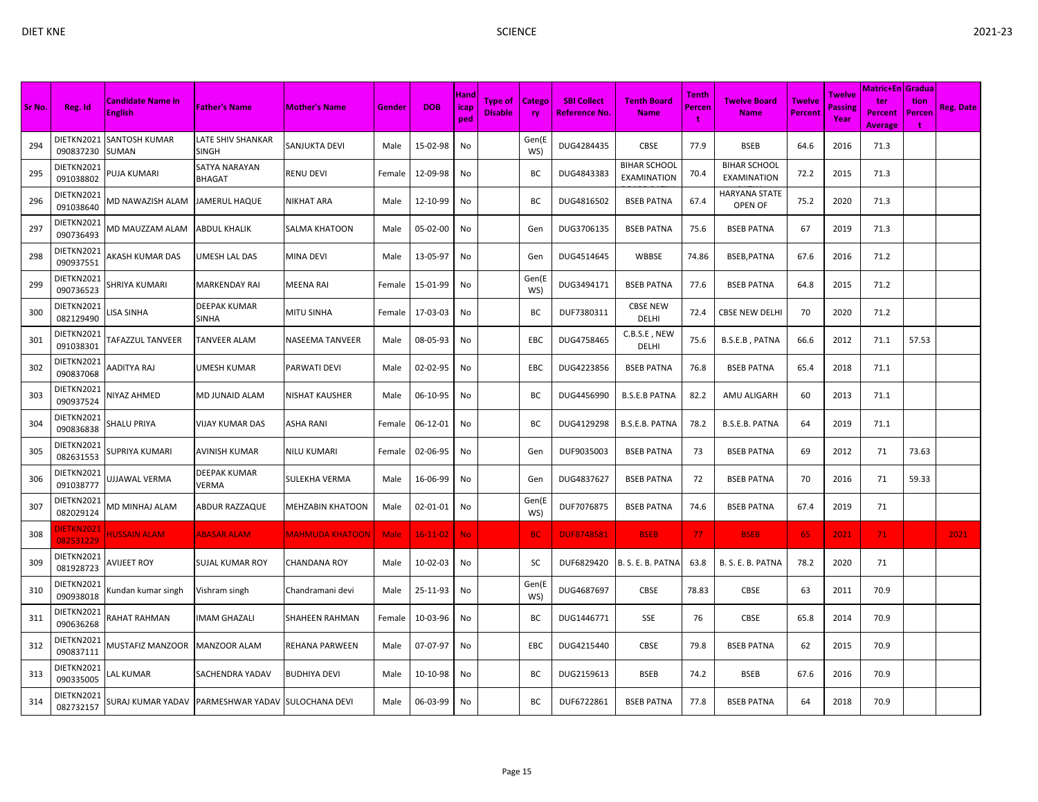| Sr No. | Reg. Id | Candidate Name in English | Father's Name | Mother's Name | Gender | DOB | Handicaped | Type of Disable | Category | SBI Collect Reference No. | Tenth Board Name | Tenth Percent | Twelve Board Name | Twelve Percent | Twelve Passing Year | Matric+Enter Percent Average | Graduation Percent | Reg. Date |
|---|---|---|---|---|---|---|---|---|---|---|---|---|---|---|---|---|---|---|
| 294 | DIETKN2021090837230 | SANTOSH KUMAR SUMAN | LATE SHIV SHANKAR SINGH | SANJUKTA DEVI | Male | 15-02-98 | No | | Gen(EWS) | DUG4284435 | CBSE | 77.9 | BSEB | 64.6 | 2016 | 71.3 | | |
| 295 | DIETKN2021091038802 | PUJA KUMARI | SATYA NARAYAN BHAGAT | RENU DEVI | Female | 12-09-98 | No | | BC | DUG4843383 | BIHAR SCHOOL EXAMINATION | 70.4 | BIHAR SCHOOL EXAMINATION | 72.2 | 2015 | 71.3 | | |
| 296 | DIETKN2021091038640 | MD NAWAZISH ALAM | JAMERUL HAQUE | NIKHAT ARA | Male | 12-10-99 | No | | BC | DUG4816502 | BSEB PATNA | 67.4 | HARYANA STATE OPEN OF | 75.2 | 2020 | 71.3 | | |
| 297 | DIETKN2021090736493 | MD MAUZZAM ALAM | ABDUL KHALIK | SALMA KHATOON | Male | 05-02-00 | No | | Gen | DUG3706135 | BSEB PATNA | 75.6 | BSEB PATNA | 67 | 2019 | 71.3 | | |
| 298 | DIETKN2021090937551 | AKASH KUMAR DAS | UMESH LAL DAS | MINA DEVI | Male | 13-05-97 | No | | Gen | DUG4514645 | WBBSE | 74.86 | BSEB,PATNA | 67.6 | 2016 | 71.2 | | |
| 299 | DIETKN2021090736523 | SHRIYA KUMARI | MARKENDAY RAI | MEENA RAI | Female | 15-01-99 | No | | Gen(EWS) | DUG3494171 | BSEB PATNA | 77.6 | BSEB PATNA | 64.8 | 2015 | 71.2 | | |
| 300 | DIETKN2021082129490 | LISA SINHA | DEEPAK KUMAR SINHA | MITU SINHA | Female | 17-03-03 | No | | BC | DUF7380311 | CBSE NEW DELHI | 72.4 | CBSE NEW DELHI | 70 | 2020 | 71.2 | | |
| 301 | DIETKN2021091038301 | TAFAZZUL TANVEER | TANVEER ALAM | NASEEMA TANVEER | Male | 08-05-93 | No | | EBC | DUG4758465 | C.B.S.E , NEW DELHI | 75.6 | B.S.E.B , PATNA | 66.6 | 2012 | 71.1 | 57.53 | |
| 302 | DIETKN2021090837068 | AADITYA RAJ | UMESH KUMAR | PARWATI DEVI | Male | 02-02-95 | No | | EBC | DUG4223856 | BSEB PATNA | 76.8 | BSEB PATNA | 65.4 | 2018 | 71.1 | | |
| 303 | DIETKN2021090937524 | NIYAZ AHMED | MD JUNAID ALAM | NISHAT KAUSHER | Male | 06-10-95 | No | | BC | DUG4456990 | B.S.E.B PATNA | 82.2 | AMU ALIGARH | 60 | 2013 | 71.1 | | |
| 304 | DIETKN2021090836838 | SHALU PRIYA | VIJAY KUMAR DAS | ASHA RANI | Female | 06-12-01 | No | | BC | DUG4129298 | B.S.E.B. PATNA | 78.2 | B.S.E.B. PATNA | 64 | 2019 | 71.1 | | |
| 305 | DIETKN2021082631553 | SUPRIYA KUMARI | AVINISH KUMAR | NILU KUMARI | Female | 02-06-95 | No | | Gen | DUF9035003 | BSEB PATNA | 73 | BSEB PATNA | 69 | 2012 | 71 | 73.63 | |
| 306 | DIETKN2021091038777 | UJJAWAL VERMA | DEEPAK KUMAR VERMA | SULEKHA VERMA | Male | 16-06-99 | No | | Gen | DUG4837627 | BSEB PATNA | 72 | BSEB PATNA | 70 | 2016 | 71 | 59.33 | |
| 307 | DIETKN2021082029124 | MD MINHAJ ALAM | ABDUR RAZZAQUE | MEHZABIN KHATOON | Male | 02-01-01 | No | | Gen(EWS) | DUF7076875 | BSEB PATNA | 74.6 | BSEB PATNA | 67.4 | 2019 | 71 | | |
| 308 | DIETKN2021082531229 | HUSSAIN ALAM | ABASAR ALAM | MAHMUDA KHATOON | Male | 16-11-02 | No | | BC | DUF8748581 | BSEB | 77 | BSEB | 65 | 2021 | 71 | | 2021 |
| 309 | DIETKN2021081928723 | AVIJEET ROY | SUJAL KUMAR ROY | CHANDANA ROY | Male | 10-02-03 | No | | SC | DUF6829420 | B. S. E. B. PATNA | 63.8 | B. S. E. B. PATNA | 78.2 | 2020 | 71 | | |
| 310 | DIETKN2021090938018 | Kundan kumar singh | Vishram singh | Chandramani devi | Male | 25-11-93 | No | | Gen(EWS) | DUG4687697 | CBSE | 78.83 | CBSE | 63 | 2011 | 70.9 | | |
| 311 | DIETKN2021090636268 | RAHAT RAHMAN | IMAM GHAZALI | SHAHEEN RAHMAN | Female | 10-03-96 | No | | BC | DUG1446771 | SSE | 76 | CBSE | 65.8 | 2014 | 70.9 | | |
| 312 | DIETKN2021090837111 | MUSTAFIZ MANZOOR | MANZOOR ALAM | REHANA PARWEEN | Male | 07-07-97 | No | | EBC | DUG4215440 | CBSE | 79.8 | BSEB PATNA | 62 | 2015 | 70.9 | | |
| 313 | DIETKN2021090335005 | LAL KUMAR | SACHENDRA YADAV | BUDHIYA DEVI | Male | 10-10-98 | No | | BC | DUG2159613 | BSEB | 74.2 | BSEB | 67.6 | 2016 | 70.9 | | |
| 314 | DIETKN2021082732157 | SURAJ KUMAR YADAV | PARMESHWAR YADAV | SULOCHANA DEVI | Male | 06-03-99 | No | | BC | DUF6722861 | BSEB PATNA | 77.8 | BSEB PATNA | 64 | 2018 | 70.9 | | |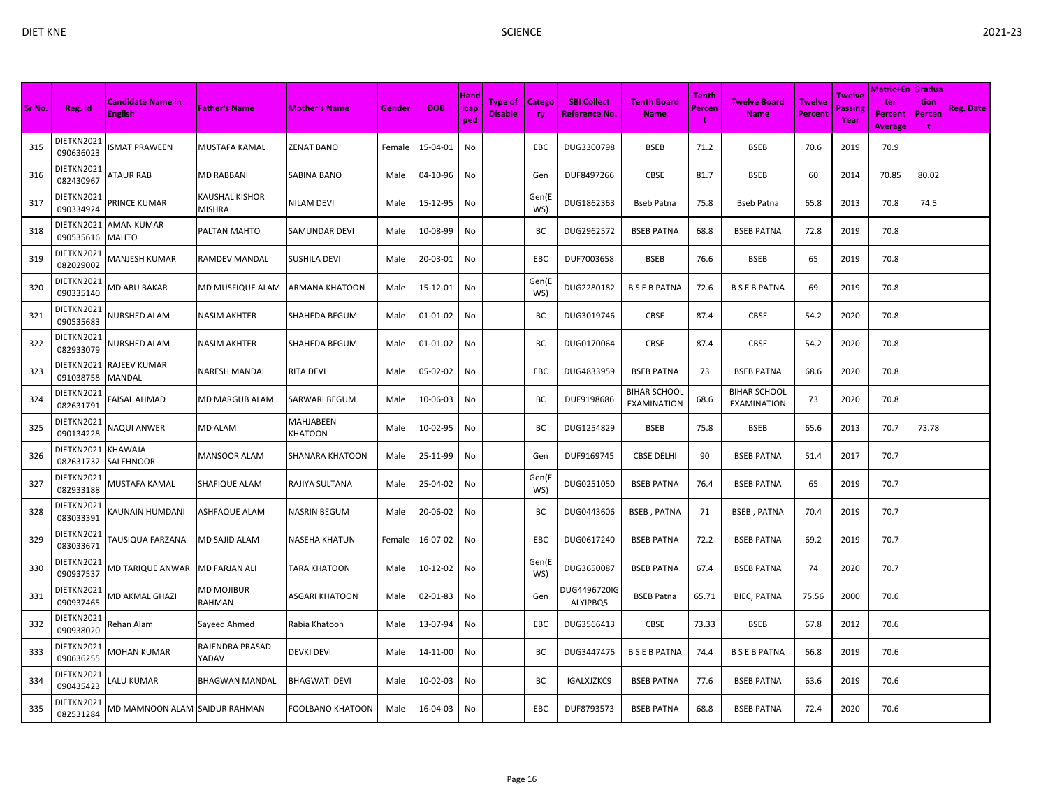| Sr No. | Reg. Id | Candidate Name in English | Father's Name | Mother's Name | Gender | DOB | Handicaped | Type of Disable | Category | SBI Collect Reference No. | Tenth Board Name | Tenth Percent | Twelve Board Name | Twelve Percent | Twelve Passing Year | Matric+Enter Percent Average | Graduation Percent | Reg. Date |
|---|---|---|---|---|---|---|---|---|---|---|---|---|---|---|---|---|---|---|
| 315 | DIETKN2021090636023 | ISMAT PRAWEEN | MUSTAFA KAMAL | ZENAT BANO | Female | 15-04-01 | No | | EBC | DUG3300798 | BSEB | 71.2 | BSEB | 70.6 | 2019 | 70.9 | | |
| 316 | DIETKN2021082430967 | ATAUR RAB | MD RABBANI | SABINA BANO | Male | 04-10-96 | No | | Gen | DUF8497266 | CBSE | 81.7 | BSEB | 60 | 2014 | 70.85 | 80.02 | |
| 317 | DIETKN2021090334924 | PRINCE KUMAR | KAUSHAL KISHOR MISHRA | NILAM DEVI | Male | 15-12-95 | No | | Gen(EWS) | DUG1862363 | Bseb Patna | 75.8 | Bseb Patna | 65.8 | 2013 | 70.8 | 74.5 | |
| 318 | DIETKN2021090535616 | AMAN KUMAR MAHTO | PALTAN MAHTO | SAMUNDAR DEVI | Male | 10-08-99 | No | | BC | DUG2962572 | BSEB PATNA | 68.8 | BSEB PATNA | 72.8 | 2019 | 70.8 | | |
| 319 | DIETKN2021082029002 | MANJESH KUMAR | RAMDEV MANDAL | SUSHILA DEVI | Male | 20-03-01 | No | | EBC | DUF7003658 | BSEB | 76.6 | BSEB | 65 | 2019 | 70.8 | | |
| 320 | DIETKN2021090335140 | MD ABU BAKAR | MD MUSFIQUE ALAM | ARMANA KHATOON | Male | 15-12-01 | No | | Gen(EWS) | DUG2280182 | B S E B PATNA | 72.6 | B S E B PATNA | 69 | 2019 | 70.8 | | |
| 321 | DIETKN2021090535683 | NURSHED ALAM | NASIM AKHTER | SHAHEDA BEGUM | Male | 01-01-02 | No | | BC | DUG3019746 | CBSE | 87.4 | CBSE | 54.2 | 2020 | 70.8 | | |
| 322 | DIETKN2021082933079 | NURSHED ALAM | NASIM AKHTER | SHAHEDA BEGUM | Male | 01-01-02 | No | | BC | DUG0170064 | CBSE | 87.4 | CBSE | 54.2 | 2020 | 70.8 | | |
| 323 | DIETKN2021091038758 | RAJEEV KUMAR MANDAL | NARESH MANDAL | RITA DEVI | Male | 05-02-02 | No | | EBC | DUG4833959 | BSEB PATNA | 73 | BSEB PATNA | 68.6 | 2020 | 70.8 | | |
| 324 | DIETKN2021082631791 | FAISAL AHMAD | MD MARGUB ALAM | SARWARI BEGUM | Male | 10-06-03 | No | | BC | DUF9198686 | BIHAR SCHOOL EXAMINATION | 68.6 | BIHAR SCHOOL EXAMINATION | 73 | 2020 | 70.8 | | |
| 325 | DIETKN2021090134228 | NAQUI ANWER | MD ALAM | MAHJABEEN KHATOON | Male | 10-02-95 | No | | BC | DUG1254829 | BSEB | 75.8 | BSEB | 65.6 | 2013 | 70.7 | 73.78 | |
| 326 | DIETKN2021082631732 | KHAWAJA SALEHNOOR | MANSOOR ALAM | SHANARA KHATOON | Male | 25-11-99 | No | | Gen | DUF9169745 | CBSE DELHI | 90 | BSEB PATNA | 51.4 | 2017 | 70.7 | | |
| 327 | DIETKN2021082933188 | MUSTAFA KAMAL | SHAFIQUE ALAM | RAJIYA SULTANA | Male | 25-04-02 | No | | Gen(EWS) | DUG0251050 | BSEB PATNA | 76.4 | BSEB PATNA | 65 | 2019 | 70.7 | | |
| 328 | DIETKN2021083033391 | KAUNAIN HUMDANI | ASHFAQUE ALAM | NASRIN BEGUM | Male | 20-06-02 | No | | BC | DUG0443606 | BSEB , PATNA | 71 | BSEB , PATNA | 70.4 | 2019 | 70.7 | | |
| 329 | DIETKN2021083033671 | TAUSIQUA FARZANA | MD SAJID ALAM | NASEHA KHATUN | Female | 16-07-02 | No | | EBC | DUG0617240 | BSEB PATNA | 72.2 | BSEB PATNA | 69.2 | 2019 | 70.7 | | |
| 330 | DIETKN2021090937537 | MD TARIQUE ANWAR | MD FARJAN ALI | TARA KHATOON | Male | 10-12-02 | No | | Gen(EWS) | DUG3650087 | BSEB PATNA | 67.4 | BSEB PATNA | 74 | 2020 | 70.7 | | |
| 331 | DIETKN2021090937465 | MD AKMAL GHAZI | MD MOJIBUR RAHMAN | ASGARI KHATOON | Male | 02-01-83 | No | | Gen | DUG4496720IGALYIPBQ5 | BSEB Patna | 65.71 | BIEC, PATNA | 75.56 | 2000 | 70.6 | | |
| 332 | DIETKN2021090938020 | Rehan Alam | Sayeed Ahmed | Rabia Khatoon | Male | 13-07-94 | No | | EBC | DUG3566413 | CBSE | 73.33 | BSEB | 67.8 | 2012 | 70.6 | | |
| 333 | DIETKN2021090636255 | MOHAN KUMAR | RAJENDRA PRASAD YADAV | DEVKI DEVI | Male | 14-11-00 | No | | BC | DUG3447476 | B S E B PATNA | 74.4 | B S E B PATNA | 66.8 | 2019 | 70.6 | | |
| 334 | DIETKN2021090435423 | LALU KUMAR | BHAGWAN MANDAL | BHAGWATI DEVI | Male | 10-02-03 | No | | BC | IGALXJZKC9 | BSEB PATNA | 77.6 | BSEB PATNA | 63.6 | 2019 | 70.6 | | |
| 335 | DIETKN2021082531284 | MD MAMNOON ALAM | SAIDUR RAHMAN | FOOLBANO KHATOON | Male | 16-04-03 | No | | EBC | DUF8793573 | BSEB PATNA | 68.8 | BSEB PATNA | 72.4 | 2020 | 70.6 | | |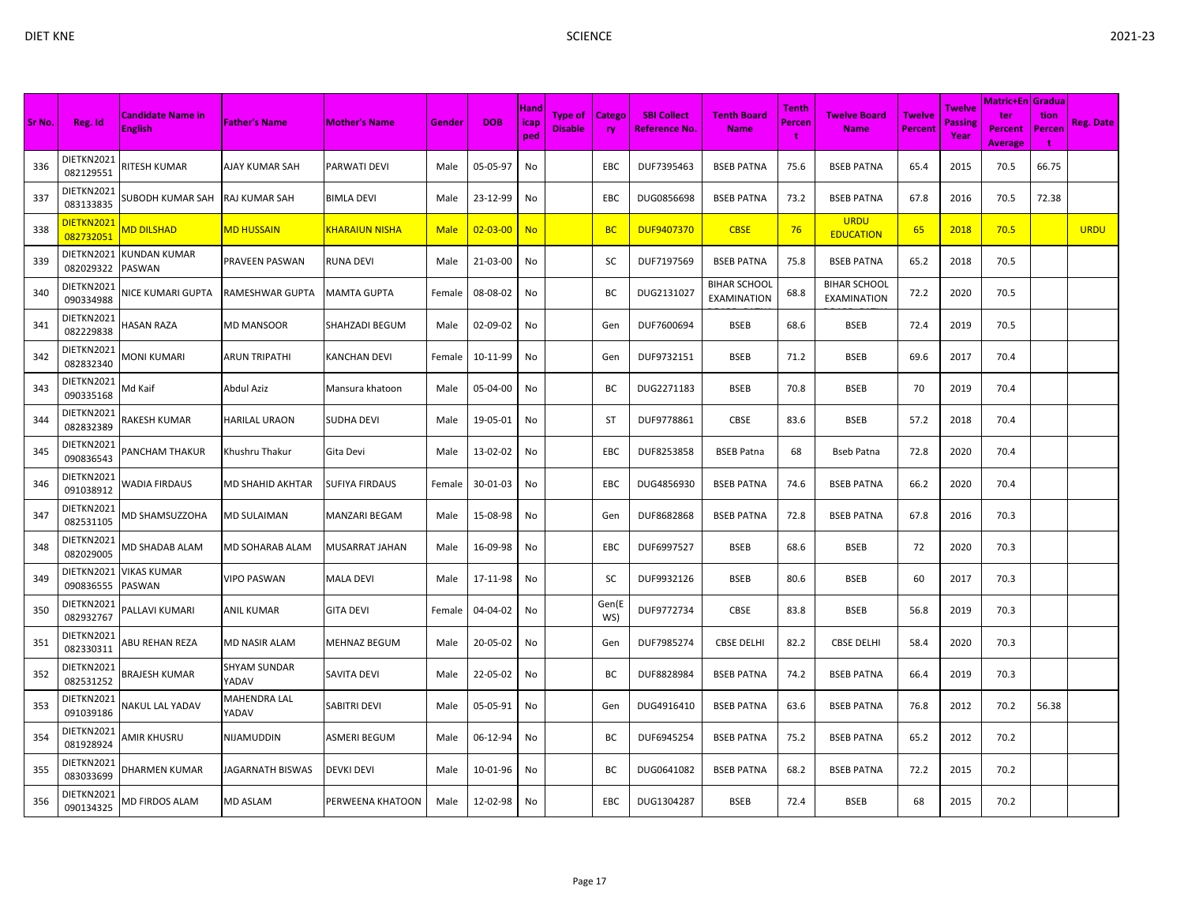| Sr No. | Reg. Id | Candidate Name in English | Father's Name | Mother's Name | Gender | DOB | Handicapped | Type of Disable | Category | SBI Collect Reference No. | Tenth Board Name | Tenth Percent | Twelve Board Name | Twelve Percent | Twelve Passing Year | Matric+Enter Percent Average | Graduation Percent | Reg. Date |
|---|---|---|---|---|---|---|---|---|---|---|---|---|---|---|---|---|---|---|
| 336 | DIETKN2021082129551 | RITESH KUMAR | AJAY KUMAR SAH | PARWATI DEVI | Male | 05-05-97 | No | | EBC | DUF7395463 | BSEB PATNA | 75.6 | BSEB PATNA | 65.4 | 2015 | 70.5 | 66.75 | |
| 337 | DIETKN2021083133835 | SUBODH KUMAR SAH | RAJ KUMAR SAH | BIMLA DEVI | Male | 23-12-99 | No | | EBC | DUG0856698 | BSEB PATNA | 73.2 | BSEB PATNA | 67.8 | 2016 | 70.5 | 72.38 | |
| 338 | DIETKN2021082732051 | MD DILSHAD | MD HUSSAIN | KHARAIUN NISHA | Male | 02-03-00 | No | | BC | DUF9407370 | CBSE | 76 | URDU EDUCATION | 65 | 2018 | 70.5 | | URDU |
| 339 | DIETKN2021082029322 | KUNDAN KUMAR PASWAN | PRAVEEN PASWAN | RUNA DEVI | Male | 21-03-00 | No | | SC | DUF7197569 | BSEB PATNA | 75.8 | BSEB PATNA | 65.2 | 2018 | 70.5 | | |
| 340 | DIETKN2021090334988 | NICE KUMARI GUPTA | RAMESHWAR GUPTA | MAMTA GUPTA | Female | 08-08-02 | No | | BC | DUG2131027 | BIHAR SCHOOL EXAMINATION | 68.8 | BIHAR SCHOOL EXAMINATION | 72.2 | 2020 | 70.5 | | |
| 341 | DIETKN2021082229838 | HASAN RAZA | MD MANSOOR | SHAHZADI BEGUM | Male | 02-09-02 | No | | Gen | DUF7600694 | BSEB | 68.6 | BSEB | 72.4 | 2019 | 70.5 | | |
| 342 | DIETKN2021082832340 | MONI KUMARI | ARUN TRIPATHI | KANCHAN DEVI | Female | 10-11-99 | No | | Gen | DUF9732151 | BSEB | 71.2 | BSEB | 69.6 | 2017 | 70.4 | | |
| 343 | DIETKN2021090335168 | Md Kaif | Abdul Aziz | Mansura khatoon | Male | 05-04-00 | No | | BC | DUG2271183 | BSEB | 70.8 | BSEB | 70 | 2019 | 70.4 | | |
| 344 | DIETKN2021082832389 | RAKESH KUMAR | HARILAL URAON | SUDHA DEVI | Male | 19-05-01 | No | | ST | DUF9778861 | CBSE | 83.6 | BSEB | 57.2 | 2018 | 70.4 | | |
| 345 | DIETKN2021090836543 | PANCHAM THAKUR | Khushru Thakur | Gita Devi | Male | 13-02-02 | No | | EBC | DUF8253858 | BSEB Patna | 68 | Bseb Patna | 72.8 | 2020 | 70.4 | | |
| 346 | DIETKN2021091038912 | WADIA FIRDAUS | MD SHAHID AKHTAR | SUFIYA FIRDAUS | Female | 30-01-03 | No | | EBC | DUG4856930 | BSEB PATNA | 74.6 | BSEB PATNA | 66.2 | 2020 | 70.4 | | |
| 347 | DIETKN2021082531105 | MD SHAMSUZZOHA | MD SULAIMAN | MANZARI BEGAM | Male | 15-08-98 | No | | Gen | DUF8682868 | BSEB PATNA | 72.8 | BSEB PATNA | 67.8 | 2016 | 70.3 | | |
| 348 | DIETKN2021082029005 | MD SHADAB ALAM | MD SOHARAB ALAM | MUSARRAT JAHAN | Male | 16-09-98 | No | | EBC | DUF6997527 | BSEB | 68.6 | BSEB | 72 | 2020 | 70.3 | | |
| 349 | DIETKN2021090836555 | VIKAS KUMAR PASWAN | VIPO PASWAN | MALA DEVI | Male | 17-11-98 | No | | SC | DUF9932126 | BSEB | 80.6 | BSEB | 60 | 2017 | 70.3 | | |
| 350 | DIETKN2021082932767 | PALLAVI KUMARI | ANIL KUMAR | GITA DEVI | Female | 04-04-02 | No | | Gen(EWS) | DUF9772734 | CBSE | 83.8 | BSEB | 56.8 | 2019 | 70.3 | | |
| 351 | DIETKN2021082330311 | ABU REHAN REZA | MD NASIR ALAM | MEHNAZ BEGUM | Male | 20-05-02 | No | | Gen | DUF7985274 | CBSE DELHI | 82.2 | CBSE DELHI | 58.4 | 2020 | 70.3 | | |
| 352 | DIETKN2021082531252 | BRAJESH KUMAR | SHYAM SUNDAR YADAV | SAVITA DEVI | Male | 22-05-02 | No | | BC | DUF8828984 | BSEB PATNA | 74.2 | BSEB PATNA | 66.4 | 2019 | 70.3 | | |
| 353 | DIETKN2021091039186 | NAKUL LAL YADAV | MAHENDRA LAL YADAV | SABITRI DEVI | Male | 05-05-91 | No | | Gen | DUG4916410 | BSEB PATNA | 63.6 | BSEB PATNA | 76.8 | 2012 | 70.2 | 56.38 | |
| 354 | DIETKN2021081928924 | AMIR KHUSRU | NIJAMUDDIN | ASMERI BEGUM | Male | 06-12-94 | No | | BC | DUF6945254 | BSEB PATNA | 75.2 | BSEB PATNA | 65.2 | 2012 | 70.2 | | |
| 355 | DIETKN2021083033699 | DHARMEN KUMAR | JAGARNATH BISWAS | DEVKI DEVI | Male | 10-01-96 | No | | BC | DUG0641082 | BSEB PATNA | 68.2 | BSEB PATNA | 72.2 | 2015 | 70.2 | | |
| 356 | DIETKN2021090134325 | MD FIRDOS ALAM | MD ASLAM | PERWEENA KHATOON | Male | 12-02-98 | No | | EBC | DUG1304287 | BSEB | 72.4 | BSEB | 68 | 2015 | 70.2 | | |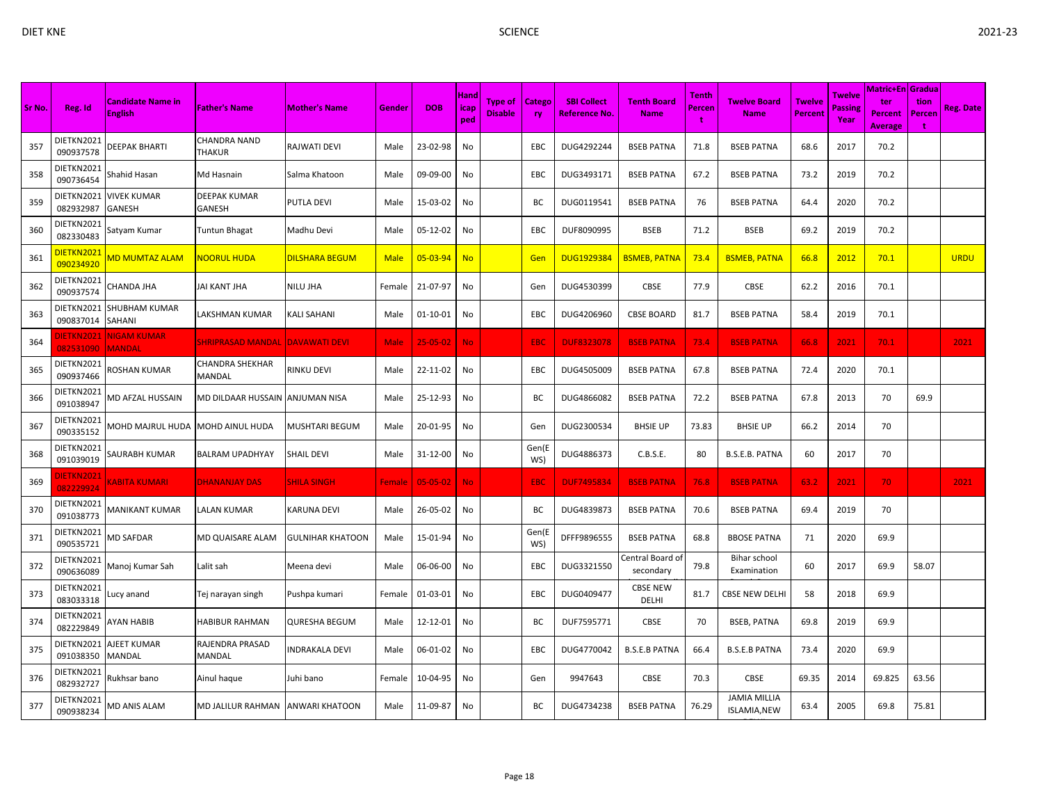| Sr No. | Reg. Id | Candidate Name in English | Father's Name | Mother's Name | Gender | DOB | Handicapped | Type of Disable | Category | SBI Collect Reference No. | Tenth Board Name | Tenth Percent | Twelve Board Name | Twelve Percent | Twelve Passing Year | Matric+Enter Percent Average | Graduation Percent | Reg. Date |
|---|---|---|---|---|---|---|---|---|---|---|---|---|---|---|---|---|---|---|
| 357 | DIETKN2021090937578 | DEEPAK BHARTI | CHANDRA NAND THAKUR | RAJWATI DEVI | Male | 23-02-98 | No | | EBC | DUG4292244 | BSEB PATNA | 71.8 | BSEB PATNA | 68.6 | 2017 | 70.2 | | |
| 358 | DIETKN2021090736454 | Shahid Hasan | Md Hasnain | Salma Khatoon | Male | 09-09-00 | No | | EBC | DUG3493171 | BSEB PATNA | 67.2 | BSEB PATNA | 73.2 | 2019 | 70.2 | | |
| 359 | DIETKN2021082932987 | VIVEK KUMAR GANESH | DEEPAK KUMAR GANESH | PUTLA DEVI | Male | 15-03-02 | No | | BC | DUG0119541 | BSEB PATNA | 76 | BSEB PATNA | 64.4 | 2020 | 70.2 | | |
| 360 | DIETKN2021082330483 | Satyam Kumar | Tuntun Bhagat | Madhu Devi | Male | 05-12-02 | No | | EBC | DUF8090995 | BSEB | 71.2 | BSEB | 69.2 | 2019 | 70.2 | | |
| 361 | DIETKN2021090234920 | MD MUMTAZ ALAM | NOORUL HUDA | DILSHARA BEGUM | Male | 05-03-94 | No | | Gen | DUG1929384 | BSMEB, PATNA | 73.4 | BSMEB, PATNA | 66.8 | 2012 | 70.1 | | URDU |
| 362 | DIETKN2021090937574 | CHANDA JHA | JAI KANT JHA | NILU JHA | Female | 21-07-97 | No | | Gen | DUG4530399 | CBSE | 77.9 | CBSE | 62.2 | 2016 | 70.1 | | |
| 363 | DIETKN2021090837014 | SHUBHAM KUMAR SAHANI | LAKSHMAN KUMAR | KALI SAHANI | Male | 01-10-01 | No | | EBC | DUG4206960 | CBSE BOARD | 81.7 | BSEB PATNA | 58.4 | 2019 | 70.1 | | |
| 364 | DIETKN2021082531090 | NIGAM KUMAR MANDAL | SHRIPRASAD MANDAL | DAVAWATI DEVI | Male | 25-05-02 | No | | EBC | DUF8323078 | BSEB PATNA | 73.4 | BSEB PATNA | 66.8 | 2021 | 70.1 | | 2021 |
| 365 | DIETKN2021090937466 | ROSHAN KUMAR | CHANDRA SHEKHAR MANDAL | RINKU DEVI | Male | 22-11-02 | No | | EBC | DUG4505009 | BSEB PATNA | 67.8 | BSEB PATNA | 72.4 | 2020 | 70.1 | | |
| 366 | DIETKN2021091038947 | MD AFZAL HUSSAIN | MD DILDAAR HUSSAIN | ANJUMAN NISA | Male | 25-12-93 | No | | BC | DUG4866082 | BSEB PATNA | 72.2 | BSEB PATNA | 67.8 | 2013 | 70 | 69.9 | |
| 367 | DIETKN2021090335152 | MOHD MAJRUL HUDA | MOHD AINUL HUDA | MUSHTARI BEGUM | Male | 20-01-95 | No | | Gen | DUG2300534 | BHSIE UP | 73.83 | BHSIE UP | 66.2 | 2014 | 70 | | |
| 368 | DIETKN2021091039019 | SAURABH KUMAR | BALRAM UPADHYAY | SHAIL DEVI | Male | 31-12-00 | No | | Gen(EWS) | DUG4886373 | C.B.S.E. | 80 | B.S.E.B. PATNA | 60 | 2017 | 70 | | |
| 369 | DIETKN2021082229924 | KABITA KUMARI | DHANANJAY DAS | SHILA SINGH | Female | 05-05-02 | No | | EBC | DUF7495834 | BSEB PATNA | 76.8 | BSEB PATNA | 63.2 | 2021 | 70 | | 2021 |
| 370 | DIETKN2021091038773 | MANIKANT KUMAR | LALAN KUMAR | KARUNA DEVI | Male | 26-05-02 | No | | BC | DUG4839873 | BSEB PATNA | 70.6 | BSEB PATNA | 69.4 | 2019 | 70 | | |
| 371 | DIETKN2021090535721 | MD SAFDAR | MD QUAISARE ALAM | GULNIHAR KHATOON | Male | 15-01-94 | No | | Gen(EWS) | DFFF9896555 | BSEB PATNA | 68.8 | BBOSE PATNA | 71 | 2020 | 69.9 | | |
| 372 | DIETKN2021090636089 | Manoj Kumar Sah | Lalit sah | Meena devi | Male | 06-06-00 | No | | EBC | DUG3321550 | Central Board of secondary | 79.8 | Bihar school Examination | 60 | 2017 | 69.9 | 58.07 | |
| 373 | DIETKN2021083033318 | Lucy anand | Tej narayan singh | Pushpa kumari | Female | 01-03-01 | No | | EBC | DUG0409477 | CBSE NEW DELHI | 81.7 | CBSE NEW DELHI | 58 | 2018 | 69.9 | | |
| 374 | DIETKN2021082229849 | AYAN HABIB | HABIBUR RAHMAN | QURESHA BEGUM | Male | 12-12-01 | No | | BC | DUF7595771 | CBSE | 70 | BSEB, PATNA | 69.8 | 2019 | 69.9 | | |
| 375 | DIETKN2021091038350 | AJEET KUMAR MANDAL | RAJENDRA PRASAD MANDAL | INDRAKALA DEVI | Male | 06-01-02 | No | | EBC | DUG4770042 | B.S.E.B PATNA | 66.4 | B.S.E.B PATNA | 73.4 | 2020 | 69.9 | | |
| 376 | DIETKN2021082932727 | Rukhsar bano | Ainul haque | Juhi bano | Female | 10-04-95 | No | | Gen | 9947643 | CBSE | 70.3 | CBSE | 69.35 | 2014 | 69.825 | 63.56 | |
| 377 | DIETKN2021090938234 | MD ANIS ALAM | MD JALILUR RAHMAN | ANWARI KHATOON | Male | 11-09-87 | No | | BC | DUG4734238 | BSEB PATNA | 76.29 | JAMIA MILLIA ISLAMIA,NEW | 63.4 | 2005 | 69.8 | 75.81 | |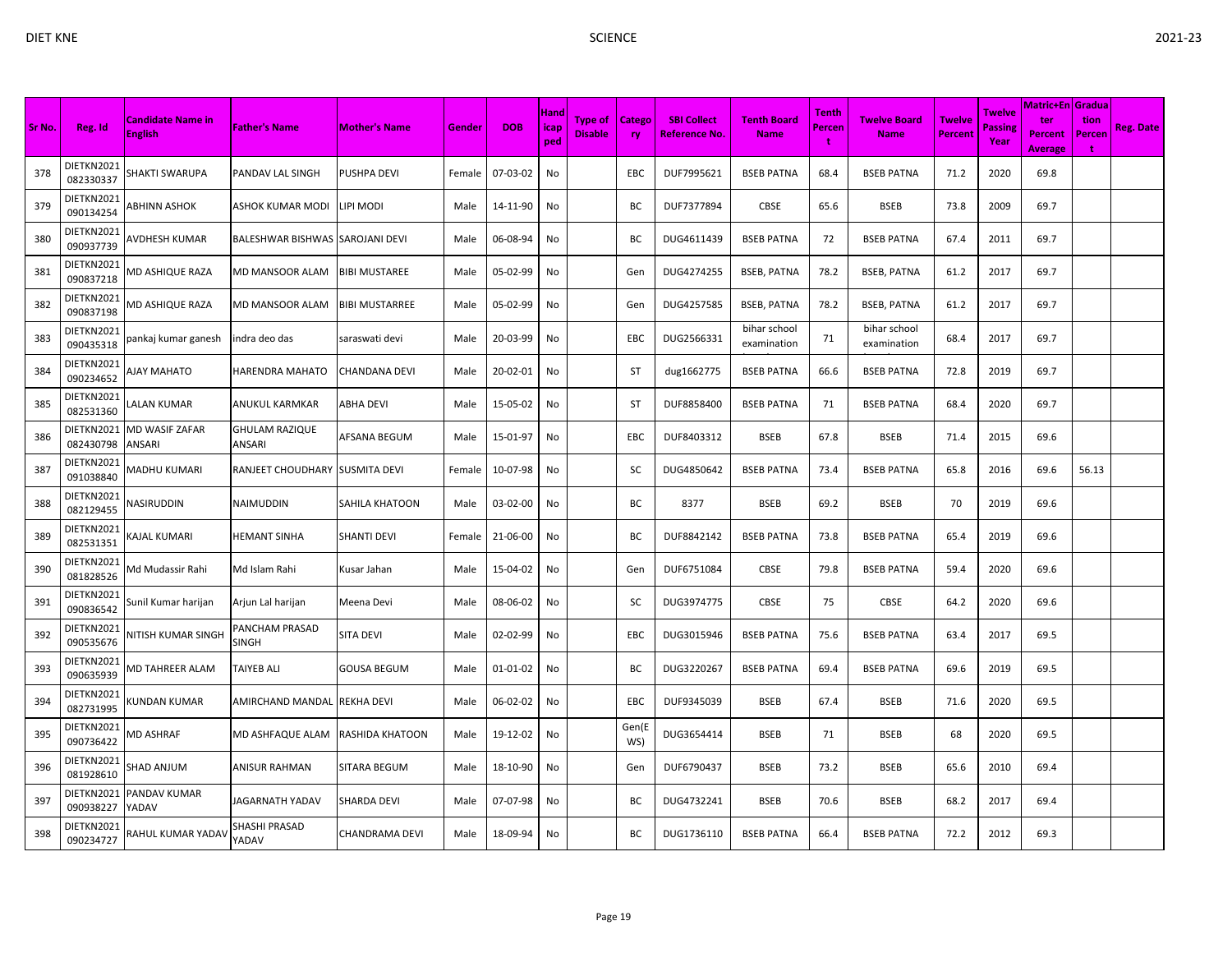| Sr No. | Reg. Id | Candidate Name in English | Father's Name | Mother's Name | Gender | DOB | Handicapped | Type of Disable | Category | SBI Collect Reference No. | Tenth Board Name | Tenth Percent | Twelve Board Name | Twelve Percent | Twelve Passing Year | Matric+Enter Percent Average | Graduation Percent | Reg. Date |
|---|---|---|---|---|---|---|---|---|---|---|---|---|---|---|---|---|---|---|
| 378 | DIETKN2021082330337 | SHAKTI SWARUPA | PANDAV LAL SINGH | PUSHPA DEVI | Female | 07-03-02 | No | | EBC | DUF7995621 | BSEB PATNA | 68.4 | BSEB PATNA | 71.2 | 2020 | 69.8 | | |
| 379 | DIETKN2021090134254 | ABHINN ASHOK | ASHOK KUMAR MODI | LIPI MODI | Male | 14-11-90 | No | | BC | DUF7377894 | CBSE | 65.6 | BSEB | 73.8 | 2009 | 69.7 | | |
| 380 | DIETKN2021090937739 | AVDHESH KUMAR | BALESHWAR BISHWAS | SAROJANI DEVI | Male | 06-08-94 | No | | BC | DUG4611439 | BSEB PATNA | 72 | BSEB PATNA | 67.4 | 2011 | 69.7 | | |
| 381 | DIETKN2021090837218 | MD ASHIQUE RAZA | MD MANSOOR ALAM | BIBI MUSTAREE | Male | 05-02-99 | No | | Gen | DUG4274255 | BSEB, PATNA | 78.2 | BSEB, PATNA | 61.2 | 2017 | 69.7 | | |
| 382 | DIETKN2021090837198 | MD ASHIQUE RAZA | MD MANSOOR ALAM | BIBI MUSTARREE | Male | 05-02-99 | No | | Gen | DUG4257585 | BSEB, PATNA | 78.2 | BSEB, PATNA | 61.2 | 2017 | 69.7 | | |
| 383 | DIETKN2021090435318 | pankaj kumar ganesh | indra deo das | saraswati devi | Male | 20-03-99 | No | | EBC | DUG2566331 | bihar school examination | 71 | bihar school examination | 68.4 | 2017 | 69.7 | | |
| 384 | DIETKN2021090234652 | AJAY MAHATO | HARENDRA MAHATO | CHANDANA DEVI | Male | 20-02-01 | No | | ST | dug1662775 | BSEB PATNA | 66.6 | BSEB PATNA | 72.8 | 2019 | 69.7 | | |
| 385 | DIETKN2021082531360 | LALAN KUMAR | ANUKUL KARMKAR | ABHA DEVI | Male | 15-05-02 | No | | ST | DUF8858400 | BSEB PATNA | 71 | BSEB PATNA | 68.4 | 2020 | 69.7 | | |
| 386 | DIETKN2021082430798 | MD WASIF ZAFAR ANSARI | GHULAM RAZIQUE ANSARI | AFSANA BEGUM | Male | 15-01-97 | No | | EBC | DUF8403312 | BSEB | 67.8 | BSEB | 71.4 | 2015 | 69.6 | | |
| 387 | DIETKN2021091038840 | MADHU KUMARI | RANJEET CHOUDHARY | SUSMITA DEVI | Female | 10-07-98 | No | | SC | DUG4850642 | BSEB PATNA | 73.4 | BSEB PATNA | 65.8 | 2016 | 69.6 | 56.13 | |
| 388 | DIETKN2021082129455 | NASIRUDDIN | NAIMUDDIN | SAHILA KHATOON | Male | 03-02-00 | No | | BC | 8377 | BSEB | 69.2 | BSEB | 70 | 2019 | 69.6 | | |
| 389 | DIETKN2021082531351 | KAJAL KUMARI | HEMANT SINHA | SHANTI DEVI | Female | 21-06-00 | No | | BC | DUF8842142 | BSEB PATNA | 73.8 | BSEB PATNA | 65.4 | 2019 | 69.6 | | |
| 390 | DIETKN2021081828526 | Md Mudassir Rahi | Md Islam Rahi | Kusar Jahan | Male | 15-04-02 | No | | Gen | DUF6751084 | CBSE | 79.8 | BSEB PATNA | 59.4 | 2020 | 69.6 | | |
| 391 | DIETKN2021090836542 | Sunil Kumar harijan | Arjun Lal harijan | Meena Devi | Male | 08-06-02 | No | | SC | DUG3974775 | CBSE | 75 | CBSE | 64.2 | 2020 | 69.6 | | |
| 392 | DIETKN2021090535676 | NITISH KUMAR SINGH | PANCHAM PRASAD SINGH | SITA DEVI | Male | 02-02-99 | No | | EBC | DUG3015946 | BSEB PATNA | 75.6 | BSEB PATNA | 63.4 | 2017 | 69.5 | | |
| 393 | DIETKN2021090635939 | MD TAHREER ALAM | TAIYEB ALI | GOUSA BEGUM | Male | 01-01-02 | No | | BC | DUG3220267 | BSEB PATNA | 69.4 | BSEB PATNA | 69.6 | 2019 | 69.5 | | |
| 394 | DIETKN2021082731995 | KUNDAN KUMAR | AMIRCHAND MANDAL | REKHA DEVI | Male | 06-02-02 | No | | EBC | DUF9345039 | BSEB | 67.4 | BSEB | 71.6 | 2020 | 69.5 | | |
| 395 | DIETKN2021090736422 | MD ASHRAF | MD ASHFAQUE ALAM | RASHIDA KHATOON | Male | 19-12-02 | No | | Gen(EWS) | DUG3654414 | BSEB | 71 | BSEB | 68 | 2020 | 69.5 | | |
| 396 | DIETKN2021081928610 | SHAD ANJUM | ANISUR RAHMAN | SITARA BEGUM | Male | 18-10-90 | No | | Gen | DUF6790437 | BSEB | 73.2 | BSEB | 65.6 | 2010 | 69.4 | | |
| 397 | DIETKN2021090938227 | PANDAV KUMAR YADAV | JAGARNATH YADAV | SHARDA DEVI | Male | 07-07-98 | No | | BC | DUG4732241 | BSEB | 70.6 | BSEB | 68.2 | 2017 | 69.4 | | |
| 398 | DIETKN2021090234727 | RAHUL KUMAR YADAV | SHASHI PRASAD YADAV | CHANDRAMA DEVI | Male | 18-09-94 | No | | BC | DUG1736110 | BSEB PATNA | 66.4 | BSEB PATNA | 72.2 | 2012 | 69.3 | | |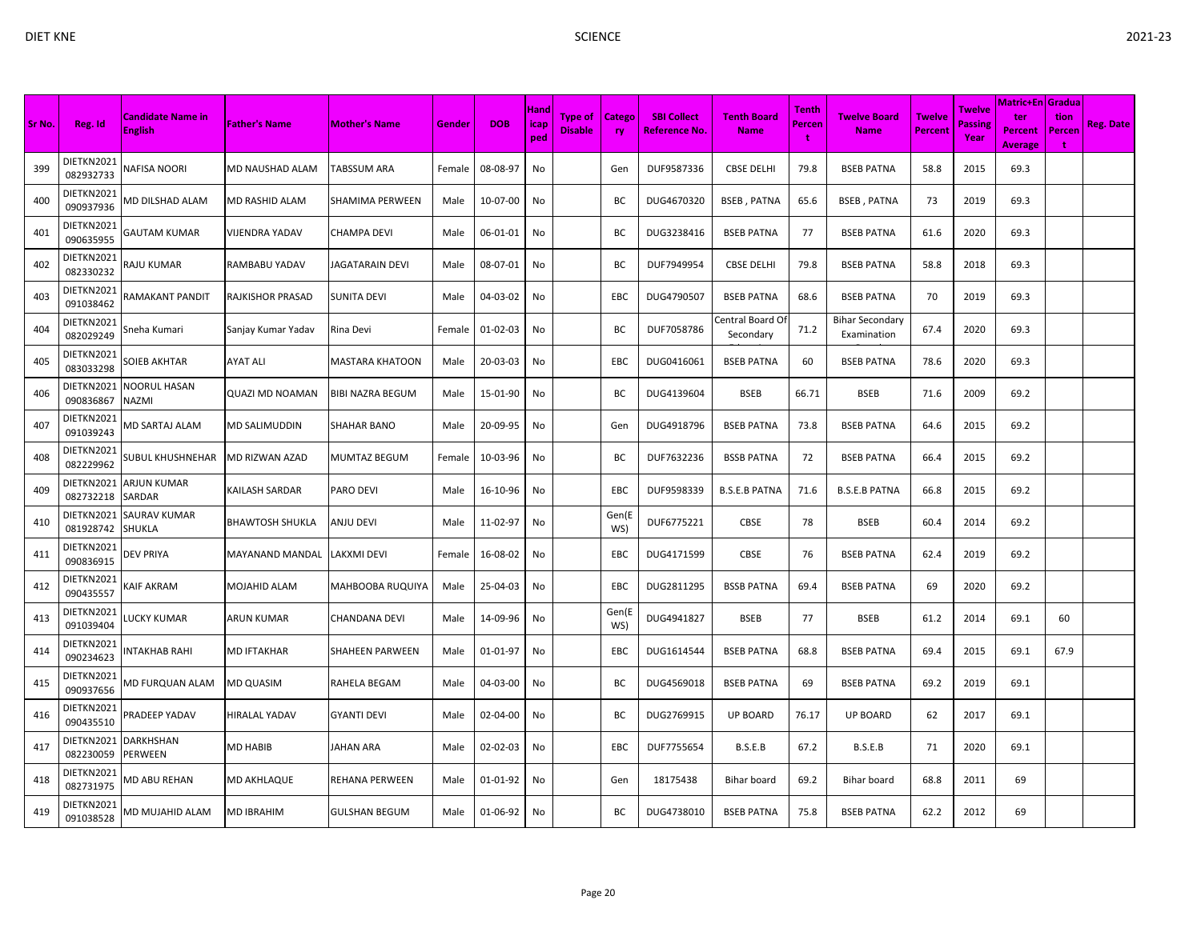| Sr No. | Reg. Id | Candidate Name in English | Father's Name | Mother's Name | Gender | DOB | Handicap ped | Type of Disable | Category | SBI Collect Reference No. | Tenth Board Name | Tenth Percent | Twelve Board Name | Twelve Percent | Twelve Passing Year | Matric+Enter Percent Average | Graduation Percent | Reg. Date |
|---|---|---|---|---|---|---|---|---|---|---|---|---|---|---|---|---|---|---|
| 399 | DIETKN2021082932733 | NAFISA NOORI | MD NAUSHAD ALAM | TABSSUM ARA | Female | 08-08-97 | No | | Gen | DUF9587336 | CBSE DELHI | 79.8 | BSEB PATNA | 58.8 | 2015 | 69.3 | | |
| 400 | DIETKN2021090937936 | MD DILSHAD ALAM | MD RASHID ALAM | SHAMIMA PERWEEN | Male | 10-07-00 | No | | BC | DUG4670320 | BSEB , PATNA | 65.6 | BSEB , PATNA | 73 | 2019 | 69.3 | | |
| 401 | DIETKN2021090635955 | GAUTAM KUMAR | VIJENDRA YADAV | CHAMPA DEVI | Male | 06-01-01 | No | | BC | DUG3238416 | BSEB PATNA | 77 | BSEB PATNA | 61.6 | 2020 | 69.3 | | |
| 402 | DIETKN2021082330232 | RAJU KUMAR | RAMBABU YADAV | JAGATARAIN DEVI | Male | 08-07-01 | No | | BC | DUF7949954 | CBSE DELHI | 79.8 | BSEB PATNA | 58.8 | 2018 | 69.3 | | |
| 403 | DIETKN2021091038462 | RAMAKANT PANDIT | RAJKISHOR PRASAD | SUNITA DEVI | Male | 04-03-02 | No | | EBC | DUG4790507 | BSEB PATNA | 68.6 | BSEB PATNA | 70 | 2019 | 69.3 | | |
| 404 | DIETKN2021082029249 | Sneha Kumari | Sanjay Kumar Yadav | Rina Devi | Female | 01-02-03 | No | | BC | DUF7058786 | Central Board Of Secondary | 71.2 | Bihar Secondary Examination | 67.4 | 2020 | 69.3 | | |
| 405 | DIETKN2021083033298 | SOIEB AKHTAR | AYAT ALI | MASTARA KHATOON | Male | 20-03-03 | No | | EBC | DUG0416061 | BSEB PATNA | 60 | BSEB PATNA | 78.6 | 2020 | 69.3 | | |
| 406 | DIETKN2021090836867 | NOORUL HASAN NAZMI | QUAZI MD NOAMAN | BIBI NAZRA BEGUM | Male | 15-01-90 | No | | BC | DUG4139604 | BSEB | 66.71 | BSEB | 71.6 | 2009 | 69.2 | | |
| 407 | DIETKN2021091039243 | MD SARTAJ ALAM | MD SALIMUDDIN | SHAHAR BANO | Male | 20-09-95 | No | | Gen | DUG4918796 | BSEB PATNA | 73.8 | BSEB PATNA | 64.6 | 2015 | 69.2 | | |
| 408 | DIETKN2021082229962 | SUBUL KHUSHNEHAR | MD RIZWAN AZAD | MUMTAZ BEGUM | Female | 10-03-96 | No | | BC | DUF7632236 | BSSB PATNA | 72 | BSEB PATNA | 66.4 | 2015 | 69.2 | | |
| 409 | DIETKN2021082732218 | ARJUN KUMAR SARDAR | KAILASH SARDAR | PARO DEVI | Male | 16-10-96 | No | | EBC | DUF9598339 | B.S.E.B PATNA | 71.6 | B.S.E.B PATNA | 66.8 | 2015 | 69.2 | | |
| 410 | DIETKN2021081928742 | SAURAV KUMAR SHUKLA | BHAWTOSH SHUKLA | ANJU DEVI | Male | 11-02-97 | No | | Gen(EWS) | DUF6775221 | CBSE | 78 | BSEB | 60.4 | 2014 | 69.2 | | |
| 411 | DIETKN2021090836915 | DEV PRIYA | MAYANAND MANDAL | LAKXMI DEVI | Female | 16-08-02 | No | | EBC | DUG4171599 | CBSE | 76 | BSEB PATNA | 62.4 | 2019 | 69.2 | | |
| 412 | DIETKN2021090435557 | KAIF AKRAM | MOJAHID ALAM | MAHBOOBA RUQUIYA | Male | 25-04-03 | No | | EBC | DUG2811295 | BSSB PATNA | 69.4 | BSEB PATNA | 69 | 2020 | 69.2 | | |
| 413 | DIETKN2021091039404 | LUCKY KUMAR | ARUN KUMAR | CHANDANA DEVI | Male | 14-09-96 | No | | Gen(EWS) | DUG4941827 | BSEB | 77 | BSEB | 61.2 | 2014 | 69.1 | 60 | |
| 414 | DIETKN2021090234623 | INTAKHAB RAHI | MD IFTAKHAR | SHAHEEN PARWEEN | Male | 01-01-97 | No | | EBC | DUG1614544 | BSEB PATNA | 68.8 | BSEB PATNA | 69.4 | 2015 | 69.1 | 67.9 | |
| 415 | DIETKN2021090937656 | MD FURQUAN ALAM | MD QUASIM | RAHELA BEGAM | Male | 04-03-00 | No | | BC | DUG4569018 | BSEB PATNA | 69 | BSEB PATNA | 69.2 | 2019 | 69.1 | | |
| 416 | DIETKN2021090435510 | PRADEEP YADAV | HIRALAL YADAV | GYANTI DEVI | Male | 02-04-00 | No | | BC | DUG2769915 | UP BOARD | 76.17 | UP BOARD | 62 | 2017 | 69.1 | | |
| 417 | DIETKN2021082230059 | DARKHSHAN PERWEEN | MD HABIB | JAHAN ARA | Male | 02-02-03 | No | | EBC | DUF7755654 | B.S.E.B | 67.2 | B.S.E.B | 71 | 2020 | 69.1 | | |
| 418 | DIETKN2021082731975 | MD ABU REHAN | MD AKHLAQUE | REHANA PERWEEN | Male | 01-01-92 | No | | Gen | 18175438 | Bihar board | 69.2 | Bihar board | 68.8 | 2011 | 69 | | |
| 419 | DIETKN2021091038528 | MD MUJAHID ALAM | MD IBRAHIM | GULSHAN BEGUM | Male | 01-06-92 | No | | BC | DUG4738010 | BSEB PATNA | 75.8 | BSEB PATNA | 62.2 | 2012 | 69 | | |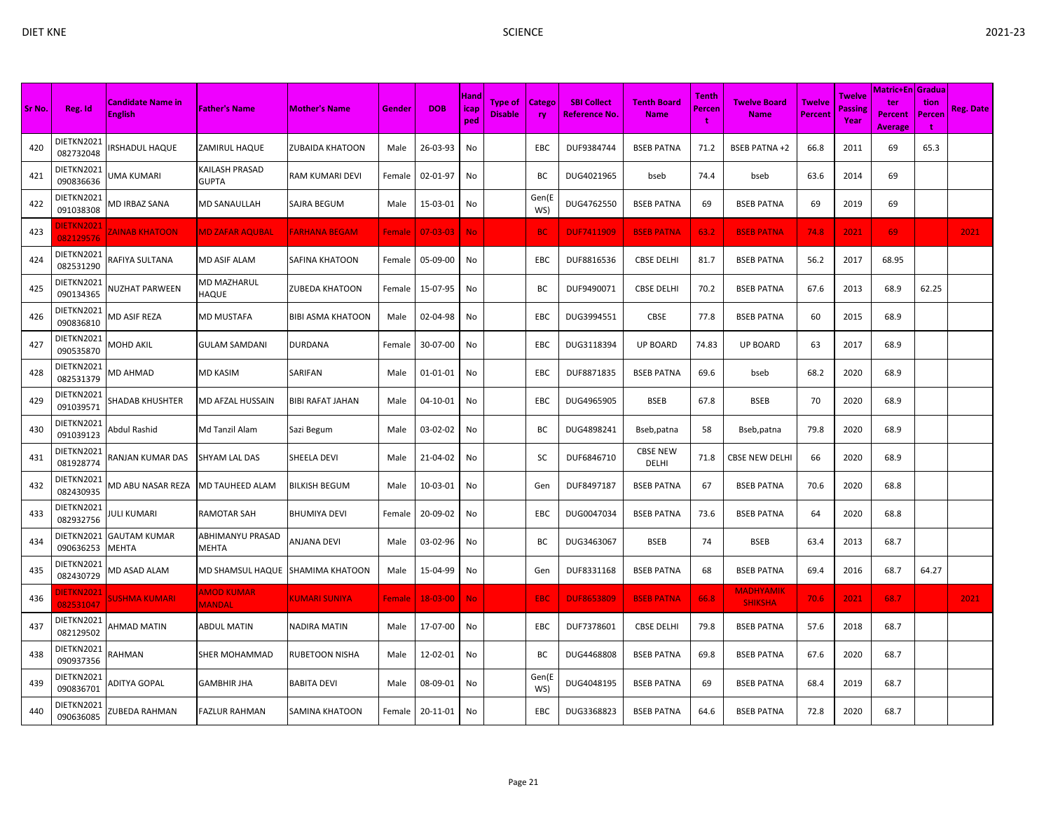| Sr No. | Reg. Id | Candidate Name in English | Father's Name | Mother's Name | Gender | DOB | Handicaped | Type of Disable | Category | SBI Collect Reference No. | Tenth Board Name | Tenth Percent | Twelve Board Name | Twelve Percent | Twelve Passing Year | Matric+Enter Percent Average | Graduation Percent | Reg. Date |
|---|---|---|---|---|---|---|---|---|---|---|---|---|---|---|---|---|---|---|
| 420 | DIETKN2021082732048 | IRSHADUL HAQUE | ZAMIRUL HAQUE | ZUBAIDA KHATOON | Male | 26-03-93 | No | | EBC | DUF9384744 | BSEB PATNA | 71.2 | BSEB PATNA +2 | 66.8 | 2011 | 69 | 65.3 | |
| 421 | DIETKN2021090836636 | UMA KUMARI | KAILASH PRASAD GUPTA | RAM KUMARI DEVI | Female | 02-01-97 | No | | BC | DUG4021965 | bseb | 74.4 | bseb | 63.6 | 2014 | 69 | | |
| 422 | DIETKN2021091038308 | MD IRBAZ SANA | MD SANAULLAH | SAJRA BEGUM | Male | 15-03-01 | No | | Gen(EWS) | DUG4762550 | BSEB PATNA | 69 | BSEB PATNA | 69 | 2019 | 69 | | |
| 423 | DIETKN2021082129576 | ZAINAB KHATOON | MD ZAFAR AQUBAL | FARHANA BEGAM | Female | 07-03-03 | No | | BC | DUF7411909 | BSEB PATNA | 63.2 | BSEB PATNA | 74.8 | 2021 | 69 | | 2021 |
| 424 | DIETKN2021082531290 | RAFIYA SULTANA | MD ASIF ALAM | SAFINA KHATOON | Female | 05-09-00 | No | | EBC | DUF8816536 | CBSE DELHI | 81.7 | BSEB PATNA | 56.2 | 2017 | 68.95 | | |
| 425 | DIETKN2021090134365 | NUZHAT PARWEEN | MD MAZHARUL HAQUE | ZUBEDA KHATOON | Female | 15-07-95 | No | | BC | DUF9490071 | CBSE DELHI | 70.2 | BSEB PATNA | 67.6 | 2013 | 68.9 | 62.25 | |
| 426 | DIETKN2021090836810 | MD ASIF REZA | MD MUSTAFA | BIBI ASMA KHATOON | Male | 02-04-98 | No | | EBC | DUG3994551 | CBSE | 77.8 | BSEB PATNA | 60 | 2015 | 68.9 | | |
| 427 | DIETKN2021090535870 | MOHD AKIL | GULAM SAMDANI | DURDANA | Female | 30-07-00 | No | | EBC | DUG3118394 | UP BOARD | 74.83 | UP BOARD | 63 | 2017 | 68.9 | | |
| 428 | DIETKN2021082531379 | MD AHMAD | MD KASIM | SARIFAN | Male | 01-01-01 | No | | EBC | DUF8871835 | BSEB PATNA | 69.6 | bseb | 68.2 | 2020 | 68.9 | | |
| 429 | DIETKN2021091039571 | SHADAB KHUSHTER | MD AFZAL HUSSAIN | BIBI RAFAT JAHAN | Male | 04-10-01 | No | | EBC | DUG4965905 | BSEB | 67.8 | BSEB | 70 | 2020 | 68.9 | | |
| 430 | DIETKN2021091039123 | Abdul Rashid | Md Tanzil Alam | Sazi Begum | Male | 03-02-02 | No | | BC | DUG4898241 | Bseb,patna | 58 | Bseb,patna | 79.8 | 2020 | 68.9 | | |
| 431 | DIETKN2021081928774 | RANJAN KUMAR DAS | SHYAM LAL DAS | SHEELA DEVI | Male | 21-04-02 | No | | SC | DUF6846710 | CBSE NEW DELHI | 71.8 | CBSE NEW DELHI | 66 | 2020 | 68.9 | | |
| 432 | DIETKN2021082430935 | MD ABU NASAR REZA | MD TAUHEED ALAM | BILKISH BEGUM | Male | 10-03-01 | No | | Gen | DUF8497187 | BSEB PATNA | 67 | BSEB PATNA | 70.6 | 2020 | 68.8 | | |
| 433 | DIETKN2021082932756 | JULI KUMARI | RAMOTAR SAH | BHUMIYA DEVI | Female | 20-09-02 | No | | EBC | DUG0047034 | BSEB PATNA | 73.6 | BSEB PATNA | 64 | 2020 | 68.8 | | |
| 434 | DIETKN2021090636253 | GAUTAM KUMAR MEHTA | ABHIMANYU PRASAD MEHTA | ANJANA DEVI | Male | 03-02-96 | No | | BC | DUG3463067 | BSEB | 74 | BSEB | 63.4 | 2013 | 68.7 | | |
| 435 | DIETKN2021082430729 | MD ASAD ALAM | MD SHAMSUL HAQUE | SHAMIMA KHATOON | Male | 15-04-99 | No | | Gen | DUF8331168 | BSEB PATNA | 68 | BSEB PATNA | 69.4 | 2016 | 68.7 | 64.27 | |
| 436 | DIETKN2021082531047 | SUSHMA KUMARI | AMOD KUMAR MANDAL | KUMARI SUNIYA | Female | 18-03-00 | No | | EBC | DUF8653809 | BSEB PATNA | 66.8 | MADHYAMIK SHIKSHA | 70.6 | 2021 | 68.7 | | 2021 |
| 437 | DIETKN2021082129502 | AHMAD MATIN | ABDUL MATIN | NADIRA MATIN | Male | 17-07-00 | No | | EBC | DUF7378601 | CBSE DELHI | 79.8 | BSEB PATNA | 57.6 | 2018 | 68.7 | | |
| 438 | DIETKN2021090937356 | RAHMAN | SHER MOHAMMAD | RUBETOON NISHA | Male | 12-02-01 | No | | BC | DUG4468808 | BSEB PATNA | 69.8 | BSEB PATNA | 67.6 | 2020 | 68.7 | | |
| 439 | DIETKN2021090836701 | ADITYA GOPAL | GAMBHIR JHA | BABITA DEVI | Male | 08-09-01 | No | | Gen(EWS) | DUG4048195 | BSEB PATNA | 69 | BSEB PATNA | 68.4 | 2019 | 68.7 | | |
| 440 | DIETKN2021090636085 | ZUBEDA RAHMAN | FAZLUR RAHMAN | SAMINA KHATOON | Female | 20-11-01 | No | | EBC | DUG3368823 | BSEB PATNA | 64.6 | BSEB PATNA | 72.8 | 2020 | 68.7 | | |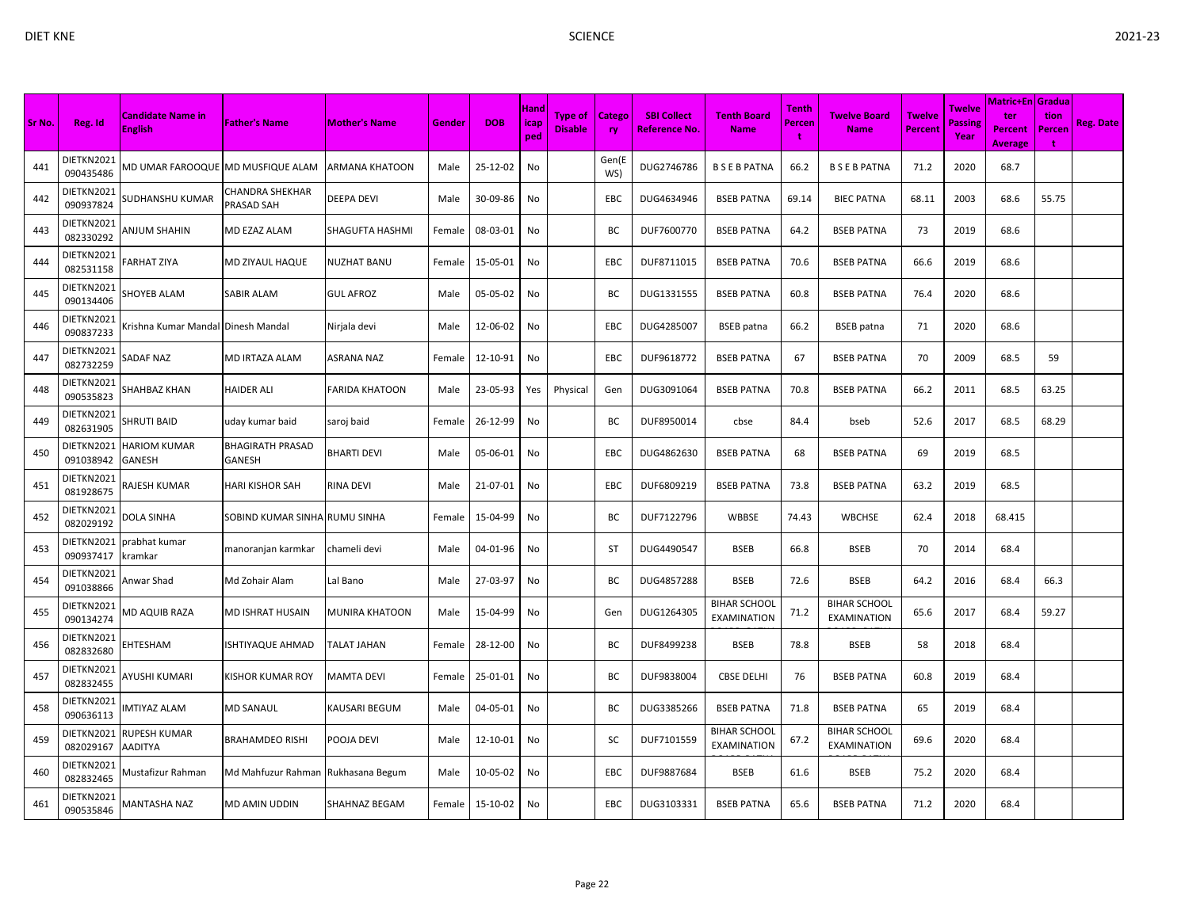| Sr No. | Reg. Id | Candidate Name in English | Father's Name | Mother's Name | Gender | DOB | Handicaped | Type of Disable | Category | SBI Collect Reference No. | Tenth Board Name | Tenth Percent | Twelve Board Name | Twelve Percent | Twelve Passing Year | Matric+Enter Percent Average | Graduation Percent | Reg. Date |
|---|---|---|---|---|---|---|---|---|---|---|---|---|---|---|---|---|---|---|
| 441 | DIETKN2021090435486 | MD UMAR FAROOQUE | MD MUSFIQUE ALAM | ARMANA KHATOON | Male | 25-12-02 | No | | Gen(EWS) | DUG2746786 | B S E B PATNA | 66.2 | B S E B PATNA | 71.2 | 2020 | 68.7 | | |
| 442 | DIETKN2021090937824 | SUDHANSHU KUMAR | CHANDRA SHEKHAR PRASAD SAH | DEEPA DEVI | Male | 30-09-86 | No | | EBC | DUG4634946 | BSEB PATNA | 69.14 | BIEC PATNA | 68.11 | 2003 | 68.6 | 55.75 | |
| 443 | DIETKN2021082330292 | ANJUM SHAHIN | MD EZAZ ALAM | SHAGUFTA HASHMI | Female | 08-03-01 | No | | BC | DUF7600770 | BSEB PATNA | 64.2 | BSEB PATNA | 73 | 2019 | 68.6 | | |
| 444 | DIETKN2021082531158 | FARHAT ZIYA | MD ZIYAUL HAQUE | NUZHAT BANU | Female | 15-05-01 | No | | EBC | DUF8711015 | BSEB PATNA | 70.6 | BSEB PATNA | 66.6 | 2019 | 68.6 | | |
| 445 | DIETKN2021090134406 | SHOYEB ALAM | SABIR ALAM | GUL AFROZ | Male | 05-05-02 | No | | BC | DUG1331555 | BSEB PATNA | 60.8 | BSEB PATNA | 76.4 | 2020 | 68.6 | | |
| 446 | DIETKN2021090837233 | Krishna Kumar Mandal | Dinesh Mandal | Nirjala devi | Male | 12-06-02 | No | | EBC | DUG4285007 | BSEB patna | 66.2 | BSEB patna | 71 | 2020 | 68.6 | | |
| 447 | DIETKN2021082732259 | SADAF NAZ | MD IRTAZA ALAM | ASRANA NAZ | Female | 12-10-91 | No | | EBC | DUF9618772 | BSEB PATNA | 67 | BSEB PATNA | 70 | 2009 | 68.5 | 59 | |
| 448 | DIETKN2021090535823 | SHAHBAZ KHAN | HAIDER ALI | FARIDA KHATOON | Male | 23-05-93 | Yes | Physical | Gen | DUG3091064 | BSEB PATNA | 70.8 | BSEB PATNA | 66.2 | 2011 | 68.5 | 63.25 | |
| 449 | DIETKN2021082631905 | SHRUTI BAID | uday kumar baid | saroj baid | Female | 26-12-99 | No | | BC | DUF8950014 | cbse | 84.4 | bseb | 52.6 | 2017 | 68.5 | 68.29 | |
| 450 | DIETKN2021091038942 | HARIOM KUMAR GANESH | BHAGIRATH PRASAD GANESH | BHARTI DEVI | Male | 05-06-01 | No | | EBC | DUG4862630 | BSEB PATNA | 68 | BSEB PATNA | 69 | 2019 | 68.5 | | |
| 451 | DIETKN2021081928675 | RAJESH KUMAR | HARI KISHOR SAH | RINA DEVI | Male | 21-07-01 | No | | EBC | DUF6809219 | BSEB PATNA | 73.8 | BSEB PATNA | 63.2 | 2019 | 68.5 | | |
| 452 | DIETKN2021082029192 | DOLA SINHA | SOBIND KUMAR SINHA | RUMU SINHA | Female | 15-04-99 | No | | BC | DUF7122796 | WBBSE | 74.43 | WBCHSE | 62.4 | 2018 | 68.415 | | |
| 453 | DIETKN2021090937417 | prabhat kumar kramkar | manoranjan karmkar | chameli devi | Male | 04-01-96 | No | | ST | DUG4490547 | BSEB | 66.8 | BSEB | 70 | 2014 | 68.4 | | |
| 454 | DIETKN2021091038866 | Anwar Shad | Md Zohair Alam | Lal Bano | Male | 27-03-97 | No | | BC | DUG4857288 | BSEB | 72.6 | BSEB | 64.2 | 2016 | 68.4 | 66.3 | |
| 455 | DIETKN2021090134274 | MD AQUIB RAZA | MD ISHRAT HUSAIN | MUNIRA KHATOON | Male | 15-04-99 | No | | Gen | DUG1264305 | BIHAR SCHOOL EXAMINATION | 71.2 | BIHAR SCHOOL EXAMINATION | 65.6 | 2017 | 68.4 | 59.27 | |
| 456 | DIETKN2021082832680 | EHTESHAM | ISHTIYAQUE AHMAD | TALAT JAHAN | Female | 28-12-00 | No | | BC | DUF8499238 | BSEB | 78.8 | BSEB | 58 | 2018 | 68.4 | | |
| 457 | DIETKN2021082832455 | AYUSHI KUMARI | KISHOR KUMAR ROY | MAMTA DEVI | Female | 25-01-01 | No | | BC | DUF9838004 | CBSE DELHI | 76 | BSEB PATNA | 60.8 | 2019 | 68.4 | | |
| 458 | DIETKN2021090636113 | IMTIYAZ ALAM | MD SANAUL | KAUSARI BEGUM | Male | 04-05-01 | No | | BC | DUG3385266 | BSEB PATNA | 71.8 | BSEB PATNA | 65 | 2019 | 68.4 | | |
| 459 | DIETKN2021082029167 | RUPESH KUMAR AADITYA | BRAHAMDEO RISHI | POOJA DEVI | Male | 12-10-01 | No | | SC | DUF7101559 | BIHAR SCHOOL EXAMINATION | 67.2 | BIHAR SCHOOL EXAMINATION | 69.6 | 2020 | 68.4 | | |
| 460 | DIETKN2021082832465 | Mustafizur Rahman | Md Mahfuzur Rahman | Rukhasana Begum | Male | 10-05-02 | No | | EBC | DUF9887684 | BSEB | 61.6 | BSEB | 75.2 | 2020 | 68.4 | | |
| 461 | DIETKN2021090535846 | MANTASHA NAZ | MD AMIN UDDIN | SHAHNAZ BEGAM | Female | 15-10-02 | No | | EBC | DUG3103331 | BSEB PATNA | 65.6 | BSEB PATNA | 71.2 | 2020 | 68.4 | | |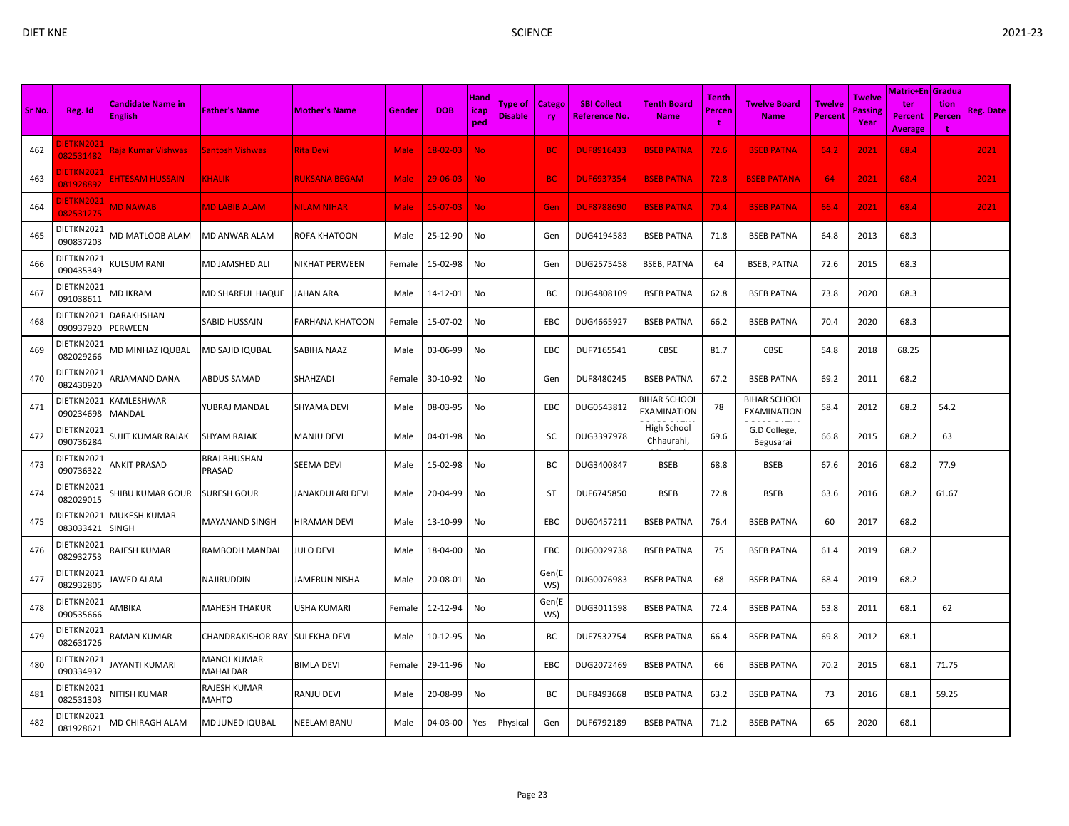| Sr No. | Reg. Id | Candidate Name in English | Father's Name | Mother's Name | Gender | DOB | Handicap ped | Type of Disable | Category | SBI Collect Reference No. | Tenth Board Name | Tenth Percent | Twelve Board Name | Twelve Percent | Twelve Passing Year | Matric+Enter Percent Average | Graduation Percent | Reg. Date |
|---|---|---|---|---|---|---|---|---|---|---|---|---|---|---|---|---|---|---|
| 462 | DIETKN2021082531482 | Raja Kumar Vishwas | Santosh Vishwas | Rita Devi | Male | 18-02-03 | No | | BC | DUF8916433 | BSEB PATNA | 72.6 | BSEB PATNA | 64.2 | 2021 | 68.4 | | 2021 |
| 463 | DIETKN2021081928892 | EHTESAM HUSSAIN | KHALIK | RUKSANA BEGAM | Male | 29-06-03 | No | | BC | DUF6937354 | BSEB PATNA | 72.8 | BSEB PATANA | 64 | 2021 | 68.4 | | 2021 |
| 464 | DIETKN2021082531275 | MD NAWAB | MD LABIB ALAM | NILAM NIHAR | Male | 15-07-03 | No | | Gen | DUF8788690 | BSEB PATNA | 70.4 | BSEB PATNA | 66.4 | 2021 | 68.4 | | 2021 |
| 465 | DIETKN2021090837203 | MD MATLOOB ALAM | MD ANWAR ALAM | ROFA KHATOON | Male | 25-12-90 | No | | Gen | DUG4194583 | BSEB PATNA | 71.8 | BSEB PATNA | 64.8 | 2013 | 68.3 | | |
| 466 | DIETKN2021090435349 | KULSUM RANI | MD JAMSHED ALI | NIKHAT PERWEEN | Female | 15-02-98 | No | | Gen | DUG2575458 | BSEB, PATNA | 64 | BSEB, PATNA | 72.6 | 2015 | 68.3 | | |
| 467 | DIETKN2021091038611 | MD IKRAM | MD SHARFUL HAQUE | JAHAN ARA | Male | 14-12-01 | No | | BC | DUG4808109 | BSEB PATNA | 62.8 | BSEB PATNA | 73.8 | 2020 | 68.3 | | |
| 468 | DIETKN2021090937920 | DARAKHSHAN PERWEEN | SABID HUSSAIN | FARHANA KHATOON | Female | 15-07-02 | No | | EBC | DUG4665927 | BSEB PATNA | 66.2 | BSEB PATNA | 70.4 | 2020 | 68.3 | | |
| 469 | DIETKN2021082029266 | MD MINHAZ IQUBAL | MD SAJID IQUBAL | SABIHA NAAZ | Male | 03-06-99 | No | | EBC | DUF7165541 | CBSE | 81.7 | CBSE | 54.8 | 2018 | 68.25 | | |
| 470 | DIETKN2021082430920 | ARJAMAND DANA | ABDUS SAMAD | SHAHZADI | Female | 30-10-92 | No | | Gen | DUF8480245 | BSEB PATNA | 67.2 | BSEB PATNA | 69.2 | 2011 | 68.2 | | |
| 471 | DIETKN2021090234698 | KAMLESHWAR MANDAL | YUBRAJ MANDAL | SHYAMA DEVI | Male | 08-03-95 | No | | EBC | DUG0543812 | BIHAR SCHOOL EXAMINATION | 78 | BIHAR SCHOOL EXAMINATION | 58.4 | 2012 | 68.2 | 54.2 | |
| 472 | DIETKN2021090736284 | SUJIT KUMAR RAJAK | SHYAM RAJAK | MANJU DEVI | Male | 04-01-98 | No | | SC | DUG3397978 | High School Chhaurahi, | 69.6 | G.D College, Begusarai | 66.8 | 2015 | 68.2 | 63 | |
| 473 | DIETKN2021090736322 | ANKIT PRASAD | BRAJ BHUSHAN PRASAD | SEEMA DEVI | Male | 15-02-98 | No | | BC | DUG3400847 | BSEB | 68.8 | BSEB | 67.6 | 2016 | 68.2 | 77.9 | |
| 474 | DIETKN2021082029015 | SHIBU KUMAR GOUR | SURESH GOUR | JANAKDULARI DEVI | Male | 20-04-99 | No | | ST | DUF6745850 | BSEB | 72.8 | BSEB | 63.6 | 2016 | 68.2 | 61.67 | |
| 475 | DIETKN2021083033421 | MUKESH KUMAR SINGH | MAYANAND SINGH | HIRAMAN DEVI | Male | 13-10-99 | No | | EBC | DUG0457211 | BSEB PATNA | 76.4 | BSEB PATNA | 60 | 2017 | 68.2 | | |
| 476 | DIETKN2021082932753 | RAJESH KUMAR | RAMBODH MANDAL | JULO DEVI | Male | 18-04-00 | No | | EBC | DUG0029738 | BSEB PATNA | 75 | BSEB PATNA | 61.4 | 2019 | 68.2 | | |
| 477 | DIETKN2021082932805 | JAWED ALAM | NAJIRUDDIN | JAMERUN NISHA | Male | 20-08-01 | No | | Gen(EWS) | DUG0076983 | BSEB PATNA | 68 | BSEB PATNA | 68.4 | 2019 | 68.2 | | |
| 478 | DIETKN2021090535666 | AMBIKA | MAHESH THAKUR | USHA KUMARI | Female | 12-12-94 | No | | Gen(EWS) | DUG3011598 | BSEB PATNA | 72.4 | BSEB PATNA | 63.8 | 2011 | 68.1 | 62 | |
| 479 | DIETKN2021082631726 | RAMAN KUMAR | CHANDRAKISHOR RAY | SULEKHA DEVI | Male | 10-12-95 | No | | BC | DUF7532754 | BSEB PATNA | 66.4 | BSEB PATNA | 69.8 | 2012 | 68.1 | | |
| 480 | DIETKN2021090334932 | JAYANTI KUMARI | MANOJ KUMAR MAHALDAR | BIMLA DEVI | Female | 29-11-96 | No | | EBC | DUG2072469 | BSEB PATNA | 66 | BSEB PATNA | 70.2 | 2015 | 68.1 | 71.75 | |
| 481 | DIETKN2021082531303 | NITISH KUMAR | RAJESH KUMAR MAHTO | RANJU DEVI | Male | 20-08-99 | No | | BC | DUF8493668 | BSEB PATNA | 63.2 | BSEB PATNA | 73 | 2016 | 68.1 | 59.25 | |
| 482 | DIETKN2021081928621 | MD CHIRAGH ALAM | MD JUNED IQUBAL | NEELAM BANU | Male | 04-03-00 | Yes | Physical | Gen | DUF6792189 | BSEB PATNA | 71.2 | BSEB PATNA | 65 | 2020 | 68.1 | | |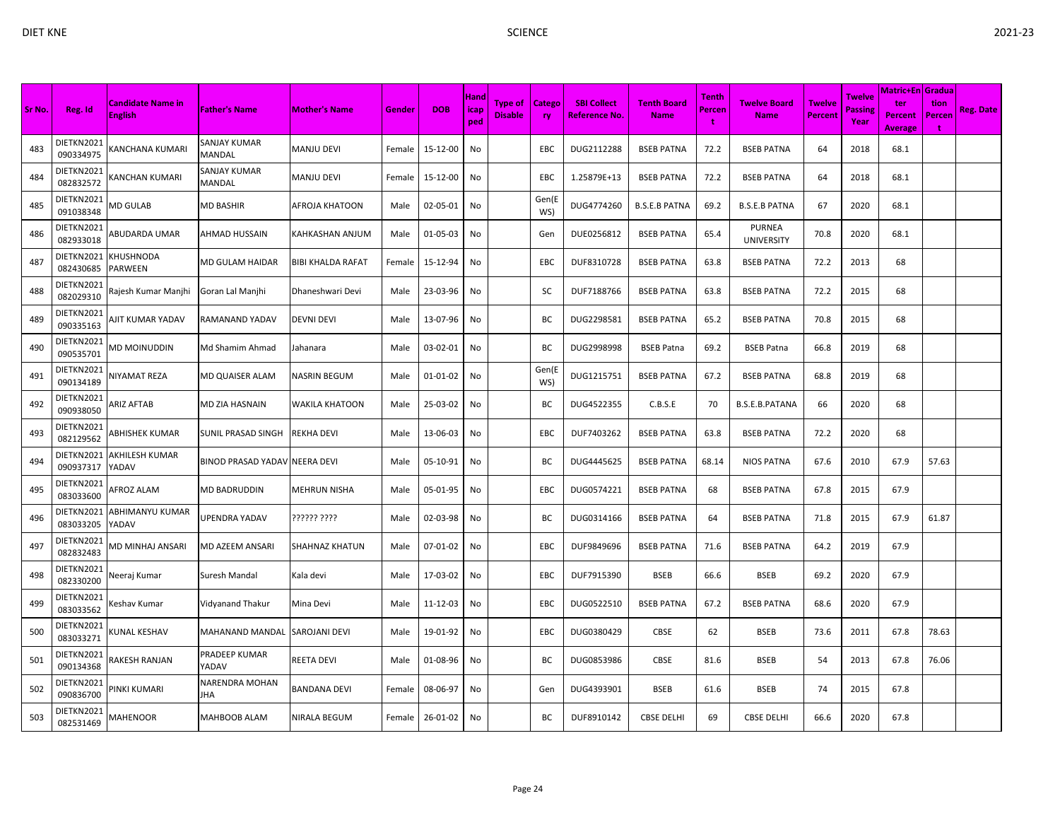| Sr No. | Reg. Id | Candidate Name in English | Father's Name | Mother's Name | Gender | DOB | Handicaped | Type of Disable | Category | SBI Collect Reference No. | Tenth Board Name | Tenth Percent | Twelve Board Name | Twelve Percent | Twelve Passing Year | Matric+Enter Percent Average | Graduation Percent | Reg. Date |
|---|---|---|---|---|---|---|---|---|---|---|---|---|---|---|---|---|---|---|
| 483 | DIETKN2021090334975 | KANCHANA KUMARI | SANJAY KUMAR MANDAL | MANJU DEVI | Female | 15-12-00 | No | | EBC | DUG2112288 | BSEB PATNA | 72.2 | BSEB PATNA | 64 | 2018 | 68.1 | | |
| 484 | DIETKN2021082832572 | KANCHAN KUMARI | SANJAY KUMAR MANDAL | MANJU DEVI | Female | 15-12-00 | No | | EBC | 1.25879E+13 | BSEB PATNA | 72.2 | BSEB PATNA | 64 | 2018 | 68.1 | | |
| 485 | DIETKN2021091038348 | MD GULAB | MD BASHIR | AFROJA KHATOON | Male | 02-05-01 | No | | Gen(EWS) | DUG4774260 | B.S.E.B PATNA | 69.2 | B.S.E.B PATNA | 67 | 2020 | 68.1 | | |
| 486 | DIETKN2021082933018 | ABUDARDA UMAR | AHMAD HUSSAIN | KAHKASHAN ANJUM | Male | 01-05-03 | No | | Gen | DUE0256812 | BSEB PATNA | 65.4 | PURNEA UNIVERSITY | 70.8 | 2020 | 68.1 | | |
| 487 | DIETKN2021082430685 | KHUSHNODA PARWEEN | MD GULAM HAIDAR | BIBI KHALDA RAFAT | Female | 15-12-94 | No | | EBC | DUF8310728 | BSEB PATNA | 63.8 | BSEB PATNA | 72.2 | 2013 | 68 | | |
| 488 | DIETKN2021082029310 | Rajesh Kumar Manjhi | Goran Lal Manjhi | Dhaneshwari Devi | Male | 23-03-96 | No | | SC | DUF7188766 | BSEB PATNA | 63.8 | BSEB PATNA | 72.2 | 2015 | 68 | | |
| 489 | DIETKN2021090335163 | AJIT KUMAR YADAV | RAMANAND YADAV | DEVNI DEVI | Male | 13-07-96 | No | | BC | DUG2298581 | BSEB PATNA | 65.2 | BSEB PATNA | 70.8 | 2015 | 68 | | |
| 490 | DIETKN2021090535701 | MD MOINUDDIN | Md Shamim Ahmad | Jahanara | Male | 03-02-01 | No | | BC | DUG2998998 | BSEB Patna | 69.2 | BSEB Patna | 66.8 | 2019 | 68 | | |
| 491 | DIETKN2021090134189 | NIYAMAT REZA | MD QUAISER ALAM | NASRIN BEGUM | Male | 01-01-02 | No | | Gen(EWS) | DUG1215751 | BSEB PATNA | 67.2 | BSEB PATNA | 68.8 | 2019 | 68 | | |
| 492 | DIETKN2021090938050 | ARIZ AFTAB | MD ZIA HASNAIN | WAKILA KHATOON | Male | 25-03-02 | No | | BC | DUG4522355 | C.B.S.E | 70 | B.S.E.B.PATANA | 66 | 2020 | 68 | | |
| 493 | DIETKN2021082129562 | ABHISHEK KUMAR | SUNIL PRASAD SINGH | REKHA DEVI | Male | 13-06-03 | No | | EBC | DUF7403262 | BSEB PATNA | 63.8 | BSEB PATNA | 72.2 | 2020 | 68 | | |
| 494 | DIETKN2021090937317 | AKHILESH KUMAR YADAV | BINOD PRASAD YADAV | NEERA DEVI | Male | 05-10-91 | No | | BC | DUG4445625 | BSEB PATNA | 68.14 | NIOS PATNA | 67.6 | 2010 | 67.9 | 57.63 | |
| 495 | DIETKN2021083033600 | AFROZ ALAM | MD BADRUDDIN | MEHRUN NISHA | Male | 05-01-95 | No | | EBC | DUG0574221 | BSEB PATNA | 68 | BSEB PATNA | 67.8 | 2015 | 67.9 | | |
| 496 | DIETKN2021083033205 | ABHIMANYU KUMAR YADAV | UPENDRA YADAV | ?????? ???? | Male | 02-03-98 | No | | BC | DUG0314166 | BSEB PATNA | 64 | BSEB PATNA | 71.8 | 2015 | 67.9 | 61.87 | |
| 497 | DIETKN2021082832483 | MD MINHAJ ANSARI | MD AZEEM ANSARI | SHAHNAZ KHATUN | Male | 07-01-02 | No | | EBC | DUF9849696 | BSEB PATNA | 71.6 | BSEB PATNA | 64.2 | 2019 | 67.9 | | |
| 498 | DIETKN2021082330200 | Neeraj Kumar | Suresh Mandal | Kala devi | Male | 17-03-02 | No | | EBC | DUF7915390 | BSEB | 66.6 | BSEB | 69.2 | 2020 | 67.9 | | |
| 499 | DIETKN2021083033562 | Keshav Kumar | Vidyanand Thakur | Mina Devi | Male | 11-12-03 | No | | EBC | DUG0522510 | BSEB PATNA | 67.2 | BSEB PATNA | 68.6 | 2020 | 67.9 | | |
| 500 | DIETKN2021083033271 | KUNAL KESHAV | MAHANAND MANDAL | SAROJANI DEVI | Male | 19-01-92 | No | | EBC | DUG0380429 | CBSE | 62 | BSEB | 73.6 | 2011 | 67.8 | 78.63 | |
| 501 | DIETKN2021090134368 | RAKESH RANJAN | PRADEEP KUMAR YADAV | REETA DEVI | Male | 01-08-96 | No | | BC | DUG0853986 | CBSE | 81.6 | BSEB | 54 | 2013 | 67.8 | 76.06 | |
| 502 | DIETKN2021090836700 | PINKI KUMARI | NARENDRA MOHAN JHA | BANDANA DEVI | Female | 08-06-97 | No | | Gen | DUG4393901 | BSEB | 61.6 | BSEB | 74 | 2015 | 67.8 | | |
| 503 | DIETKN2021082531469 | MAHENOOR | MAHBOOB ALAM | NIRALA BEGUM | Female | 26-01-02 | No | | BC | DUF8910142 | CBSE DELHI | 69 | CBSE DELHI | 66.6 | 2020 | 67.8 | | |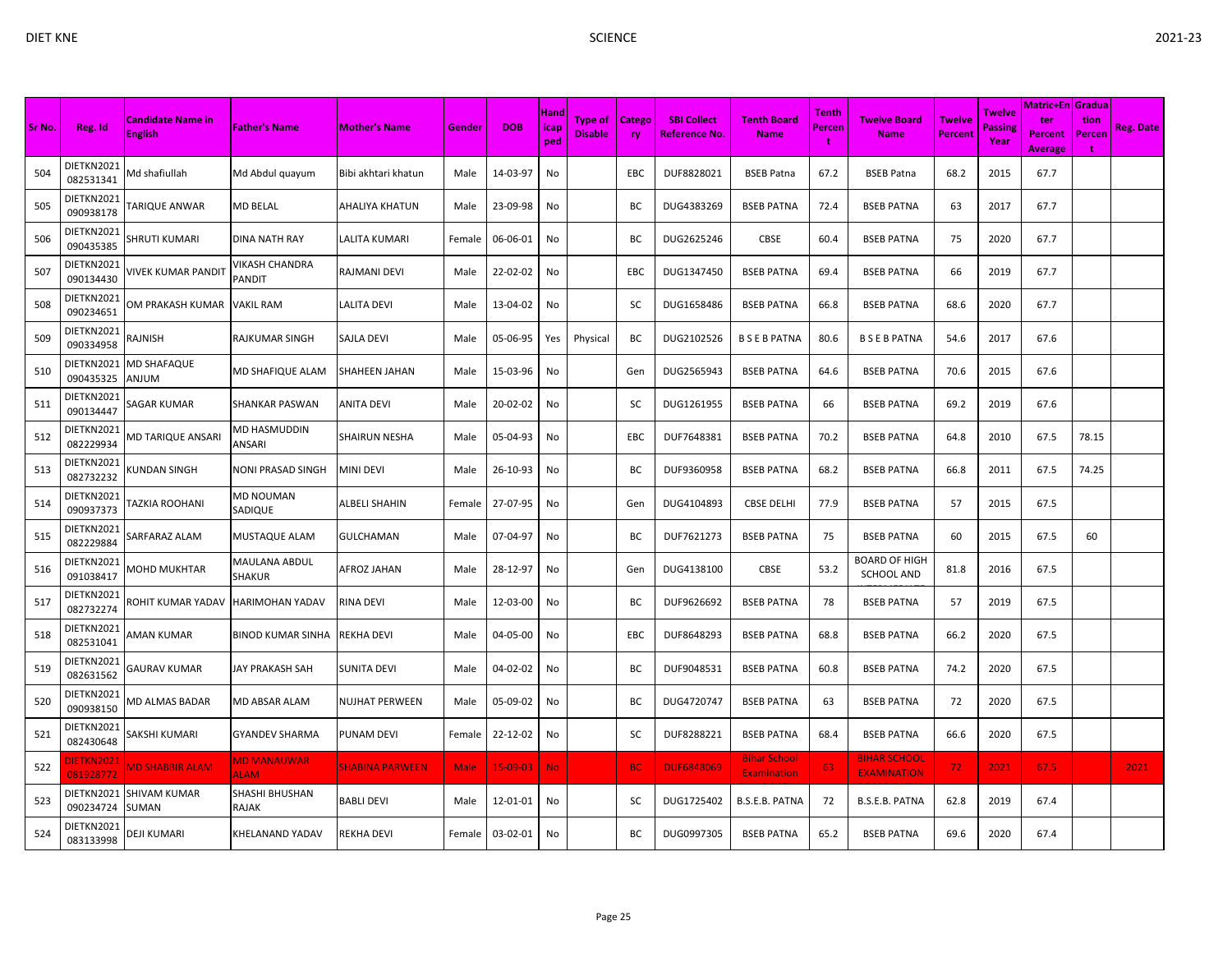| Sr No. | Reg. Id | Candidate Name in English | Father's Name | Mother's Name | Gender | DOB | Handicap ped | Type of Disable | Category | SBI Collect Reference No. | Tenth Board Name | Tenth Percent | Twelve Board Name | Twelve Percent | Twelve Passing Year | Matric+Enter Percent Average | Graduation Percent | Reg. Date |
|---|---|---|---|---|---|---|---|---|---|---|---|---|---|---|---|---|---|---|
| 504 | DIETKN2021082531341 | Md shafiullah | Md Abdul quayum | Bibi akhtari khatun | Male | 14-03-97 | No | | EBC | DUF8828021 | BSEB Patna | 67.2 | BSEB Patna | 68.2 | 2015 | 67.7 | | |
| 505 | DIETKN2021090938178 | TARIQUE ANWAR | MD BELAL | AHALIYA KHATUN | Male | 23-09-98 | No | | BC | DUG4383269 | BSEB PATNA | 72.4 | BSEB PATNA | 63 | 2017 | 67.7 | | |
| 506 | DIETKN2021090435385 | SHRUTI KUMARI | DINA NATH RAY | LALITA KUMARI | Female | 06-06-01 | No | | BC | DUG2625246 | CBSE | 60.4 | BSEB PATNA | 75 | 2020 | 67.7 | | |
| 507 | DIETKN2021090134430 | VIVEK KUMAR PANDIT | VIKASH CHANDRA PANDIT | RAJMANI DEVI | Male | 22-02-02 | No | | EBC | DUG1347450 | BSEB PATNA | 69.4 | BSEB PATNA | 66 | 2019 | 67.7 | | |
| 508 | DIETKN2021090234651 | OM PRAKASH KUMAR | VAKIL RAM | LALITA DEVI | Male | 13-04-02 | No | | SC | DUG1658486 | BSEB PATNA | 66.8 | BSEB PATNA | 68.6 | 2020 | 67.7 | | |
| 509 | DIETKN2021090334958 | RAJNISH | RAJKUMAR SINGH | SAJLA DEVI | Male | 05-06-95 | Yes | Physical | BC | DUG2102526 | B S E B PATNA | 80.6 | B S E B PATNA | 54.6 | 2017 | 67.6 | | |
| 510 | DIETKN2021090435325 | MD SHAFAQUE ANJUM | MD SHAFIQUE ALAM | SHAHEEN JAHAN | Male | 15-03-96 | No | | Gen | DUG2565943 | BSEB PATNA | 64.6 | BSEB PATNA | 70.6 | 2015 | 67.6 | | |
| 511 | DIETKN2021090134447 | SAGAR KUMAR | SHANKAR PASWAN | ANITA DEVI | Male | 20-02-02 | No | | SC | DUG1261955 | BSEB PATNA | 66 | BSEB PATNA | 69.2 | 2019 | 67.6 | | |
| 512 | DIETKN2021082229934 | MD TARIQUE ANSARI | MD HASMUDDIN ANSARI | SHAIRUN NESHA | Male | 05-04-93 | No | | EBC | DUF7648381 | BSEB PATNA | 70.2 | BSEB PATNA | 64.8 | 2010 | 67.5 | 78.15 | |
| 513 | DIETKN2021082732232 | KUNDAN SINGH | NONI PRASAD SINGH | MINI DEVI | Male | 26-10-93 | No | | BC | DUF9360958 | BSEB PATNA | 68.2 | BSEB PATNA | 66.8 | 2011 | 67.5 | 74.25 | |
| 514 | DIETKN2021090937373 | TAZKIA ROOHANI | MD NOUMAN SADIQUE | ALBELI SHAHIN | Female | 27-07-95 | No | | Gen | DUG4104893 | CBSE DELHI | 77.9 | BSEB PATNA | 57 | 2015 | 67.5 | | |
| 515 | DIETKN2021082229884 | SARFARAZ ALAM | MUSTAQUE ALAM | GULCHAMAN | Male | 07-04-97 | No | | BC | DUF7621273 | BSEB PATNA | 75 | BSEB PATNA | 60 | 2015 | 67.5 | 60 | |
| 516 | DIETKN2021091038417 | MOHD MUKHTAR | MAULANA ABDUL SHAKUR | AFROZ JAHAN | Male | 28-12-97 | No | | Gen | DUG4138100 | CBSE | 53.2 | BOARD OF HIGH SCHOOL AND | 81.8 | 2016 | 67.5 | | |
| 517 | DIETKN2021082732274 | ROHIT KUMAR YADAV | HARIMOHAN YADAV | RINA DEVI | Male | 12-03-00 | No | | BC | DUF9626692 | BSEB PATNA | 78 | BSEB PATNA | 57 | 2019 | 67.5 | | |
| 518 | DIETKN2021082531041 | AMAN KUMAR | BINOD KUMAR SINHA | REKHA DEVI | Male | 04-05-00 | No | | EBC | DUF8648293 | BSEB PATNA | 68.8 | BSEB PATNA | 66.2 | 2020 | 67.5 | | |
| 519 | DIETKN2021082631562 | GAURAV KUMAR | JAY PRAKASH SAH | SUNITA DEVI | Male | 04-02-02 | No | | BC | DUF9048531 | BSEB PATNA | 60.8 | BSEB PATNA | 74.2 | 2020 | 67.5 | | |
| 520 | DIETKN2021090938150 | MD ALMAS BADAR | MD ABSAR ALAM | NUJHAT PERWEEN | Male | 05-09-02 | No | | BC | DUG4720747 | BSEB PATNA | 63 | BSEB PATNA | 72 | 2020 | 67.5 | | |
| 521 | DIETKN2021082430648 | SAKSHI KUMARI | GYANDEV SHARMA | PUNAM DEVI | Female | 22-12-02 | No | | SC | DUF8288221 | BSEB PATNA | 68.4 | BSEB PATNA | 66.6 | 2020 | 67.5 | | |
| 522 | DIETKN2021081928772 | MD SHABBIR ALAM | MD MANAUWAR ALAM | SHABINA PARWEEN | Male | 15-09-03 | No | | BC | DUF6848069 | Bihar School Examination | 63 | BIHAR SCHOOL EXAMINATION | 72 | 2021 | 67.5 | | 2021 |
| 523 | DIETKN2021090234724 | SHIVAM KUMAR SUMAN | SHASHI BHUSHAN RAJAK | BABLI DEVI | Male | 12-01-01 | No | | SC | DUG1725402 | B.S.E.B. PATNA | 72 | B.S.E.B. PATNA | 62.8 | 2019 | 67.4 | | |
| 524 | DIETKN2021083133998 | DEJI KUMARI | KHELANAND YADAV | REKHA DEVI | Female | 03-02-01 | No | | BC | DUG0997305 | BSEB PATNA | 65.2 | BSEB PATNA | 69.6 | 2020 | 67.4 | | |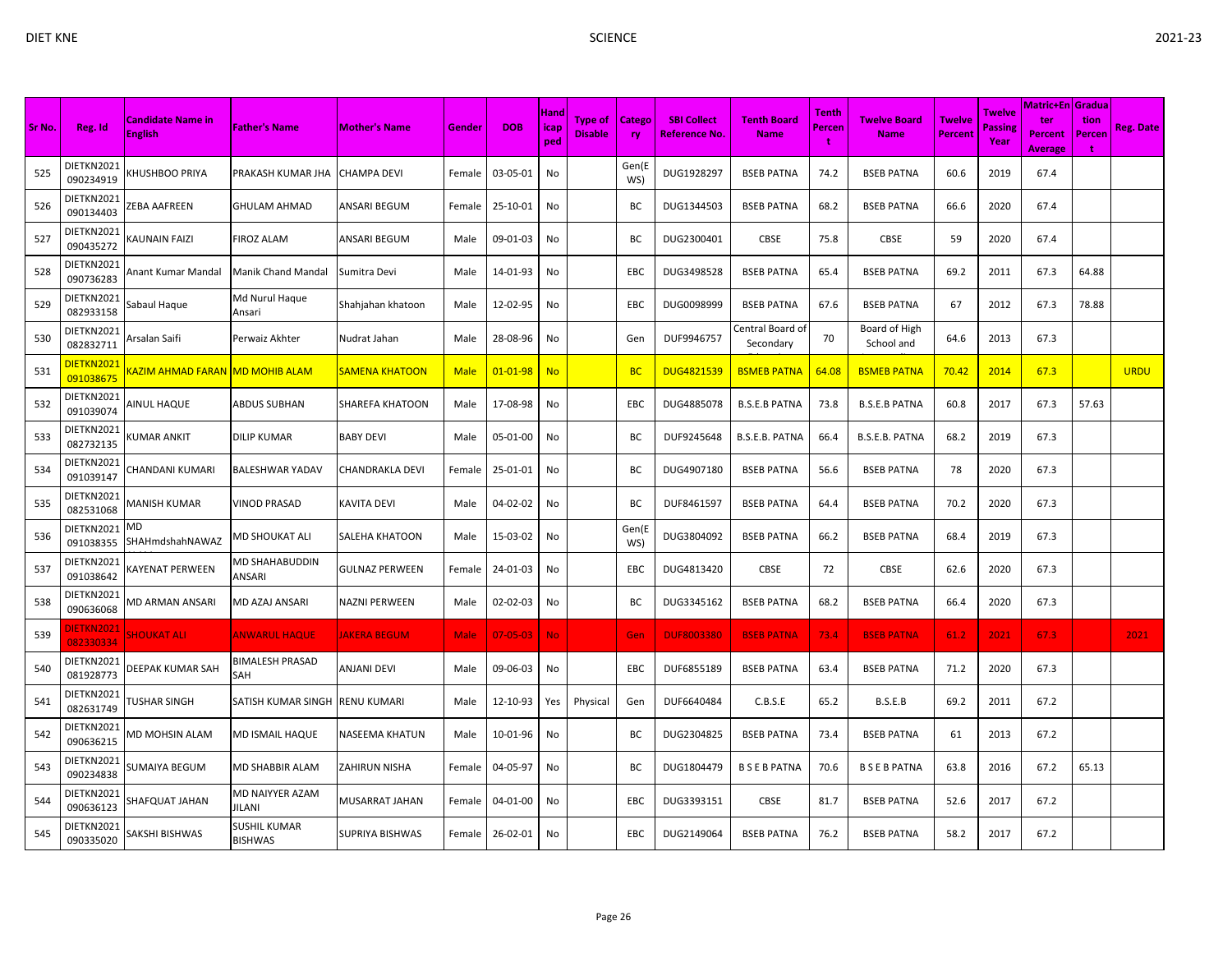| Sr No. | Reg. Id | Candidate Name in English | Father's Name | Mother's Name | Gender | DOB | Handicaped | Type of Disable | Category | SBI Collect Reference No. | Tenth Board Name | Tenth Percent | Twelve Board Name | Twelve Percent | Twelve Passing Year | Matric+Enter Percent Average | Graduation Percent | Reg. Date |
|---|---|---|---|---|---|---|---|---|---|---|---|---|---|---|---|---|---|---|
| 525 | DIETKN2021090234919 | KHUSHBOO PRIYA | PRAKASH KUMAR JHA | CHAMPA DEVI | Female | 03-05-01 | No | | Gen(EWS) | DUG1928297 | BSEB PATNA | 74.2 | BSEB PATNA | 60.6 | 2019 | 67.4 | | |
| 526 | DIETKN2021090134403 | ZEBA AAFREEN | GHULAM AHMAD | ANSARI BEGUM | Female | 25-10-01 | No | | BC | DUG1344503 | BSEB PATNA | 68.2 | BSEB PATNA | 66.6 | 2020 | 67.4 | | |
| 527 | DIETKN2021090435272 | KAUNAIN FAIZI | FIROZ ALAM | ANSARI BEGUM | Male | 09-01-03 | No | | BC | DUG2300401 | CBSE | 75.8 | CBSE | 59 | 2020 | 67.4 | | |
| 528 | DIETKN2021090736283 | Anant Kumar Mandal | Manik Chand Mandal | Sumitra Devi | Male | 14-01-93 | No | | EBC | DUG3498528 | BSEB PATNA | 65.4 | BSEB PATNA | 69.2 | 2011 | 67.3 | 64.88 | |
| 529 | DIETKN2021082933158 | Sabaul Haque | Md Nurul Haque Ansari | Shahjahan khatoon | Male | 12-02-95 | No | | EBC | DUG0098999 | BSEB PATNA | 67.6 | BSEB PATNA | 67 | 2012 | 67.3 | 78.88 | |
| 530 | DIETKN2021082832711 | Arsalan Saifi | Perwaiz Akhter | Nudrat Jahan | Male | 28-08-96 | No | | Gen | DUF9946757 | Central Board of Secondary | 70 | Board of High School and | 64.6 | 2013 | 67.3 | | |
| 531 | DIETKN2021091038675 | KAZIM AHMAD FARAN | MD MOHIB ALAM | SAMENA KHATOON | Male | 01-01-98 | No | | BC | DUG4821539 | BSMEB PATNA | 64.08 | BSMEB PATNA | 70.42 | 2014 | 67.3 | | URDU |
| 532 | DIETKN2021091039074 | AINUL HAQUE | ABDUS SUBHAN | SHAREFA KHATOON | Male | 17-08-98 | No | | EBC | DUG4885078 | B.S.E.B PATNA | 73.8 | B.S.E.B PATNA | 60.8 | 2017 | 67.3 | 57.63 | |
| 533 | DIETKN2021082732135 | KUMAR ANKIT | DILIP KUMAR | BABY DEVI | Male | 05-01-00 | No | | BC | DUF9245648 | B.S.E.B. PATNA | 66.4 | B.S.E.B. PATNA | 68.2 | 2019 | 67.3 | | |
| 534 | DIETKN2021091039147 | CHANDANI KUMARI | BALESHWAR YADAV | CHANDRAKLA DEVI | Female | 25-01-01 | No | | BC | DUG4907180 | BSEB PATNA | 56.6 | BSEB PATNA | 78 | 2020 | 67.3 | | |
| 535 | DIETKN2021082531068 | MANISH KUMAR | VINOD PRASAD | KAVITA DEVI | Male | 04-02-02 | No | | BC | DUF8461597 | BSEB PATNA | 64.4 | BSEB PATNA | 70.2 | 2020 | 67.3 | | |
| 536 | DIETKN2021091038355 | MD SHAHmdshahNAWAZ | MD SHOUKAT ALI | SALEHA KHATOON | Male | 15-03-02 | No | | Gen(EWS) | DUG3804092 | BSEB PATNA | 66.2 | BSEB PATNA | 68.4 | 2019 | 67.3 | | |
| 537 | DIETKN2021091038642 | KAYENAT PERWEEN | MD SHAHABUDDIN ANSARI | GULNAZ PERWEEN | Female | 24-01-03 | No | | EBC | DUG4813420 | CBSE | 72 | CBSE | 62.6 | 2020 | 67.3 | | |
| 538 | DIETKN2021090636068 | MD ARMAN ANSARI | MD AZAJ ANSARI | NAZNI PERWEEN | Male | 02-02-03 | No | | BC | DUG3345162 | BSEB PATNA | 68.2 | BSEB PATNA | 66.4 | 2020 | 67.3 | | |
| 539 | DIETKN2021082330334 | SHOUKAT ALI | ANWARUL HAQUE | JAKERA BEGUM | Male | 07-05-03 | No | | Gen | DUF8003380 | BSEB PATNA | 73.4 | BSEB PATNA | 61.2 | 2021 | 67.3 | | 2021 |
| 540 | DIETKN2021081928773 | DEEPAK KUMAR SAH | BIMALESH PRASAD SAH | ANJANI DEVI | Male | 09-06-03 | No | | EBC | DUF6855189 | BSEB PATNA | 63.4 | BSEB PATNA | 71.2 | 2020 | 67.3 | | |
| 541 | DIETKN2021082631749 | TUSHAR SINGH | SATISH KUMAR SINGH | RENU KUMARI | Male | 12-10-93 | Yes | Physical | Gen | DUF6640484 | C.B.S.E | 65.2 | B.S.E.B | 69.2 | 2011 | 67.2 | | |
| 542 | DIETKN2021090636215 | MD MOHSIN ALAM | MD ISMAIL HAQUE | NASEEMA KHATUN | Male | 10-01-96 | No | | BC | DUG2304825 | BSEB PATNA | 73.4 | BSEB PATNA | 61 | 2013 | 67.2 | | |
| 543 | DIETKN2021090234838 | SUMAIYA BEGUM | MD SHABBIR ALAM | ZAHIRUN NISHA | Female | 04-05-97 | No | | BC | DUG1804479 | B S E B PATNA | 70.6 | B S E B PATNA | 63.8 | 2016 | 67.2 | 65.13 | |
| 544 | DIETKN2021090636123 | SHAFQUAT JAHAN | MD NAIYYER AZAM JILANI | MUSARRAT JAHAN | Female | 04-01-00 | No | | EBC | DUG3393151 | CBSE | 81.7 | BSEB PATNA | 52.6 | 2017 | 67.2 | | |
| 545 | DIETKN2021090335020 | SAKSHI BISHWAS | SUSHIL KUMAR BISHWAS | SUPRIYA BISHWAS | Female | 26-02-01 | No | | EBC | DUG2149064 | BSEB PATNA | 76.2 | BSEB PATNA | 58.2 | 2017 | 67.2 | | |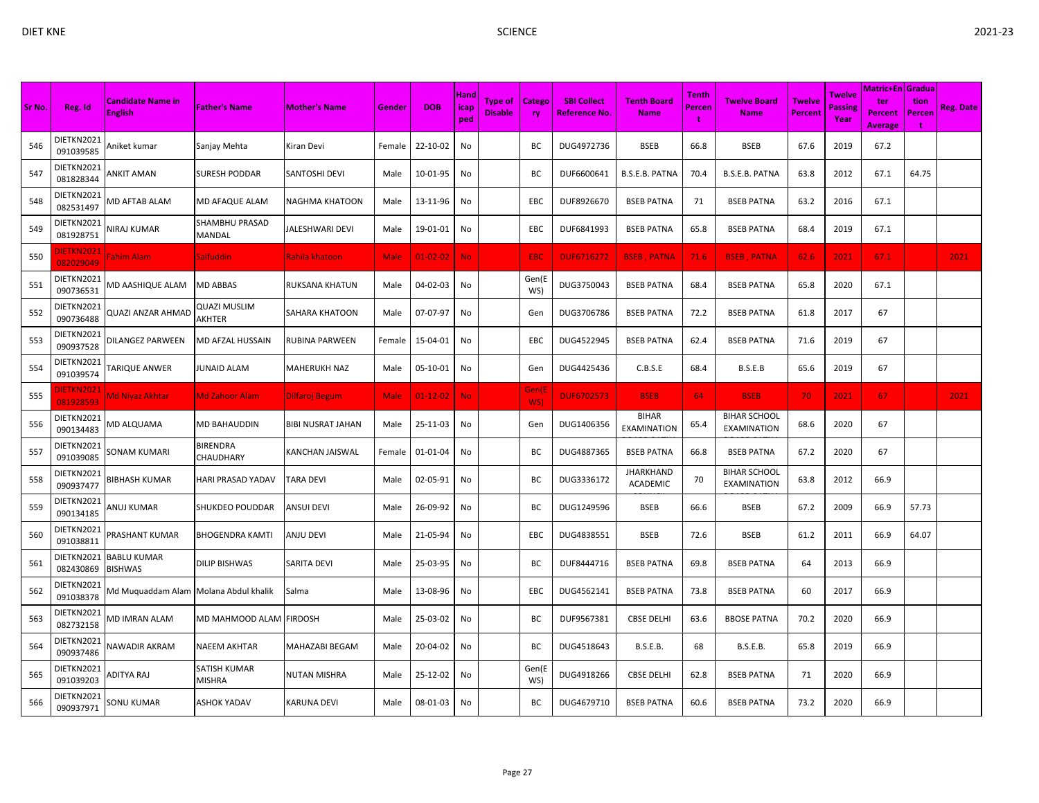| Sr No. | Reg. Id | Candidate Name in English | Father's Name | Mother's Name | Gender | DOB | Handicaped | Type of Disable | Category | SBI Collect Reference No. | Tenth Board Name | Tenth Percent | Twelve Board Name | Twelve Percent | Twelve Passing Year | Matric+Enter Percent Average | Graduation Percent | Reg. Date |
|---|---|---|---|---|---|---|---|---|---|---|---|---|---|---|---|---|---|---|
| 546 | DIETKN2021091039585 | Aniket kumar | Sanjay Mehta | Kiran Devi | Female | 22-10-02 | No | | BC | DUG4972736 | BSEB | 66.8 | BSEB | 67.6 | 2019 | 67.2 | | |
| 547 | DIETKN2021081828344 | ANKIT AMAN | SURESH PODDAR | SANTOSHI DEVI | Male | 10-01-95 | No | | BC | DUF6600641 | B.S.E.B. PATNA | 70.4 | B.S.E.B. PATNA | 63.8 | 2012 | 67.1 | 64.75 | |
| 548 | DIETKN2021082531497 | MD AFTAB ALAM | MD AFAQUE ALAM | NAGHMA KHATOON | Male | 13-11-96 | No | | EBC | DUF8926670 | BSEB PATNA | 71 | BSEB PATNA | 63.2 | 2016 | 67.1 | | |
| 549 | DIETKN2021081928751 | NIRAJ KUMAR | SHAMBHU PRASAD MANDAL | JALESHWARI DEVI | Male | 19-01-01 | No | | EBC | DUF6841993 | BSEB PATNA | 65.8 | BSEB PATNA | 68.4 | 2019 | 67.1 | | |
| 550 | DIETKN2021082029049 | Fahim Alam | Saifuddin | Rahila khatoon | Male | 01-02-02 | No | | EBC | DUF6716272 | BSEB , PATNA | 71.6 | BSEB , PATNA | 62.6 | 2021 | 67.1 | | 2021 |
| 551 | DIETKN2021090736531 | MD AASHIQUE ALAM | MD ABBAS | RUKSANA KHATUN | Male | 04-02-03 | No | | Gen(EWS) | DUG3750043 | BSEB PATNA | 68.4 | BSEB PATNA | 65.8 | 2020 | 67.1 | | |
| 552 | DIETKN2021090736488 | QUAZI ANZAR AHMAD | QUAZI MUSLIM AKHTER | SAHARA KHATOON | Male | 07-07-97 | No | | Gen | DUG3706786 | BSEB PATNA | 72.2 | BSEB PATNA | 61.8 | 2017 | 67 | | |
| 553 | DIETKN2021090937528 | DILANGEZ PARWEEN | MD AFZAL HUSSAIN | RUBINA PARWEEN | Female | 15-04-01 | No | | EBC | DUG4522945 | BSEB PATNA | 62.4 | BSEB PATNA | 71.6 | 2019 | 67 | | |
| 554 | DIETKN2021091039574 | TARIQUE ANWER | JUNAID ALAM | MAHERUKH NAZ | Male | 05-10-01 | No | | Gen | DUG4425436 | C.B.S.E | 68.4 | B.S.E.B | 65.6 | 2019 | 67 | | |
| 555 | DIETKN2021081928593 | Md Niyaz Akhtar | Md Zahoor Alam | Dilfaroj Begum | Male | 01-12-02 | No | | Gen(EWS) | DUF6702573 | BSEB | 64 | BSEB | 70 | 2021 | 67 | | 2021 |
| 556 | DIETKN2021090134483 | MD ALQUAMA | MD BAHAUDDIN | BIBI NUSRAT JAHAN | Male | 25-11-03 | No | | Gen | DUG1406356 | BIHAR EXAMINATION | 65.4 | BIHAR SCHOOL EXAMINATION | 68.6 | 2020 | 67 | | |
| 557 | DIETKN2021091039085 | SONAM KUMARI | BIRENDRA CHAUDHARY | KANCHAN JAISWAL | Female | 01-01-04 | No | | BC | DUG4887365 | BSEB PATNA | 66.8 | BSEB PATNA | 67.2 | 2020 | 67 | | |
| 558 | DIETKN2021090937477 | BIBHASH KUMAR | HARI PRASAD YADAV | TARA DEVI | Male | 02-05-91 | No | | BC | DUG3336172 | JHARKHAND ACADEMIC | 70 | BIHAR SCHOOL EXAMINATION | 63.8 | 2012 | 66.9 | | |
| 559 | DIETKN2021090134185 | ANUJ KUMAR | SHUKDEO POUDDAR | ANSUI DEVI | Male | 26-09-92 | No | | BC | DUG1249596 | BSEB | 66.6 | BSEB | 67.2 | 2009 | 66.9 | 57.73 | |
| 560 | DIETKN2021091038811 | PRASHANT KUMAR | BHOGENDRA KAMTI | ANJU DEVI | Male | 21-05-94 | No | | EBC | DUG4838551 | BSEB | 72.6 | BSEB | 61.2 | 2011 | 66.9 | 64.07 | |
| 561 | DIETKN2021082430869 | BABLU KUMAR BISHWAS | DILIP BISHWAS | SARITA DEVI | Male | 25-03-95 | No | | BC | DUF8444716 | BSEB PATNA | 69.8 | BSEB PATNA | 64 | 2013 | 66.9 | | |
| 562 | DIETKN2021091038378 | Md Muquaddam Alam | Molana Abdul khalik | Salma | Male | 13-08-96 | No | | EBC | DUG4562141 | BSEB PATNA | 73.8 | BSEB PATNA | 60 | 2017 | 66.9 | | |
| 563 | DIETKN2021082732158 | MD IMRAN ALAM | MD MAHMOOD ALAM | FIRDOSH | Male | 25-03-02 | No | | BC | DUF9567381 | CBSE DELHI | 63.6 | BBOSE PATNA | 70.2 | 2020 | 66.9 | | |
| 564 | DIETKN2021090937486 | NAWADIR AKRAM | NAEEM AKHTAR | MAHAZABI BEGAM | Male | 20-04-02 | No | | BC | DUG4518643 | B.S.E.B. | 68 | B.S.E.B. | 65.8 | 2019 | 66.9 | | |
| 565 | DIETKN2021091039203 | ADITYA RAJ | SATISH KUMAR MISHRA | NUTAN MISHRA | Male | 25-12-02 | No | | Gen(EWS) | DUG4918266 | CBSE DELHI | 62.8 | BSEB PATNA | 71 | 2020 | 66.9 | | |
| 566 | DIETKN2021090937971 | SONU KUMAR | ASHOK YADAV | KARUNA DEVI | Male | 08-01-03 | No | | BC | DUG4679710 | BSEB PATNA | 60.6 | BSEB PATNA | 73.2 | 2020 | 66.9 | | |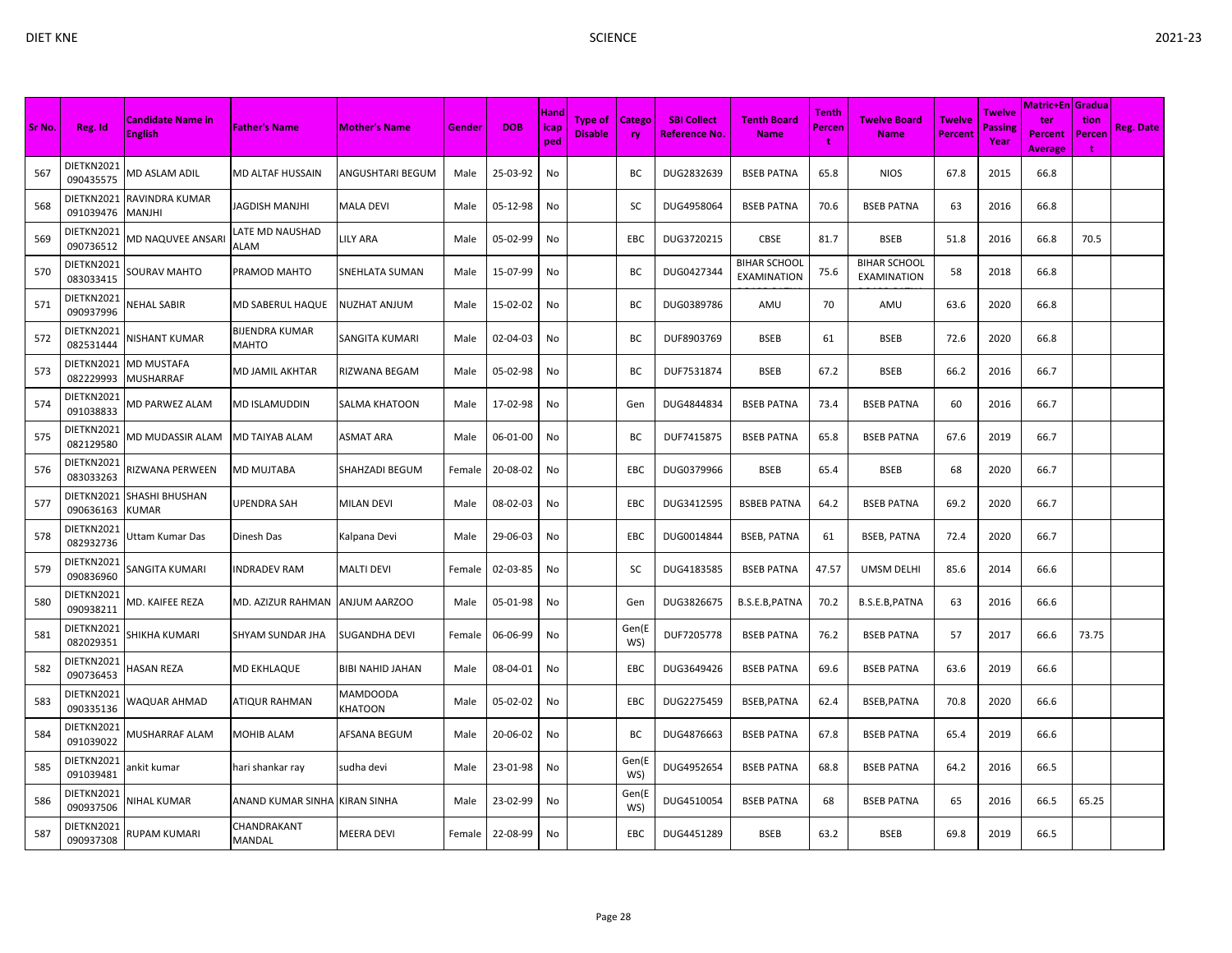| Sr No. | Reg. Id | Candidate Name in English | Father's Name | Mother's Name | Gender | DOB | Handicapped | Type of Disable | Category | SBI Collect Reference No. | Tenth Board Name | Tenth Percent | Twelve Board Name | Twelve Percent | Twelve Passing Year | Matric+Enter Percent Average | Graduation Percent | Reg. Date |
|---|---|---|---|---|---|---|---|---|---|---|---|---|---|---|---|---|---|---|
| 567 | DIETKN2021090435575 | MD ASLAM ADIL | MD ALTAF HUSSAIN | ANGUSHTARI BEGUM | Male | 25-03-92 | No | | BC | DUG2832639 | BSEB PATNA | 65.8 | NIOS | 67.8 | 2015 | 66.8 | | |
| 568 | DIETKN2021091039476 | RAVINDRA KUMAR MANJHI | JAGDISH MANJHI | MALA DEVI | Male | 05-12-98 | No | | SC | DUG4958064 | BSEB PATNA | 70.6 | BSEB PATNA | 63 | 2016 | 66.8 | | |
| 569 | DIETKN2021090736512 | MD NAQUVEE ANSARI | LATE MD NAUSHAD ALAM | LILY ARA | Male | 05-02-99 | No | | EBC | DUG3720215 | CBSE | 81.7 | BSEB | 51.8 | 2016 | 66.8 | 70.5 | |
| 570 | DIETKN2021083033415 | SOURAV MAHTO | PRAMOD MAHTO | SNEHLATA SUMAN | Male | 15-07-99 | No | | BC | DUG0427344 | BIHAR SCHOOL EXAMINATION | 75.6 | BIHAR SCHOOL EXAMINATION | 58 | 2018 | 66.8 | | |
| 571 | DIETKN2021090937996 | NEHAL SABIR | MD SABERUL HAQUE | NUZHAT ANJUM | Male | 15-02-02 | No | | BC | DUG0389786 | AMU | 70 | AMU | 63.6 | 2020 | 66.8 | | |
| 572 | DIETKN2021082531444 | NISHANT KUMAR | BIJENDRA KUMAR MAHTO | SANGITA KUMARI | Male | 02-04-03 | No | | BC | DUF8903769 | BSEB | 61 | BSEB | 72.6 | 2020 | 66.8 | | |
| 573 | DIETKN2021082229993 | MD MUSTAFA MUSHARRAF | MD JAMIL AKHTAR | RIZWANA BEGAM | Male | 05-02-98 | No | | BC | DUF7531874 | BSEB | 67.2 | BSEB | 66.2 | 2016 | 66.7 | | |
| 574 | DIETKN2021091038833 | MD PARWEZ ALAM | MD ISLAMUDDIN | SALMA KHATOON | Male | 17-02-98 | No | | Gen | DUG4844834 | BSEB PATNA | 73.4 | BSEB PATNA | 60 | 2016 | 66.7 | | |
| 575 | DIETKN2021082129580 | MD MUDASSIR ALAM | MD TAIYAB ALAM | ASMAT ARA | Male | 06-01-00 | No | | BC | DUF7415875 | BSEB PATNA | 65.8 | BSEB PATNA | 67.6 | 2019 | 66.7 | | |
| 576 | DIETKN2021083033263 | RIZWANA PERWEEN | MD MUJTABA | SHAHZADI BEGUM | Female | 20-08-02 | No | | EBC | DUG0379966 | BSEB | 65.4 | BSEB | 68 | 2020 | 66.7 | | |
| 577 | DIETKN2021090636163 | SHASHI BHUSHAN KUMAR | UPENDRA SAH | MILAN DEVI | Male | 08-02-03 | No | | EBC | DUG3412595 | BSBEB PATNA | 64.2 | BSEB PATNA | 69.2 | 2020 | 66.7 | | |
| 578 | DIETKN2021082932736 | Uttam Kumar Das | Dinesh Das | Kalpana Devi | Male | 29-06-03 | No | | EBC | DUG0014844 | BSEB, PATNA | 61 | BSEB, PATNA | 72.4 | 2020 | 66.7 | | |
| 579 | DIETKN2021090836960 | SANGITA KUMARI | INDRADEV RAM | MALTI DEVI | Female | 02-03-85 | No | | SC | DUG4183585 | BSEB PATNA | 47.57 | UMSM DELHI | 85.6 | 2014 | 66.6 | | |
| 580 | DIETKN2021090938211 | MD. KAIFEE REZA | MD. AZIZUR RAHMAN | ANJUM AARZOO | Male | 05-01-98 | No | | Gen | DUG3826675 | B.S.E.B,PATNA | 70.2 | B.S.E.B,PATNA | 63 | 2016 | 66.6 | | |
| 581 | DIETKN2021082029351 | SHIKHA KUMARI | SHYAM SUNDAR JHA | SUGANDHA DEVI | Female | 06-06-99 | No | | Gen(EWS) | DUF7205778 | BSEB PATNA | 76.2 | BSEB PATNA | 57 | 2017 | 66.6 | 73.75 | |
| 582 | DIETKN2021090736453 | HASAN REZA | MD EKHLAQUE | BIBI NAHID JAHAN | Male | 08-04-01 | No | | EBC | DUG3649426 | BSEB PATNA | 69.6 | BSEB PATNA | 63.6 | 2019 | 66.6 | | |
| 583 | DIETKN2021090335136 | WAQUAR AHMAD | ATIQUR RAHMAN | MAMDOODA KHATOON | Male | 05-02-02 | No | | EBC | DUG2275459 | BSEB,PATNA | 62.4 | BSEB,PATNA | 70.8 | 2020 | 66.6 | | |
| 584 | DIETKN2021091039022 | MUSHARRAF ALAM | MOHIB ALAM | AFSANA BEGUM | Male | 20-06-02 | No | | BC | DUG4876663 | BSEB PATNA | 67.8 | BSEB PATNA | 65.4 | 2019 | 66.6 | | |
| 585 | DIETKN2021091039481 | ankit kumar | hari shankar ray | sudha devi | Male | 23-01-98 | No | | Gen(EWS) | DUG4952654 | BSEB PATNA | 68.8 | BSEB PATNA | 64.2 | 2016 | 66.5 | | |
| 586 | DIETKN2021090937506 | NIHAL KUMAR | ANAND KUMAR SINHA | KIRAN SINHA | Male | 23-02-99 | No | | Gen(EWS) | DUG4510054 | BSEB PATNA | 68 | BSEB PATNA | 65 | 2016 | 66.5 | 65.25 | |
| 587 | DIETKN2021090937308 | RUPAM KUMARI | CHANDRAKANT MANDAL | MEERA DEVI | Female | 22-08-99 | No | | EBC | DUG4451289 | BSEB | 63.2 | BSEB | 69.8 | 2019 | 66.5 | | |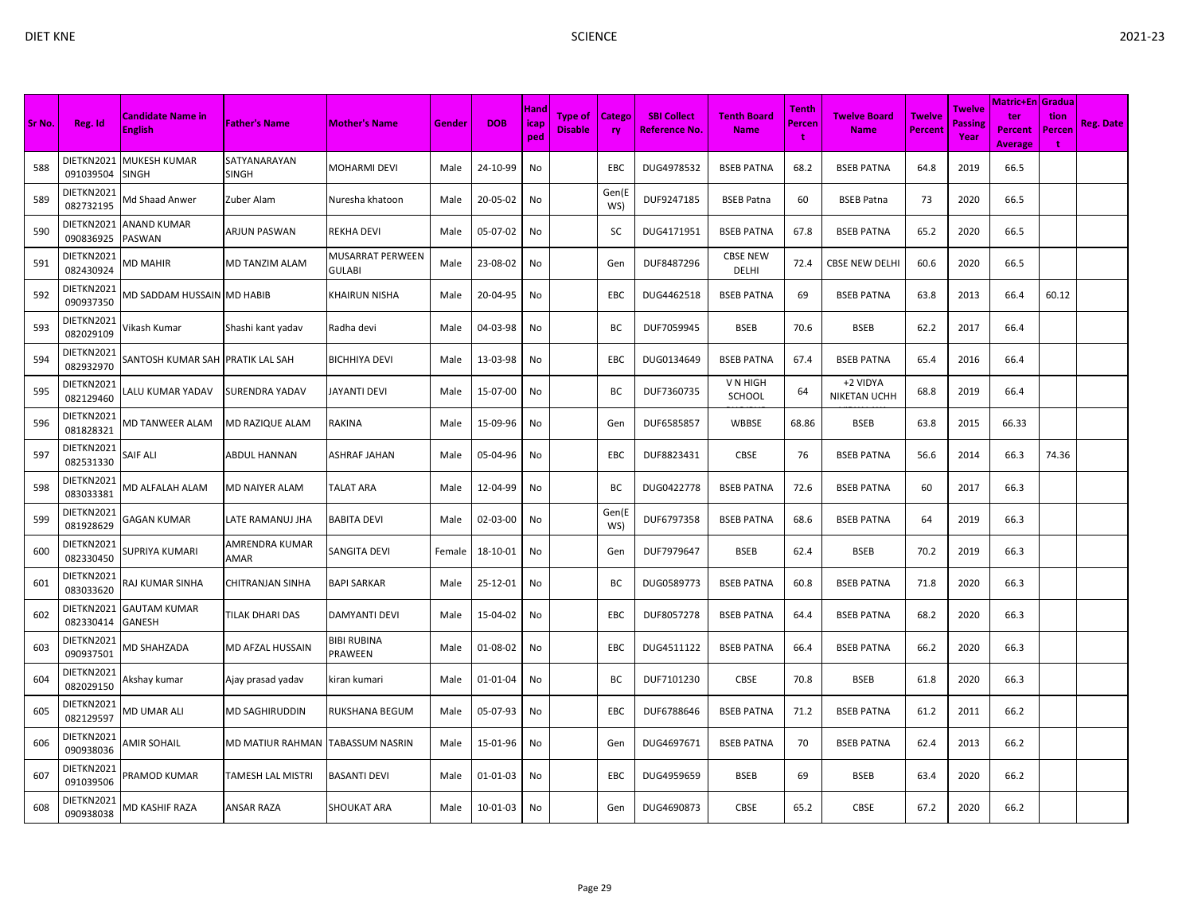| Sr No. | Reg. Id | Candidate Name in English | Father's Name | Mother's Name | Gender | DOB | Handicapped | Type of Disable | Category | SBI Collect Reference No. | Tenth Board Name | Tenth Percent | Twelve Board Name | Twelve Percent | Twelve Passing Year | Matric+Enter Percent Average | Graduation Percent | Reg. Date |
|---|---|---|---|---|---|---|---|---|---|---|---|---|---|---|---|---|---|---|
| 588 | DIETKN2021091039504 | MUKESH KUMAR SINGH | SATYANARAYAN SINGH | MOHARMI DEVI | Male | 24-10-99 | No | | EBC | DUG4978532 | BSEB PATNA | 68.2 | BSEB PATNA | 64.8 | 2019 | 66.5 | | |
| 589 | DIETKN2021082732195 | Md Shaad Anwer | Zuber Alam | Nuresha khatoon | Male | 20-05-02 | No | | Gen(EWS) | DUF9247185 | BSEB Patna | 60 | BSEB Patna | 73 | 2020 | 66.5 | | |
| 590 | DIETKN2021090836925 | ANAND KUMAR PASWAN | ARJUN PASWAN | REKHA DEVI | Male | 05-07-02 | No | | SC | DUG4171951 | BSEB PATNA | 67.8 | BSEB PATNA | 65.2 | 2020 | 66.5 | | |
| 591 | DIETKN2021082430924 | MD MAHIR | MD TANZIM ALAM | MUSARRAT PERWEEN GULABI | Male | 23-08-02 | No | | Gen | DUF8487296 | CBSE NEW DELHI | 72.4 | CBSE NEW DELHI | 60.6 | 2020 | 66.5 | | |
| 592 | DIETKN2021090937350 | MD SADDAM HUSSAIN | MD HABIB | KHAIRUN NISHA | Male | 20-04-95 | No | | EBC | DUG4462518 | BSEB PATNA | 69 | BSEB PATNA | 63.8 | 2013 | 66.4 | 60.12 | |
| 593 | DIETKN2021082029109 | Vikash Kumar | Shashi kant yadav | Radha devi | Male | 04-03-98 | No | | BC | DUF7059945 | BSEB | 70.6 | BSEB | 62.2 | 2017 | 66.4 | | |
| 594 | DIETKN2021082932970 | SANTOSH KUMAR SAH | PRATIK LAL SAH | BICHHIYA DEVI | Male | 13-03-98 | No | | EBC | DUG0134649 | BSEB PATNA | 67.4 | BSEB PATNA | 65.4 | 2016 | 66.4 | | |
| 595 | DIETKN2021082129460 | LALU KUMAR YADAV | SURENDRA YADAV | JAYANTI DEVI | Male | 15-07-00 | No | | BC | DUF7360735 | V N HIGH SCHOOL | 64 | +2 VIDYA NIKETAN UCHH | 68.8 | 2019 | 66.4 | | |
| 596 | DIETKN2021081828321 | MD TANWEER ALAM | MD RAZIQUE ALAM | RAKINA | Male | 15-09-96 | No | | Gen | DUF6585857 | WBBSE | 68.86 | BSEB | 63.8 | 2015 | 66.33 | | |
| 597 | DIETKN2021082531330 | SAIF ALI | ABDUL HANNAN | ASHRAF JAHAN | Male | 05-04-96 | No | | EBC | DUF8823431 | CBSE | 76 | BSEB PATNA | 56.6 | 2014 | 66.3 | 74.36 | |
| 598 | DIETKN2021083033381 | MD ALFALAH ALAM | MD NAIYER ALAM | TALAT ARA | Male | 12-04-99 | No | | BC | DUG0422778 | BSEB PATNA | 72.6 | BSEB PATNA | 60 | 2017 | 66.3 | | |
| 599 | DIETKN2021081928629 | GAGAN KUMAR | LATE RAMANUJ JHA | BABITA DEVI | Male | 02-03-00 | No | | Gen(EWS) | DUF6797358 | BSEB PATNA | 68.6 | BSEB PATNA | 64 | 2019 | 66.3 | | |
| 600 | DIETKN2021082330450 | SUPRIYA KUMARI | AMRENDRA KUMAR AMAR | SANGITA DEVI | Female | 18-10-01 | No | | Gen | DUF7979647 | BSEB | 62.4 | BSEB | 70.2 | 2019 | 66.3 | | |
| 601 | DIETKN2021083033620 | RAJ KUMAR SINHA | CHITRANJAN SINHA | BAPI SARKAR | Male | 25-12-01 | No | | BC | DUG0589773 | BSEB PATNA | 60.8 | BSEB PATNA | 71.8 | 2020 | 66.3 | | |
| 602 | DIETKN2021082330414 | GAUTAM KUMAR GANESH | TILAK DHARI DAS | DAMYANTI DEVI | Male | 15-04-02 | No | | EBC | DUF8057278 | BSEB PATNA | 64.4 | BSEB PATNA | 68.2 | 2020 | 66.3 | | |
| 603 | DIETKN2021090937501 | MD SHAHZADA | MD AFZAL HUSSAIN | BIBI RUBINA PRAWEEN | Male | 01-08-02 | No | | EBC | DUG4511122 | BSEB PATNA | 66.4 | BSEB PATNA | 66.2 | 2020 | 66.3 | | |
| 604 | DIETKN2021082029150 | Akshay kumar | Ajay prasad yadav | kiran kumari | Male | 01-01-04 | No | | BC | DUF7101230 | CBSE | 70.8 | BSEB | 61.8 | 2020 | 66.3 | | |
| 605 | DIETKN2021082129597 | MD UMAR ALI | MD SAGHIRUDDIN | RUKSHANA BEGUM | Male | 05-07-93 | No | | EBC | DUF6788646 | BSEB PATNA | 71.2 | BSEB PATNA | 61.2 | 2011 | 66.2 | | |
| 606 | DIETKN2021090938036 | AMIR SOHAIL | MD MATIUR RAHMAN | TABASSUM NASRIN | Male | 15-01-96 | No | | Gen | DUG4697671 | BSEB PATNA | 70 | BSEB PATNA | 62.4 | 2013 | 66.2 | | |
| 607 | DIETKN2021091039506 | PRAMOD KUMAR | TAMESH LAL MISTRI | BASANTI DEVI | Male | 01-01-03 | No | | EBC | DUG4959659 | BSEB | 69 | BSEB | 63.4 | 2020 | 66.2 | | |
| 608 | DIETKN2021090938038 | MD KASHIF RAZA | ANSAR RAZA | SHOUKAT ARA | Male | 10-01-03 | No | | Gen | DUG4690873 | CBSE | 65.2 | CBSE | 67.2 | 2020 | 66.2 | | |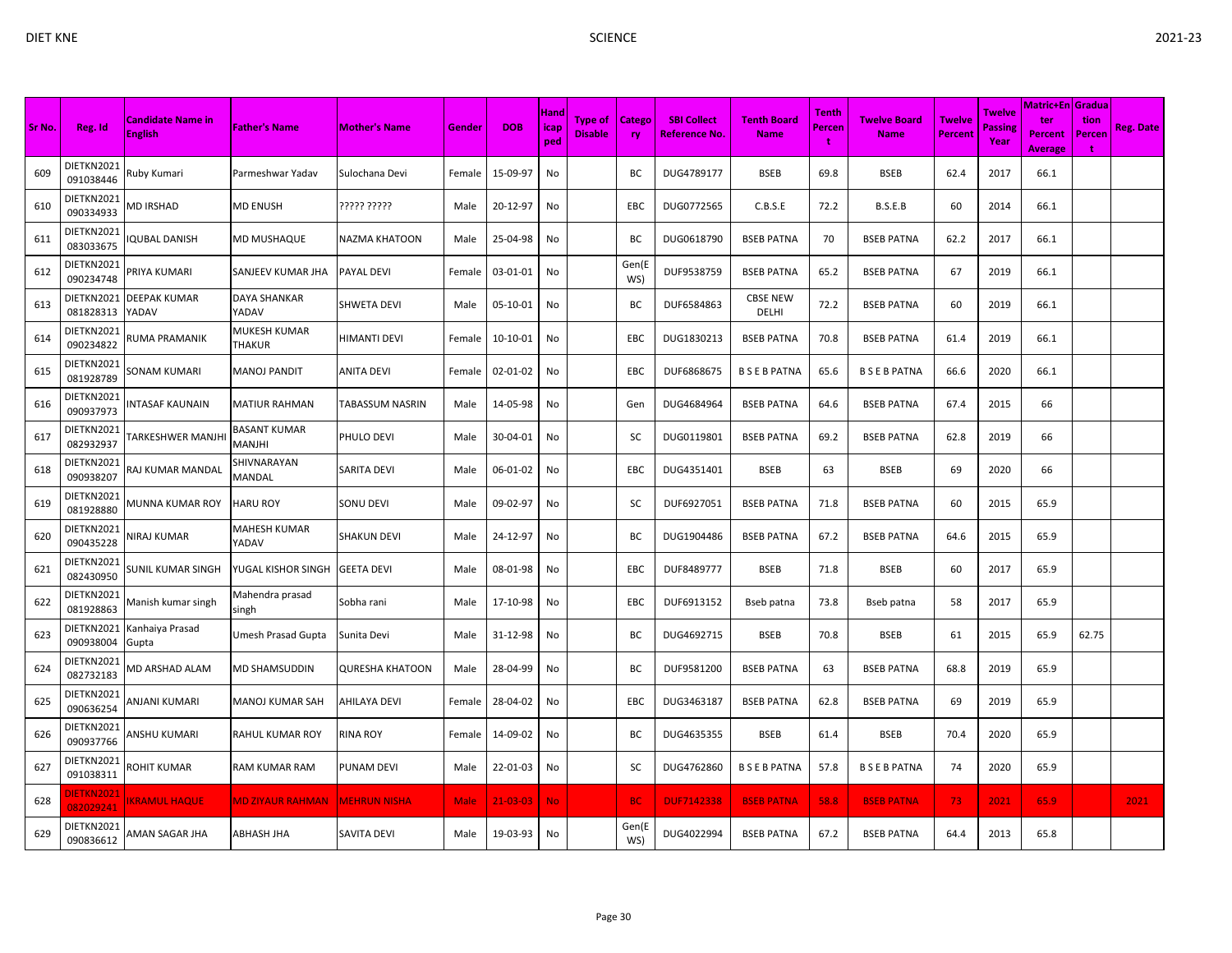| Sr No. | Reg. Id | Candidate Name in English | Father's Name | Mother's Name | Gender | DOB | Handicaped | Type of Disable | Category | SBI Collect Reference No. | Tenth Board Name | Tenth Percent | Twelve Board Name | Twelve Percent | Twelve Passing Year | Matric+Enter Percent Average | Graduation Percent | Reg. Date |
|---|---|---|---|---|---|---|---|---|---|---|---|---|---|---|---|---|---|---|
| 609 | DIETKN2021091038446 | Ruby Kumari | Parmeshwar Yadav | Sulochana Devi | Female | 15-09-97 | No | | BC | DUG4789177 | BSEB | 69.8 | BSEB | 62.4 | 2017 | 66.1 | | |
| 610 | DIETKN2021090334933 | MD IRSHAD | MD ENUSH | ????? ????? | Male | 20-12-97 | No | | EBC | DUG0772565 | C.B.S.E | 72.2 | B.S.E.B | 60 | 2014 | 66.1 | | |
| 611 | DIETKN2021083033675 | IQUBAL DANISH | MD MUSHAQUE | NAZMA KHATOON | Male | 25-04-98 | No | | BC | DUG0618790 | BSEB PATNA | 70 | BSEB PATNA | 62.2 | 2017 | 66.1 | | |
| 612 | DIETKN2021090234748 | PRIYA KUMARI | SANJEEV KUMAR JHA | PAYAL DEVI | Female | 03-01-01 | No | | Gen(EWS) | DUF9538759 | BSEB PATNA | 65.2 | BSEB PATNA | 67 | 2019 | 66.1 | | |
| 613 | DIETKN2021081828313 | DEEPAK KUMAR YADAV | DAYA SHANKAR YADAV | SHWETA DEVI | Male | 05-10-01 | No | | BC | DUF6584863 | CBSE NEW DELHI | 72.2 | BSEB PATNA | 60 | 2019 | 66.1 | | |
| 614 | DIETKN2021090234822 | RUMA PRAMANIK | MUKESH KUMAR THAKUR | HIMANTI DEVI | Female | 10-10-01 | No | | EBC | DUG1830213 | BSEB PATNA | 70.8 | BSEB PATNA | 61.4 | 2019 | 66.1 | | |
| 615 | DIETKN2021081928789 | SONAM KUMARI | MANOJ PANDIT | ANITA DEVI | Female | 02-01-02 | No | | EBC | DUF6868675 | B S E B PATNA | 65.6 | B S E B PATNA | 66.6 | 2020 | 66.1 | | |
| 616 | DIETKN2021090937973 | INTASAF KAUNAIN | MATIUR RAHMAN | TABASSUM NASRIN | Male | 14-05-98 | No | | Gen | DUG4684964 | BSEB PATNA | 64.6 | BSEB PATNA | 67.4 | 2015 | 66 | | |
| 617 | DIETKN2021082932937 | TARKESHWER MANJHI | BASANT KUMAR MANJHI | PHULO DEVI | Male | 30-04-01 | No | | SC | DUG0119801 | BSEB PATNA | 69.2 | BSEB PATNA | 62.8 | 2019 | 66 | | |
| 618 | DIETKN2021090938207 | RAJ KUMAR MANDAL | SHIVNARAYAN MANDAL | SARITA DEVI | Male | 06-01-02 | No | | EBC | DUG4351401 | BSEB | 63 | BSEB | 69 | 2020 | 66 | | |
| 619 | DIETKN2021081928880 | MUNNA KUMAR ROY | HARU ROY | SONU DEVI | Male | 09-02-97 | No | | SC | DUF6927051 | BSEB PATNA | 71.8 | BSEB PATNA | 60 | 2015 | 65.9 | | |
| 620 | DIETKN2021090435228 | NIRAJ KUMAR | MAHESH KUMAR YADAV | SHAKUN DEVI | Male | 24-12-97 | No | | BC | DUG1904486 | BSEB PATNA | 67.2 | BSEB PATNA | 64.6 | 2015 | 65.9 | | |
| 621 | DIETKN2021082430950 | SUNIL KUMAR SINGH | YUGAL KISHOR SINGH | GEETA DEVI | Male | 08-01-98 | No | | EBC | DUF8489777 | BSEB | 71.8 | BSEB | 60 | 2017 | 65.9 | | |
| 622 | DIETKN2021081928863 | Manish kumar singh | Mahendra prasad singh | Sobha rani | Male | 17-10-98 | No | | EBC | DUF6913152 | Bseb patna | 73.8 | Bseb patna | 58 | 2017 | 65.9 | | |
| 623 | DIETKN2021090938004 | Kanhaiya Prasad Gupta | Umesh Prasad Gupta | Sunita Devi | Male | 31-12-98 | No | | BC | DUG4692715 | BSEB | 70.8 | BSEB | 61 | 2015 | 65.9 | 62.75 | |
| 624 | DIETKN2021082732183 | MD ARSHAD ALAM | MD SHAMSUDDIN | QURESHA KHATOON | Male | 28-04-99 | No | | BC | DUF9581200 | BSEB PATNA | 63 | BSEB PATNA | 68.8 | 2019 | 65.9 | | |
| 625 | DIETKN2021090636254 | ANJANI KUMARI | MANOJ KUMAR SAH | AHILAYA DEVI | Female | 28-04-02 | No | | EBC | DUG3463187 | BSEB PATNA | 62.8 | BSEB PATNA | 69 | 2019 | 65.9 | | |
| 626 | DIETKN2021090937766 | ANSHU KUMARI | RAHUL KUMAR ROY | RINA ROY | Female | 14-09-02 | No | | BC | DUG4635355 | BSEB | 61.4 | BSEB | 70.4 | 2020 | 65.9 | | |
| 627 | DIETKN2021091038311 | ROHIT KUMAR | RAM KUMAR RAM | PUNAM DEVI | Male | 22-01-03 | No | | SC | DUG4762860 | B S E B PATNA | 57.8 | B S E B PATNA | 74 | 2020 | 65.9 | | |
| 628 | DIETKN2021082029241 | IKRAMUL HAQUE | MD ZIYAUR RAHMAN | MEHRUN NISHA | Male | 21-03-03 | No | | BC | DUF7142338 | BSEB PATNA | 58.8 | BSEB PATNA | 73 | 2021 | 65.9 | | 2021 |
| 629 | DIETKN2021090836612 | AMAN SAGAR JHA | ABHASH JHA | SAVITA DEVI | Male | 19-03-93 | No | | Gen(EWS) | DUG4022994 | BSEB PATNA | 67.2 | BSEB PATNA | 64.4 | 2013 | 65.8 | | |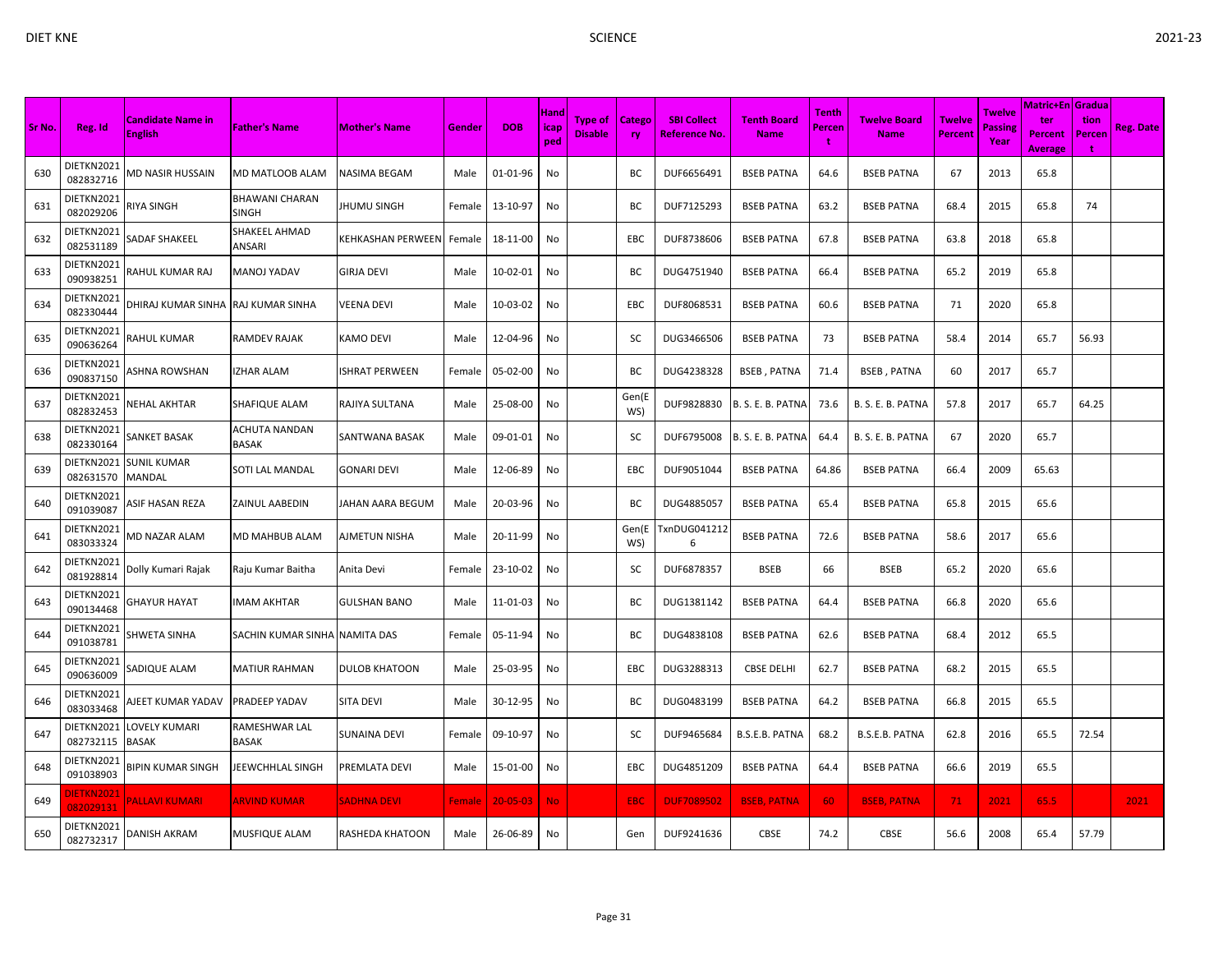| Sr No. | Reg. Id | Candidate Name in English | Father's Name | Mother's Name | Gender | DOB | Handicapped | Type of Disable | Category | SBI Collect Reference No. | Tenth Board Name | Tenth Percent | Twelve Board Name | Twelve Percent | Twelve Passing Year | Matric+Enter Percent Average | Graduation Percent | Reg. Date |
|---|---|---|---|---|---|---|---|---|---|---|---|---|---|---|---|---|---|---|
| 630 | DIETKN2021082832716 | MD NASIR HUSSAIN | MD MATLOOB ALAM | NASIMA BEGAM | Male | 01-01-96 | No | | BC | DUF6656491 | BSEB PATNA | 64.6 | BSEB PATNA | 67 | 2013 | 65.8 | | |
| 631 | DIETKN2021082029206 | RIYA SINGH | BHAWANI CHARAN SINGH | JHUMU SINGH | Female | 13-10-97 | No | | BC | DUF7125293 | BSEB PATNA | 63.2 | BSEB PATNA | 68.4 | 2015 | 65.8 | 74 | |
| 632 | DIETKN2021082531189 | SADAF SHAKEEL | SHAKEEL AHMAD ANSARI | KEHKASHAN PERWEEN | Female | 18-11-00 | No | | EBC | DUF8738606 | BSEB PATNA | 67.8 | BSEB PATNA | 63.8 | 2018 | 65.8 | | |
| 633 | DIETKN2021090938251 | RAHUL KUMAR RAJ | MANOJ YADAV | GIRJA DEVI | Male | 10-02-01 | No | | BC | DUG4751940 | BSEB PATNA | 66.4 | BSEB PATNA | 65.2 | 2019 | 65.8 | | |
| 634 | DIETKN2021082330444 | DHIRAJ KUMAR SINHA | RAJ KUMAR SINHA | VEENA DEVI | Male | 10-03-02 | No | | EBC | DUF8068531 | BSEB PATNA | 60.6 | BSEB PATNA | 71 | 2020 | 65.8 | | |
| 635 | DIETKN2021090636264 | RAHUL KUMAR | RAMDEV RAJAK | KAMO DEVI | Male | 12-04-96 | No | | SC | DUG3466506 | BSEB PATNA | 73 | BSEB PATNA | 58.4 | 2014 | 65.7 | 56.93 | |
| 636 | DIETKN2021090837150 | ASHNA ROWSHAN | IZHAR ALAM | ISHRAT PERWEEN | Female | 05-02-00 | No | | BC | DUG4238328 | BSEB , PATNA | 71.4 | BSEB , PATNA | 60 | 2017 | 65.7 | | |
| 637 | DIETKN2021082832453 | NEHAL AKHTAR | SHAFIQUE ALAM | RAJIYA SULTANA | Male | 25-08-00 | No | | Gen(EWS) | DUF9828830 | B. S. E. B. PATNA | 73.6 | B. S. E. B. PATNA | 57.8 | 2017 | 65.7 | 64.25 | |
| 638 | DIETKN2021082330164 | SANKET BASAK | ACHUTA NANDAN BASAK | SANTWANA BASAK | Male | 09-01-01 | No | | SC | DUF6795008 | B. S. E. B. PATNA | 64.4 | B. S. E. B. PATNA | 67 | 2020 | 65.7 | | |
| 639 | DIETKN2021082631570 | SUNIL KUMAR MANDAL | SOTI LAL MANDAL | GONARI DEVI | Male | 12-06-89 | No | | EBC | DUF9051044 | BSEB PATNA | 64.86 | BSEB PATNA | 66.4 | 2009 | 65.63 | | |
| 640 | DIETKN2021091039087 | ASIF HASAN REZA | ZAINUL AABEDIN | JAHAN AARA BEGUM | Male | 20-03-96 | No | | BC | DUG4885057 | BSEB PATNA | 65.4 | BSEB PATNA | 65.8 | 2015 | 65.6 | | |
| 641 | DIETKN2021083033324 | MD NAZAR ALAM | MD MAHBUB ALAM | AJMETUN NISHA | Male | 20-11-99 | No | | Gen(EWS) | TxnDUG0412126 | BSEB PATNA | 72.6 | BSEB PATNA | 58.6 | 2017 | 65.6 | | |
| 642 | DIETKN2021081928814 | Dolly Kumari Rajak | Raju Kumar Baitha | Anita Devi | Female | 23-10-02 | No | | SC | DUF6878357 | BSEB | 66 | BSEB | 65.2 | 2020 | 65.6 | | |
| 643 | DIETKN2021090134468 | GHAYUR HAYAT | IMAM AKHTAR | GULSHAN BANO | Male | 11-01-03 | No | | BC | DUG1381142 | BSEB PATNA | 64.4 | BSEB PATNA | 66.8 | 2020 | 65.6 | | |
| 644 | DIETKN2021091038781 | SHWETA SINHA | SACHIN KUMAR SINHA | NAMITA DAS | Female | 05-11-94 | No | | BC | DUG4838108 | BSEB PATNA | 62.6 | BSEB PATNA | 68.4 | 2012 | 65.5 | | |
| 645 | DIETKN2021090636009 | SADIQUE ALAM | MATIUR RAHMAN | DULOB KHATOON | Male | 25-03-95 | No | | EBC | DUG3288313 | CBSE DELHI | 62.7 | BSEB PATNA | 68.2 | 2015 | 65.5 | | |
| 646 | DIETKN2021083033468 | AJEET KUMAR YADAV | PRADEEP YADAV | SITA DEVI | Male | 30-12-95 | No | | BC | DUG0483199 | BSEB PATNA | 64.2 | BSEB PATNA | 66.8 | 2015 | 65.5 | | |
| 647 | DIETKN2021082732115 | LOVELY KUMARI BASAK | RAMESHWAR LAL BASAK | SUNAINA DEVI | Female | 09-10-97 | No | | SC | DUF9465684 | B.S.E.B. PATNA | 68.2 | B.S.E.B. PATNA | 62.8 | 2016 | 65.5 | 72.54 | |
| 648 | DIETKN2021091038903 | BIPIN KUMAR SINGH | JEEWCHHLAL SINGH | PREMLATA DEVI | Male | 15-01-00 | No | | EBC | DUG4851209 | BSEB PATNA | 64.4 | BSEB PATNA | 66.6 | 2019 | 65.5 | | |
| 649 | DIETKN2021082029131 | PALLAVI KUMARI | ARVIND KUMAR | SADHNA DEVI | Female | 20-05-03 | No | | EBC | DUF7089502 | BSEB, PATNA | 60 | BSEB, PATNA | 71 | 2021 | 65.5 | | 2021 |
| 650 | DIETKN2021082732317 | DANISH AKRAM | MUSFIQUE ALAM | RASHEDA KHATOON | Male | 26-06-89 | No | | Gen | DUF9241636 | CBSE | 74.2 | CBSE | 56.6 | 2008 | 65.4 | 57.79 | |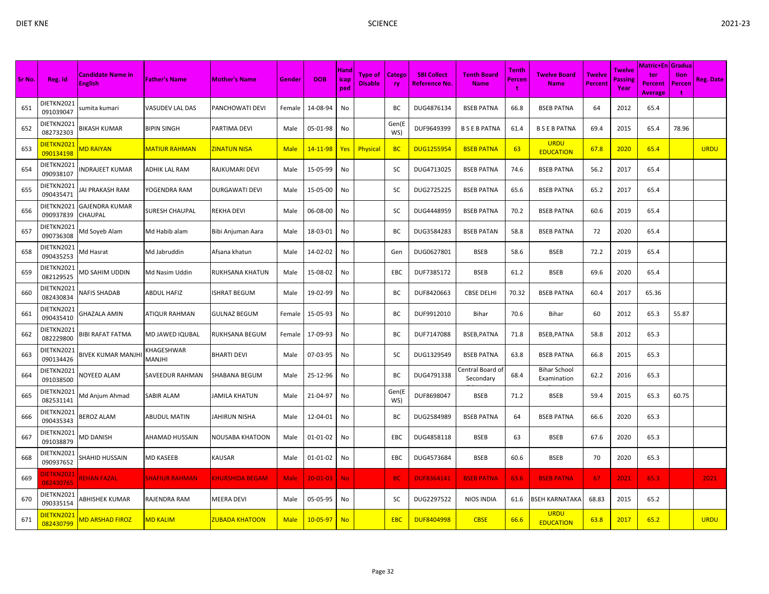| Sr No. | Reg. Id | Candidate Name in English | Father's Name | Mother's Name | Gender | DOB | Handicapped | Type of Disable | Category | SBI Collect Reference No. | Tenth Board Name | Tenth Percent | Twelve Board Name | Twelve Percent | Twelve Passing Year | Matric+Enter Percent Average | Graduation Percent | Reg. Date |
|---|---|---|---|---|---|---|---|---|---|---|---|---|---|---|---|---|---|---|
| 651 | DIETKN2021091039047 | sumita kumari | VASUDEV LAL DAS | PANCHOWATI DEVI | Female | 14-08-94 | No | | BC | DUG4876134 | BSEB PATNA | 66.8 | BSEB PATNA | 64 | 2012 | 65.4 | | |
| 652 | DIETKN2021082732303 | BIKASH KUMAR | BIPIN SINGH | PARTIMA DEVI | Male | 05-01-98 | No | | Gen(EWS) | DUF9649399 | B S E B PATNA | 61.4 | B S E B PATNA | 69.4 | 2015 | 65.4 | 78.96 | |
| 653 | DIETKN2021090134198 | MD RAIYAN | MATIUR RAHMAN | ZINATUN NISA | Male | 14-11-98 | Yes | Physical | BC | DUG1255954 | BSEB PATNA | 63 | URDU EDUCATION | 67.8 | 2020 | 65.4 | | URDU |
| 654 | DIETKN2021090938107 | INDRAJEET KUMAR | ADHIK LAL RAM | RAJKUMARI DEVI | Male | 15-05-99 | No | | SC | DUG4713025 | BSEB PATNA | 74.6 | BSEB PATNA | 56.2 | 2017 | 65.4 | | |
| 655 | DIETKN2021090435471 | JAI PRAKASH RAM | YOGENDRA RAM | DURGAWATI DEVI | Male | 15-05-00 | No | | SC | DUG2725225 | BSEB PATNA | 65.6 | BSEB PATNA | 65.2 | 2017 | 65.4 | | |
| 656 | DIETKN2021090937839 | GAJENDRA KUMAR CHAUPAL | SURESH CHAUPAL | REKHA DEVI | Male | 06-08-00 | No | | SC | DUG4448959 | BSEB PATNA | 70.2 | BSEB PATNA | 60.6 | 2019 | 65.4 | | |
| 657 | DIETKN2021090736308 | Md Soyeb Alam | Md Habib alam | Bibi Anjuman Aara | Male | 18-03-01 | No | | BC | DUG3584283 | BSEB PATAN | 58.8 | BSEB PATNA | 72 | 2020 | 65.4 | | |
| 658 | DIETKN2021090435253 | Md Hasrat | Md Jabruddin | Afsana khatun | Male | 14-02-02 | No | | Gen | DUG0627801 | BSEB | 58.6 | BSEB | 72.2 | 2019 | 65.4 | | |
| 659 | DIETKN2021082129525 | MD SAHIM UDDIN | Md Nasim Uddin | RUKHSANA KHATUN | Male | 15-08-02 | No | | EBC | DUF7385172 | BSEB | 61.2 | BSEB | 69.6 | 2020 | 65.4 | | |
| 660 | DIETKN2021082430834 | NAFIS SHADAB | ABDUL HAFIZ | ISHRAT BEGUM | Male | 19-02-99 | No | | BC | DUF8420663 | CBSE DELHI | 70.32 | BSEB PATNA | 60.4 | 2017 | 65.36 | | |
| 661 | DIETKN2021090435410 | GHAZALA AMIN | ATIQUR RAHMAN | GULNAZ BEGUM | Female | 15-05-93 | No | | BC | DUF9912010 | Bihar | 70.6 | Bihar | 60 | 2012 | 65.3 | 55.87 | |
| 662 | DIETKN2021082229800 | BIBI RAFAT FATMA | MD JAWED IQUBAL | RUKHSANA BEGUM | Female | 17-09-93 | No | | BC | DUF7147088 | BSEB,PATNA | 71.8 | BSEB,PATNA | 58.8 | 2012 | 65.3 | | |
| 663 | DIETKN2021090134426 | BIVEK KUMAR MANJHI | KHAGESHWAR MANJHI | BHARTI DEVI | Male | 07-03-95 | No | | SC | DUG1329549 | BSEB PATNA | 63.8 | BSEB PATNA | 66.8 | 2015 | 65.3 | | |
| 664 | DIETKN2021091038500 | NOYEED ALAM | SAVEEDUR RAHMAN | SHABANA BEGUM | Male | 25-12-96 | No | | BC | DUG4791338 | Central Board of Secondary | 68.4 | Bihar School Examination | 62.2 | 2016 | 65.3 | | |
| 665 | DIETKN2021082531141 | Md Anjum Ahmad | SABIR ALAM | JAMILA KHATUN | Male | 21-04-97 | No | | Gen(EWS) | DUF8698047 | BSEB | 71.2 | BSEB | 59.4 | 2015 | 65.3 | 60.75 | |
| 666 | DIETKN2021090435343 | BEROZ ALAM | ABUDUL MATIN | JAHIRUN NISHA | Male | 12-04-01 | No | | BC | DUG2584989 | BSEB PATNA | 64 | BSEB PATNA | 66.6 | 2020 | 65.3 | | |
| 667 | DIETKN2021091038879 | MD DANISH | AHAMAD HUSSAIN | NOUSABA KHATOON | Male | 01-01-02 | No | | EBC | DUG4858118 | BSEB | 63 | BSEB | 67.6 | 2020 | 65.3 | | |
| 668 | DIETKN2021090937652 | SHAHID HUSSAIN | MD KASEEB | KAUSAR | Male | 01-01-02 | No | | EBC | DUG4573684 | BSEB | 60.6 | BSEB | 70 | 2020 | 65.3 | | |
| 669 | DIETKN2021082430765 | REHAN FAZAL | SHAFIUR RAHMAN | KHURSHIDA BEGAM | Male | 20-01-03 | No | | BC | DUF8364141 | BSEB PATNA | 63.6 | BSEB PATNA | 67 | 2021 | 65.3 | | 2021 |
| 670 | DIETKN2021090335154 | ABHISHEK KUMAR | RAJENDRA RAM | MEERA DEVI | Male | 05-05-95 | No | | SC | DUG2297522 | NIOS INDIA | 61.6 | BSEH KARNATAKA | 68.83 | 2015 | 65.2 | | |
| 671 | DIETKN2021082430799 | MD ARSHAD FIROZ | MD KALIM | ZUBADA KHATOON | Male | 10-05-97 | No | | EBC | DUF8404998 | CBSE | 66.6 | URDU EDUCATION | 63.8 | 2017 | 65.2 | | URDU |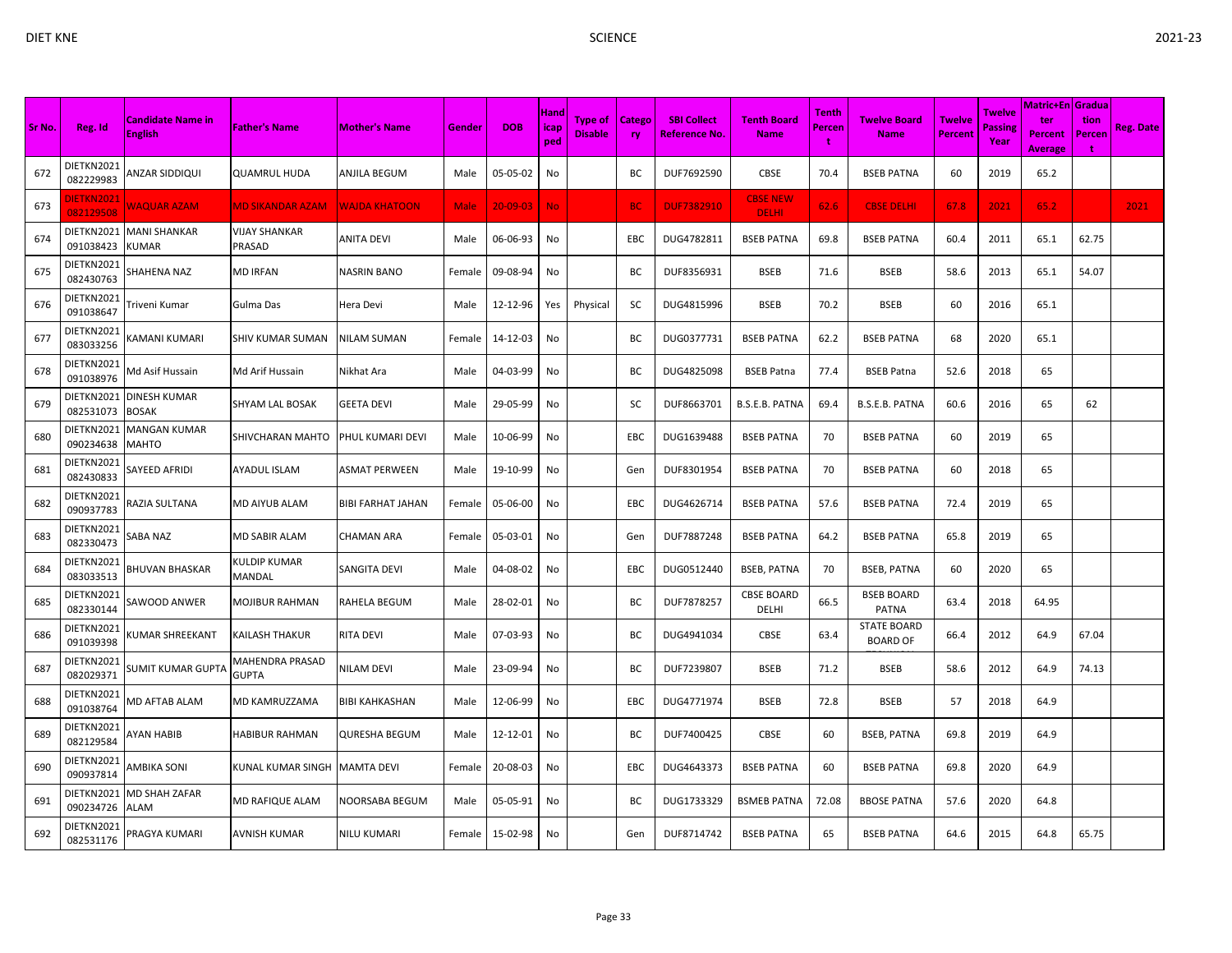| Sr No. | Reg. Id | Candidate Name in English | Father's Name | Mother's Name | Gender | DOB | Handicaped | Type of Disable | Category | SBI Collect Reference No. | Tenth Board Name | Tenth Percent | Twelve Board Name | Twelve Percent | Twelve Passing Year | Matric+Enter Percent Average | Graduation Percent | Reg. Date |
|---|---|---|---|---|---|---|---|---|---|---|---|---|---|---|---|---|---|---|
| 672 | DIETKN2021082229983 | ANZAR SIDDIQUI | QUAMRUL HUDA | ANJILA BEGUM | Male | 05-05-02 | No | | BC | DUF7692590 | CBSE | 70.4 | BSEB PATNA | 60 | 2019 | 65.2 | | |
| 673 | DIETKN2021082129508 | WAQUAR AZAM | MD SIKANDAR AZAM | WAJDA KHATOON | Male | 20-09-03 | No | | BC | DUF7382910 | CBSE NEW DELHI | 62.6 | CBSE DELHI | 67.8 | 2021 | 65.2 | | 2021 |
| 674 | DIETKN2021091038423 | MANI SHANKAR KUMAR | VIJAY SHANKAR PRASAD | ANITA DEVI | Male | 06-06-93 | No | | EBC | DUG4782811 | BSEB PATNA | 69.8 | BSEB PATNA | 60.4 | 2011 | 65.1 | 62.75 | |
| 675 | DIETKN2021082430763 | SHAHENA NAZ | MD IRFAN | NASRIN BANO | Female | 09-08-94 | No | | BC | DUF8356931 | BSEB | 71.6 | BSEB | 58.6 | 2013 | 65.1 | 54.07 | |
| 676 | DIETKN2021091038647 | Triveni Kumar | Gulma Das | Hera Devi | Male | 12-12-96 | Yes | Physical | SC | DUG4815996 | BSEB | 70.2 | BSEB | 60 | 2016 | 65.1 | | |
| 677 | DIETKN2021083033256 | KAMANI KUMARI | SHIV KUMAR SUMAN | NILAM SUMAN | Female | 14-12-03 | No | | BC | DUG0377731 | BSEB PATNA | 62.2 | BSEB PATNA | 68 | 2020 | 65.1 | | |
| 678 | DIETKN2021091038976 | Md Asif Hussain | Md Arif Hussain | Nikhat Ara | Male | 04-03-99 | No | | BC | DUG4825098 | BSEB Patna | 77.4 | BSEB Patna | 52.6 | 2018 | 65 | | |
| 679 | DIETKN2021082531073 | DINESH KUMAR BOSAK | SHYAM LAL BOSAK | GEETA DEVI | Male | 29-05-99 | No | | SC | DUF8663701 | B.S.E.B. PATNA | 69.4 | B.S.E.B. PATNA | 60.6 | 2016 | 65 | 62 | |
| 680 | DIETKN2021090234638 | MANGAN KUMAR MAHTO | SHIVCHARAN MAHTO | PHUL KUMARI DEVI | Male | 10-06-99 | No | | EBC | DUG1639488 | BSEB PATNA | 70 | BSEB PATNA | 60 | 2019 | 65 | | |
| 681 | DIETKN2021082430833 | SAYEED AFRIDI | AYADUL ISLAM | ASMAT PERWEEN | Male | 19-10-99 | No | | Gen | DUF8301954 | BSEB PATNA | 70 | BSEB PATNA | 60 | 2018 | 65 | | |
| 682 | DIETKN2021090937783 | RAZIA SULTANA | MD AIYUB ALAM | BIBI FARHAT JAHAN | Female | 05-06-00 | No | | EBC | DUG4626714 | BSEB PATNA | 57.6 | BSEB PATNA | 72.4 | 2019 | 65 | | |
| 683 | DIETKN2021082330473 | SABA NAZ | MD SABIR ALAM | CHAMAN ARA | Female | 05-03-01 | No | | Gen | DUF7887248 | BSEB PATNA | 64.2 | BSEB PATNA | 65.8 | 2019 | 65 | | |
| 684 | DIETKN2021083033513 | BHUVAN BHASKAR | KULDIP KUMAR MANDAL | SANGITA DEVI | Male | 04-08-02 | No | | EBC | DUG0512440 | BSEB, PATNA | 70 | BSEB, PATNA | 60 | 2020 | 65 | | |
| 685 | DIETKN2021082330144 | SAWOOD ANWER | MOJIBUR RAHMAN | RAHELA BEGUM | Male | 28-02-01 | No | | BC | DUF7878257 | CBSE BOARD DELHI | 66.5 | BSEB BOARD PATNA | 63.4 | 2018 | 64.95 | | |
| 686 | DIETKN2021091039398 | KUMAR SHREEKANT | KAILASH THAKUR | RITA DEVI | Male | 07-03-93 | No | | BC | DUG4941034 | CBSE | 63.4 | STATE BOARD BOARD OF | 66.4 | 2012 | 64.9 | 67.04 | |
| 687 | DIETKN2021082029371 | SUMIT KUMAR GUPTA | MAHENDRA PRASAD GUPTA | NILAM DEVI | Male | 23-09-94 | No | | BC | DUF7239807 | BSEB | 71.2 | BSEB | 58.6 | 2012 | 64.9 | 74.13 | |
| 688 | DIETKN2021091038764 | MD AFTAB ALAM | MD KAMRUZZAMA | BIBI KAHKASHAN | Male | 12-06-99 | No | | EBC | DUG4771974 | BSEB | 72.8 | BSEB | 57 | 2018 | 64.9 | | |
| 689 | DIETKN2021082129584 | AYAN HABIB | HABIBUR RAHMAN | QURESHA BEGUM | Male | 12-12-01 | No | | BC | DUF7400425 | CBSE | 60 | BSEB, PATNA | 69.8 | 2019 | 64.9 | | |
| 690 | DIETKN2021090937814 | AMBIKA SONI | KUNAL KUMAR SINGH | MAMTA DEVI | Female | 20-08-03 | No | | EBC | DUG4643373 | BSEB PATNA | 60 | BSEB PATNA | 69.8 | 2020 | 64.9 | | |
| 691 | DIETKN2021090234726 | MD SHAH ZAFAR ALAM | MD RAFIQUE ALAM | NOORSABA BEGUM | Male | 05-05-91 | No | | BC | DUG1733329 | BSMEB PATNA | 72.08 | BBOSE PATNA | 57.6 | 2020 | 64.8 | | |
| 692 | DIETKN2021082531176 | PRAGYA KUMARI | AVNISH KUMAR | NILU KUMARI | Female | 15-02-98 | No | | Gen | DUF8714742 | BSEB PATNA | 65 | BSEB PATNA | 64.6 | 2015 | 64.8 | 65.75 | |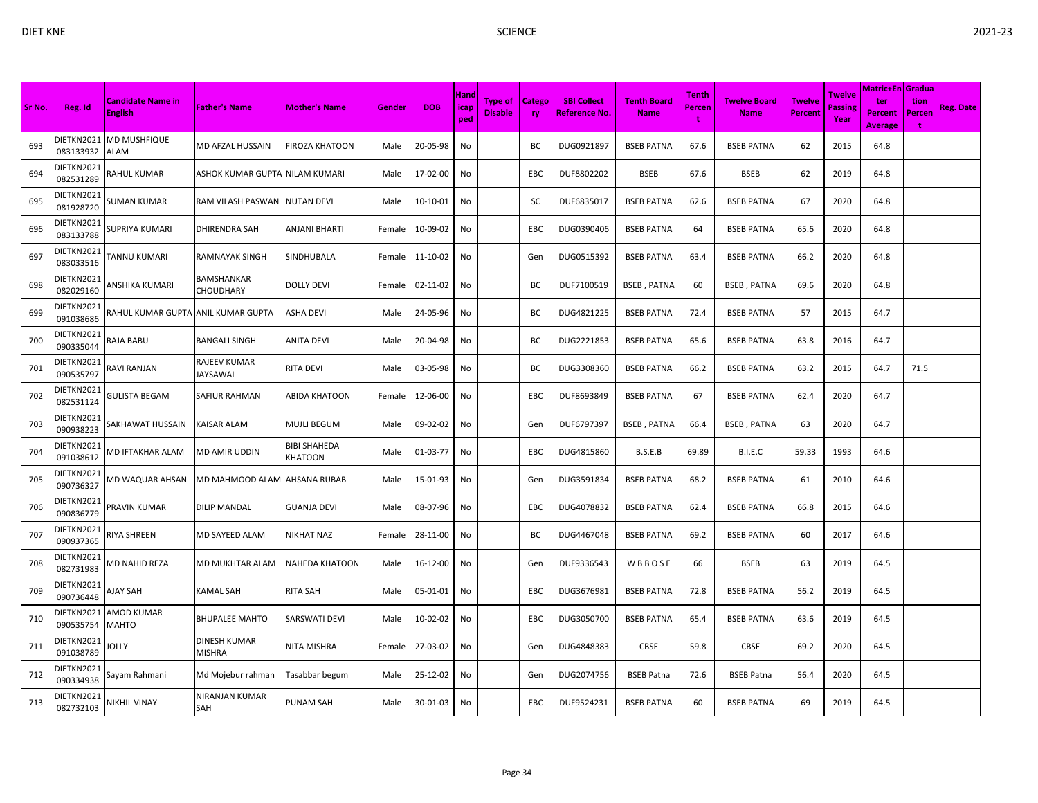| Sr No. | Reg. Id | Candidate Name in English | Father's Name | Mother's Name | Gender | DOB | Handicap ped | Type of Disable | Category | SBI Collect Reference No. | Tenth Board Name | Tenth Percent | Twelve Board Name | Twelve Percent | Twelve Passing Year | Matric+Enter Percent Average | Graduation Percent | Reg. Date |
|---|---|---|---|---|---|---|---|---|---|---|---|---|---|---|---|---|---|---|
| 693 | DIETKN2021083133932 | MD MUSHFIQUE ALAM | MD AFZAL HUSSAIN | FIROZA KHATOON | Male | 20-05-98 | No | | BC | DUG0921897 | BSEB PATNA | 67.6 | BSEB PATNA | 62 | 2015 | 64.8 | | |
| 694 | DIETKN2021082531289 | RAHUL KUMAR | ASHOK KUMAR GUPTA | NILAM KUMARI | Male | 17-02-00 | No | | EBC | DUF8802202 | BSEB | 67.6 | BSEB | 62 | 2019 | 64.8 | | |
| 695 | DIETKN2021081928720 | SUMAN KUMAR | RAM VILASH PASWAN | NUTAN DEVI | Male | 10-10-01 | No | | SC | DUF6835017 | BSEB PATNA | 62.6 | BSEB PATNA | 67 | 2020 | 64.8 | | |
| 696 | DIETKN2021083133788 | SUPRIYA KUMARI | DHIRENDRA SAH | ANJANI BHARTI | Female | 10-09-02 | No | | EBC | DUG0390406 | BSEB PATNA | 64 | BSEB PATNA | 65.6 | 2020 | 64.8 | | |
| 697 | DIETKN2021083033516 | TANNU KUMARI | RAMNAYAK SINGH | SINDHUBALA | Female | 11-10-02 | No | | Gen | DUG0515392 | BSEB PATNA | 63.4 | BSEB PATNA | 66.2 | 2020 | 64.8 | | |
| 698 | DIETKN2021082029160 | ANSHIKA KUMARI | BAMSHANKAR CHOUDHARY | DOLLY DEVI | Female | 02-11-02 | No | | BC | DUF7100519 | BSEB , PATNA | 60 | BSEB , PATNA | 69.6 | 2020 | 64.8 | | |
| 699 | DIETKN2021091038686 | RAHUL KUMAR GUPTA | ANIL KUMAR GUPTA | ASHA DEVI | Male | 24-05-96 | No | | BC | DUG4821225 | BSEB PATNA | 72.4 | BSEB PATNA | 57 | 2015 | 64.7 | | |
| 700 | DIETKN2021090335044 | RAJA BABU | BANGALI SINGH | ANITA DEVI | Male | 20-04-98 | No | | BC | DUG2221853 | BSEB PATNA | 65.6 | BSEB PATNA | 63.8 | 2016 | 64.7 | | |
| 701 | DIETKN2021090535797 | RAVI RANJAN | RAJEEV KUMAR JAYSAWAL | RITA DEVI | Male | 03-05-98 | No | | BC | DUG3308360 | BSEB PATNA | 66.2 | BSEB PATNA | 63.2 | 2015 | 64.7 | 71.5 | |
| 702 | DIETKN2021082531124 | GULISTA BEGAM | SAFIUR RAHMAN | ABIDA KHATOON | Female | 12-06-00 | No | | EBC | DUF8693849 | BSEB PATNA | 67 | BSEB PATNA | 62.4 | 2020 | 64.7 | | |
| 703 | DIETKN2021090938223 | SAKHAWAT HUSSAIN | KAISAR ALAM | MUJLI BEGUM | Male | 09-02-02 | No | | Gen | DUF6797397 | BSEB , PATNA | 66.4 | BSEB , PATNA | 63 | 2020 | 64.7 | | |
| 704 | DIETKN2021091038612 | MD IFTAKHAR ALAM | MD AMIR UDDIN | BIBI SHAHEDA KHATOON | Male | 01-03-77 | No | | EBC | DUG4815860 | B.S.E.B | 69.89 | B.I.E.C | 59.33 | 1993 | 64.6 | | |
| 705 | DIETKN2021090736327 | MD WAQUAR AHSAN | MD MAHMOOD ALAM | AHSANA RUBAB | Male | 15-01-93 | No | | Gen | DUG3591834 | BSEB PATNA | 68.2 | BSEB PATNA | 61 | 2010 | 64.6 | | |
| 706 | DIETKN2021090836779 | PRAVIN KUMAR | DILIP MANDAL | GUANJA DEVI | Male | 08-07-96 | No | | EBC | DUG4078832 | BSEB PATNA | 62.4 | BSEB PATNA | 66.8 | 2015 | 64.6 | | |
| 707 | DIETKN2021090937365 | RIYA SHREEN | MD SAYEED ALAM | NIKHAT NAZ | Female | 28-11-00 | No | | BC | DUG4467048 | BSEB PATNA | 69.2 | BSEB PATNA | 60 | 2017 | 64.6 | | |
| 708 | DIETKN2021082731983 | MD NAHID REZA | MD MUKHTAR ALAM | NAHEDA KHATOON | Male | 16-12-00 | No | | Gen | DUF9336543 | W B B O S E | 66 | BSEB | 63 | 2019 | 64.5 | | |
| 709 | DIETKN2021090736448 | AJAY SAH | KAMAL SAH | RITA SAH | Male | 05-01-01 | No | | EBC | DUG3676981 | BSEB PATNA | 72.8 | BSEB PATNA | 56.2 | 2019 | 64.5 | | |
| 710 | DIETKN2021090535754 | AMOD KUMAR MAHTO | BHUPALEE MAHTO | SARSWATI DEVI | Male | 10-02-02 | No | | EBC | DUG3050700 | BSEB PATNA | 65.4 | BSEB PATNA | 63.6 | 2019 | 64.5 | | |
| 711 | DIETKN2021091038789 | JOLLY | DINESH KUMAR MISHRA | NITA MISHRA | Female | 27-03-02 | No | | Gen | DUG4848383 | CBSE | 59.8 | CBSE | 69.2 | 2020 | 64.5 | | |
| 712 | DIETKN2021090334938 | Sayam Rahmani | Md Mojebur rahman | Tasabbar begum | Male | 25-12-02 | No | | Gen | DUG2074756 | BSEB Patna | 72.6 | BSEB Patna | 56.4 | 2020 | 64.5 | | |
| 713 | DIETKN2021082732103 | NIKHIL VINAY | NIRANJAN KUMAR SAH | PUNAM SAH | Male | 30-01-03 | No | | EBC | DUF9524231 | BSEB PATNA | 60 | BSEB PATNA | 69 | 2019 | 64.5 | | |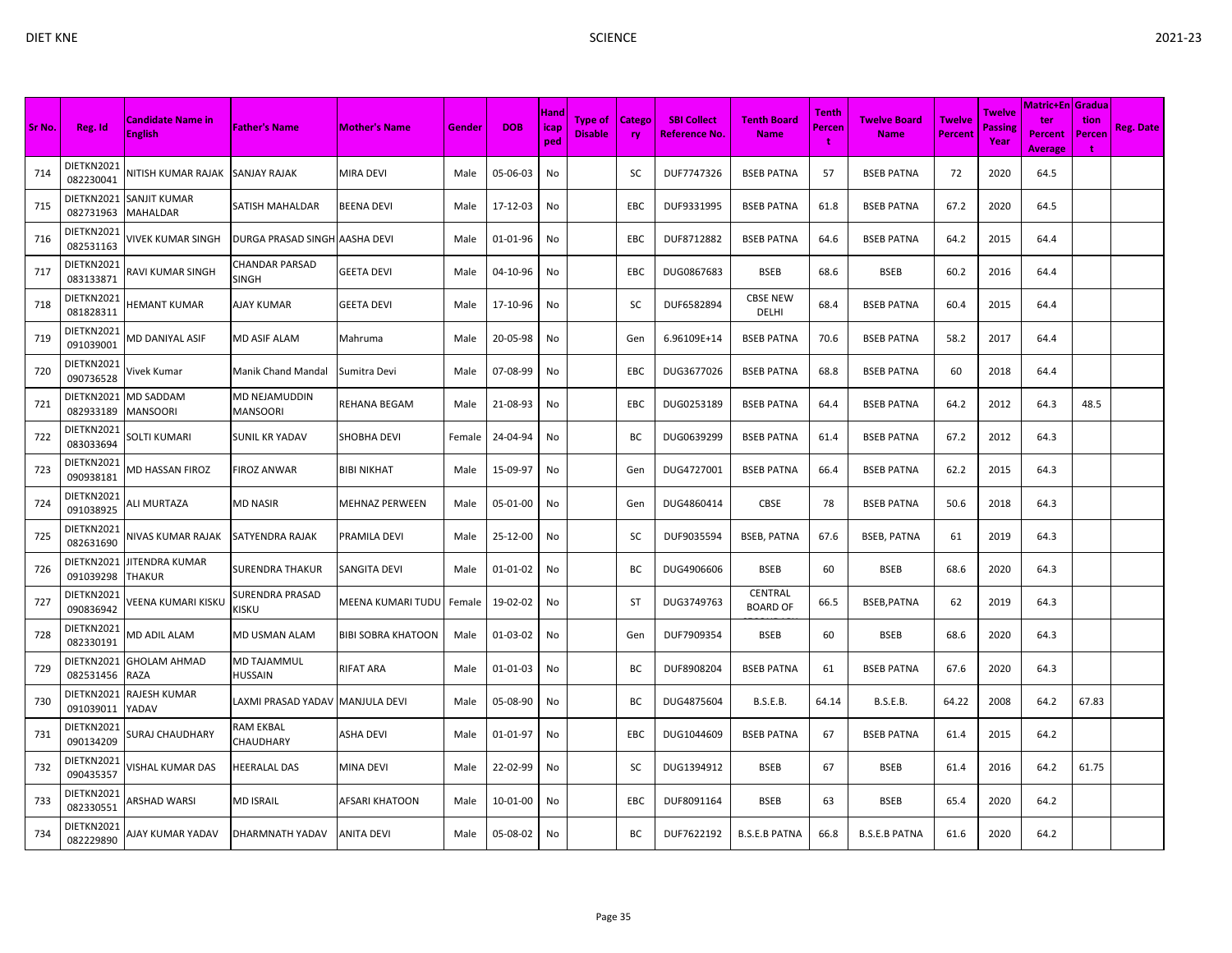| Sr No. | Reg. Id | Candidate Name in English | Father's Name | Mother's Name | Gender | DOB | Handicapped | Type of Disable | Category | SBI Collect Reference No. | Tenth Board Name | Tenth Percent | Twelve Board Name | Twelve Percent | Twelve Passing Year | Matric+Enter Percent Average | Graduation Percent | Reg. Date |
|---|---|---|---|---|---|---|---|---|---|---|---|---|---|---|---|---|---|---|
| 714 | DIETKN2021082230041 | NITISH KUMAR RAJAK | SANJAY RAJAK | MIRA DEVI | Male | 05-06-03 | No | | SC | DUF7747326 | BSEB PATNA | 57 | BSEB PATNA | 72 | 2020 | 64.5 | | |
| 715 | DIETKN2021082731963 | SANJIT KUMAR MAHALDAR | SATISH MAHALDAR | BEENA DEVI | Male | 17-12-03 | No | | EBC | DUF9331995 | BSEB PATNA | 61.8 | BSEB PATNA | 67.2 | 2020 | 64.5 | | |
| 716 | DIETKN2021082531163 | VIVEK KUMAR SINGH | DURGA PRASAD SINGH | AASHA DEVI | Male | 01-01-96 | No | | EBC | DUF8712882 | BSEB PATNA | 64.6 | BSEB PATNA | 64.2 | 2015 | 64.4 | | |
| 717 | DIETKN2021083133871 | RAVI KUMAR SINGH | CHANDAR PARSAD SINGH | GEETA DEVI | Male | 04-10-96 | No | | EBC | DUG0867683 | BSEB | 68.6 | BSEB | 60.2 | 2016 | 64.4 | | |
| 718 | DIETKN2021081828311 | HEMANT KUMAR | AJAY KUMAR | GEETA DEVI | Male | 17-10-96 | No | | SC | DUF6582894 | CBSE NEW DELHI | 68.4 | BSEB PATNA | 60.4 | 2015 | 64.4 | | |
| 719 | DIETKN2021091039001 | MD DANIYAL ASIF | MD ASIF ALAM | Mahruma | Male | 20-05-98 | No | | Gen | 6.96109E+14 | BSEB PATNA | 70.6 | BSEB PATNA | 58.2 | 2017 | 64.4 | | |
| 720 | DIETKN2021090736528 | Vivek Kumar | Manik Chand Mandal | Sumitra Devi | Male | 07-08-99 | No | | EBC | DUG3677026 | BSEB PATNA | 68.8 | BSEB PATNA | 60 | 2018 | 64.4 | | |
| 721 | DIETKN2021082933189 | MD SADDAM MANSOORI | MD NEJAMUDDIN MANSOORI | REHANA BEGAM | Male | 21-08-93 | No | | EBC | DUG0253189 | BSEB PATNA | 64.4 | BSEB PATNA | 64.2 | 2012 | 64.3 | 48.5 | |
| 722 | DIETKN2021083033694 | SOLTI KUMARI | SUNIL KR YADAV | SHOBHA DEVI | Female | 24-04-94 | No | | BC | DUG0639299 | BSEB PATNA | 61.4 | BSEB PATNA | 67.2 | 2012 | 64.3 | | |
| 723 | DIETKN2021090938181 | MD HASSAN FIROZ | FIROZ ANWAR | BIBI NIKHAT | Male | 15-09-97 | No | | Gen | DUG4727001 | BSEB PATNA | 66.4 | BSEB PATNA | 62.2 | 2015 | 64.3 | | |
| 724 | DIETKN2021091038925 | ALI MURTAZA | MD NASIR | MEHNAZ PERWEEN | Male | 05-01-00 | No | | Gen | DUG4860414 | CBSE | 78 | BSEB PATNA | 50.6 | 2018 | 64.3 | | |
| 725 | DIETKN2021082631690 | NIVAS KUMAR RAJAK | SATYENDRA RAJAK | PRAMILA DEVI | Male | 25-12-00 | No | | SC | DUF9035594 | BSEB, PATNA | 67.6 | BSEB, PATNA | 61 | 2019 | 64.3 | | |
| 726 | DIETKN2021091039298 | JITENDRA KUMAR THAKUR | SURENDRA THAKUR | SANGITA DEVI | Male | 01-01-02 | No | | BC | DUG4906606 | BSEB | 60 | BSEB | 68.6 | 2020 | 64.3 | | |
| 727 | DIETKN2021090836942 | VEENA KUMARI KISKU | SURENDRA PRASAD KISKU | MEENA KUMARI TUDU | Female | 19-02-02 | No | | ST | DUG3749763 | CENTRAL BOARD OF | 66.5 | BSEB,PATNA | 62 | 2019 | 64.3 | | |
| 728 | DIETKN2021082330191 | MD ADIL ALAM | MD USMAN ALAM | BIBI SOBRA KHATOON | Male | 01-03-02 | No | | Gen | DUF7909354 | BSEB | 60 | BSEB | 68.6 | 2020 | 64.3 | | |
| 729 | DIETKN2021082531456 | GHOLAM AHMAD RAZA | MD TAJAMMUL HUSSAIN | RIFAT ARA | Male | 01-01-03 | No | | BC | DUF8908204 | BSEB PATNA | 61 | BSEB PATNA | 67.6 | 2020 | 64.3 | | |
| 730 | DIETKN2021091039011 | RAJESH KUMAR YADAV | LAXMI PRASAD YADAV | MANJULA DEVI | Male | 05-08-90 | No | | BC | DUG4875604 | B.S.E.B. | 64.14 | B.S.E.B. | 64.22 | 2008 | 64.2 | 67.83 | |
| 731 | DIETKN2021090134209 | SURAJ CHAUDHARY | RAM EKBAL CHAUDHARY | ASHA DEVI | Male | 01-01-97 | No | | EBC | DUG1044609 | BSEB PATNA | 67 | BSEB PATNA | 61.4 | 2015 | 64.2 | | |
| 732 | DIETKN2021090435357 | VISHAL KUMAR DAS | HEERALAL DAS | MINA DEVI | Male | 22-02-99 | No | | SC | DUG1394912 | BSEB | 67 | BSEB | 61.4 | 2016 | 64.2 | 61.75 | |
| 733 | DIETKN2021082330551 | ARSHAD WARSI | MD ISRAIL | AFSARI KHATOON | Male | 10-01-00 | No | | EBC | DUF8091164 | BSEB | 63 | BSEB | 65.4 | 2020 | 64.2 | | |
| 734 | DIETKN2021082229890 | AJAY KUMAR YADAV | DHARMNATH YADAV | ANITA DEVI | Male | 05-08-02 | No | | BC | DUF7622192 | B.S.E.B PATNA | 66.8 | B.S.E.B PATNA | 61.6 | 2020 | 64.2 | | |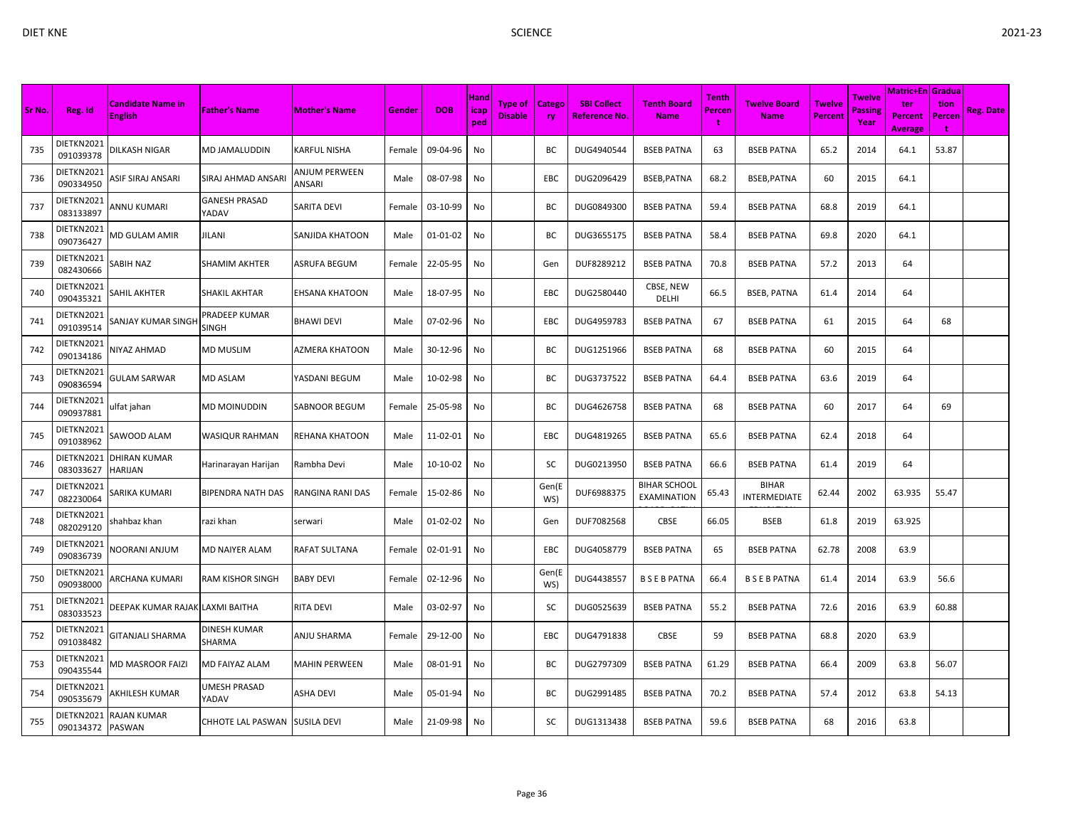| Sr No. | Reg. Id | Candidate Name in English | Father's Name | Mother's Name | Gender | DOB | Handicap ped | Type of Disable | Category | SBI Collect Reference No. | Tenth Board Name | Tenth Percent | Twelve Board Name | Twelve Percent | Twelve Passing Year | Matric+Enter Percent Average | Graduation Percent | Reg. Date |
|---|---|---|---|---|---|---|---|---|---|---|---|---|---|---|---|---|---|---|
| 735 | DIETKN2021091039378 | DILKASH NIGAR | MD JAMALUDDIN | KARFUL NISHA | Female | 09-04-96 | No | | BC | DUG4940544 | BSEB PATNA | 63 | BSEB PATNA | 65.2 | 2014 | 64.1 | 53.87 | |
| 736 | DIETKN2021090334950 | ASIF SIRAJ ANSARI | SIRAJ AHMAD ANSARI | ANJUM PERWEEN ANSARI | Male | 08-07-98 | No | | EBC | DUG2096429 | BSEB,PATNA | 68.2 | BSEB,PATNA | 60 | 2015 | 64.1 | | |
| 737 | DIETKN2021083133897 | ANNU KUMARI | GANESH PRASAD YADAV | SARITA DEVI | Female | 03-10-99 | No | | BC | DUG0849300 | BSEB PATNA | 59.4 | BSEB PATNA | 68.8 | 2019 | 64.1 | | |
| 738 | DIETKN2021090736427 | MD GULAM AMIR | JILANI | SANJIDA KHATOON | Male | 01-01-02 | No | | BC | DUG3655175 | BSEB PATNA | 58.4 | BSEB PATNA | 69.8 | 2020 | 64.1 | | |
| 739 | DIETKN2021082430666 | SABIH NAZ | SHAMIM AKHTER | ASRUFA BEGUM | Female | 22-05-95 | No | | Gen | DUF8289212 | BSEB PATNA | 70.8 | BSEB PATNA | 57.2 | 2013 | 64 | | |
| 740 | DIETKN2021090435321 | SAHIL AKHTER | SHAKIL AKHTAR | EHSANA KHATOON | Male | 18-07-95 | No | | EBC | DUG2580440 | CBSE, NEW DELHI | 66.5 | BSEB, PATNA | 61.4 | 2014 | 64 | | |
| 741 | DIETKN2021091039514 | SANJAY KUMAR SINGH | PRADEEP KUMAR SINGH | BHAWI DEVI | Male | 07-02-96 | No | | EBC | DUG4959783 | BSEB PATNA | 67 | BSEB PATNA | 61 | 2015 | 64 | 68 | |
| 742 | DIETKN2021090134186 | NIYAZ AHMAD | MD MUSLIM | AZMERA KHATOON | Male | 30-12-96 | No | | BC | DUG1251966 | BSEB PATNA | 68 | BSEB PATNA | 60 | 2015 | 64 | | |
| 743 | DIETKN2021090836594 | GULAM SARWAR | MD ASLAM | YASDANI BEGUM | Male | 10-02-98 | No | | BC | DUG3737522 | BSEB PATNA | 64.4 | BSEB PATNA | 63.6 | 2019 | 64 | | |
| 744 | DIETKN2021090937881 | ulfat jahan | MD MOINUDDIN | SABNOOR BEGUM | Female | 25-05-98 | No | | BC | DUG4626758 | BSEB PATNA | 68 | BSEB PATNA | 60 | 2017 | 64 | 69 | |
| 745 | DIETKN2021091038962 | SAWOOD ALAM | WASIQUR RAHMAN | REHANA KHATOON | Male | 11-02-01 | No | | EBC | DUG4819265 | BSEB PATNA | 65.6 | BSEB PATNA | 62.4 | 2018 | 64 | | |
| 746 | DIETKN2021083033627 | DHIRAN KUMAR HARIJAN | Harinarayan Harijan | Rambha Devi | Male | 10-10-02 | No | | SC | DUG0213950 | BSEB PATNA | 66.6 | BSEB PATNA | 61.4 | 2019 | 64 | | |
| 747 | DIETKN2021082230064 | SARIKA KUMARI | BIPENDRA NATH DAS | RANGINA RANI DAS | Female | 15-02-86 | No | | Gen(EWS) | DUF6988375 | BIHAR SCHOOL EXAMINATION | 65.43 | BIHAR INTERMEDIATE | 62.44 | 2002 | 63.935 | 55.47 | |
| 748 | DIETKN2021082029120 | shahbaz khan | razi khan | serwari | Male | 01-02-02 | No | | Gen | DUF7082568 | CBSE | 66.05 | BSEB | 61.8 | 2019 | 63.925 | | |
| 749 | DIETKN2021090836739 | NOORANI ANJUM | MD NAIYER ALAM | RAFAT SULTANA | Female | 02-01-91 | No | | EBC | DUG4058779 | BSEB PATNA | 65 | BSEB PATNA | 62.78 | 2008 | 63.9 | | |
| 750 | DIETKN2021090938000 | ARCHANA KUMARI | RAM KISHOR SINGH | BABY DEVI | Female | 02-12-96 | No | | Gen(EWS) | DUG4438557 | B S E B PATNA | 66.4 | B S E B PATNA | 61.4 | 2014 | 63.9 | 56.6 | |
| 751 | DIETKN2021083033523 | DEEPAK KUMAR RAJAK | LAXMI BAITHA | RITA DEVI | Male | 03-02-97 | No | | SC | DUG0525639 | BSEB PATNA | 55.2 | BSEB PATNA | 72.6 | 2016 | 63.9 | 60.88 | |
| 752 | DIETKN2021091038482 | GITANJALI SHARMA | DINESH KUMAR SHARMA | ANJU SHARMA | Female | 29-12-00 | No | | EBC | DUG4791838 | CBSE | 59 | BSEB PATNA | 68.8 | 2020 | 63.9 | | |
| 753 | DIETKN2021090435544 | MD MASROOR FAIZI | MD FAIYAZ ALAM | MAHIN PERWEEN | Male | 08-01-91 | No | | BC | DUG2797309 | BSEB PATNA | 61.29 | BSEB PATNA | 66.4 | 2009 | 63.8 | 56.07 | |
| 754 | DIETKN2021090535679 | AKHILESH KUMAR | UMESH PRASAD YADAV | ASHA DEVI | Male | 05-01-94 | No | | BC | DUG2991485 | BSEB PATNA | 70.2 | BSEB PATNA | 57.4 | 2012 | 63.8 | 54.13 | |
| 755 | DIETKN2021090134372 | RAJAN KUMAR PASWAN | CHHOTE LAL PASWAN | SUSILA DEVI | Male | 21-09-98 | No | | SC | DUG1313438 | BSEB PATNA | 59.6 | BSEB PATNA | 68 | 2016 | 63.8 | | |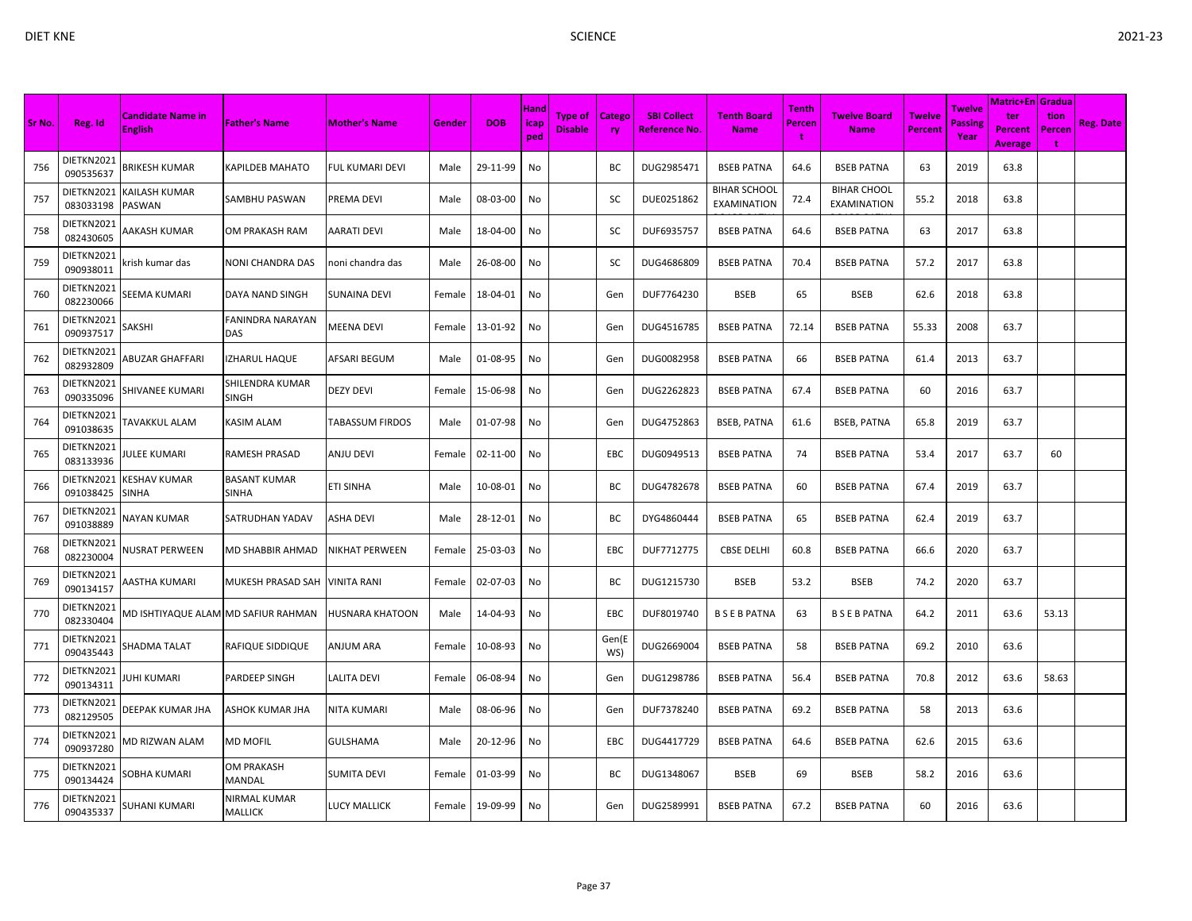| Sr No. | Reg. Id | Candidate Name in English | Father's Name | Mother's Name | Gender | DOB | Handicaped | Type of Disable | Category | SBI Collect Reference No. | Tenth Board Name | Tenth Percent | Twelve Board Name | Twelve Percent | Twelve Passing Year | Matric+Enter Percent Average | Graduation Percent | Reg. Date |
|---|---|---|---|---|---|---|---|---|---|---|---|---|---|---|---|---|---|---|
| 756 | DIETKN2021090535637 | BRIKESH KUMAR | KAPILDEB MAHATO | FUL KUMARI DEVI | Male | 29-11-99 | No | | BC | DUG2985471 | BSEB PATNA | 64.6 | BSEB PATNA | 63 | 2019 | 63.8 | | |
| 757 | DIETKN2021083033198 | KAILASH KUMAR PASWAN | SAMBHU PASWAN | PREMA DEVI | Male | 08-03-00 | No | | SC | DUE0251862 | BIHAR SCHOOL EXAMINATION | 72.4 | BIHAR CHOOL EXAMINATION | 55.2 | 2018 | 63.8 | | |
| 758 | DIETKN2021082430605 | AAKASH KUMAR | OM PRAKASH RAM | AARATI DEVI | Male | 18-04-00 | No | | SC | DUF6935757 | BSEB PATNA | 64.6 | BSEB PATNA | 63 | 2017 | 63.8 | | |
| 759 | DIETKN2021090938011 | krish kumar das | NONI CHANDRA DAS | noni chandra das | Male | 26-08-00 | No | | SC | DUG4686809 | BSEB PATNA | 70.4 | BSEB PATNA | 57.2 | 2017 | 63.8 | | |
| 760 | DIETKN2021082230066 | SEEMA KUMARI | DAYA NAND SINGH | SUNAINA DEVI | Female | 18-04-01 | No | | Gen | DUF7764230 | BSEB | 65 | BSEB | 62.6 | 2018 | 63.8 | | |
| 761 | DIETKN2021090937517 | SAKSHI | FANINDRA NARAYAN DAS | MEENA DEVI | Female | 13-01-92 | No | | Gen | DUG4516785 | BSEB PATNA | 72.14 | BSEB PATNA | 55.33 | 2008 | 63.7 | | |
| 762 | DIETKN2021082932809 | ABUZAR GHAFFARI | IZHARUL HAQUE | AFSARI BEGUM | Male | 01-08-95 | No | | Gen | DUG0082958 | BSEB PATNA | 66 | BSEB PATNA | 61.4 | 2013 | 63.7 | | |
| 763 | DIETKN2021090335096 | SHIVANEE KUMARI | SHILENDRA KUMAR SINGH | DEZY DEVI | Female | 15-06-98 | No | | Gen | DUG2262823 | BSEB PATNA | 67.4 | BSEB PATNA | 60 | 2016 | 63.7 | | |
| 764 | DIETKN2021091038635 | TAVAKKUL ALAM | KASIM ALAM | TABASSUM FIRDOS | Male | 01-07-98 | No | | Gen | DUG4752863 | BSEB, PATNA | 61.6 | BSEB, PATNA | 65.8 | 2019 | 63.7 | | |
| 765 | DIETKN2021083133936 | JULEE KUMARI | RAMESH PRASAD | ANJU DEVI | Female | 02-11-00 | No | | EBC | DUG0949513 | BSEB PATNA | 74 | BSEB PATNA | 53.4 | 2017 | 63.7 | 60 | |
| 766 | DIETKN2021091038425 | KESHAV KUMAR SINHA | BASANT KUMAR SINHA | ETI SINHA | Male | 10-08-01 | No | | BC | DUG4782678 | BSEB PATNA | 60 | BSEB PATNA | 67.4 | 2019 | 63.7 | | |
| 767 | DIETKN2021091038889 | NAYAN KUMAR | SATRUDHAN YADAV | ASHA DEVI | Male | 28-12-01 | No | | BC | DYG4860444 | BSEB PATNA | 65 | BSEB PATNA | 62.4 | 2019 | 63.7 | | |
| 768 | DIETKN2021082230004 | NUSRAT PERWEEN | MD SHABBIR AHMAD | NIKHAT PERWEEN | Female | 25-03-03 | No | | EBC | DUF7712775 | CBSE DELHI | 60.8 | BSEB PATNA | 66.6 | 2020 | 63.7 | | |
| 769 | DIETKN2021090134157 | AASTHA KUMARI | MUKESH PRASAD SAH | VINITA RANI | Female | 02-07-03 | No | | BC | DUG1215730 | BSEB | 53.2 | BSEB | 74.2 | 2020 | 63.7 | | |
| 770 | DIETKN2021082330404 | MD ISHTIYAQUE ALAM | MD SAFIUR RAHMAN | HUSNARA KHATOON | Male | 14-04-93 | No | | EBC | DUF8019740 | B S E B PATNA | 63 | B S E B PATNA | 64.2 | 2011 | 63.6 | 53.13 | |
| 771 | DIETKN2021090435443 | SHADMA TALAT | RAFIQUE SIDDIQUE | ANJUM ARA | Female | 10-08-93 | No | | Gen(EWS) | DUG2669004 | BSEB PATNA | 58 | BSEB PATNA | 69.2 | 2010 | 63.6 | | |
| 772 | DIETKN2021090134311 | JUHI KUMARI | PARDEEP SINGH | LALITA DEVI | Female | 06-08-94 | No | | Gen | DUG1298786 | BSEB PATNA | 56.4 | BSEB PATNA | 70.8 | 2012 | 63.6 | 58.63 | |
| 773 | DIETKN2021082129505 | DEEPAK KUMAR JHA | ASHOK KUMAR JHA | NITA KUMARI | Male | 08-06-96 | No | | Gen | DUF7378240 | BSEB PATNA | 69.2 | BSEB PATNA | 58 | 2013 | 63.6 | | |
| 774 | DIETKN2021090937280 | MD RIZWAN ALAM | MD MOFIL | GULSHAMA | Male | 20-12-96 | No | | EBC | DUG4417729 | BSEB PATNA | 64.6 | BSEB PATNA | 62.6 | 2015 | 63.6 | | |
| 775 | DIETKN2021090134424 | SOBHA KUMARI | OM PRAKASH MANDAL | SUMITA DEVI | Female | 01-03-99 | No | | BC | DUG1348067 | BSEB | 69 | BSEB | 58.2 | 2016 | 63.6 | | |
| 776 | DIETKN2021090435337 | SUHANI KUMARI | NIRMAL KUMAR MALLICK | LUCY MALLICK | Female | 19-09-99 | No | | Gen | DUG2589991 | BSEB PATNA | 67.2 | BSEB PATNA | 60 | 2016 | 63.6 | | |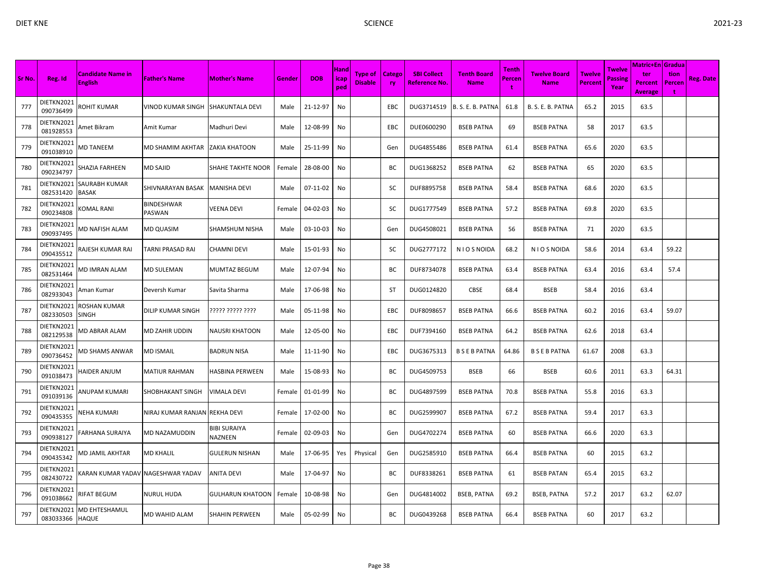| Sr No. | Reg. Id | Candidate Name in English | Father's Name | Mother's Name | Gender | DOB | Handicapped | Type of Disable | Category | SBI Collect Reference No. | Tenth Board Name | Tenth Percent | Twelve Board Name | Twelve Percent | Twelve Passing Year | Matric+Enter Percent Average | Graduation Percent | Reg. Date |
|---|---|---|---|---|---|---|---|---|---|---|---|---|---|---|---|---|---|---|
| 777 | DIETKN2021090736499 | ROHIT KUMAR | VINOD KUMAR SINGH | SHAKUNTALA DEVI | Male | 21-12-97 | No | | EBC | DUG3714519 | B. S. E. B. PATNA | 61.8 | B. S. E. B. PATNA | 65.2 | 2015 | 63.5 | | |
| 778 | DIETKN2021081928553 | Amet Bikram | Amit Kumar | Madhuri Devi | Male | 12-08-99 | No | | EBC | DUE0600290 | BSEB PATNA | 69 | BSEB PATNA | 58 | 2017 | 63.5 | | |
| 779 | DIETKN2021091038910 | MD TANEEM | MD SHAMIM AKHTAR | ZAKIA KHATOON | Male | 25-11-99 | No | | Gen | DUG4855486 | BSEB PATNA | 61.4 | BSEB PATNA | 65.6 | 2020 | 63.5 | | |
| 780 | DIETKN2021090234797 | SHAZIA FARHEEN | MD SAJID | SHAHE TAKHTE NOOR | Female | 28-08-00 | No | | BC | DUG1368252 | BSEB PATNA | 62 | BSEB PATNA | 65 | 2020 | 63.5 | | |
| 781 | DIETKN2021082531420 | SAURABH KUMAR BASAK | SHIVNARAYAN BASAK | MANISHA DEVI | Male | 07-11-02 | No | | SC | DUF8895758 | BSEB PATNA | 58.4 | BSEB PATNA | 68.6 | 2020 | 63.5 | | |
| 782 | DIETKN2021090234808 | KOMAL RANI | BINDESHWAR PASWAN | VEENA DEVI | Female | 04-02-03 | No | | SC | DUG1777549 | BSEB PATNA | 57.2 | BSEB PATNA | 69.8 | 2020 | 63.5 | | |
| 783 | DIETKN2021090937495 | MD NAFISH ALAM | MD QUASIM | SHAMSHUM NISHA | Male | 03-10-03 | No | | Gen | DUG4508021 | BSEB PATNA | 56 | BSEB PATNA | 71 | 2020 | 63.5 | | |
| 784 | DIETKN2021090435512 | RAJESH KUMAR RAI | TARNI PRASAD RAI | CHAMNI DEVI | Male | 15-01-93 | No | | SC | DUG2777172 | N I O S NOIDA | 68.2 | N I O S NOIDA | 58.6 | 2014 | 63.4 | 59.22 | |
| 785 | DIETKN2021082531464 | MD IMRAN ALAM | MD SULEMAN | MUMTAZ BEGUM | Male | 12-07-94 | No | | BC | DUF8734078 | BSEB PATNA | 63.4 | BSEB PATNA | 63.4 | 2016 | 63.4 | 57.4 | |
| 786 | DIETKN2021082933043 | Aman Kumar | Deversh Kumar | Savita Sharma | Male | 17-06-98 | No | | ST | DUG0124820 | CBSE | 68.4 | BSEB | 58.4 | 2016 | 63.4 | | |
| 787 | DIETKN2021082330503 | ROSHAN KUMAR SINGH | DILIP KUMAR SINGH | ????? ????? ???? | Male | 05-11-98 | No | | EBC | DUF8098657 | BSEB PATNA | 66.6 | BSEB PATNA | 60.2 | 2016 | 63.4 | 59.07 | |
| 788 | DIETKN2021082129538 | MD ABRAR ALAM | MD ZAHIR UDDIN | NAUSRI KHATOON | Male | 12-05-00 | No | | EBC | DUF7394160 | BSEB PATNA | 64.2 | BSEB PATNA | 62.6 | 2018 | 63.4 | | |
| 789 | DIETKN2021090736452 | MD SHAMS ANWAR | MD ISMAIL | BADRUN NISA | Male | 11-11-90 | No | | EBC | DUG3675313 | B S E B PATNA | 64.86 | B S E B PATNA | 61.67 | 2008 | 63.3 | | |
| 790 | DIETKN2021091038473 | HAIDER ANJUM | MATIUR RAHMAN | HASBINA PERWEEN | Male | 15-08-93 | No | | BC | DUG4509753 | BSEB | 66 | BSEB | 60.6 | 2011 | 63.3 | 64.31 | |
| 791 | DIETKN2021091039136 | ANUPAM KUMARI | SHOBHAKANT SINGH | VIMALA DEVI | Female | 01-01-99 | No | | BC | DUG4897599 | BSEB PATNA | 70.8 | BSEB PATNA | 55.8 | 2016 | 63.3 | | |
| 792 | DIETKN2021090435355 | NEHA KUMARI | NIRAJ KUMAR RANJAN | REKHA DEVI | Female | 17-02-00 | No | | BC | DUG2599907 | BSEB PATNA | 67.2 | BSEB PATNA | 59.4 | 2017 | 63.3 | | |
| 793 | DIETKN2021090938127 | FARHANA SURAIYA | MD NAZAMUDDIN | BIBI SURAIYA NAZNEEN | Female | 02-09-03 | No | | Gen | DUG4702274 | BSEB PATNA | 60 | BSEB PATNA | 66.6 | 2020 | 63.3 | | |
| 794 | DIETKN2021090435342 | MD JAMIL AKHTAR | MD KHALIL | GULERUN NISHAN | Male | 17-06-95 | Yes | Physical | Gen | DUG2585910 | BSEB PATNA | 66.4 | BSEB PATNA | 60 | 2015 | 63.2 | | |
| 795 | DIETKN2021082430722 | KARAN KUMAR YADAV | NAGESHWAR YADAV | ANITA DEVI | Male | 17-04-97 | No | | BC | DUF8338261 | BSEB PATNA | 61 | BSEB PATAN | 65.4 | 2015 | 63.2 | | |
| 796 | DIETKN2021091038662 | RIFAT BEGUM | NURUL HUDA | GULHARUN KHATOON | Female | 10-08-98 | No | | Gen | DUG4814002 | BSEB, PATNA | 69.2 | BSEB, PATNA | 57.2 | 2017 | 63.2 | 62.07 | |
| 797 | DIETKN2021083033366 | MD EHTESHAMUL HAQUE | MD WAHID ALAM | SHAHIN PERWEEN | Male | 05-02-99 | No | | BC | DUG0439268 | BSEB PATNA | 66.4 | BSEB PATNA | 60 | 2017 | 63.2 | | |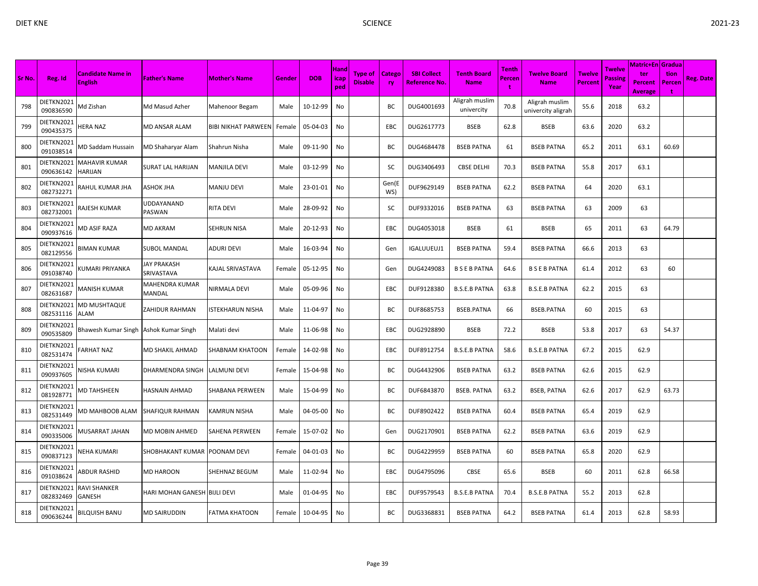| Sr No. | Reg. Id | Candidate Name in English | Father's Name | Mother's Name | Gender | DOB | Handicaped | Type of Disable | Category | SBI Collect Reference No. | Tenth Board Name | Tenth Percent | Twelve Board Name | Twelve Percent | Twelve Passing Year | Matric+Enter Percent Average | Graduation Percent | Reg. Date |
|---|---|---|---|---|---|---|---|---|---|---|---|---|---|---|---|---|---|---|
| 798 | DIETKN2021090836590 | Md Zishan | Md Masud Azher | Mahenoor Begam | Male | 10-12-99 | No | | BC | DUG4001693 | Aligrah muslim univercity | 70.8 | Aligrah muslim univercity aligrah | 55.6 | 2018 | 63.2 | | |
| 799 | DIETKN2021090435375 | HERA NAZ | MD ANSAR ALAM | BIBI NIKHAT PARWEEN | Female | 05-04-03 | No | | EBC | DUG2617773 | BSEB | 62.8 | BSEB | 63.6 | 2020 | 63.2 | | |
| 800 | DIETKN2021091038514 | MD Saddam Hussain | MD Shaharyar Alam | Shahrun Nisha | Male | 09-11-90 | No | | BC | DUG4684478 | BSEB PATNA | 61 | BSEB PATNA | 65.2 | 2011 | 63.1 | 60.69 | |
| 801 | DIETKN2021090636142 | MAHAVIR KUMAR HARIJAN | SURAT LAL HARIJAN | MANJILA DEVI | Male | 03-12-99 | No | | SC | DUG3406493 | CBSE DELHI | 70.3 | BSEB PATNA | 55.8 | 2017 | 63.1 | | |
| 802 | DIETKN2021082732271 | RAHUL KUMAR JHA | ASHOK JHA | MANJU DEVI | Male | 23-01-01 | No | | Gen(EWS) | DUF9629149 | BSEB PATNA | 62.2 | BSEB PATNA | 64 | 2020 | 63.1 | | |
| 803 | DIETKN2021082732001 | RAJESH KUMAR | UDDAYANAND PASWAN | RITA DEVI | Male | 28-09-92 | No | | SC | DUF9332016 | BSEB PATNA | 63 | BSEB PATNA | 63 | 2009 | 63 | | |
| 804 | DIETKN2021090937616 | MD ASIF RAZA | MD AKRAM | SEHRUN NISA | Male | 20-12-93 | No | | EBC | DUG4053018 | BSEB | 61 | BSEB | 65 | 2011 | 63 | 64.79 | |
| 805 | DIETKN2021082129556 | BIMAN KUMAR | SUBOL MANDAL | ADURI DEVI | Male | 16-03-94 | No | | Gen | IGALUUEUJ1 | BSEB PATNA | 59.4 | BSEB PATNA | 66.6 | 2013 | 63 | | |
| 806 | DIETKN2021091038740 | KUMARI PRIYANKA | JAY PRAKASH SRIVASTAVA | KAJAL SRIVASTAVA | Female | 05-12-95 | No | | Gen | DUG4249083 | B S E B PATNA | 64.6 | B S E B PATNA | 61.4 | 2012 | 63 | 60 | |
| 807 | DIETKN2021082631687 | MANISH KUMAR | MAHENDRA KUMAR MANDAL | NIRMALA DEVI | Male | 05-09-96 | No | | EBC | DUF9128380 | B.S.E.B PATNA | 63.8 | B.S.E.B PATNA | 62.2 | 2015 | 63 | | |
| 808 | DIETKN2021082531116 | MD MUSHTAQUE ALAM | ZAHIDUR RAHMAN | ISTEKHARUN NISHA | Male | 11-04-97 | No | | BC | DUF8685753 | BSEB.PATNA | 66 | BSEB.PATNA | 60 | 2015 | 63 | | |
| 809 | DIETKN2021090535809 | Bhawesh Kumar Singh | Ashok Kumar Singh | Malati devi | Male | 11-06-98 | No | | EBC | DUG2928890 | BSEB | 72.2 | BSEB | 53.8 | 2017 | 63 | 54.37 | |
| 810 | DIETKN2021082531474 | FARHAT NAZ | MD SHAKIL AHMAD | SHABNAM KHATOON | Female | 14-02-98 | No | | EBC | DUF8912754 | B.S.E.B PATNA | 58.6 | B.S.E.B PATNA | 67.2 | 2015 | 62.9 | | |
| 811 | DIETKN2021090937605 | NISHA KUMARI | DHARMENDRA SINGH | LALMUNI DEVI | Female | 15-04-98 | No | | BC | DUG4432906 | BSEB PATNA | 63.2 | BSEB PATNA | 62.6 | 2015 | 62.9 | | |
| 812 | DIETKN2021081928771 | MD TAHSHEEN | HASNAIN AHMAD | SHABANA PERWEEN | Male | 15-04-99 | No | | BC | DUF6843870 | BSEB. PATNA | 63.2 | BSEB, PATNA | 62.6 | 2017 | 62.9 | 63.73 | |
| 813 | DIETKN2021082531449 | MD MAHBOOB ALAM | SHAFIQUR RAHMAN | KAMRUN NISHA | Male | 04-05-00 | No | | BC | DUF8902422 | BSEB PATNA | 60.4 | BSEB PATNA | 65.4 | 2019 | 62.9 | | |
| 814 | DIETKN2021090335006 | MUSARRAT JAHAN | MD MOBIN AHMED | SAHENA PERWEEN | Female | 15-07-02 | No | | Gen | DUG2170901 | BSEB PATNA | 62.2 | BSEB PATNA | 63.6 | 2019 | 62.9 | | |
| 815 | DIETKN2021090837123 | NEHA KUMARI | SHOBHAKANT KUMAR | POONAM DEVI | Female | 04-01-03 | No | | BC | DUG4229959 | BSEB PATNA | 60 | BSEB PATNA | 65.8 | 2020 | 62.9 | | |
| 816 | DIETKN2021091038624 | ABDUR RASHID | MD HAROON | SHEHNAZ BEGUM | Male | 11-02-94 | No | | EBC | DUG4795096 | CBSE | 65.6 | BSEB | 60 | 2011 | 62.8 | 66.58 | |
| 817 | DIETKN2021082832469 | RAVI SHANKER GANESH | HARI MOHAN GANESH | BIJLI DEVI | Male | 01-04-95 | No | | EBC | DUF9579543 | B.S.E.B PATNA | 70.4 | B.S.E.B PATNA | 55.2 | 2013 | 62.8 | | |
| 818 | DIETKN2021090636244 | BILQUISH BANU | MD SAIRUDDIN | FATMA KHATOON | Female | 10-04-95 | No | | BC | DUG3368831 | BSEB PATNA | 64.2 | BSEB PATNA | 61.4 | 2013 | 62.8 | 58.93 | |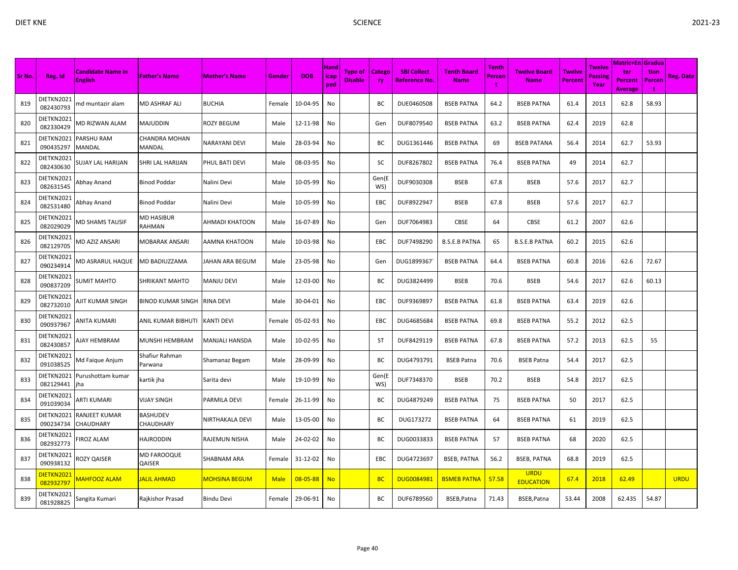| Sr No. | Reg. Id | Candidate Name in English | Father's Name | Mother's Name | Gender | DOB | Handicaped | Type of Disable | Category | SBI Collect Reference No. | Tenth Board Name | Tenth Percent | Twelve Board Name | Twelve Percent | Twelve Passing Year | Matric+Enter Percent Average | Graduation Percent | Reg. Date |
|---|---|---|---|---|---|---|---|---|---|---|---|---|---|---|---|---|---|---|
| 819 | DIETKN2021082430793 | md muntazir alam | MD ASHRAF ALI | BUCHIA | Female | 10-04-95 | No | | BC | DUE0460508 | BSEB PATNA | 64.2 | BSEB PATNA | 61.4 | 2013 | 62.8 | 58.93 | |
| 820 | DIETKN2021082330429 | MD RIZWAN ALAM | MAJUDDIN | ROZY BEGUM | Male | 12-11-98 | No | | Gen | DUF8079540 | BSEB PATNA | 63.2 | BSEB PATNA | 62.4 | 2019 | 62.8 | | |
| 821 | DIETKN2021090435297 | PARSHU RAM MANDAL | CHANDRA MOHAN MANDAL | NARAYANI DEVI | Male | 28-03-94 | No | | BC | DUG1361446 | BSEB PATNA | 69 | BSEB PATANA | 56.4 | 2014 | 62.7 | 53.93 | |
| 822 | DIETKN2021082430630 | SUJAY LAL HARIJAN | SHRI LAL HARIJAN | PHUL BATI DEVI | Male | 08-03-95 | No | | SC | DUF8267802 | BSEB PATNA | 76.4 | BSEB PATNA | 49 | 2014 | 62.7 | | |
| 823 | DIETKN2021082631545 | Abhay Anand | Binod Poddar | Nalini Devi | Male | 10-05-99 | No | | Gen(EWS) | DUF9030308 | BSEB | 67.8 | BSEB | 57.6 | 2017 | 62.7 | | |
| 824 | DIETKN2021082531480 | Abhay Anand | Binod Poddar | Nalini Devi | Male | 10-05-99 | No | | EBC | DUF8922947 | BSEB | 67.8 | BSEB | 57.6 | 2017 | 62.7 | | |
| 825 | DIETKN2021082029029 | MD SHAMS TAUSIF | MD HASIBUR RAHMAN | AHMADI KHATOON | Male | 16-07-89 | No | | Gen | DUF7064983 | CBSE | 64 | CBSE | 61.2 | 2007 | 62.6 | | |
| 826 | DIETKN2021082129705 | MD AZIZ ANSARI | MOBARAK ANSARI | AAMNA KHATOON | Male | 10-03-98 | No | | EBC | DUF7498290 | B.S.E.B PATNA | 65 | B.S.E.B PATNA | 60.2 | 2015 | 62.6 | | |
| 827 | DIETKN2021090234914 | MD ASRARUL HAQUE | MD BADIUZZAMA | JAHAN ARA BEGUM | Male | 23-05-98 | No | | Gen | DUG1899367` | BSEB PATNA | 64.4 | BSEB PATNA | 60.8 | 2016 | 62.6 | 72.67 | |
| 828 | DIETKN2021090837209 | SUMIT MAHTO | SHRIKANT MAHTO | MANJU DEVI | Male | 12-03-00 | No | | BC | DUG3824499 | BSEB | 70.6 | BSEB | 54.6 | 2017 | 62.6 | 60.13 | |
| 829 | DIETKN2021082732010 | AJIT KUMAR SINGH | BINOD KUMAR SINGH | RINA DEVI | Male | 30-04-01 | No | | EBC | DUF9369897 | BSEB PATNA | 61.8 | BSEB PATNA | 63.4 | 2019 | 62.6 | | |
| 830 | DIETKN2021090937967 | ANITA KUMARI | ANIL KUMAR BIBHUTI | KANTI DEVI | Female | 05-02-93 | No | | EBC | DUG4685684 | BSEB PATNA | 69.8 | BSEB PATNA | 55.2 | 2012 | 62.5 | | |
| 831 | DIETKN2021082430857 | AJAY HEMBRAM | MUNSHI HEMBRAM | MANJALI HANSDA | Male | 10-02-95 | No | | ST | DUF8429119 | BSEB PATNA | 67.8 | BSEB PATNA | 57.2 | 2013 | 62.5 | 55 | |
| 832 | DIETKN2021091038525 | Md Faique Anjum | Shafiur Rahman Parwana | Shamanaz Begam | Male | 28-09-99 | No | | BC | DUG4793791 | BSEB Patna | 70.6 | BSEB Patna | 54.4 | 2017 | 62.5 | | |
| 833 | DIETKN2021082129441 | Purushottam kumar jha | kartik jha | Sarita devi | Male | 19-10-99 | No | | Gen(EWS) | DUF7348370 | BSEB | 70.2 | BSEB | 54.8 | 2017 | 62.5 | | |
| 834 | DIETKN2021091039034 | ARTI KUMARI | VIJAY SINGH | PARMILA DEVI | Female | 26-11-99 | No | | BC | DUG4879249 | BSEB PATNA | 75 | BSEB PATNA | 50 | 2017 | 62.5 | | |
| 835 | DIETKN2021090234734 | RANJEET KUMAR CHAUDHARY | BASHUDEV CHAUDHARY | NIRTHAKALA DEVI | Male | 13-05-00 | No | | BC | DUG173272 | BSEB PATNA | 64 | BSEB PATNA | 61 | 2019 | 62.5 | | |
| 836 | DIETKN2021082932773 | FIROZ ALAM | HAJRODDIN | RAJEMUN NISHA | Male | 24-02-02 | No | | BC | DUG0033833 | BSEB PATNA | 57 | BSEB PATNA | 68 | 2020 | 62.5 | | |
| 837 | DIETKN2021090938132 | ROZY QAISER | MD FAROOQUE QAISER | SHABNAM ARA | Female | 31-12-02 | No | | EBC | DUG4723697 | BSEB, PATNA | 56.2 | BSEB, PATNA | 68.8 | 2019 | 62.5 | | |
| 838 | DIETKN2021082932797 | MAHFOOZ ALAM | JALIL AHMAD | MOHSINA BEGUM | Male | 08-05-88 | No | | BC | DUG0084981 | BSMEB PATNA | 57.58 | URDU EDUCATION | 67.4 | 2018 | 62.49 | | URDU |
| 839 | DIETKN2021081928825 | Sangita Kumari | Rajkishor Prasad | Bindu Devi | Female | 29-06-91 | No | | BC | DUF6789560 | BSEB,Patna | 71.43 | BSEB,Patna | 53.44 | 2008 | 62.435 | 54.87 | |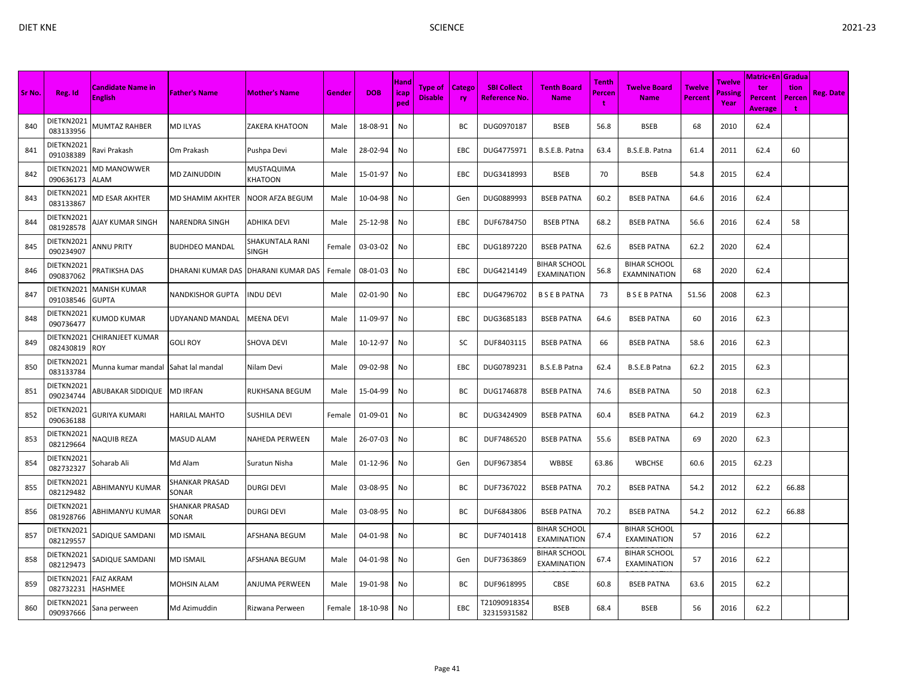| Sr No. | Reg. Id | Candidate Name in English | Father's Name | Mother's Name | Gender | DOB | Handicaped | Type of Disable | Category | SBI Collect Reference No. | Tenth Board Name | Tenth Percent | Twelve Board Name | Twelve Percent | Twelve Passing Year | Matric+Enter Percent Average | Graduation Percent | Reg. Date |
|---|---|---|---|---|---|---|---|---|---|---|---|---|---|---|---|---|---|---|
| 840 | DIETKN2021083133956 | MUMTAZ RAHBER | MD ILYAS | ZAKERA KHATOON | Male | 18-08-91 | No | | BC | DUG0970187 | BSEB | 56.8 | BSEB | 68 | 2010 | 62.4 | | |
| 841 | DIETKN2021091038389 | Ravi Prakash | Om Prakash | Pushpa Devi | Male | 28-02-94 | No | | EBC | DUG4775971 | B.S.E.B. Patna | 63.4 | B.S.E.B. Patna | 61.4 | 2011 | 62.4 | 60 | |
| 842 | DIETKN2021090636173 | MD MANOWWER ALAM | MD ZAINUDDIN | MUSTAQUIMA KHATOON | Male | 15-01-97 | No | | EBC | DUG3418993 | BSEB | 70 | BSEB | 54.8 | 2015 | 62.4 | | |
| 843 | DIETKN2021083133867 | MD ESAR AKHTER | MD SHAMIM AKHTER | NOOR AFZA BEGUM | Male | 10-04-98 | No | | Gen | DUG0889993 | BSEB PATNA | 60.2 | BSEB PATNA | 64.6 | 2016 | 62.4 | | |
| 844 | DIETKN2021081928578 | AJAY KUMAR SINGH | NARENDRA SINGH | ADHIKA DEVI | Male | 25-12-98 | No | | EBC | DUF6784750 | BSEB PTNA | 68.2 | BSEB PATNA | 56.6 | 2016 | 62.4 | 58 | |
| 845 | DIETKN2021090234907 | ANNU PRITY | BUDHDEO MANDAL | SHAKUNTALA RANI SINGH | Female | 03-03-02 | No | | EBC | DUG1897220 | BSEB PATNA | 62.6 | BSEB PATNA | 62.2 | 2020 | 62.4 | | |
| 846 | DIETKN2021090837062 | PRATIKSHA DAS | DHARANI KUMAR DAS | DHARANI KUMAR DAS | Female | 08-01-03 | No | | EBC | DUG4214149 | BIHAR SCHOOL EXAMINATION | 56.8 | BIHAR SCHOOL EXAMNINATION | 68 | 2020 | 62.4 | | |
| 847 | DIETKN2021091038546 | MANISH KUMAR GUPTA | NANDKISHOR GUPTA | INDU DEVI | Male | 02-01-90 | No | | EBC | DUG4796702 | B S E B PATNA | 73 | B S E B PATNA | 51.56 | 2008 | 62.3 | | |
| 848 | DIETKN2021090736477 | KUMOD KUMAR | UDYANAND MANDAL | MEENA DEVI | Male | 11-09-97 | No | | EBC | DUG3685183 | BSEB PATNA | 64.6 | BSEB PATNA | 60 | 2016 | 62.3 | | |
| 849 | DIETKN2021082430819 | CHIRANJEET KUMAR ROY | GOLI ROY | SHOVA DEVI | Male | 10-12-97 | No | | SC | DUF8403115 | BSEB PATNA | 66 | BSEB PATNA | 58.6 | 2016 | 62.3 | | |
| 850 | DIETKN2021083133784 | Munna kumar mandal | Sahat lal mandal | Nilam Devi | Male | 09-02-98 | No | | EBC | DUG0789231 | B.S.E.B Patna | 62.4 | B.S.E.B Patna | 62.2 | 2015 | 62.3 | | |
| 851 | DIETKN2021090234744 | ABUBAKAR SIDDIQUE | MD IRFAN | RUKHSANA BEGUM | Male | 15-04-99 | No | | BC | DUG1746878 | BSEB PATNA | 74.6 | BSEB PATNA | 50 | 2018 | 62.3 | | |
| 852 | DIETKN2021090636188 | GURIYA KUMARI | HARILAL MAHTO | SUSHILA DEVI | Female | 01-09-01 | No | | BC | DUG3424909 | BSEB PATNA | 60.4 | BSEB PATNA | 64.2 | 2019 | 62.3 | | |
| 853 | DIETKN2021082129664 | NAQUIB REZA | MASUD ALAM | NAHEDA PERWEEN | Male | 26-07-03 | No | | BC | DUF7486520 | BSEB PATNA | 55.6 | BSEB PATNA | 69 | 2020 | 62.3 | | |
| 854 | DIETKN2021082732327 | Soharab Ali | Md Alam | Suratun Nisha | Male | 01-12-96 | No | | Gen | DUF9673854 | WBBSE | 63.86 | WBCHSE | 60.6 | 2015 | 62.23 | | |
| 855 | DIETKN2021082129482 | ABHIMANYU KUMAR | SHANKAR PRASAD SONAR | DURGI DEVI | Male | 03-08-95 | No | | BC | DUF7367022 | BSEB PATNA | 70.2 | BSEB PATNA | 54.2 | 2012 | 62.2 | 66.88 | |
| 856 | DIETKN2021081928766 | ABHIMANYU KUMAR | SHANKAR PRASAD SONAR | DURGI DEVI | Male | 03-08-95 | No | | BC | DUF6843806 | BSEB PATNA | 70.2 | BSEB PATNA | 54.2 | 2012 | 62.2 | 66.88 | |
| 857 | DIETKN2021082129557 | SADIQUE SAMDANI | MD ISMAIL | AFSHANA BEGUM | Male | 04-01-98 | No | | BC | DUF7401418 | BIHAR SCHOOL EXAMINATION | 67.4 | BIHAR SCHOOL EXAMINATION | 57 | 2016 | 62.2 | | |
| 858 | DIETKN2021082129473 | SADIQUE SAMDANI | MD ISMAIL | AFSHANA BEGUM | Male | 04-01-98 | No | | Gen | DUF7363869 | BIHAR SCHOOL EXAMINATION | 67.4 | BIHAR SCHOOL EXAMINATION | 57 | 2016 | 62.2 | | |
| 859 | DIETKN2021082732231 | FAIZ AKRAM HASHMEE | MOHSIN ALAM | ANJUMA PERWEEN | Male | 19-01-98 | No | | BC | DUF9618995 | CBSE | 60.8 | BSEB PATNA | 63.6 | 2015 | 62.2 | | |
| 860 | DIETKN2021090937666 | Sana perween | Md Azimuddin | Rizwana Perween | Female | 18-10-98 | No | | EBC | T2109091835432315931582 | BSEB | 68.4 | BSEB | 56 | 2016 | 62.2 | | |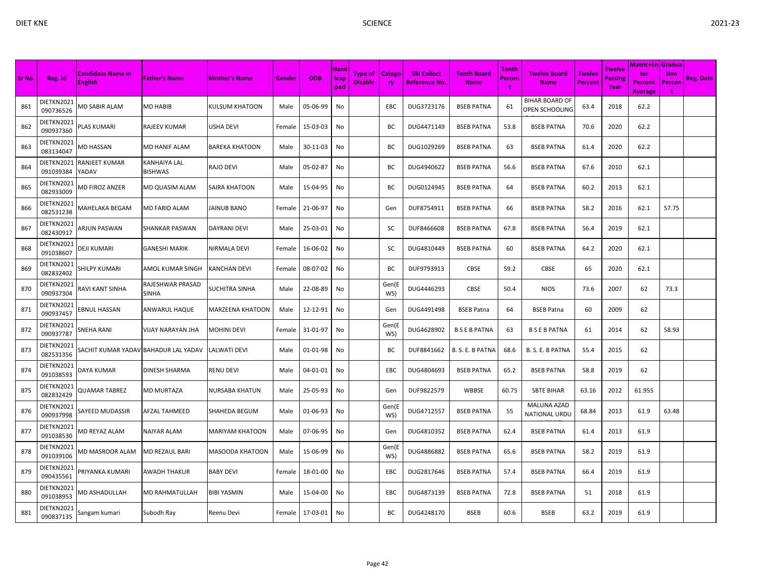| Sr No. | Reg. Id | Candidate Name in English | Father's Name | Mother's Name | Gender | DOB | Handicaped | Type of Disable | Category | SBI Collect Reference No. | Tenth Board Name | Tenth Percent | Twelve Board Name | Twelve Percent | Twelve Passing Year | Matric+Enter Percent Average | Graduation Percent | Reg. Date |
|---|---|---|---|---|---|---|---|---|---|---|---|---|---|---|---|---|---|---|
| 861 | DIETKN2021090736526 | MD SABIR ALAM | MD HABIB | KULSUM KHATOON | Male | 05-06-99 | No | | EBC | DUG3723176 | BSEB PATNA | 61 | BIHAR BOARD OF OPEN SCHOOLING | 63.4 | 2018 | 62.2 | | |
| 862 | DIETKN2021090937360 | PLAS KUMARI | RAJEEV KUMAR | USHA DEVI | Female | 15-03-03 | No | | BC | DUG4471149 | BSEB PATNA | 53.8 | BSEB PATNA | 70.6 | 2020 | 62.2 | | |
| 863 | DIETKN2021083134047 | MD HASSAN | MD HANIF ALAM | BAREKA KHATOON | Male | 30-11-03 | No | | BC | DUG1029269 | BSEB PATNA | 63 | BSEB PATNA | 61.4 | 2020 | 62.2 | | |
| 864 | DIETKN2021091039384 | RANJEET KUMAR YADAV | KANHAIYA LAL BISHWAS | RAJO DEVI | Male | 05-02-87 | No | | BC | DUG4940622 | BSEB PATNA | 56.6 | BSEB PATNA | 67.6 | 2010 | 62.1 | | |
| 865 | DIETKN2021082933009 | MD FIROZ ANZER | MD QUASIM ALAM | SAIRA KHATOON | Male | 15-04-95 | No | | BC | DUG0124945 | BSEB PATNA | 64 | BSEB PATNA | 60.2 | 2013 | 62.1 | | |
| 866 | DIETKN2021082531238 | MAHELAKA BEGAM | MD FARID ALAM | JAINUB BANO | Female | 21-06-97 | No | | Gen | DUF8754911 | BSEB PATNA | 66 | BSEB PATNA | 58.2 | 2016 | 62.1 | 57.75 | |
| 867 | DIETKN2021082430917 | ARJUN PASWAN | SHANKAR PASWAN | DAYRANI DEVI | Male | 25-03-01 | No | | SC | DUF8466608 | BSEB PATNA | 67.8 | BSEB PATNA | 56.4 | 2019 | 62.1 | | |
| 868 | DIETKN2021091038607 | DEJI KUMARI | GANESHI MARIK | NIRMALA DEVI | Female | 16-06-02 | No | | SC | DUG4810449 | BSEB PATNA | 60 | BSEB PATNA | 64.2 | 2020 | 62.1 | | |
| 869 | DIETKN2021082832402 | SHILPY KUMARI | AMOL KUMAR SINGH | KANCHAN DEVI | Female | 08-07-02 | No | | BC | DUF9793913 | CBSE | 59.2 | CBSE | 65 | 2020 | 62.1 | | |
| 870 | DIETKN2021090937304 | RAVI KANT SINHA | RAJESHWAR PRASAD SINHA | SUCHITRA SINHA | Male | 22-08-89 | No | | Gen(EWS) | DUG4446293 | CBSE | 50.4 | NIOS | 73.6 | 2007 | 62 | 73.3 | |
| 871 | DIETKN2021090937457 | EBNUL HASSAN | ANWARUL HAQUE | MARZEENA KHATOON | Male | 12-12-91 | No | | Gen | DUG4491498 | BSEB Patna | 64 | BSEB Patna | 60 | 2009 | 62 | | |
| 872 | DIETKN2021090937787 | SNEHA RANI | VIJAY NARAYAN JHA | MOHINI DEVI | Female | 31-01-97 | No | | Gen(EWS) | DUG4628902 | B S E B PATNA | 63 | B S E B PATNA | 61 | 2014 | 62 | 58.93 | |
| 873 | DIETKN2021082531356 | SACHIT KUMAR YADAV | BAHADUR LAL YADAV | LALWATI DEVI | Male | 01-01-98 | No | | BC | DUF8841662 | B. S. E. B PATNA | 68.6 | B. S. E. B PATNA | 55.4 | 2015 | 62 | | |
| 874 | DIETKN2021091038593 | DAYA KUMAR | DINESH SHARMA | RENU DEVI | Male | 04-01-01 | No | | EBC | DUG4804693 | BSEB PATNA | 65.2 | BSEB PATNA | 58.8 | 2019 | 62 | | |
| 875 | DIETKN2021082832429 | QUAMAR TABREZ | MD MURTAZA | NURSABA KHATUN | Male | 25-05-93 | No | | Gen | DUF9822579 | WBBSE | 60.75 | SBTE BIHAR | 63.16 | 2012 | 61.955 | | |
| 876 | DIETKN2021090937998 | SAYEED MUDASSIR | AFZAL TAHMEED | SHAHEDA BEGUM | Male | 01-06-93 | No | | Gen(EWS) | DUG4712557 | BSEB PATNA | 55 | MALUNA AZAD NATIONAL URDU | 68.84 | 2013 | 61.9 | 63.48 | |
| 877 | DIETKN2021091038530 | MD REYAZ ALAM | NAIYAR ALAM | MARIYAM KHATOON | Male | 07-06-95 | No | | Gen | DUG4810352 | BSEB PATNA | 62.4 | BSEB PATNA | 61.4 | 2013 | 61.9 | | |
| 878 | DIETKN2021091039106 | MD MASROOR ALAM | MD REZAUL BARI | MASOODA KHATOON | Male | 15-06-99 | No | | Gen(EWS) | DUG4886882 | BSEB PATNA | 65.6 | BSEB PATNA | 58.2 | 2019 | 61.9 | | |
| 879 | DIETKN2021090435561 | PRIYANKA KUMARI | AWADH THAKUR | BABY DEVI | Female | 18-01-00 | No | | EBC | DUG2817646 | BSEB PATNA | 57.4 | BSEB PATNA | 66.4 | 2019 | 61.9 | | |
| 880 | DIETKN2021091038953 | MD ASHADULLAH | MD RAHMATULLAH | BIBI YASMIN | Male | 15-04-00 | No | | EBC | DUG4873139 | BSEB PATNA | 72.8 | BSEB PATNA | 51 | 2018 | 61.9 | | |
| 881 | DIETKN2021090837135 | Sangam kumari | Subodh Ray | Reenu Devi | Female | 17-03-01 | No | | BC | DUG4248170 | BSEB | 60.6 | BSEB | 63.2 | 2019 | 61.9 | | |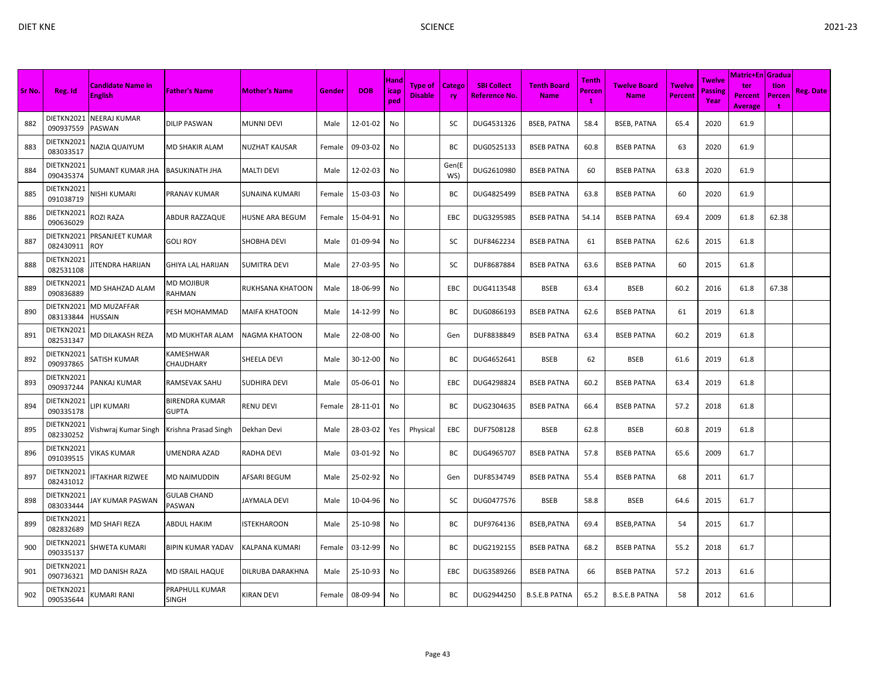| Sr No. | Reg. Id | Candidate Name in English | Father's Name | Mother's Name | Gender | DOB | Handicaped | Type of Disable | Category | SBI Collect Reference No. | Tenth Board Name | Tenth Percent | Twelve Board Name | Twelve Percent | Twelve Passing Year | Matric+Enter Percent Average | Graduation Percent | Reg. Date |
|---|---|---|---|---|---|---|---|---|---|---|---|---|---|---|---|---|---|---|
| 882 | DIETKN2021090937559 | NEERAJ KUMAR PASWAN | DILIP PASWAN | MUNNI DEVI | Male | 12-01-02 | No | | SC | DUG4531326 | BSEB, PATNA | 58.4 | BSEB, PATNA | 65.4 | 2020 | 61.9 | | |
| 883 | DIETKN2021083033517 | NAZIA QUAIYUM | MD SHAKIR ALAM | NUZHAT KAUSAR | Female | 09-03-02 | No | | BC | DUG0525133 | BSEB PATNA | 60.8 | BSEB PATNA | 63 | 2020 | 61.9 | | |
| 884 | DIETKN2021090435374 | SUMANT KUMAR JHA | BASUKINATH JHA | MALTI DEVI | Male | 12-02-03 | No | | Gen(EWS) | DUG2610980 | BSEB PATNA | 60 | BSEB PATNA | 63.8 | 2020 | 61.9 | | |
| 885 | DIETKN2021091038719 | NISHI KUMARI | PRANAV KUMAR | SUNAINA KUMARI | Female | 15-03-03 | No | | BC | DUG4825499 | BSEB PATNA | 63.8 | BSEB PATNA | 60 | 2020 | 61.9 | | |
| 886 | DIETKN2021090636029 | ROZI RAZA | ABDUR RAZZAQUE | HUSNE ARA BEGUM | Female | 15-04-91 | No | | EBC | DUG3295985 | BSEB PATNA | 54.14 | BSEB PATNA | 69.4 | 2009 | 61.8 | 62.38 | |
| 887 | DIETKN2021082430911 | PRSANJEET KUMAR ROY | GOLI ROY | SHOBHA DEVI | Male | 01-09-94 | No | | SC | DUF8462234 | BSEB PATNA | 61 | BSEB PATNA | 62.6 | 2015 | 61.8 | | |
| 888 | DIETKN2021082531108 | JITENDRA HARIJAN | GHIYA LAL HARIJAN | SUMITRA DEVI | Male | 27-03-95 | No | | SC | DUF8687884 | BSEB PATNA | 63.6 | BSEB PATNA | 60 | 2015 | 61.8 | | |
| 889 | DIETKN2021090836889 | MD SHAHZAD ALAM | MD MOJIBUR RAHMAN | RUKHSANA KHATOON | Male | 18-06-99 | No | | EBC | DUG4113548 | BSEB | 63.4 | BSEB | 60.2 | 2016 | 61.8 | 67.38 | |
| 890 | DIETKN2021083133844 | MD MUZAFFAR HUSSAIN | PESH MOHAMMAD | MAIFA KHATOON | Male | 14-12-99 | No | | BC | DUG0866193 | BSEB PATNA | 62.6 | BSEB PATNA | 61 | 2019 | 61.8 | | |
| 891 | DIETKN2021082531347 | MD DILAKASH REZA | MD MUKHTAR ALAM | NAGMA KHATOON | Male | 22-08-00 | No | | Gen | DUF8838849 | BSEB PATNA | 63.4 | BSEB PATNA | 60.2 | 2019 | 61.8 | | |
| 892 | DIETKN2021090937865 | SATISH KUMAR | KAMESHWAR CHAUDHARY | SHEELA DEVI | Male | 30-12-00 | No | | BC | DUG4652641 | BSEB | 62 | BSEB | 61.6 | 2019 | 61.8 | | |
| 893 | DIETKN2021090937244 | PANKAJ KUMAR | RAMSEVAK SAHU | SUDHIRA DEVI | Male | 05-06-01 | No | | EBC | DUG4298824 | BSEB PATNA | 60.2 | BSEB PATNA | 63.4 | 2019 | 61.8 | | |
| 894 | DIETKN2021090335178 | LIPI KUMARI | BIRENDRA KUMAR GUPTA | RENU DEVI | Female | 28-11-01 | No | | BC | DUG2304635 | BSEB PATNA | 66.4 | BSEB PATNA | 57.2 | 2018 | 61.8 | | |
| 895 | DIETKN2021082330252 | Vishwraj Kumar Singh | Krishna Prasad Singh | Dekhan Devi | Male | 28-03-02 | Yes | Physical | EBC | DUF7508128 | BSEB | 62.8 | BSEB | 60.8 | 2019 | 61.8 | | |
| 896 | DIETKN2021091039515 | VIKAS KUMAR | UMENDRA AZAD | RADHA DEVI | Male | 03-01-92 | No | | BC | DUG4965707 | BSEB PATNA | 57.8 | BSEB PATNA | 65.6 | 2009 | 61.7 | | |
| 897 | DIETKN2021082431012 | IFTAKHAR RIZWEE | MD NAIMUDDIN | AFSARI BEGUM | Male | 25-02-92 | No | | Gen | DUF8534749 | BSEB PATNA | 55.4 | BSEB PATNA | 68 | 2011 | 61.7 | | |
| 898 | DIETKN2021083033444 | JAY KUMAR PASWAN | GULAB CHAND PASWAN | JAYMALA DEVI | Male | 10-04-96 | No | | SC | DUG0477576 | BSEB | 58.8 | BSEB | 64.6 | 2015 | 61.7 | | |
| 899 | DIETKN2021082832689 | MD SHAFI REZA | ABDUL HAKIM | ISTEKHAROON | Male | 25-10-98 | No | | BC | DUF9764136 | BSEB,PATNA | 69.4 | BSEB,PATNA | 54 | 2015 | 61.7 | | |
| 900 | DIETKN2021090335137 | SHWETA KUMARI | BIPIN KUMAR YADAV | KALPANA KUMARI | Female | 03-12-99 | No | | BC | DUG2192155 | BSEB PATNA | 68.2 | BSEB PATNA | 55.2 | 2018 | 61.7 | | |
| 901 | DIETKN2021090736321 | MD DANISH RAZA | MD ISRAIL HAQUE | DILRUBA DARAKHNA | Male | 25-10-93 | No | | EBC | DUG3589266 | BSEB PATNA | 66 | BSEB PATNA | 57.2 | 2013 | 61.6 | | |
| 902 | DIETKN2021090535644 | KUMARI RANI | PRAPHULL KUMAR SINGH | KIRAN DEVI | Female | 08-09-94 | No | | BC | DUG2944250 | B.S.E.B PATNA | 65.2 | B.S.E.B PATNA | 58 | 2012 | 61.6 | | |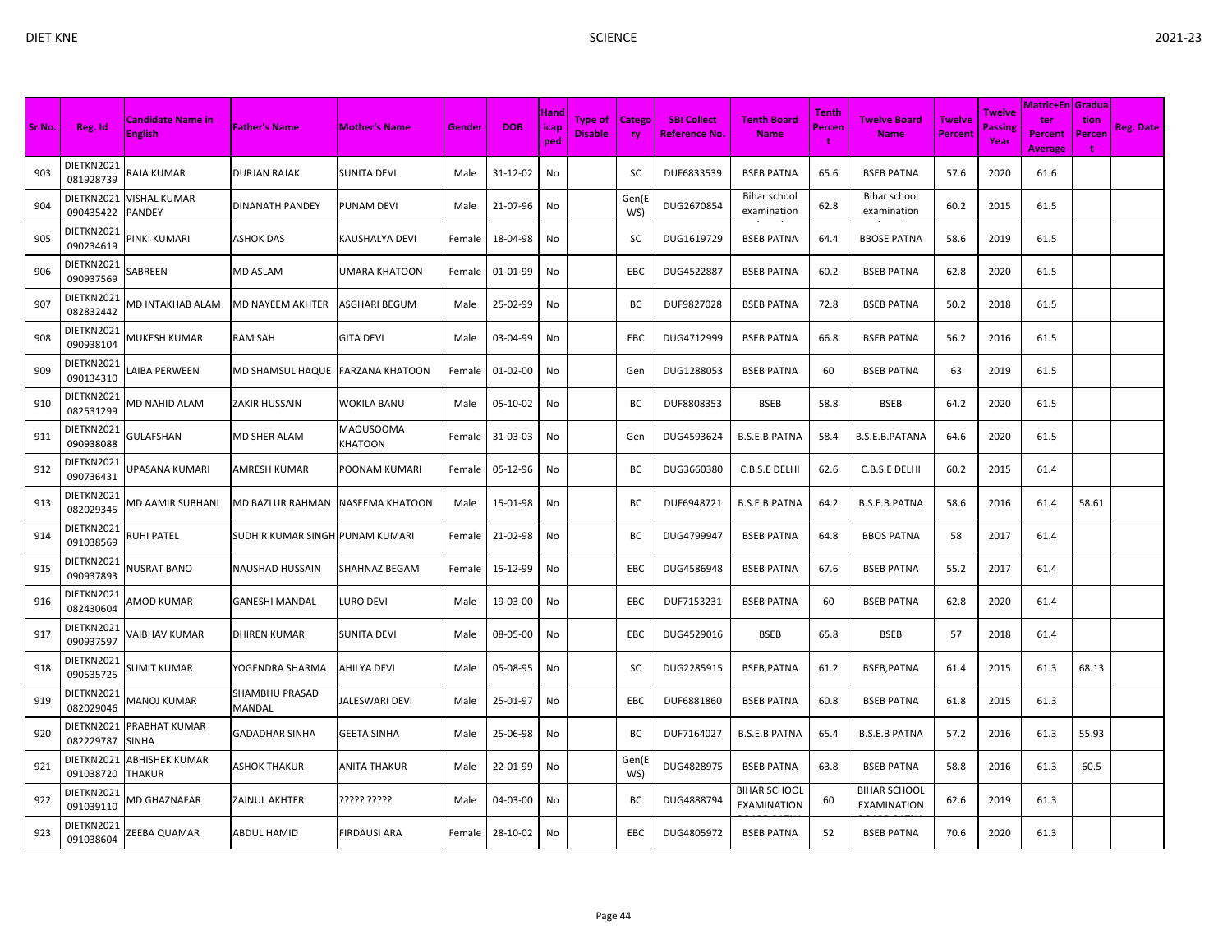| Sr No. | Reg. Id | Candidate Name in English | Father's Name | Mother's Name | Gender | DOB | Handicapped | Type of Disable | Category | SBI Collect Reference No. | Tenth Board Name | Tenth Percent | Twelve Board Name | Twelve Percent | Twelve Passing Year | Matric+Enter Percent Average | Graduation Percent | Reg. Date |
|---|---|---|---|---|---|---|---|---|---|---|---|---|---|---|---|---|---|---|
| 903 | DIETKN2021081928739 | RAJA KUMAR | DURJAN RAJAK | SUNITA DEVI | Male | 31-12-02 | No | | SC | DUF6833539 | BSEB PATNA | 65.6 | BSEB PATNA | 57.6 | 2020 | 61.6 | | |
| 904 | DIETKN2021090435422 | VISHAL KUMAR PANDEY | DINANATH PANDEY | PUNAM DEVI | Male | 21-07-96 | No | | Gen(EWS) | DUG2670854 | Bihar school examination | 62.8 | Bihar school examination | 60.2 | 2015 | 61.5 | | |
| 905 | DIETKN2021090234619 | PINKI KUMARI | ASHOK DAS | KAUSHALYA DEVI | Female | 18-04-98 | No | | SC | DUG1619729 | BSEB PATNA | 64.4 | BBOSE PATNA | 58.6 | 2019 | 61.5 | | |
| 906 | DIETKN2021090937569 | SABREEN | MD ASLAM | UMARA KHATOON | Female | 01-01-99 | No | | EBC | DUG4522887 | BSEB PATNA | 60.2 | BSEB PATNA | 62.8 | 2020 | 61.5 | | |
| 907 | DIETKN2021082832442 | MD INTAKHAB ALAM | MD NAYEEM AKHTER | ASGHARI BEGUM | Male | 25-02-99 | No | | BC | DUF9827028 | BSEB PATNA | 72.8 | BSEB PATNA | 50.2 | 2018 | 61.5 | | |
| 908 | DIETKN2021090938104 | MUKESH KUMAR | RAM SAH | GITA DEVI | Male | 03-04-99 | No | | EBC | DUG4712999 | BSEB PATNA | 66.8 | BSEB PATNA | 56.2 | 2016 | 61.5 | | |
| 909 | DIETKN2021090134310 | LAIBA PERWEEN | MD SHAMSUL HAQUE | FARZANA KHATOON | Female | 01-02-00 | No | | Gen | DUG1288053 | BSEB PATNA | 60 | BSEB PATNA | 63 | 2019 | 61.5 | | |
| 910 | DIETKN2021082531299 | MD NAHID ALAM | ZAKIR HUSSAIN | WOKILA BANU | Male | 05-10-02 | No | | BC | DUF8808353 | BSEB | 58.8 | BSEB | 64.2 | 2020 | 61.5 | | |
| 911 | DIETKN2021090938088 | GULAFSHAN | MD SHER ALAM | MAQUSOOMA KHATOON | Female | 31-03-03 | No | | Gen | DUG4593624 | B.S.E.B.PATNA | 58.4 | B.S.E.B.PATANA | 64.6 | 2020 | 61.5 | | |
| 912 | DIETKN2021090736431 | UPASANA KUMARI | AMRESH KUMAR | POONAM KUMARI | Female | 05-12-96 | No | | BC | DUG3660380 | C.B.S.E DELHI | 62.6 | C.B.S.E DELHI | 60.2 | 2015 | 61.4 | | |
| 913 | DIETKN2021082029345 | MD AAMIR SUBHANI | MD BAZLUR RAHMAN | NASEEMA KHATOON | Male | 15-01-98 | No | | BC | DUF6948721 | B.S.E.B.PATNA | 64.2 | B.S.E.B.PATNA | 58.6 | 2016 | 61.4 | 58.61 | |
| 914 | DIETKN2021091038569 | RUHI PATEL | SUDHIR KUMAR SINGH | PUNAM KUMARI | Female | 21-02-98 | No | | BC | DUG4799947 | BSEB PATNA | 64.8 | BBOS PATNA | 58 | 2017 | 61.4 | | |
| 915 | DIETKN2021090937893 | NUSRAT BANO | NAUSHAD HUSSAIN | SHAHNAZ BEGAM | Female | 15-12-99 | No | | EBC | DUG4586948 | BSEB PATNA | 67.6 | BSEB PATNA | 55.2 | 2017 | 61.4 | | |
| 916 | DIETKN2021082430604 | AMOD KUMAR | GANESHI MANDAL | LURO DEVI | Male | 19-03-00 | No | | EBC | DUF7153231 | BSEB PATNA | 60 | BSEB PATNA | 62.8 | 2020 | 61.4 | | |
| 917 | DIETKN2021090937597 | VAIBHAV KUMAR | DHIREN KUMAR | SUNITA DEVI | Male | 08-05-00 | No | | EBC | DUG4529016 | BSEB | 65.8 | BSEB | 57 | 2018 | 61.4 | | |
| 918 | DIETKN2021090535725 | SUMIT KUMAR | YOGENDRA SHARMA | AHILYA DEVI | Male | 05-08-95 | No | | SC | DUG2285915 | BSEB,PATNA | 61.2 | BSEB,PATNA | 61.4 | 2015 | 61.3 | 68.13 | |
| 919 | DIETKN2021082029046 | MANOJ KUMAR | SHAMBHU PRASAD MANDAL | JALESWARI DEVI | Male | 25-01-97 | No | | EBC | DUF6881860 | BSEB PATNA | 60.8 | BSEB PATNA | 61.8 | 2015 | 61.3 | | |
| 920 | DIETKN2021082229787 | PRABHAT KUMAR SINHA | GADADHAR SINHA | GEETA SINHA | Male | 25-06-98 | No | | BC | DUF7164027 | B.S.E.B PATNA | 65.4 | B.S.E.B PATNA | 57.2 | 2016 | 61.3 | 55.93 | |
| 921 | DIETKN2021091038720 | ABHISHEK KUMAR THAKUR | ASHOK THAKUR | ANITA THAKUR | Male | 22-01-99 | No | | Gen(EWS) | DUG4828975 | BSEB PATNA | 63.8 | BSEB PATNA | 58.8 | 2016 | 61.3 | 60.5 | |
| 922 | DIETKN2021091039110 | MD GHAZNAFAR | ZAINUL AKHTER | ????? ????? | Male | 04-03-00 | No | | BC | DUG4888794 | BIHAR SCHOOL EXAMINATION | 60 | BIHAR SCHOOL EXAMINATION | 62.6 | 2019 | 61.3 | | |
| 923 | DIETKN2021091038604 | ZEEBA QUAMAR | ABDUL HAMID | FIRDAUSI ARA | Female | 28-10-02 | No | | EBC | DUG4805972 | BSEB PATNA | 52 | BSEB PATNA | 70.6 | 2020 | 61.3 | | |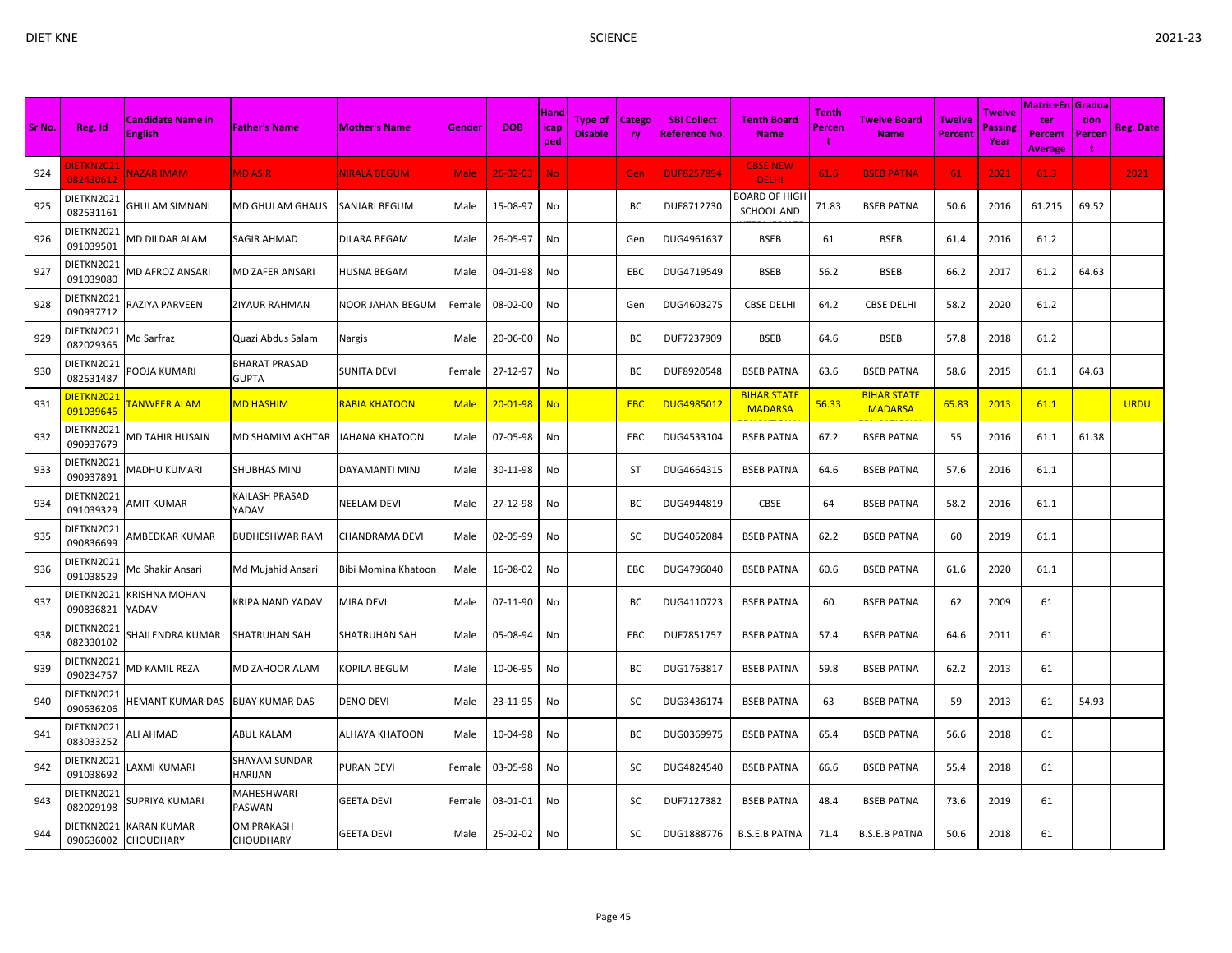| Sr No. | Reg. Id | Candidate Name in English | Father's Name | Mother's Name | Gender | DOB | Handicaped | Type of Disable | Category | SBI Collect Reference No. | Tenth Board Name | Tenth Percent | Twelve Board Name | Twelve Percent | Twelve Passing Year | Matric+Enter Percent Average | Graduation Percent | Reg. Date |
|---|---|---|---|---|---|---|---|---|---|---|---|---|---|---|---|---|---|---|
| 924 | DIETKN2021 082430612 | NAZAR IMAM | MD ASIR | NIRALA BEGUM | Male | 26-02-03 | No | | Gen | DUF8257894 | CBSE NEW DELHI | 61.6 | BSEB PATNA | 61 | 2021 | 61.3 | | 2021 |
| 925 | DIETKN2021 082531161 | GHULAM SIMNANI | MD GHULAM GHAUS | SANJARI BEGUM | Male | 15-08-97 | No | | BC | DUF8712730 | BOARD OF HIGH SCHOOL AND | 71.83 | BSEB PATNA | 50.6 | 2016 | 61.215 | 69.52 | |
| 926 | DIETKN2021 091039501 | MD DILDAR ALAM | SAGIR AHMAD | DILARA BEGAM | Male | 26-05-97 | No | | Gen | DUG4961637 | BSEB | 61 | BSEB | 61.4 | 2016 | 61.2 | | |
| 927 | DIETKN2021 091039080 | MD AFROZ ANSARI | MD ZAFER ANSARI | HUSNA BEGAM | Male | 04-01-98 | No | | EBC | DUG4719549 | BSEB | 56.2 | BSEB | 66.2 | 2017 | 61.2 | 64.63 | |
| 928 | DIETKN2021 090937712 | RAZIYA PARVEEN | ZIYAUR RAHMAN | NOOR JAHAN BEGUM | Female | 08-02-00 | No | | Gen | DUG4603275 | CBSE DELHI | 64.2 | CBSE DELHI | 58.2 | 2020 | 61.2 | | |
| 929 | DIETKN2021 082029365 | Md Sarfraz | Quazi Abdus Salam | Nargis | Male | 20-06-00 | No | | BC | DUF7237909 | BSEB | 64.6 | BSEB | 57.8 | 2018 | 61.2 | | |
| 930 | DIETKN2021 082531487 | POOJA KUMARI | BHARAT PRASAD GUPTA | SUNITA DEVI | Female | 27-12-97 | No | | BC | DUF8920548 | BSEB PATNA | 63.6 | BSEB PATNA | 58.6 | 2015 | 61.1 | 64.63 | |
| 931 | DIETKN2021 091039645 | TANWEER ALAM | MD HASHIM | RABIA KHATOON | Male | 20-01-98 | No | | EBC | DUG4985012 | BIHAR STATE MADARSA | 56.33 | BIHAR STATE MADARSA | 65.83 | 2013 | 61.1 | | URDU |
| 932 | DIETKN2021 090937679 | MD TAHIR HUSAIN | MD SHAMIM AKHTAR | JAHANA KHATOON | Male | 07-05-98 | No | | EBC | DUG4533104 | BSEB PATNA | 67.2 | BSEB PATNA | 55 | 2016 | 61.1 | 61.38 | |
| 933 | DIETKN2021 090937891 | MADHU KUMARI | SHUBHAS MINJ | DAYAMANTI MINJ | Male | 30-11-98 | No | | ST | DUG4664315 | BSEB PATNA | 64.6 | BSEB PATNA | 57.6 | 2016 | 61.1 | | |
| 934 | DIETKN2021 091039329 | AMIT KUMAR | KAILASH PRASAD YADAV | NEELAM DEVI | Male | 27-12-98 | No | | BC | DUG4944819 | CBSE | 64 | BSEB PATNA | 58.2 | 2016 | 61.1 | | |
| 935 | DIETKN2021 090836699 | AMBEDKAR KUMAR | BUDHESHWAR RAM | CHANDRAMA DEVI | Male | 02-05-99 | No | | SC | DUG4052084 | BSEB PATNA | 62.2 | BSEB PATNA | 60 | 2019 | 61.1 | | |
| 936 | DIETKN2021 091038529 | Md Shakir Ansari | Md Mujahid Ansari | Bibi Momina Khatoon | Male | 16-08-02 | No | | EBC | DUG4796040 | BSEB PATNA | 60.6 | BSEB PATNA | 61.6 | 2020 | 61.1 | | |
| 937 | DIETKN2021 090836821 | KRISHNA MOHAN YADAV | KRIPA NAND YADAV | MIRA DEVI | Male | 07-11-90 | No | | BC | DUG4110723 | BSEB PATNA | 60 | BSEB PATNA | 62 | 2009 | 61 | | |
| 938 | DIETKN2021 082330102 | SHAILENDRA KUMAR | SHATRUHAN SAH | SHATRUHAN SAH | Male | 05-08-94 | No | | EBC | DUF7851757 | BSEB PATNA | 57.4 | BSEB PATNA | 64.6 | 2011 | 61 | | |
| 939 | DIETKN2021 090234757 | MD KAMIL REZA | MD ZAHOOR ALAM | KOPILA BEGUM | Male | 10-06-95 | No | | BC | DUG1763817 | BSEB PATNA | 59.8 | BSEB PATNA | 62.2 | 2013 | 61 | | |
| 940 | DIETKN2021 090636206 | HEMANT KUMAR DAS | BIJAY KUMAR DAS | DENO DEVI | Male | 23-11-95 | No | | SC | DUG3436174 | BSEB PATNA | 63 | BSEB PATNA | 59 | 2013 | 61 | 54.93 | |
| 941 | DIETKN2021 083033252 | ALI AHMAD | ABUL KALAM | ALHAYA KHATOON | Male | 10-04-98 | No | | BC | DUG0369975 | BSEB PATNA | 65.4 | BSEB PATNA | 56.6 | 2018 | 61 | | |
| 942 | DIETKN2021 091038692 | LAXMI KUMARI | SHAYAM SUNDAR HARIJAN | PURAN DEVI | Female | 03-05-98 | No | | SC | DUG4824540 | BSEB PATNA | 66.6 | BSEB PATNA | 55.4 | 2018 | 61 | | |
| 943 | DIETKN2021 082029198 | SUPRIYA KUMARI | MAHESHWARI PASWAN | GEETA DEVI | Female | 03-01-01 | No | | SC | DUF7127382 | BSEB PATNA | 48.4 | BSEB PATNA | 73.6 | 2019 | 61 | | |
| 944 | DIETKN2021 090636002 | KARAN KUMAR CHOUDHARY | OM PRAKASH CHOUDHARY | GEETA DEVI | Male | 25-02-02 | No | | SC | DUG1888776 | B.S.E.B PATNA | 71.4 | B.S.E.B PATNA | 50.6 | 2018 | 61 | | |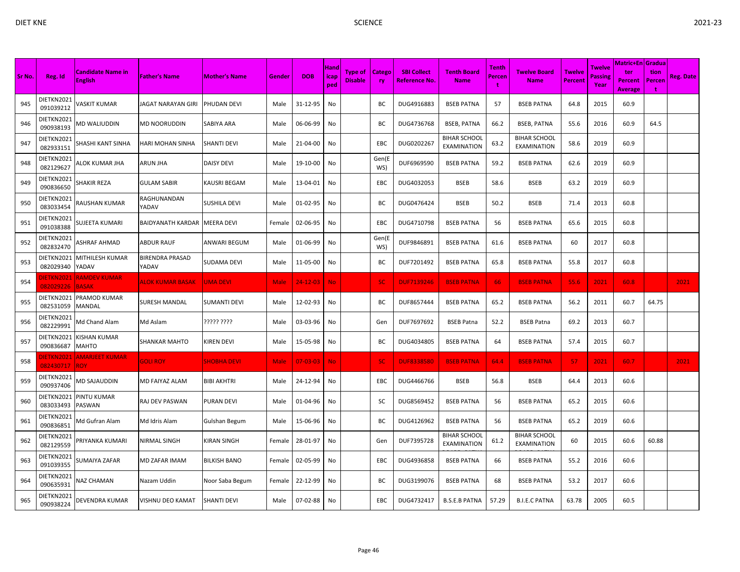| Sr No. | Reg. Id | Candidate Name in English | Father's Name | Mother's Name | Gender | DOB | Handicaped | Type of Disable | Category | SBI Collect Reference No. | Tenth Board Name | Tenth Percent | Twelve Board Name | Twelve Percent | Twelve Passing Year | Matric+Enter Percent Average | Graduation Percent | Reg. Date |
|---|---|---|---|---|---|---|---|---|---|---|---|---|---|---|---|---|---|---|
| 945 | DIETKN2021091039212 | VASKIT KUMAR | JAGAT NARAYAN GIRI | PHUDAN DEVI | Male | 31-12-95 | No | | BC | DUG4916883 | BSEB PATNA | 57 | BSEB PATNA | 64.8 | 2015 | 60.9 | | |
| 946 | DIETKN2021090938193 | MD WALIUDDIN | MD NOORUDDIN | SABIYA ARA | Male | 06-06-99 | No | | BC | DUG4736768 | BSEB, PATNA | 66.2 | BSEB, PATNA | 55.6 | 2016 | 60.9 | 64.5 | |
| 947 | DIETKN2021082933151 | SHASHI KANT SINHA | HARI MOHAN SINHA | SHANTI DEVI | Male | 21-04-00 | No | | EBC | DUG0202267 | BIHAR SCHOOL EXAMINATION | 63.2 | BIHAR SCHOOL EXAMINATION | 58.6 | 2019 | 60.9 | | |
| 948 | DIETKN2021082129627 | ALOK KUMAR JHA | ARUN JHA | DAISY DEVI | Male | 19-10-00 | No | | Gen(EWS) | DUF6969590 | BSEB PATNA | 59.2 | BSEB PATNA | 62.6 | 2019 | 60.9 | | |
| 949 | DIETKN2021090836650 | SHAKIR REZA | GULAM SABIR | KAUSRI BEGAM | Male | 13-04-01 | No | | EBC | DUG4032053 | BSEB | 58.6 | BSEB | 63.2 | 2019 | 60.9 | | |
| 950 | DIETKN2021083033454 | RAUSHAN KUMAR | RAGHUNANDAN YADAV | SUSHILA DEVI | Male | 01-02-95 | No | | BC | DUG0476424 | BSEB | 50.2 | BSEB | 71.4 | 2013 | 60.8 | | |
| 951 | DIETKN2021091038388 | SUJEETA KUMARI | BAIDYANATH KARDAR | MEERA DEVI | Female | 02-06-95 | No | | EBC | DUG4710798 | BSEB PATNA | 56 | BSEB PATNA | 65.6 | 2015 | 60.8 | | |
| 952 | DIETKN2021082832470 | ASHRAF AHMAD | ABDUR RAUF | ANWARI BEGUM | Male | 01-06-99 | No | | Gen(EWS) | DUF9846891 | BSEB PATNA | 61.6 | BSEB PATNA | 60 | 2017 | 60.8 | | |
| 953 | DIETKN2021082029340 | MITHILESH KUMAR YADAV | BIRENDRA PRASAD YADAV | SUDAMA DEVI | Male | 11-05-00 | No | | BC | DUF7201492 | BSEB PATNA | 65.8 | BSEB PATNA | 55.8 | 2017 | 60.8 | | |
| 954 | DIETKN2021082029226 | RAMDEV KUMAR BASAK | ALOK KUMAR BASAK | UMA DEVI | Male | 24-12-03 | No | | SC | DUF7139246 | BSEB PATNA | 66 | BSEB PATNA | 55.6 | 2021 | 60.8 | | 2021 |
| 955 | DIETKN2021082531059 | PRAMOD KUMAR MANDAL | SURESH MANDAL | SUMANTI DEVI | Male | 12-02-93 | No | | BC | DUF8657444 | BSEB PATNA | 65.2 | BSEB PATNA | 56.2 | 2011 | 60.7 | 64.75 | |
| 956 | DIETKN2021082229991 | Md Chand Alam | Md Aslam | ????? ???? | Male | 03-03-96 | No | | Gen | DUF7697692 | BSEB Patna | 52.2 | BSEB Patna | 69.2 | 2013 | 60.7 | | |
| 957 | DIETKN2021090836687 | KISHAN KUMAR MAHTO | SHANKAR MAHTO | KIREN DEVI | Male | 15-05-98 | No | | BC | DUG4034805 | BSEB PATNA | 64 | BSEB PATNA | 57.4 | 2015 | 60.7 | | |
| 958 | DIETKN2021082430717 | AMARJEET KUMAR ROY | GOLI ROY | SHOBHA DEVI | Male | 07-03-03 | No | | SC | DUF8338580 | BSEB PATNA | 64.4 | BSEB PATNA | 57 | 2021 | 60.7 | | 2021 |
| 959 | DIETKN2021090937406 | MD SAJAUDDIN | MD FAIYAZ ALAM | BIBI AKHTRI | Male | 24-12-94 | No | | EBC | DUG4466766 | BSEB | 56.8 | BSEB | 64.4 | 2013 | 60.6 | | |
| 960 | DIETKN2021083033493 | PINTU KUMAR PASWAN | RAJ DEV PASWAN | PURAN DEVI | Male | 01-04-96 | No | | SC | DUG8569452 | BSEB PATNA | 56 | BSEB PATNA | 65.2 | 2015 | 60.6 | | |
| 961 | DIETKN2021090836851 | Md Gufran Alam | Md Idris Alam | Gulshan Begum | Male | 15-06-96 | No | | BC | DUG4126962 | BSEB PATNA | 56 | BSEB PATNA | 65.2 | 2019 | 60.6 | | |
| 962 | DIETKN2021082129559 | PRIYANKA KUMARI | NIRMAL SINGH | KIRAN SINGH | Female | 28-01-97 | No | | Gen | DUF7395728 | BIHAR SCHOOL EXAMINATION | 61.2 | BIHAR SCHOOL EXAMINATION | 60 | 2015 | 60.6 | 60.88 | |
| 963 | DIETKN2021091039355 | SUMAIYA ZAFAR | MD ZAFAR IMAM | BILKISH BANO | Female | 02-05-99 | No | | EBC | DUG4936858 | BSEB PATNA | 66 | BSEB PATNA | 55.2 | 2016 | 60.6 | | |
| 964 | DIETKN2021090635931 | NAZ CHAMAN | Nazam Uddin | Noor Saba Begum | Female | 22-12-99 | No | | BC | DUG3199076 | BSEB PATNA | 68 | BSEB PATNA | 53.2 | 2017 | 60.6 | | |
| 965 | DIETKN2021090938224 | DEVENDRA KUMAR | VISHNU DEO KAMAT | SHANTI DEVI | Male | 07-02-88 | No | | EBC | DUG4732417 | B.S.E.B PATNA | 57.29 | B.I.E.C PATNA | 63.78 | 2005 | 60.5 | | |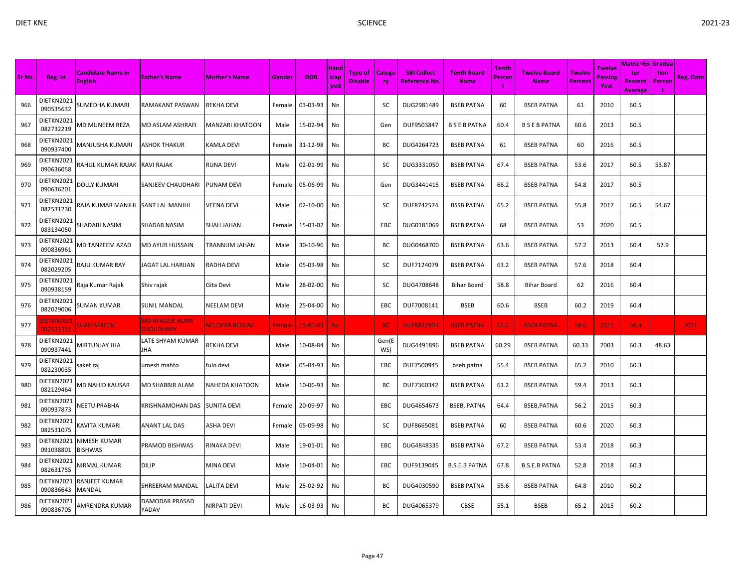| Sr No. | Reg. Id | Candidate Name in English | Father's Name | Mother's Name | Gender | DOB | Handicaped | Type of Disable | Category | SBI Collect Reference No. | Tenth Board Name | Tenth Percent | Twelve Board Name | Twelve Percent | Twelve Passing Year | Matric+Enter Percent Average | Graduation Percent | Reg. Date |
|---|---|---|---|---|---|---|---|---|---|---|---|---|---|---|---|---|---|---|
| 966 | DIETKN2021090535632 | SUMEDHA KUMARI | RAMAKANT PASWAN | REKHA DEVI | Female | 03-03-93 | No | | SC | DUG2981489 | BSEB PATNA | 60 | BSEB PATNA | 61 | 2010 | 60.5 | | |
| 967 | DIETKN2021082732219 | MD MUNEEM REZA | MD ASLAM ASHRAFI | MANZARI KHATOON | Male | 15-02-94 | No | | Gen | DUF9503847 | B S E B PATNA | 60.4 | B S E B PATNA | 60.6 | 2013 | 60.5 | | |
| 968 | DIETKN2021090937400 | MANJUSHA KUMARI | ASHOK THAKUR | KAMLA DEVI | Female | 31-12-98 | No | | BC | DUG4264723 | BSEB PATNA | 61 | BSEB PATNA | 60 | 2016 | 60.5 | | |
| 969 | DIETKN2021090636058 | RAHUL KUMAR RAJAK | RAVI RAJAK | RUNA DEVI | Male | 02-01-99 | No | | SC | DUG3331050 | BSEB PATNA | 67.4 | BSEB PATNA | 53.6 | 2017 | 60.5 | 53.87 | |
| 970 | DIETKN2021090636201 | DOLLY KUMARI | SANJEEV CHAUDHARI | PUNAM DEVI | Female | 05-06-99 | No | | Gen | DUG3441415 | BSEB PATNA | 66.2 | BSEB PATNA | 54.8 | 2017 | 60.5 | | |
| 971 | DIETKN2021082531230 | RAJA KUMAR MANJHI | SANT LAL MANJHI | VEENA DEVI | Male | 02-10-00 | No | | SC | DUF8742574 | BSSB PATNA | 65.2 | BSEB PATNA | 55.8 | 2017 | 60.5 | 54.67 | |
| 972 | DIETKN2021083134050 | SHADABI NASIM | SHADAB NASIM | SHAH JAHAN | Female | 15-03-02 | No | | EBC | DUG0181069 | BSEB PATNA | 68 | BSEB PATNA | 53 | 2020 | 60.5 | | |
| 973 | DIETKN2021090836961 | MD TANZEEM AZAD | MD AYUB HUSSAIN | TRANNUM JAHAN | Male | 30-10-96 | No | | BC | DUG0468700 | BSEB PATNA | 63.6 | BSEB PATNA | 57.2 | 2013 | 60.4 | 57.9 | |
| 974 | DIETKN2021082029205 | RAJU KUMAR RAY | JAGAT LAL HARIJAN | RADHA DEVI | Male | 05-03-98 | No | | SC | DUF7124079 | BSEB PATNA | 63.2 | BSEB PATNA | 57.6 | 2018 | 60.4 | | |
| 975 | DIETKN2021090938159 | Raja Kumar Rajak | Shiv rajak | Gita Devi | Male | 28-02-00 | No | | SC | DUG4708648 | Bihar Board | 58.8 | Bihar Board | 62 | 2016 | 60.4 | | |
| 976 | DIETKN2021082029006 | SUMAN KUMAR | SUNIL MANDAL | NEELAM DEVI | Male | 25-04-00 | No | | EBC | DUF7008141 | BSEB | 60.6 | BSEB | 60.2 | 2019 | 60.4 | | |
| 977 | DIETKN2021082531311 | SHAD AFREEN | MD AFAQUE ALAM CHOUDHARY | NELOFAR BEGUM | Female | 15-05-03 | No | | BC | DUF8822904 | BSEB PATNA | 62.2 | BSEB PATNA | 58.6 | 2021 | 60.4 | | 2021 |
| 978 | DIETKN2021090937441 | MIRTUNJAY JHA | LATE SHYAM KUMAR JHA | REKHA DEVI | Male | 10-08-84 | No | | Gen(EWS) | DUG4491896 | BSEB PATNA | 60.29 | BSEB PATNA | 60.33 | 2003 | 60.3 | 48.63 | |
| 979 | DIETKN2021082230035 | saket raj | umesh mahto | fulo devi | Male | 05-04-93 | No | | EBC | DUF7500945 | bseb patna | 55.4 | BSEB PATNA | 65.2 | 2010 | 60.3 | | |
| 980 | DIETKN2021082129464 | MD NAHID KAUSAR | MD SHABBIR ALAM | NAHEDA KHATOON | Male | 10-06-93 | No | | BC | DUF7360342 | BSEB PATNA | 61.2 | BSEB PATNA | 59.4 | 2013 | 60.3 | | |
| 981 | DIETKN2021090937873 | NEETU PRABHA | KRISHNAMOHAN DAS | SUNITA DEVI | Female | 20-09-97 | No | | EBC | DUG4654673 | BSEB, PATNA | 64.4 | BSEB,PATNA | 56.2 | 2015 | 60.3 | | |
| 982 | DIETKN2021082531075 | KAVITA KUMARI | ANANT LAL DAS | ASHA DEVI | Female | 05-09-98 | No | | SC | DUF8665081 | BSEB PATNA | 60 | BSEB PATNA | 60.6 | 2020 | 60.3 | | |
| 983 | DIETKN2021091038801 | NIMESH KUMAR BISHWAS | PRAMOD BISHWAS | RINAKA DEVI | Male | 19-01-01 | No | | EBC | DUG4848335 | BSEB PATNA | 67.2 | BSEB PATNA | 53.4 | 2018 | 60.3 | | |
| 984 | DIETKN2021082631755 | NIRMAL KUMAR | DILIP | MINA DEVI | Male | 10-04-01 | No | | EBC | DUF9139045 | B.S.E.B PATNA | 67.8 | B.S.E.B PATNA | 52.8 | 2018 | 60.3 | | |
| 985 | DIETKN2021090836643 | RANJEET KUMAR MANDAL | SHREERAM MANDAL | LALITA DEVI | Male | 25-02-92 | No | | BC | DUG4030590 | BSEB PATNA | 55.6 | BSEB PATNA | 64.8 | 2010 | 60.2 | | |
| 986 | DIETKN2021090836705 | AMRENDRA KUMAR | DAMODAR PRASAD YADAV | NIRPATI DEVI | Male | 16-03-93 | No | | BC | DUG4065379 | CBSE | 55.1 | BSEB | 65.2 | 2015 | 60.2 | | |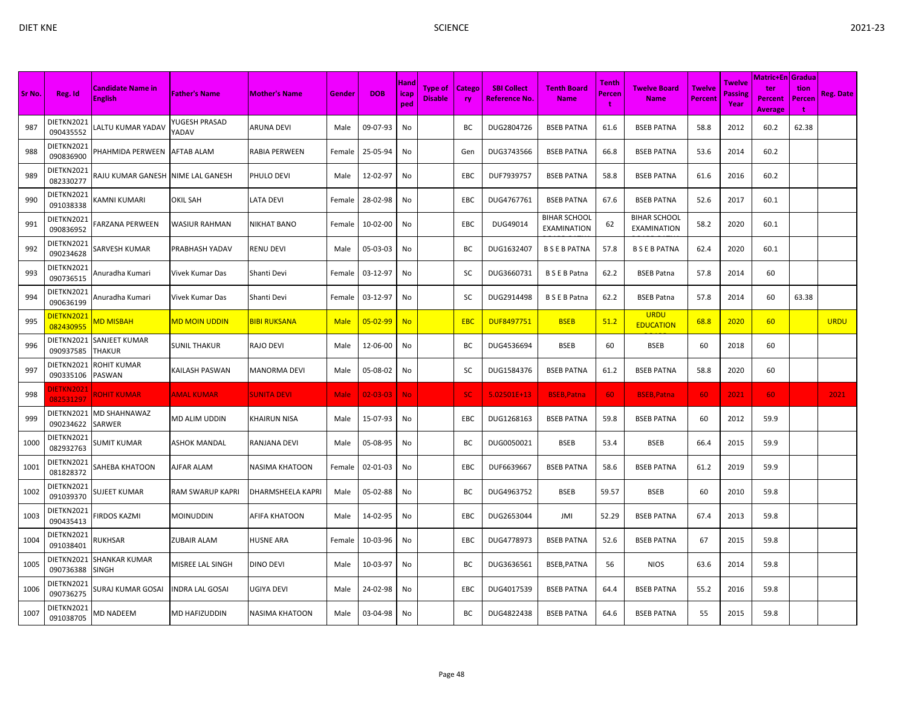| Sr No. | Reg. Id | Candidate Name in English | Father's Name | Mother's Name | Gender | DOB | Handicaped | Type of Disable | Category | SBI Collect Reference No. | Tenth Board Name | Tenth Percent | Twelve Board Name | Twelve Percent | Twelve Passing Year | Matric+Enter Percent Average | Graduation Percent | Reg. Date |
|---|---|---|---|---|---|---|---|---|---|---|---|---|---|---|---|---|---|---|
| 987 | DIETKN2021090435552 | LALTU KUMAR YADAV | YUGESH PRASAD YADAV | ARUNA DEVI | Male | 09-07-93 | No | | BC | DUG2804726 | BSEB PATNA | 61.6 | BSEB PATNA | 58.8 | 2012 | 60.2 | 62.38 | |
| 988 | DIETKN2021090836900 | PHAHMIDA PERWEEN | AFTAB ALAM | RABIA PERWEEN | Female | 25-05-94 | No | | Gen | DUG3743566 | BSEB PATNA | 66.8 | BSEB PATNA | 53.6 | 2014 | 60.2 | | |
| 989 | DIETKN2021082330277 | RAJU KUMAR GANESH | NIME LAL GANESH | PHULO DEVI | Male | 12-02-97 | No | | EBC | DUF7939757 | BSEB PATNA | 58.8 | BSEB PATNA | 61.6 | 2016 | 60.2 | | |
| 990 | DIETKN2021091038338 | KAMNI KUMARI | OKIL SAH | LATA DEVI | Female | 28-02-98 | No | | EBC | DUG4767761 | BSEB PATNA | 67.6 | BSEB PATNA | 52.6 | 2017 | 60.1 | | |
| 991 | DIETKN2021090836952 | FARZANA PERWEEN | WASIUR RAHMAN | NIKHAT BANO | Female | 10-02-00 | No | | EBC | DUG49014 | BIHAR SCHOOL EXAMINATION | 62 | BIHAR SCHOOL EXAMINATION | 58.2 | 2020 | 60.1 | | |
| 992 | DIETKN2021090234628 | SARVESH KUMAR | PRABHASH YADAV | RENU DEVI | Male | 05-03-03 | No | | BC | DUG1632407 | B S E B PATNA | 57.8 | B S E B PATNA | 62.4 | 2020 | 60.1 | | |
| 993 | DIETKN2021090736515 | Anuradha Kumari | Vivek Kumar Das | Shanti Devi | Female | 03-12-97 | No | | SC | DUG3660731 | B S E B Patna | 62.2 | BSEB Patna | 57.8 | 2014 | 60 | | |
| 994 | DIETKN2021090636199 | Anuradha Kumari | Vivek Kumar Das | Shanti Devi | Female | 03-12-97 | No | | SC | DUG2914498 | B S E B Patna | 62.2 | BSEB Patna | 57.8 | 2014 | 60 | 63.38 | |
| 995 | DIETKN2021082430955 | MD MISBAH | MD MOIN UDDIN | BIBI RUKSANA | Male | 05-02-99 | No | | EBC | DUF8497751 | BSEB | 51.2 | URDU EDUCATION | 68.8 | 2020 | 60 | | URDU |
| 996 | DIETKN2021090937585 | SANJEET KUMAR THAKUR | SUNIL THAKUR | RAJO DEVI | Male | 12-06-00 | No | | BC | DUG4536694 | BSEB | 60 | BSEB | 60 | 2018 | 60 | | |
| 997 | DIETKN2021090335106 | ROHIT KUMAR PASWAN | KAILASH PASWAN | MANORMA DEVI | Male | 05-08-02 | No | | SC | DUG1584376 | BSEB PATNA | 61.2 | BSEB PATNA | 58.8 | 2020 | 60 | | |
| 998 | DIETKN2021082531297 | ROHIT KUMAR | AMAL KUMAR | SUNITA DEVI | Male | 02-03-03 | No | | SC | 5.02501E+13 | BSEB,Patna | 60 | BSEB,Patna | 60 | 2021 | 60 | | 2021 |
| 999 | DIETKN2021090234622 | MD SHAHNAWAZ SARWER | MD ALIM UDDIN | KHAIRUN NISA | Male | 15-07-93 | No | | EBC | DUG1268163 | BSEB PATNA | 59.8 | BSEB PATNA | 60 | 2012 | 59.9 | | |
| 1000 | DIETKN2021082932763 | SUMIT KUMAR | ASHOK MANDAL | RANJANA DEVI | Male | 05-08-95 | No | | BC | DUG0050021 | BSEB | 53.4 | BSEB | 66.4 | 2015 | 59.9 | | |
| 1001 | DIETKN2021081828372 | SAHEBA KHATOON | AJFAR ALAM | NASIMA KHATOON | Female | 02-01-03 | No | | EBC | DUF6639667 | BSEB PATNA | 58.6 | BSEB PATNA | 61.2 | 2019 | 59.9 | | |
| 1002 | DIETKN2021091039370 | SUJEET KUMAR | RAM SWARUP KAPRI | DHARMSHEELA KAPRI | Male | 05-02-88 | No | | BC | DUG4963752 | BSEB | 59.57 | BSEB | 60 | 2010 | 59.8 | | |
| 1003 | DIETKN2021090435413 | FIRDOS KAZMI | MOINUDDIN | AFIFA KHATOON | Male | 14-02-95 | No | | EBC | DUG2653044 | JMI | 52.29 | BSEB PATNA | 67.4 | 2013 | 59.8 | | |
| 1004 | DIETKN2021091038401 | RUKHSAR | ZUBAIR ALAM | HUSNE ARA | Female | 10-03-96 | No | | EBC | DUG4778973 | BSEB PATNA | 52.6 | BSEB PATNA | 67 | 2015 | 59.8 | | |
| 1005 | DIETKN2021090736388 | SHANKAR KUMAR SINGH | MISREE LAL SINGH | DINO DEVI | Male | 10-03-97 | No | | BC | DUG3636561 | BSEB,PATNA | 56 | NIOS | 63.6 | 2014 | 59.8 | | |
| 1006 | DIETKN2021090736275 | SURAJ KUMAR GOSAI | INDRA LAL GOSAI | UGIYA DEVI | Male | 24-02-98 | No | | EBC | DUG4017539 | BSEB PATNA | 64.4 | BSEB PATNA | 55.2 | 2016 | 59.8 | | |
| 1007 | DIETKN2021091038705 | MD NADEEM | MD HAFIZUDDIN | NASIMA KHATOON | Male | 03-04-98 | No | | BC | DUG4822438 | BSEB PATNA | 64.6 | BSEB PATNA | 55 | 2015 | 59.8 | | |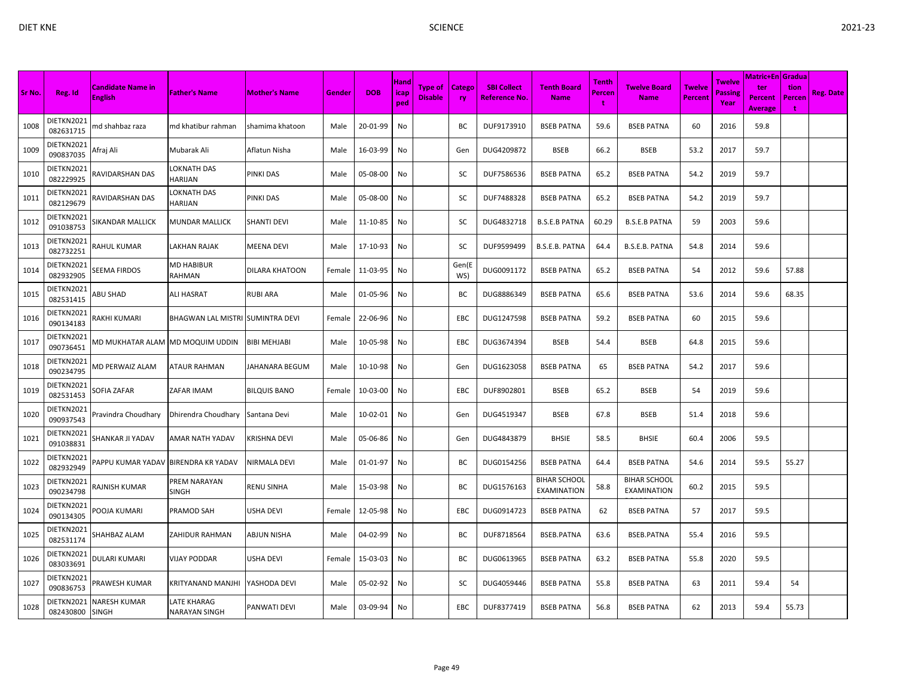| Sr No. | Reg. Id | Candidate Name in English | Father's Name | Mother's Name | Gender | DOB | Handicapped | Type of Disable | Category | SBI Collect Reference No. | Tenth Board Name | Tenth Percent | Twelve Board Name | Twelve Percent | Twelve Passing Year | Matric+Enter Percent Average | Graduation Percent | Reg. Date |
|---|---|---|---|---|---|---|---|---|---|---|---|---|---|---|---|---|---|---|
| 1008 | DIETKN2021082631715 | md shahbaz raza | md khatibur rahman | shamima khatoon | Male | 20-01-99 | No | | BC | DUF9173910 | BSEB PATNA | 59.6 | BSEB PATNA | 60 | 2016 | 59.8 | | |
| 1009 | DIETKN2021090837035 | Afraj Ali | Mubarak Ali | Aflatun Nisha | Male | 16-03-99 | No | | Gen | DUG4209872 | BSEB | 66.2 | BSEB | 53.2 | 2017 | 59.7 | | |
| 1010 | DIETKN2021082229925 | RAVIDARSHAN DAS | LOKNATH DAS HARIJAN | PINKI DAS | Male | 05-08-00 | No | | SC | DUF7586536 | BSEB PATNA | 65.2 | BSEB PATNA | 54.2 | 2019 | 59.7 | | |
| 1011 | DIETKN2021082129679 | RAVIDARSHAN DAS | LOKNATH DAS HARIJAN | PINKI DAS | Male | 05-08-00 | No | | SC | DUF7488328 | BSEB PATNA | 65.2 | BSEB PATNA | 54.2 | 2019 | 59.7 | | |
| 1012 | DIETKN2021091038753 | SIKANDAR MALLICK | MUNDAR MALLICK | SHANTI DEVI | Male | 11-10-85 | No | | SC | DUG4832718 | B.S.E.B PATNA | 60.29 | B.S.E.B PATNA | 59 | 2003 | 59.6 | | |
| 1013 | DIETKN2021082732251 | RAHUL KUMAR | LAKHAN RAJAK | MEENA DEVI | Male | 17-10-93 | No | | SC | DUF9599499 | B.S.E.B. PATNA | 64.4 | B.S.E.B. PATNA | 54.8 | 2014 | 59.6 | | |
| 1014 | DIETKN2021082932905 | SEEMA FIRDOS | MD HABIBUR RAHMAN | DILARA KHATOON | Female | 11-03-95 | No | | Gen(EWS) | DUG0091172 | BSEB PATNA | 65.2 | BSEB PATNA | 54 | 2012 | 59.6 | 57.88 | |
| 1015 | DIETKN2021082531415 | ABU SHAD | ALI HASRAT | RUBI ARA | Male | 01-05-96 | No | | BC | DUG8886349 | BSEB PATNA | 65.6 | BSEB PATNA | 53.6 | 2014 | 59.6 | 68.35 | |
| 1016 | DIETKN2021090134183 | RAKHI KUMARI | BHAGWAN LAL MISTRI | SUMINTRA DEVI | Female | 22-06-96 | No | | EBC | DUG1247598 | BSEB PATNA | 59.2 | BSEB PATNA | 60 | 2015 | 59.6 | | |
| 1017 | DIETKN2021090736451 | MD MUKHATAR ALAM | MD MOQUIM UDDIN | BIBI MEHJABI | Male | 10-05-98 | No | | EBC | DUG3674394 | BSEB | 54.4 | BSEB | 64.8 | 2015 | 59.6 | | |
| 1018 | DIETKN2021090234795 | MD PERWAIZ ALAM | ATAUR RAHMAN | JAHANARA BEGUM | Male | 10-10-98 | No | | Gen | DUG1623058 | BSEB PATNA | 65 | BSEB PATNA | 54.2 | 2017 | 59.6 | | |
| 1019 | DIETKN2021082531453 | SOFIA ZAFAR | ZAFAR IMAM | BILQUIS BANO | Female | 10-03-00 | No | | EBC | DUF8902801 | BSEB | 65.2 | BSEB | 54 | 2019 | 59.6 | | |
| 1020 | DIETKN2021090937543 | Pravindra Choudhary | Dhirendra Choudhary | Santana Devi | Male | 10-02-01 | No | | Gen | DUG4519347 | BSEB | 67.8 | BSEB | 51.4 | 2018 | 59.6 | | |
| 1021 | DIETKN2021091038831 | SHANKAR JI YADAV | AMAR NATH YADAV | KRISHNA DEVI | Male | 05-06-86 | No | | Gen | DUG4843879 | BHSIE | 58.5 | BHSIE | 60.4 | 2006 | 59.5 | | |
| 1022 | DIETKN2021082932949 | PAPPU KUMAR YADAV | BIRENDRA KR YADAV | NIRMALA DEVI | Male | 01-01-97 | No | | BC | DUG0154256 | BSEB PATNA | 64.4 | BSEB PATNA | 54.6 | 2014 | 59.5 | 55.27 | |
| 1023 | DIETKN2021090234798 | RAJNISH KUMAR | PREM NARAYAN SINGH | RENU SINHA | Male | 15-03-98 | No | | BC | DUG1576163 | BIHAR SCHOOL EXAMINATION | 58.8 | BIHAR SCHOOL EXAMINATION | 60.2 | 2015 | 59.5 | | |
| 1024 | DIETKN2021090134305 | POOJA KUMARI | PRAMOD SAH | USHA DEVI | Female | 12-05-98 | No | | EBC | DUG0914723 | BSEB PATNA | 62 | BSEB PATNA | 57 | 2017 | 59.5 | | |
| 1025 | DIETKN2021082531174 | SHAHBAZ ALAM | ZAHIDUR RAHMAN | ABJUN NISHA | Male | 04-02-99 | No | | BC | DUF8718564 | BSEB.PATNA | 63.6 | BSEB.PATNA | 55.4 | 2016 | 59.5 | | |
| 1026 | DIETKN2021083033691 | DULARI KUMARI | VIJAY PODDAR | USHA DEVI | Female | 15-03-03 | No | | BC | DUG0613965 | BSEB PATNA | 63.2 | BSEB PATNA | 55.8 | 2020 | 59.5 | | |
| 1027 | DIETKN2021090836753 | PRAWESH KUMAR | KRITYANAND MANJHI | YASHODA DEVI | Male | 05-02-92 | No | | SC | DUG4059446 | BSEB PATNA | 55.8 | BSEB PATNA | 63 | 2011 | 59.4 | 54 | |
| 1028 | DIETKN2021082430800 | NARESH KUMAR SINGH | LATE KHARAG NARAYAN SINGH | PANWATI DEVI | Male | 03-09-94 | No | | EBC | DUF8377419 | BSEB PATNA | 56.8 | BSEB PATNA | 62 | 2013 | 59.4 | 55.73 | |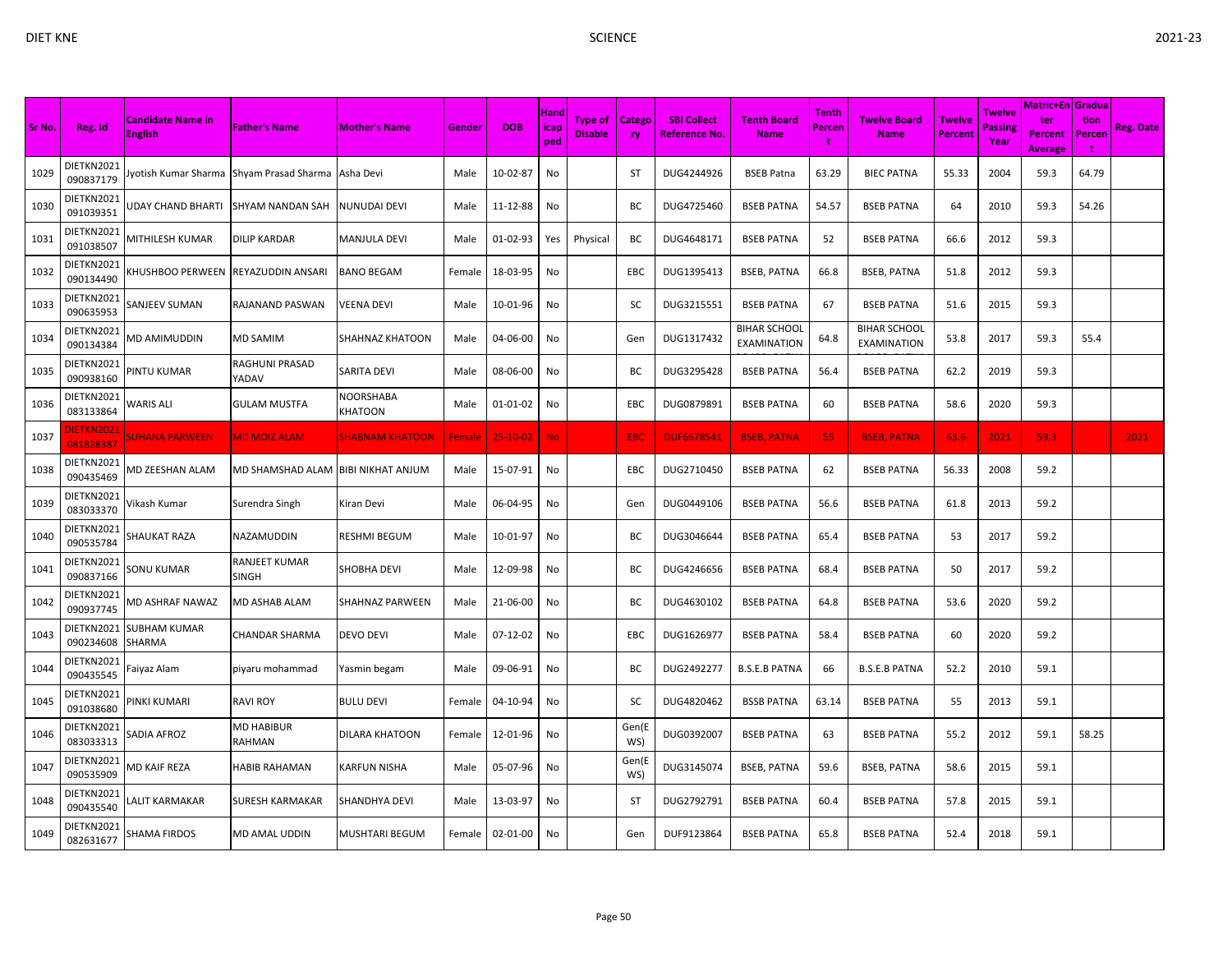| Sr No. | Reg. Id | Candidate Name in English | Father's Name | Mother's Name | Gender | DOB | Handicaped | Type of Disable | Category | SBI Collect Reference No. | Tenth Board Name | Tenth Percent | Twelve Board Name | Twelve Percent | Twelve Passing Year | Matric+Enter Percent Average | Graduation Percent | Reg. Date |
|---|---|---|---|---|---|---|---|---|---|---|---|---|---|---|---|---|---|---|
| 1029 | DIETKN2021090837179 | Jyotish Kumar Sharma | Shyam Prasad Sharma | Asha Devi | Male | 10-02-87 | No | | ST | DUG4244926 | BSEB Patna | 63.29 | BIEC PATNA | 55.33 | 2004 | 59.3 | 64.79 | |
| 1030 | DIETKN2021091039351 | UDAY CHAND BHARTI | SHYAM NANDAN SAH | NUNUDAI DEVI | Male | 11-12-88 | No | | BC | DUG4725460 | BSEB PATNA | 54.57 | BSEB PATNA | 64 | 2010 | 59.3 | 54.26 | |
| 1031 | DIETKN2021091038507 | MITHILESH KUMAR | DILIP KARDAR | MANJULA DEVI | Male | 01-02-93 | Yes | Physical | BC | DUG4648171 | BSEB PATNA | 52 | BSEB PATNA | 66.6 | 2012 | 59.3 | | |
| 1032 | DIETKN2021090134490 | KHUSHBOO PERWEEN | REYAZUDDIN ANSARI | BANO BEGAM | Female | 18-03-95 | No | | EBC | DUG1395413 | BSEB, PATNA | 66.8 | BSEB, PATNA | 51.8 | 2012 | 59.3 | | |
| 1033 | DIETKN2021090635953 | SANJEEV SUMAN | RAJANAND PASWAN | VEENA DEVI | Male | 10-01-96 | No | | SC | DUG3215551 | BSEB PATNA | 67 | BSEB PATNA | 51.6 | 2015 | 59.3 | | |
| 1034 | DIETKN2021090134384 | MD AMIMUDDIN | MD SAMIM | SHAHNAZ KHATOON | Male | 04-06-00 | No | | Gen | DUG1317432 | BIHAR SCHOOL EXAMINATION | 64.8 | BIHAR SCHOOL EXAMINATION | 53.8 | 2017 | 59.3 | 55.4 | |
| 1035 | DIETKN2021090938160 | PINTU KUMAR | RAGHUNI PRASAD YADAV | SARITA DEVI | Male | 08-06-00 | No | | BC | DUG3295428 | BSEB PATNA | 56.4 | BSEB PATNA | 62.2 | 2019 | 59.3 | | |
| 1036 | DIETKN2021083133864 | WARIS ALI | GULAM MUSTFA | NOORSHABA KHATOON | Male | 01-01-02 | No | | EBC | DUG0879891 | BSEB PATNA | 60 | BSEB PATNA | 58.6 | 2020 | 59.3 | | |
| 1037 | DIETKN2021081828387 | SUHANA PARWEEN | MD MOIZ ALAM | SHABNAM KHATOON | Female | 25-10-02 | No | | EBC | DUF6678541 | BSEB, PATNA | 55 | BSEB, PATNA | 63.6 | 2021 | 59.3 | | 2021 |
| 1038 | DIETKN2021090435469 | MD ZEESHAN ALAM | MD SHAMSHAD ALAM | BIBI NIKHAT ANJUM | Male | 15-07-91 | No | | EBC | DUG2710450 | BSEB PATNA | 62 | BSEB PATNA | 56.33 | 2008 | 59.2 | | |
| 1039 | DIETKN2021083033370 | Vikash Kumar | Surendra Singh | Kiran Devi | Male | 06-04-95 | No | | Gen | DUG0449106 | BSEB PATNA | 56.6 | BSEB PATNA | 61.8 | 2013 | 59.2 | | |
| 1040 | DIETKN2021090535784 | SHAUKAT RAZA | NAZAMUDDIN | RESHMI BEGUM | Male | 10-01-97 | No | | BC | DUG3046644 | BSEB PATNA | 65.4 | BSEB PATNA | 53 | 2017 | 59.2 | | |
| 1041 | DIETKN2021090837166 | SONU KUMAR | RANJEET KUMAR SINGH | SHOBHA DEVI | Male | 12-09-98 | No | | BC | DUG4246656 | BSEB PATNA | 68.4 | BSEB PATNA | 50 | 2017 | 59.2 | | |
| 1042 | DIETKN2021090937745 | MD ASHRAF NAWAZ | MD ASHAB ALAM | SHAHNAZ PARWEEN | Male | 21-06-00 | No | | BC | DUG4630102 | BSEB PATNA | 64.8 | BSEB PATNA | 53.6 | 2020 | 59.2 | | |
| 1043 | DIETKN2021090234608 | SUBHAM KUMAR SHARMA | CHANDAR SHARMA | DEVO DEVI | Male | 07-12-02 | No | | EBC | DUG1626977 | BSEB PATNA | 58.4 | BSEB PATNA | 60 | 2020 | 59.2 | | |
| 1044 | DIETKN2021090435545 | Faiyaz Alam | piyaru mohammad | Yasmin begam | Male | 09-06-91 | No | | BC | DUG2492277 | B.S.E.B PATNA | 66 | B.S.E.B PATNA | 52.2 | 2010 | 59.1 | | |
| 1045 | DIETKN2021091038680 | PINKI KUMARI | RAVI ROY | BULU DEVI | Female | 04-10-94 | No | | SC | DUG4820462 | BSSB PATNA | 63.14 | BSEB PATNA | 55 | 2013 | 59.1 | | |
| 1046 | DIETKN2021083033313 | SADIA AFROZ | MD HABIBUR RAHMAN | DILARA KHATOON | Female | 12-01-96 | No | | Gen(EWS) | DUG0392007 | BSEB PATNA | 63 | BSEB PATNA | 55.2 | 2012 | 59.1 | 58.25 | |
| 1047 | DIETKN2021090535909 | MD KAIF REZA | HABIB RAHAMAN | KARFUN NISHA | Male | 05-07-96 | No | | Gen(EWS) | DUG3145074 | BSEB, PATNA | 59.6 | BSEB, PATNA | 58.6 | 2015 | 59.1 | | |
| 1048 | DIETKN2021090435540 | LALIT KARMAKAR | SURESH KARMAKAR | SHANDHYA DEVI | Male | 13-03-97 | No | | ST | DUG2792791 | BSEB PATNA | 60.4 | BSEB PATNA | 57.8 | 2015 | 59.1 | | |
| 1049 | DIETKN2021082631677 | SHAMA FIRDOS | MD AMAL UDDIN | MUSHTARI BEGUM | Female | 02-01-00 | No | | Gen | DUF9123864 | BSEB PATNA | 65.8 | BSEB PATNA | 52.4 | 2018 | 59.1 | | |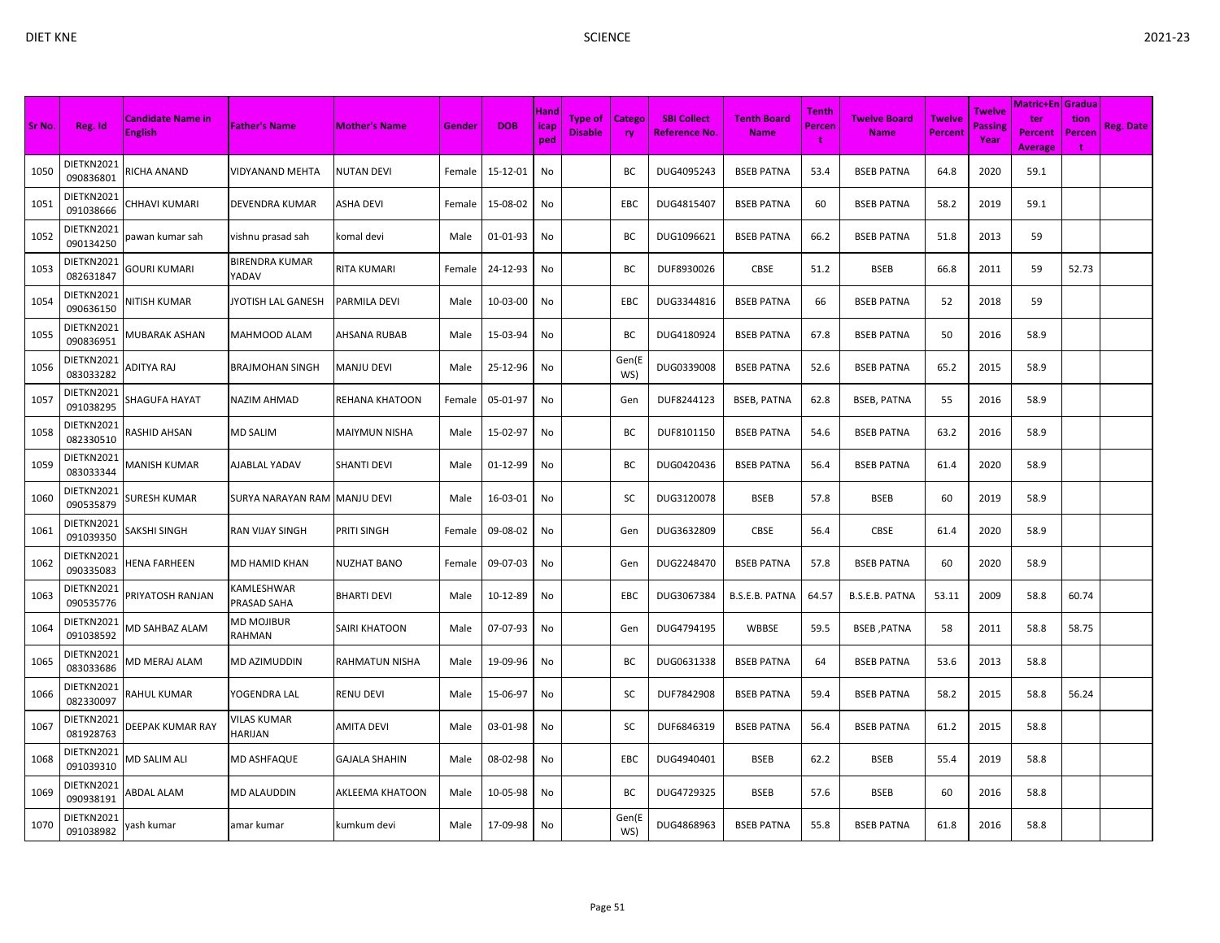| Sr No. | Reg. Id | Candidate Name in English | Father's Name | Mother's Name | Gender | DOB | Handicaped | Type of Disable | Category | SBI Collect Reference No. | Tenth Board Name | Tenth Percent | Twelve Board Name | Twelve Percent | Twelve Passing Year | Matric+Enter Percent Average | Graduation Percent | Reg. Date |
|---|---|---|---|---|---|---|---|---|---|---|---|---|---|---|---|---|---|---|
| 1050 | DIETKN2021090836801 | RICHA ANAND | VIDYANAND MEHTA | NUTAN DEVI | Female | 15-12-01 | No | | BC | DUG4095243 | BSEB PATNA | 53.4 | BSEB PATNA | 64.8 | 2020 | 59.1 | | |
| 1051 | DIETKN2021091038666 | CHHAVI KUMARI | DEVENDRA KUMAR | ASHA DEVI | Female | 15-08-02 | No | | EBC | DUG4815407 | BSEB PATNA | 60 | BSEB PATNA | 58.2 | 2019 | 59.1 | | |
| 1052 | DIETKN2021090134250 | pawan kumar sah | vishnu prasad sah | komal devi | Male | 01-01-93 | No | | BC | DUG1096621 | BSEB PATNA | 66.2 | BSEB PATNA | 51.8 | 2013 | 59 | | |
| 1053 | DIETKN2021082631847 | GOURI KUMARI | BIRENDRA KUMAR YADAV | RITA KUMARI | Female | 24-12-93 | No | | BC | DUF8930026 | CBSE | 51.2 | BSEB | 66.8 | 2011 | 59 | 52.73 | |
| 1054 | DIETKN2021090636150 | NITISH KUMAR | JYOTISH LAL GANESH | PARMILA DEVI | Male | 10-03-00 | No | | EBC | DUG3344816 | BSEB PATNA | 66 | BSEB PATNA | 52 | 2018 | 59 | | |
| 1055 | DIETKN2021090836951 | MUBARAK ASHAN | MAHMOOD ALAM | AHSANA RUBAB | Male | 15-03-94 | No | | BC | DUG4180924 | BSEB PATNA | 67.8 | BSEB PATNA | 50 | 2016 | 58.9 | | |
| 1056 | DIETKN2021083033282 | ADITYA RAJ | BRAJMOHAN SINGH | MANJU DEVI | Male | 25-12-96 | No | | Gen(EWS) | DUG0339008 | BSEB PATNA | 52.6 | BSEB PATNA | 65.2 | 2015 | 58.9 | | |
| 1057 | DIETKN2021091038295 | SHAGUFA HAYAT | NAZIM AHMAD | REHANA KHATOON | Female | 05-01-97 | No | | Gen | DUF8244123 | BSEB, PATNA | 62.8 | BSEB, PATNA | 55 | 2016 | 58.9 | | |
| 1058 | DIETKN2021082330510 | RASHID AHSAN | MD SALIM | MAIYMUN NISHA | Male | 15-02-97 | No | | BC | DUF8101150 | BSEB PATNA | 54.6 | BSEB PATNA | 63.2 | 2016 | 58.9 | | |
| 1059 | DIETKN2021083033344 | MANISH KUMAR | AJABLAL YADAV | SHANTI DEVI | Male | 01-12-99 | No | | BC | DUG0420436 | BSEB PATNA | 56.4 | BSEB PATNA | 61.4 | 2020 | 58.9 | | |
| 1060 | DIETKN2021090535879 | SURESH KUMAR | SURYA NARAYAN RAM | MANJU DEVI | Male | 16-03-01 | No | | SC | DUG3120078 | BSEB | 57.8 | BSEB | 60 | 2019 | 58.9 | | |
| 1061 | DIETKN2021091039350 | SAKSHI SINGH | RAN VIJAY SINGH | PRITI SINGH | Female | 09-08-02 | No | | Gen | DUG3632809 | CBSE | 56.4 | CBSE | 61.4 | 2020 | 58.9 | | |
| 1062 | DIETKN2021090335083 | HENA FARHEEN | MD HAMID KHAN | NUZHAT BANO | Female | 09-07-03 | No | | Gen | DUG2248470 | BSEB PATNA | 57.8 | BSEB PATNA | 60 | 2020 | 58.9 | | |
| 1063 | DIETKN2021090535776 | PRIYATOSH RANJAN | KAMLESHWAR PRASAD SAHA | BHARTI DEVI | Male | 10-12-89 | No | | EBC | DUG3067384 | B.S.E.B. PATNA | 64.57 | B.S.E.B. PATNA | 53.11 | 2009 | 58.8 | 60.74 | |
| 1064 | DIETKN2021091038592 | MD SAHBAZ ALAM | MD MOJIBUR RAHMAN | SAIRI KHATOON | Male | 07-07-93 | No | | Gen | DUG4794195 | WBBSE | 59.5 | BSEB ,PATNA | 58 | 2011 | 58.8 | 58.75 | |
| 1065 | DIETKN2021083033686 | MD MERAJ ALAM | MD AZIMUDDIN | RAHMATUN NISHA | Male | 19-09-96 | No | | BC | DUG0631338 | BSEB PATNA | 64 | BSEB PATNA | 53.6 | 2013 | 58.8 | | |
| 1066 | DIETKN2021082330097 | RAHUL KUMAR | YOGENDRA LAL | RENU DEVI | Male | 15-06-97 | No | | SC | DUF7842908 | BSEB PATNA | 59.4 | BSEB PATNA | 58.2 | 2015 | 58.8 | 56.24 | |
| 1067 | DIETKN2021081928763 | DEEPAK KUMAR RAY | VILAS KUMAR HARIJAN | AMITA DEVI | Male | 03-01-98 | No | | SC | DUF6846319 | BSEB PATNA | 56.4 | BSEB PATNA | 61.2 | 2015 | 58.8 | | |
| 1068 | DIETKN2021091039310 | MD SALIM ALI | MD ASHFAQUE | GAJALA SHAHIN | Male | 08-02-98 | No | | EBC | DUG4940401 | BSEB | 62.2 | BSEB | 55.4 | 2019 | 58.8 | | |
| 1069 | DIETKN2021090938191 | ABDAL ALAM | MD ALAUDDIN | AKLEEMA KHATOON | Male | 10-05-98 | No | | BC | DUG4729325 | BSEB | 57.6 | BSEB | 60 | 2016 | 58.8 | | |
| 1070 | DIETKN2021091038982 | yash kumar | amar kumar | kumkum devi | Male | 17-09-98 | No | | Gen(EWS) | DUG4868963 | BSEB PATNA | 55.8 | BSEB PATNA | 61.8 | 2016 | 58.8 | | |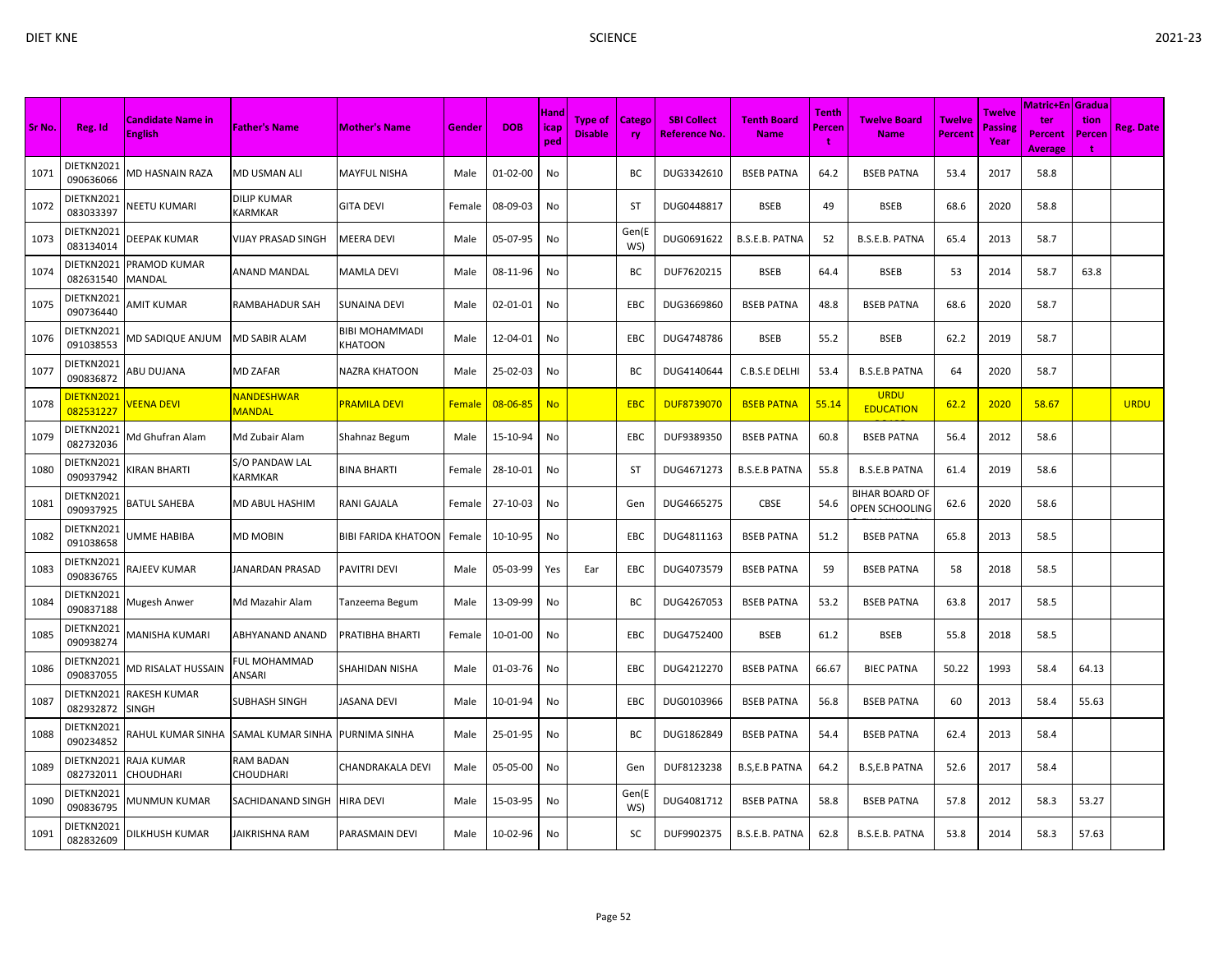| Sr No. | Reg. Id | Candidate Name in English | Father's Name | Mother's Name | Gender | DOB | Handicapped | Type of Disable | Category | SBI Collect Reference No. | Tenth Board Name | Tenth Percent | Twelve Board Name | Twelve Percent | Twelve Passing Year | Matric+Enter Percent Average | Graduation Percent | Reg. Date |
|---|---|---|---|---|---|---|---|---|---|---|---|---|---|---|---|---|---|---|
| 1071 | DIETKN2021090636066 | MD HASNAIN RAZA | MD USMAN ALI | MAYFUL NISHA | Male | 01-02-00 | No | | BC | DUG3342610 | BSEB PATNA | 64.2 | BSEB PATNA | 53.4 | 2017 | 58.8 | | |
| 1072 | DIETKN2021083033397 | NEETU KUMARI | DILIP KUMAR KARMKAR | GITA DEVI | Female | 08-09-03 | No | | ST | DUG0448817 | BSEB | 49 | BSEB | 68.6 | 2020 | 58.8 | | |
| 1073 | DIETKN2021083134014 | DEEPAK KUMAR | VIJAY PRASAD SINGH | MEERA DEVI | Male | 05-07-95 | No | | Gen(EWS) | DUG0691622 | B.S.E.B. PATNA | 52 | B.S.E.B. PATNA | 65.4 | 2013 | 58.7 | | |
| 1074 | DIETKN2021082631540 | PRAMOD KUMAR MANDAL | ANAND MANDAL | MAMLA DEVI | Male | 08-11-96 | No | | BC | DUF7620215 | BSEB | 64.4 | BSEB | 53 | 2014 | 58.7 | 63.8 | |
| 1075 | DIETKN2021090736440 | AMIT KUMAR | RAMBAHADUR SAH | SUNAINA DEVI | Male | 02-01-01 | No | | EBC | DUG3669860 | BSEB PATNA | 48.8 | BSEB PATNA | 68.6 | 2020 | 58.7 | | |
| 1076 | DIETKN2021091038553 | MD SADIQUE ANJUM | MD SABIR ALAM | BIBI MOHAMMADI KHATOON | Male | 12-04-01 | No | | EBC | DUG4748786 | BSEB | 55.2 | BSEB | 62.2 | 2019 | 58.7 | | |
| 1077 | DIETKN2021090836872 | ABU DUJANA | MD ZAFAR | NAZRA KHATOON | Male | 25-02-03 | No | | BC | DUG4140644 | C.B.S.E DELHI | 53.4 | B.S.E.B PATNA | 64 | 2020 | 58.7 | | |
| 1078 | DIETKN2021082531227 | VEENA DEVI | NANDESHWAR MANDAL | PRAMILA DEVI | Female | 08-06-85 | No | | EBC | DUF8739070 | BSEB PATNA | 55.14 | URDU EDUCATION | 62.2 | 2020 | 58.67 | | URDU |
| 1079 | DIETKN2021082732036 | Md Ghufran Alam | Md Zubair Alam | Shahnaz Begum | Male | 15-10-94 | No | | EBC | DUF9389350 | BSEB PATNA | 60.8 | BSEB PATNA | 56.4 | 2012 | 58.6 | | |
| 1080 | DIETKN2021090937942 | KIRAN BHARTI | S/O PANDAW LAL KARMKAR | BINA BHARTI | Female | 28-10-01 | No | | ST | DUG4671273 | B.S.E.B PATNA | 55.8 | B.S.E.B PATNA | 61.4 | 2019 | 58.6 | | |
| 1081 | DIETKN2021090937925 | BATUL SAHEBA | MD ABUL HASHIM | RANI GAJALA | Female | 27-10-03 | No | | Gen | DUG4665275 | CBSE | 54.6 | BIHAR BOARD OF OPEN SCHOOLING | 62.6 | 2020 | 58.6 | | |
| 1082 | DIETKN2021091038658 | UMME HABIBA | MD MOBIN | BIBI FARIDA KHATOON | Female | 10-10-95 | No | | EBC | DUG4811163 | BSEB PATNA | 51.2 | BSEB PATNA | 65.8 | 2013 | 58.5 | | |
| 1083 | DIETKN2021090836765 | RAJEEV KUMAR | JANARDAN PRASAD | PAVITRI DEVI | Male | 05-03-99 | Yes | Ear | EBC | DUG4073579 | BSEB PATNA | 59 | BSEB PATNA | 58 | 2018 | 58.5 | | |
| 1084 | DIETKN2021090837188 | Mugesh Anwer | Md Mazahir Alam | Tanzeema Begum | Male | 13-09-99 | No | | BC | DUG4267053 | BSEB PATNA | 53.2 | BSEB PATNA | 63.8 | 2017 | 58.5 | | |
| 1085 | DIETKN2021090938274 | MANISHA KUMARI | ABHYANAND ANAND | PRATIBHA BHARTI | Female | 10-01-00 | No | | EBC | DUG4752400 | BSEB | 61.2 | BSEB | 55.8 | 2018 | 58.5 | | |
| 1086 | DIETKN2021090837055 | MD RISALAT HUSSAIN | FUL MOHAMMAD ANSARI | SHAHIDAN NISHA | Male | 01-03-76 | No | | EBC | DUG4212270 | BSEB PATNA | 66.67 | BIEC PATNA | 50.22 | 1993 | 58.4 | 64.13 | |
| 1087 | DIETKN2021082932872 | RAKESH KUMAR SINGH | SUBHASH SINGH | JASANA DEVI | Male | 10-01-94 | No | | EBC | DUG0103966 | BSEB PATNA | 56.8 | BSEB PATNA | 60 | 2013 | 58.4 | 55.63 | |
| 1088 | DIETKN2021090234852 | RAHUL KUMAR SINHA | SAMAL KUMAR SINHA | PURNIMA SINHA | Male | 25-01-95 | No | | BC | DUG1862849 | BSEB PATNA | 54.4 | BSEB PATNA | 62.4 | 2013 | 58.4 | | |
| 1089 | DIETKN2021082732011 | RAJA KUMAR CHOUDHARI | RAM BADAN CHOUDHARI | CHANDRAKALA DEVI | Male | 05-05-00 | No | | Gen | DUF8123238 | B.S,E.B PATNA | 64.2 | B.S,E.B PATNA | 52.6 | 2017 | 58.4 | | |
| 1090 | DIETKN2021090836795 | MUNMUN KUMAR | SACHIDANAND SINGH | HIRA DEVI | Male | 15-03-95 | No | | Gen(EWS) | DUG4081712 | BSEB PATNA | 58.8 | BSEB PATNA | 57.8 | 2012 | 58.3 | 53.27 | |
| 1091 | DIETKN2021082832609 | DILKHUSH KUMAR | JAIKRISHNA RAM | PARASMAIN DEVI | Male | 10-02-96 | No | | SC | DUF9902375 | B.S.E.B. PATNA | 62.8 | B.S.E.B. PATNA | 53.8 | 2014 | 58.3 | 57.63 | |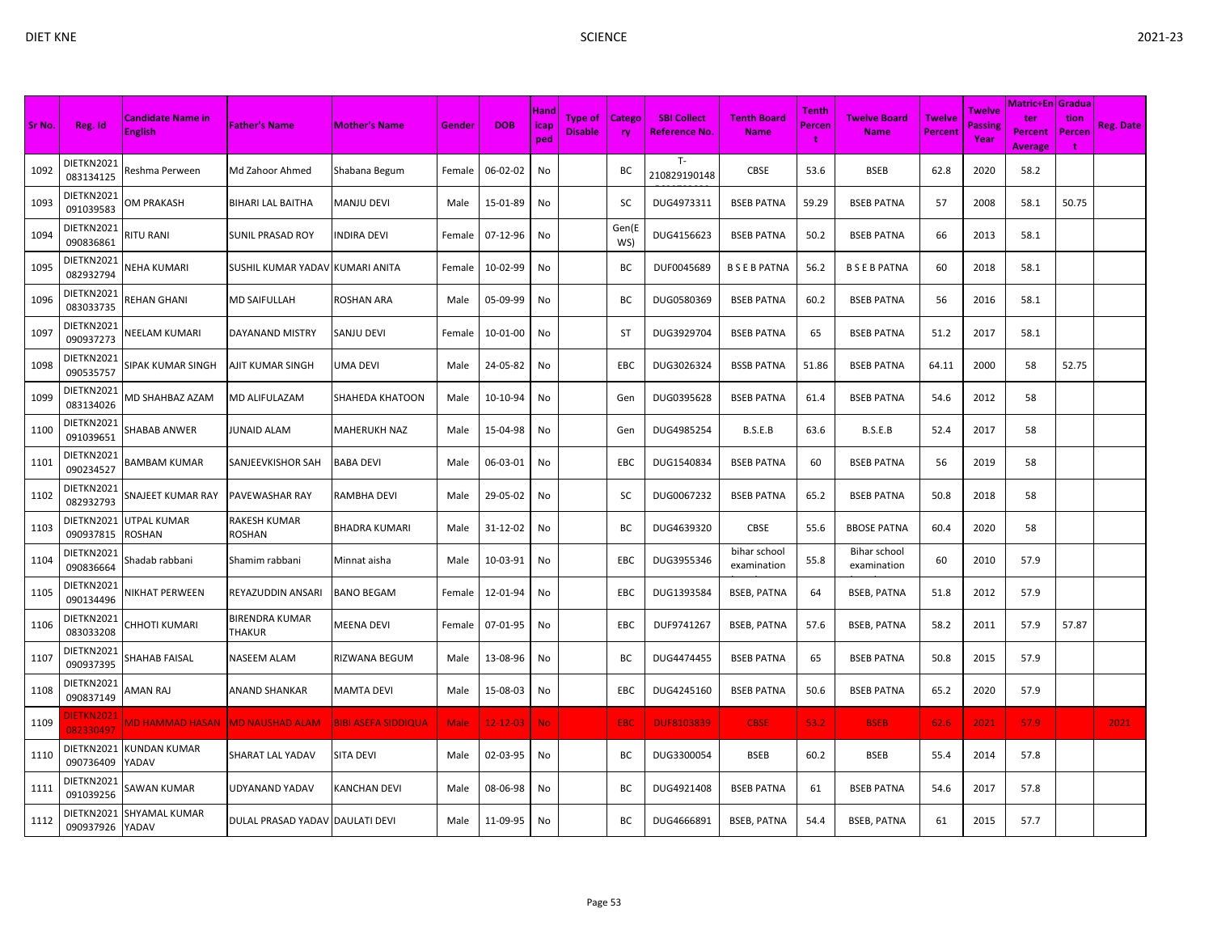| Sr No. | Reg. Id | Candidate Name in English | Father's Name | Mother's Name | Gender | DOB | Handicaped | Type of Disable | Category | SBI Collect Reference No. | Tenth Board Name | Tenth Percent | Twelve Board Name | Twelve Percent | Twelve Passing Year | Matric+Enter Percent Average | Graduation Percent | Reg. Date |
|---|---|---|---|---|---|---|---|---|---|---|---|---|---|---|---|---|---|---|
| 1092 | DIETKN2021083134125 | Reshma Perween | Md Zahoor Ahmed | Shabana Begum | Female | 06-02-02 | No | | BC | T-210829190148 | CBSE | 53.6 | BSEB | 62.8 | 2020 | 58.2 | | |
| 1093 | DIETKN2021091039583 | OM PRAKASH | BIHARI LAL BAITHA | MANJU DEVI | Male | 15-01-89 | No | | SC | DUG4973311 | BSEB PATNA | 59.29 | BSEB PATNA | 57 | 2008 | 58.1 | 50.75 | |
| 1094 | DIETKN2021090836861 | RITU RANI | SUNIL PRASAD ROY | INDIRA DEVI | Female | 07-12-96 | No | | Gen(EWS) | DUG4156623 | BSEB PATNA | 50.2 | BSEB PATNA | 66 | 2013 | 58.1 | | |
| 1095 | DIETKN2021082932794 | NEHA KUMARI | SUSHIL KUMAR YADAV | KUMARI ANITA | Female | 10-02-99 | No | | BC | DUF0045689 | B S E B PATNA | 56.2 | B S E B PATNA | 60 | 2018 | 58.1 | | |
| 1096 | DIETKN2021083033735 | REHAN GHANI | MD SAIFULLAH | ROSHAN ARA | Male | 05-09-99 | No | | BC | DUG0580369 | BSEB PATNA | 60.2 | BSEB PATNA | 56 | 2016 | 58.1 | | |
| 1097 | DIETKN2021090937273 | NEELAM KUMARI | DAYANAND MISTRY | SANJU DEVI | Female | 10-01-00 | No | | ST | DUG3929704 | BSEB PATNA | 65 | BSEB PATNA | 51.2 | 2017 | 58.1 | | |
| 1098 | DIETKN2021090535757 | SIPAK KUMAR SINGH | AJIT KUMAR SINGH | UMA DEVI | Male | 24-05-82 | No | | EBC | DUG3026324 | BSSB PATNA | 51.86 | BSEB PATNA | 64.11 | 2000 | 58 | 52.75 | |
| 1099 | DIETKN2021083134026 | MD SHAHBAZ AZAM | MD ALIFULAZAM | SHAHEDA KHATOON | Male | 10-10-94 | No | | Gen | DUG0395628 | BSEB PATNA | 61.4 | BSEB PATNA | 54.6 | 2012 | 58 | | |
| 1100 | DIETKN2021091039651 | SHABAB ANWER | JUNAID ALAM | MAHERUKH NAZ | Male | 15-04-98 | No | | Gen | DUG4985254 | B.S.E.B | 63.6 | B.S.E.B | 52.4 | 2017 | 58 | | |
| 1101 | DIETKN2021090234527 | BAMBAM KUMAR | SANJEEVKISHOR SAH | BABA DEVI | Male | 06-03-01 | No | | EBC | DUG1540834 | BSEB PATNA | 60 | BSEB PATNA | 56 | 2019 | 58 | | |
| 1102 | DIETKN2021082932793 | SNAJEET KUMAR RAY | PAVEWASHAR RAY | RAMBHA DEVI | Male | 29-05-02 | No | | SC | DUG0067232 | BSEB PATNA | 65.2 | BSEB PATNA | 50.8 | 2018 | 58 | | |
| 1103 | DIETKN2021090937815 | UTPAL KUMAR ROSHAN | RAKESH KUMAR ROSHAN | BHADRA KUMARI | Male | 31-12-02 | No | | BC | DUG4639320 | CBSE | 55.6 | BBOSE PATNA | 60.4 | 2020 | 58 | | |
| 1104 | DIETKN2021090836664 | Shadab rabbani | Shamim rabbani | Minnat aisha | Male | 10-03-91 | No | | EBC | DUG3955346 | bihar school examination | 55.8 | Bihar school examination | 60 | 2010 | 57.9 | | |
| 1105 | DIETKN2021090134496 | NIKHAT PERWEEN | REYAZUDDIN ANSARI | BANO BEGAM | Female | 12-01-94 | No | | EBC | DUG1393584 | BSEB, PATNA | 64 | BSEB, PATNA | 51.8 | 2012 | 57.9 | | |
| 1106 | DIETKN2021083033208 | CHHOTI KUMARI | BIRENDRA KUMAR THAKUR | MEENA DEVI | Female | 07-01-95 | No | | EBC | DUF9741267 | BSEB, PATNA | 57.6 | BSEB, PATNA | 58.2 | 2011 | 57.9 | 57.87 | |
| 1107 | DIETKN2021090937395 | SHAHAB FAISAL | NASEEM ALAM | RIZWANA BEGUM | Male | 13-08-96 | No | | BC | DUG4474455 | BSEB PATNA | 65 | BSEB PATNA | 50.8 | 2015 | 57.9 | | |
| 1108 | DIETKN2021090837149 | AMAN RAJ | ANAND SHANKAR | MAMTA DEVI | Male | 15-08-03 | No | | EBC | DUG4245160 | BSEB PATNA | 50.6 | BSEB PATNA | 65.2 | 2020 | 57.9 | | |
| 1109 | DIETKN2021082330497 | MD HAMMAD HASAN | MD NAUSHAD ALAM | BIBI ASEFA SIDDIQUA | Male | 12-12-03 | No | | EBC | DUF8103839 | CBSE | 53.2 | BSEB | 62.6 | 2021 | 57.9 | | 2021 |
| 1110 | DIETKN2021090736409 | KUNDAN KUMAR YADAV | SHARAT LAL YADAV | SITA DEVI | Male | 02-03-95 | No | | BC | DUG3300054 | BSEB | 60.2 | BSEB | 55.4 | 2014 | 57.8 | | |
| 1111 | DIETKN2021091039256 | SAWAN KUMAR | UDYANAND YADAV | KANCHAN DEVI | Male | 08-06-98 | No | | BC | DUG4921408 | BSEB PATNA | 61 | BSEB PATNA | 54.6 | 2017 | 57.8 | | |
| 1112 | DIETKN2021090937926 | SHYAMAL KUMAR YADAV | DULAL PRASAD YADAV | DAULATI DEVI | Male | 11-09-95 | No | | BC | DUG4666891 | BSEB, PATNA | 54.4 | BSEB, PATNA | 61 | 2015 | 57.7 | | |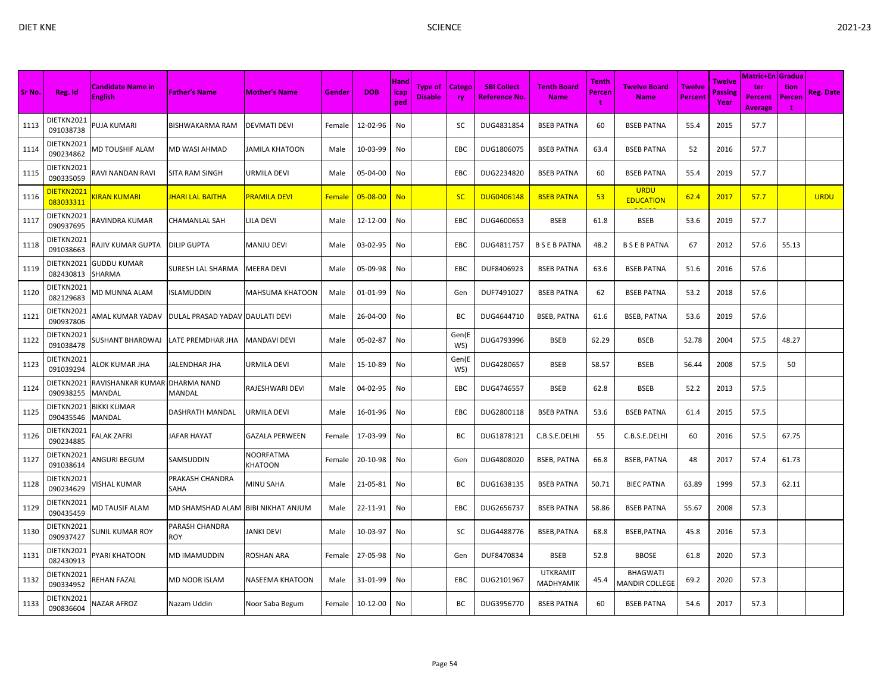| Sr No. | Reg. Id | Candidate Name in English | Father's Name | Mother's Name | Gender | DOB | Handicapped | Type of Disable | Category | SBI Collect Reference No. | Tenth Board Name | Tenth Percent | Twelve Board Name | Twelve Percent | Twelve Passing Year | Matric+Enter Percent Average | Graduation Percent | Reg. Date |
|---|---|---|---|---|---|---|---|---|---|---|---|---|---|---|---|---|---|---|
| 1113 | DIETKN2021091038738 | PUJA KUMARI | BISHWAKARMA RAM | DEVMATI DEVI | Female | 12-02-96 | No | | SC | DUG4831854 | BSEB PATNA | 60 | BSEB PATNA | 55.4 | 2015 | 57.7 | | |
| 1114 | DIETKN2021090234862 | MD TOUSHIF ALAM | MD WASI AHMAD | JAMILA KHATOON | Male | 10-03-99 | No | | EBC | DUG1806075 | BSEB PATNA | 63.4 | BSEB PATNA | 52 | 2016 | 57.7 | | |
| 1115 | DIETKN2021090335059 | RAVI NANDAN RAVI | SITA RAM SINGH | URMILA DEVI | Male | 05-04-00 | No | | EBC | DUG2234820 | BSEB PATNA | 60 | BSEB PATNA | 55.4 | 2019 | 57.7 | | |
| 1116 | DIETKN2021083033311 | KIRAN KUMARI | JHARI LAL BAITHA | PRAMILA DEVI | Female | 05-08-00 | No | | SC | DUG0406148 | BSEB PATNA | 53 | URDU EDUCATION | 62.4 | 2017 | 57.7 | | URDU |
| 1117 | DIETKN2021090937695 | RAVINDRA KUMAR | CHAMANLAL SAH | LILA DEVI | Male | 12-12-00 | No | | EBC | DUG4600653 | BSEB | 61.8 | BSEB | 53.6 | 2019 | 57.7 | | |
| 1118 | DIETKN2021091038663 | RAJIV KUMAR GUPTA | DILIP GUPTA | MANJU DEVI | Male | 03-02-95 | No | | EBC | DUG4811757 | B S E B PATNA | 48.2 | B S E B PATNA | 67 | 2012 | 57.6 | 55.13 | |
| 1119 | DIETKN2021082430813 | GUDDU KUMAR SHARMA | SURESH LAL SHARMA | MEERA DEVI | Male | 05-09-98 | No | | EBC | DUF8406923 | BSEB PATNA | 63.6 | BSEB PATNA | 51.6 | 2016 | 57.6 | | |
| 1120 | DIETKN2021082129683 | MD MUNNA ALAM | ISLAMUDDIN | MAHSUMA KHATOON | Male | 01-01-99 | No | | Gen | DUF7491027 | BSEB PATNA | 62 | BSEB PATNA | 53.2 | 2018 | 57.6 | | |
| 1121 | DIETKN2021090937806 | AMAL KUMAR YADAV | DULAL PRASAD YADAV | DAULATI DEVI | Male | 26-04-00 | No | | BC | DUG4644710 | BSEB, PATNA | 61.6 | BSEB, PATNA | 53.6 | 2019 | 57.6 | | |
| 1122 | DIETKN2021091038478 | SUSHANT BHARDWAJ | LATE PREMDHAR JHA | MANDAVI DEVI | Male | 05-02-87 | No | | Gen(EWS) | DUG4793996 | BSEB | 62.29 | BSEB | 52.78 | 2004 | 57.5 | 48.27 | |
| 1123 | DIETKN2021091039294 | ALOK KUMAR JHA | JALENDHAR JHA | URMILA DEVI | Male | 15-10-89 | No | | Gen(EWS) | DUG4280657 | BSEB | 58.57 | BSEB | 56.44 | 2008 | 57.5 | 50 | |
| 1124 | DIETKN2021090938255 | RAVISHANKAR KUMAR MANDAL | DHARMA NAND MANDAL | RAJESHWARI DEVI | Male | 04-02-95 | No | | EBC | DUG4746557 | BSEB | 62.8 | BSEB | 52.2 | 2013 | 57.5 | | |
| 1125 | DIETKN2021090435546 | BIKKI KUMAR MANDAL | DASHRATH MANDAL | URMILA DEVI | Male | 16-01-96 | No | | EBC | DUG2800118 | BSEB PATNA | 53.6 | BSEB PATNA | 61.4 | 2015 | 57.5 | | |
| 1126 | DIETKN2021090234885 | FALAK ZAFRI | JAFAR HAYAT | GAZALA PERWEEN | Female | 17-03-99 | No | | BC | DUG1878121 | C.B.S.E.DELHI | 55 | C.B.S.E.DELHI | 60 | 2016 | 57.5 | 67.75 | |
| 1127 | DIETKN2021091038614 | ANGURI BEGUM | SAMSUDDIN | NOORFATMA KHATOON | Female | 20-10-98 | No | | Gen | DUG4808020 | BSEB, PATNA | 66.8 | BSEB, PATNA | 48 | 2017 | 57.4 | 61.73 | |
| 1128 | DIETKN2021090234629 | VISHAL KUMAR | PRAKASH CHANDRA SAHA | MINU SAHA | Male | 21-05-81 | No | | BC | DUG1638135 | BSEB PATNA | 50.71 | BIEC PATNA | 63.89 | 1999 | 57.3 | 62.11 | |
| 1129 | DIETKN2021090435459 | MD TAUSIF ALAM | MD SHAMSHAD ALAM | BIBI NIKHAT ANJUM | Male | 22-11-91 | No | | EBC | DUG2656737 | BSEB PATNA | 58.86 | BSEB PATNA | 55.67 | 2008 | 57.3 | | |
| 1130 | DIETKN2021090937427 | SUNIL KUMAR ROY | PARASH CHANDRA ROY | JANKI DEVI | Male | 10-03-97 | No | | SC | DUG4488776 | BSEB,PATNA | 68.8 | BSEB,PATNA | 45.8 | 2016 | 57.3 | | |
| 1131 | DIETKN2021082430913 | PYARI KHATOON | MD IMAMUDDIN | ROSHAN ARA | Female | 27-05-98 | No | | Gen | DUF8470834 | BSEB | 52.8 | BBOSE | 61.8 | 2020 | 57.3 | | |
| 1132 | DIETKN2021090334952 | REHAN FAZAL | MD NOOR ISLAM | NASEEMA KHATOON | Male | 31-01-99 | No | | EBC | DUG2101967 | UTKRAMIT MADHYAMIK | 45.4 | BHAGWATI MANDIR COLLEGE | 69.2 | 2020 | 57.3 | | |
| 1133 | DIETKN2021090836604 | NAZAR AFROZ | Nazam Uddin | Noor Saba Begum | Female | 10-12-00 | No | | BC | DUG3956770 | BSEB PATNA | 60 | BSEB PATNA | 54.6 | 2017 | 57.3 | | |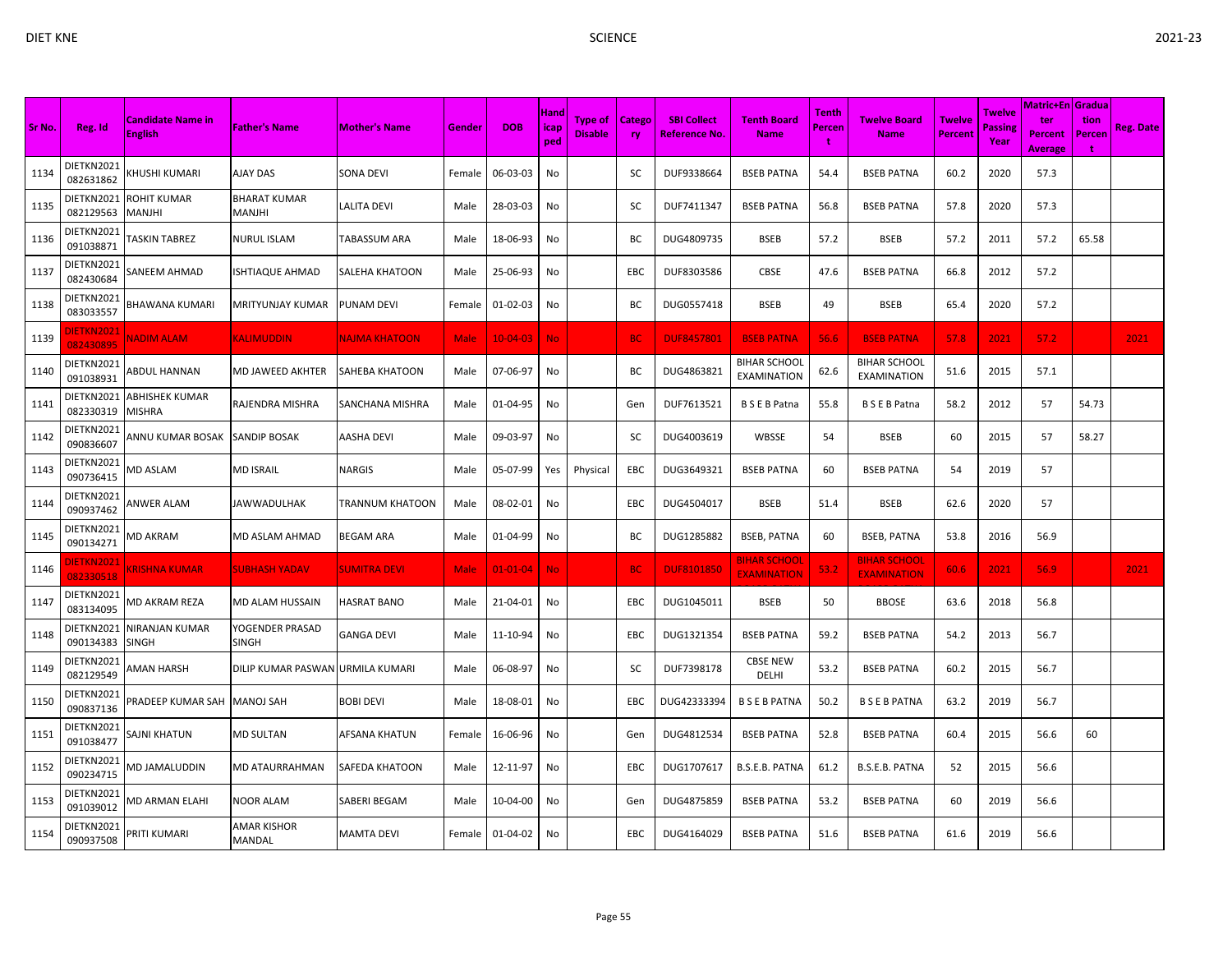| Sr No. | Reg. Id | Candidate Name in English | Father's Name | Mother's Name | Gender | DOB | Handicapped | Type of Disable | Category | SBI Collect Reference No. | Tenth Board Name | Tenth Percent | Twelve Board Name | Twelve Percent | Twelve Passing Year | Matric+Enter Percent Average | Graduation Percent | Reg. Date |
|---|---|---|---|---|---|---|---|---|---|---|---|---|---|---|---|---|---|---|
| 1134 | DIETKN2021082631862 | KHUSHI KUMARI | AJAY DAS | SONA DEVI | Female | 06-03-03 | No | | SC | DUF9338664 | BSEB PATNA | 54.4 | BSEB PATNA | 60.2 | 2020 | 57.3 | | |
| 1135 | DIETKN2021082129563 | ROHIT KUMAR MANJHI | BHARAT KUMAR MANJHI | LALITA DEVI | Male | 28-03-03 | No | | SC | DUF7411347 | BSEB PATNA | 56.8 | BSEB PATNA | 57.8 | 2020 | 57.3 | | |
| 1136 | DIETKN2021091038871 | TASKIN TABREZ | NURUL ISLAM | TABASSUM ARA | Male | 18-06-93 | No | | BC | DUG4809735 | BSEB | 57.2 | BSEB | 57.2 | 2011 | 57.2 | 65.58 | |
| 1137 | DIETKN2021082430684 | SANEEM AHMAD | ISHTIAQUE AHMAD | SALEHA KHATOON | Male | 25-06-93 | No | | EBC | DUF8303586 | CBSE | 47.6 | BSEB PATNA | 66.8 | 2012 | 57.2 | | |
| 1138 | DIETKN2021083033557 | BHAWANA KUMARI | MRITYUNJAY KUMAR | PUNAM DEVI | Female | 01-02-03 | No | | BC | DUG0557418 | BSEB | 49 | BSEB | 65.4 | 2020 | 57.2 | | |
| 1139 | DIETKN2021082430895 | NADIM ALAM | KALIMUDDIN | NAJMA KHATOON | Male | 10-04-03 | No | | BC | DUF8457801 | BSEB PATNA | 56.6 | BSEB PATNA | 57.8 | 2021 | 57.2 | | 2021 |
| 1140 | DIETKN2021091038931 | ABDUL HANNAN | MD JAWEED AKHTER | SAHEBA KHATOON | Male | 07-06-97 | No | | BC | DUG4863821 | BIHAR SCHOOL EXAMINATION | 62.6 | BIHAR SCHOOL EXAMINATION | 51.6 | 2015 | 57.1 | | |
| 1141 | DIETKN2021082330319 | ABHISHEK KUMAR MISHRA | RAJENDRA MISHRA | SANCHANA MISHRA | Male | 01-04-95 | No | | Gen | DUF7613521 | B S E B Patna | 55.8 | B S E B Patna | 58.2 | 2012 | 57 | 54.73 | |
| 1142 | DIETKN2021090836607 | ANNU KUMAR BOSAK | SANDIP BOSAK | AASHA DEVI | Male | 09-03-97 | No | | SC | DUG4003619 | WBSSE | 54 | BSEB | 60 | 2015 | 57 | 58.27 | |
| 1143 | DIETKN2021090736415 | MD ASLAM | MD ISRAIL | NARGIS | Male | 05-07-99 | Yes | Physical | EBC | DUG3649321 | BSEB PATNA | 60 | BSEB PATNA | 54 | 2019 | 57 | | |
| 1144 | DIETKN2021090937462 | ANWER ALAM | JAWWADULHAK | TRANNUM KHATOON | Male | 08-02-01 | No | | EBC | DUG4504017 | BSEB | 51.4 | BSEB | 62.6 | 2020 | 57 | | |
| 1145 | DIETKN2021090134271 | MD AKRAM | MD ASLAM AHMAD | BEGAM ARA | Male | 01-04-99 | No | | BC | DUG1285882 | BSEB, PATNA | 60 | BSEB, PATNA | 53.8 | 2016 | 56.9 | | |
| 1146 | DIETKN2021082330518 | KRISHNA KUMAR | SUBHASH YADAV | SUMITRA DEVI | Male | 01-01-04 | No | | BC | DUF8101850 | BIHAR SCHOOL EXAMINATION | 53.2 | BIHAR SCHOOL EXAMINATION | 60.6 | 2021 | 56.9 | | 2021 |
| 1147 | DIETKN2021083134095 | MD AKRAM REZA | MD ALAM HUSSAIN | HASRAT BANO | Male | 21-04-01 | No | | EBC | DUG1045011 | BSEB | 50 | BBOSE | 63.6 | 2018 | 56.8 | | |
| 1148 | DIETKN2021090134383 | NIRANJAN KUMAR SINGH | YOGENDER PRASAD SINGH | GANGA DEVI | Male | 11-10-94 | No | | EBC | DUG1321354 | BSEB PATNA | 59.2 | BSEB PATNA | 54.2 | 2013 | 56.7 | | |
| 1149 | DIETKN2021082129549 | AMAN HARSH | DILIP KUMAR PASWAN | URMILA KUMARI | Male | 06-08-97 | No | | SC | DUF7398178 | CBSE NEW DELHI | 53.2 | BSEB PATNA | 60.2 | 2015 | 56.7 | | |
| 1150 | DIETKN2021090837136 | PRADEEP KUMAR SAH | MANOJ SAH | BOBI DEVI | Male | 18-08-01 | No | | EBC | DUG42333394 | B S E B PATNA | 50.2 | B S E B PATNA | 63.2 | 2019 | 56.7 | | |
| 1151 | DIETKN2021091038477 | SAJNI KHATUN | MD SULTAN | AFSANA KHATUN | Female | 16-06-96 | No | | Gen | DUG4812534 | BSEB PATNA | 52.8 | BSEB PATNA | 60.4 | 2015 | 56.6 | 60 | |
| 1152 | DIETKN2021090234715 | MD JAMALUDDIN | MD ATAURRAHMAN | SAFEDA KHATOON | Male | 12-11-97 | No | | EBC | DUG1707617 | B.S.E.B. PATNA | 61.2 | B.S.E.B. PATNA | 52 | 2015 | 56.6 | | |
| 1153 | DIETKN2021091039012 | MD ARMAN ELAHI | NOOR ALAM | SABERI BEGAM | Male | 10-04-00 | No | | Gen | DUG4875859 | BSEB PATNA | 53.2 | BSEB PATNA | 60 | 2019 | 56.6 | | |
| 1154 | DIETKN2021090937508 | PRITI KUMARI | AMAR KISHOR MANDAL | MAMTA DEVI | Female | 01-04-02 | No | | EBC | DUG4164029 | BSEB PATNA | 51.6 | BSEB PATNA | 61.6 | 2019 | 56.6 | | |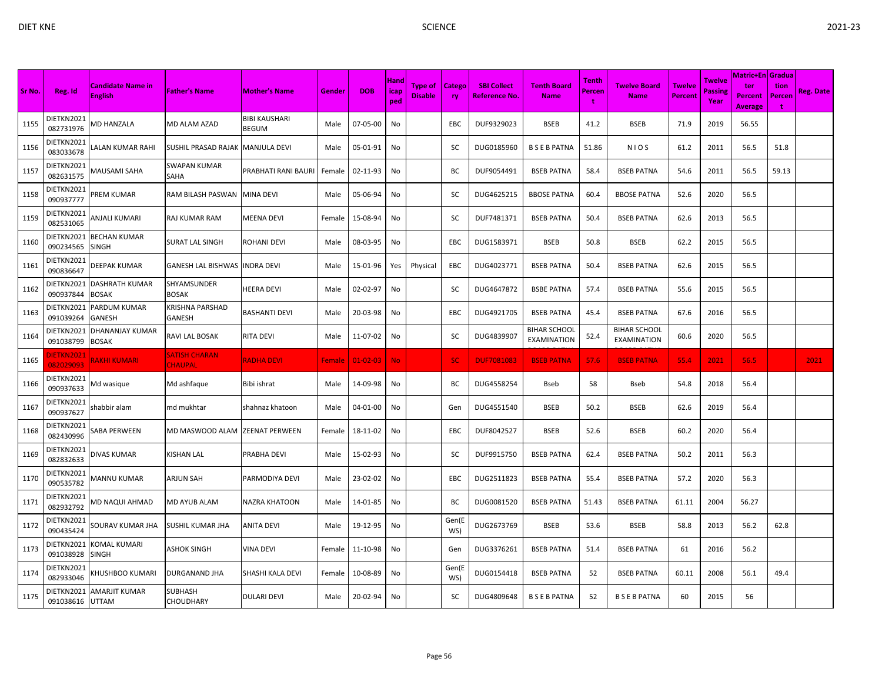| Sr No. | Reg. Id | Candidate Name in English | Father's Name | Mother's Name | Gender | DOB | Handicaped | Type of Disable | Category | SBI Collect Reference No. | Tenth Board Name | Tenth Percent | Twelve Board Name | Twelve Percent | Twelve Passing Year | Matric+Enter Percent Average | Graduation Percent | Reg. Date |
|---|---|---|---|---|---|---|---|---|---|---|---|---|---|---|---|---|---|---|
| 1155 | DIETKN2021082731976 | MD HANZALA | MD ALAM AZAD | BIBI KAUSHARI BEGUM | Male | 07-05-00 | No | | EBC | DUF9329023 | BSEB | 41.2 | BSEB | 71.9 | 2019 | 56.55 | | |
| 1156 | DIETKN2021083033678 | LALAN KUMAR RAHI | SUSHIL PRASAD RAJAK | MANJULA DEVI | Male | 05-01-91 | No | | SC | DUG0185960 | B S E B PATNA | 51.86 | N I O S | 61.2 | 2011 | 56.5 | 51.8 | |
| 1157 | DIETKN2021082631575 | MAUSAMI SAHA | SWAPAN KUMAR SAHA | PRABHATI RANI BAURI | Female | 02-11-93 | No | | BC | DUF9054491 | BSEB PATNA | 58.4 | BSEB PATNA | 54.6 | 2011 | 56.5 | 59.13 | |
| 1158 | DIETKN2021090937777 | PREM KUMAR | RAM BILASH PASWAN | MINA DEVI | Male | 05-06-94 | No | | SC | DUG4625215 | BBOSE PATNA | 60.4 | BBOSE PATNA | 52.6 | 2020 | 56.5 | | |
| 1159 | DIETKN2021082531065 | ANJALI KUMARI | RAJ KUMAR RAM | MEENA DEVI | Female | 15-08-94 | No | | SC | DUF7481371 | BSEB PATNA | 50.4 | BSEB PATNA | 62.6 | 2013 | 56.5 | | |
| 1160 | DIETKN2021090234565 | BECHAN KUMAR SINGH | SURAT LAL SINGH | ROHANI DEVI | Male | 08-03-95 | No | | EBC | DUG1583971 | BSEB | 50.8 | BSEB | 62.2 | 2015 | 56.5 | | |
| 1161 | DIETKN2021090836647 | DEEPAK KUMAR | GANESH LAL BISHWAS | INDRA DEVI | Male | 15-01-96 | Yes | Physical | EBC | DUG4023771 | BSEB PATNA | 50.4 | BSEB PATNA | 62.6 | 2015 | 56.5 | | |
| 1162 | DIETKN2021090937844 | DASHRATH KUMAR BOSAK | SHYAMSUNDER BOSAK | HEERA DEVI | Male | 02-02-97 | No | | SC | DUG4647872 | BSBE PATNA | 57.4 | BSEB PATNA | 55.6 | 2015 | 56.5 | | |
| 1163 | DIETKN2021091039264 | PARDUM KUMAR GANESH | KRISHNA PARSHAD GANESH | BASHANTI DEVI | Male | 20-03-98 | No | | EBC | DUG4921705 | BSEB PATNA | 45.4 | BSEB PATNA | 67.6 | 2016 | 56.5 | | |
| 1164 | DIETKN2021091038799 | DHANANJAY KUMAR BOSAK | RAVI LAL BOSAK | RITA DEVI | Male | 11-07-02 | No | | SC | DUG4839907 | BIHAR SCHOOL EXAMINATION | 52.4 | BIHAR SCHOOL EXAMINATION | 60.6 | 2020 | 56.5 | | |
| 1165 | DIETKN2021082029093 | RAKHI KUMARI | SATISH CHARAN CHAUPAL | RADHA DEVI | Female | 01-02-03 | No | | SC | DUF7081083 | BSEB PATNA | 57.6 | BSEB PATNA | 55.4 | 2021 | 56.5 | | 2021 |
| 1166 | DIETKN2021090937633 | Md wasique | Md ashfaque | Bibi ishrat | Male | 14-09-98 | No | | BC | DUG4558254 | Bseb | 58 | Bseb | 54.8 | 2018 | 56.4 | | |
| 1167 | DIETKN2021090937627 | shabbir alam | md mukhtar | shahnaz khatoon | Male | 04-01-00 | No | | Gen | DUG4551540 | BSEB | 50.2 | BSEB | 62.6 | 2019 | 56.4 | | |
| 1168 | DIETKN2021082430996 | SABA PERWEEN | MD MASWOOD ALAM | ZEENAT PERWEEN | Female | 18-11-02 | No | | EBC | DUF8042527 | BSEB | 52.6 | BSEB | 60.2 | 2020 | 56.4 | | |
| 1169 | DIETKN2021082832633 | DIVAS KUMAR | KISHAN LAL | PRABHA DEVI | Male | 15-02-93 | No | | SC | DUF9915750 | BSEB PATNA | 62.4 | BSEB PATNA | 50.2 | 2011 | 56.3 | | |
| 1170 | DIETKN2021090535782 | MANNU KUMAR | ARJUN SAH | PARMODIYA DEVI | Male | 23-02-02 | No | | EBC | DUG2511823 | BSEB PATNA | 55.4 | BSEB PATNA | 57.2 | 2020 | 56.3 | | |
| 1171 | DIETKN2021082932792 | MD NAQUI AHMAD | MD AYUB ALAM | NAZRA KHATOON | Male | 14-01-85 | No | | BC | DUG0081520 | BSEB PATNA | 51.43 | BSEB PATNA | 61.11 | 2004 | 56.27 | | |
| 1172 | DIETKN2021090435424 | SOURAV KUMAR JHA | SUSHIL KUMAR JHA | ANITA DEVI | Male | 19-12-95 | No | | Gen(EWS) | DUG2673769 | BSEB | 53.6 | BSEB | 58.8 | 2013 | 56.2 | 62.8 | |
| 1173 | DIETKN2021091038928 | KOMAL KUMARI SINGH | ASHOK SINGH | VINA DEVI | Female | 11-10-98 | No | | Gen | DUG3376261 | BSEB PATNA | 51.4 | BSEB PATNA | 61 | 2016 | 56.2 | | |
| 1174 | DIETKN2021082933046 | KHUSHBOO KUMARI | DURGANAND JHA | SHASHI KALA DEVI | Female | 10-08-89 | No | | Gen(EWS) | DUG0154418 | BSEB PATNA | 52 | BSEB PATNA | 60.11 | 2008 | 56.1 | 49.4 | |
| 1175 | DIETKN2021091038616 | AMARJIT KUMAR UTTAM | SUBHASH CHOUDHARY | DULARI DEVI | Male | 20-02-94 | No | | SC | DUG4809648 | B S E B PATNA | 52 | B S E B PATNA | 60 | 2015 | 56 | | |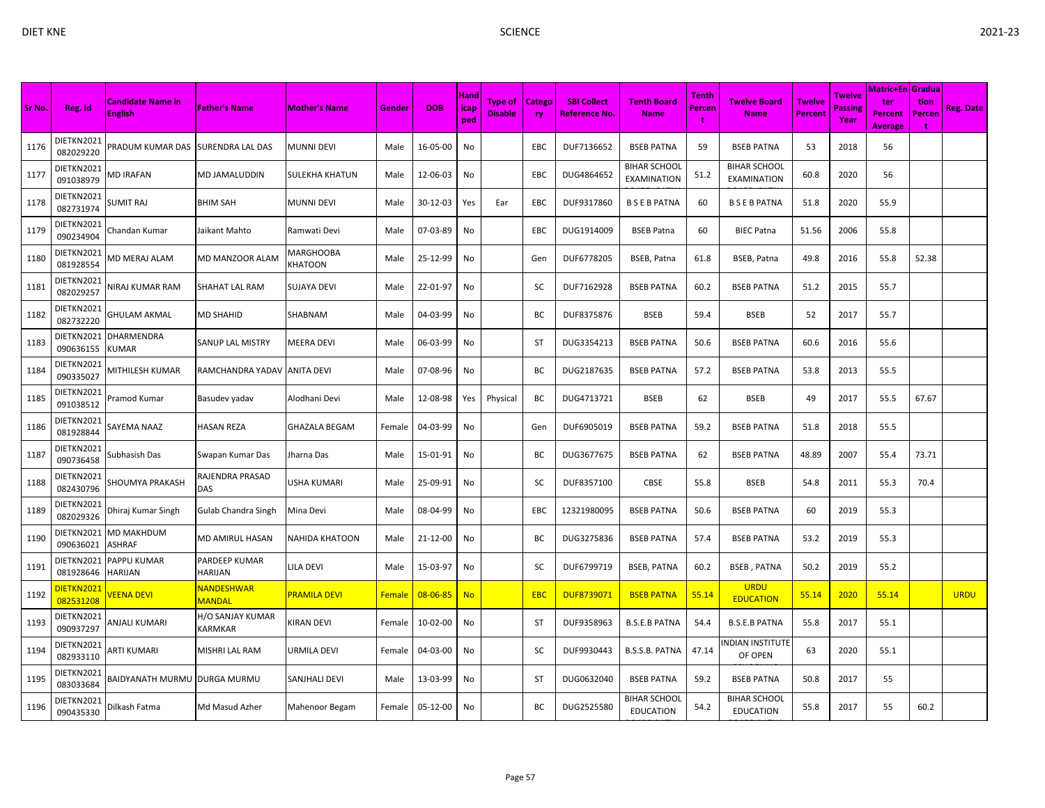| Sr No. | Reg. Id | Candidate Name in English | Father's Name | Mother's Name | Gender | DOB | Handicaped | Type of Disable | Category | SBI Collect Reference No. | Tenth Board Name | Tenth Percent | Twelve Board Name | Twelve Percent | Twelve Passing Year | Matric+Enter Percent Average | Graduation Percent | Reg. Date |
|---|---|---|---|---|---|---|---|---|---|---|---|---|---|---|---|---|---|---|
| 1176 | DIETKN2021082029220 | PRADUM KUMAR DAS | SURENDRA LAL DAS | MUNNI DEVI | Male | 16-05-00 | No | | EBC | DUF7136652 | BSEB PATNA | 59 | BSEB PATNA | 53 | 2018 | 56 | | |
| 1177 | DIETKN2021091038979 | MD IRAFAN | MD JAMALUDDIN | SULEKHA KHATUN | Male | 12-06-03 | No | | EBC | DUG4864652 | BIHAR SCHOOL EXAMINATION | 51.2 | BIHAR SCHOOL EXAMINATION | 60.8 | 2020 | 56 | | |
| 1178 | DIETKN2021082731974 | SUMIT RAJ | BHIM SAH | MUNNI DEVI | Male | 30-12-03 | Yes | Ear | EBC | DUF9317860 | B S E B PATNA | 60 | B S E B PATNA | 51.8 | 2020 | 55.9 | | |
| 1179 | DIETKN2021090234904 | Chandan Kumar | Jaikant Mahto | Ramwati Devi | Male | 07-03-89 | No | | EBC | DUG1914009 | BSEB Patna | 60 | BIEC Patna | 51.56 | 2006 | 55.8 | | |
| 1180 | DIETKN2021081928554 | MD MERAJ ALAM | MD MANZOOR ALAM | MARGHOOBA KHATOON | Male | 25-12-99 | No | | Gen | DUF6778205 | BSEB, Patna | 61.8 | BSEB, Patna | 49.8 | 2016 | 55.8 | 52.38 | |
| 1181 | DIETKN2021082029257 | NIRAJ KUMAR RAM | SHAHAT LAL RAM | SUJAYA DEVI | Male | 22-01-97 | No | | SC | DUF7162928 | BSEB PATNA | 60.2 | BSEB PATNA | 51.2 | 2015 | 55.7 | | |
| 1182 | DIETKN2021082732220 | GHULAM AKMAL | MD SHAHID | SHABNAM | Male | 04-03-99 | No | | BC | DUF8375876 | BSEB | 59.4 | BSEB | 52 | 2017 | 55.7 | | |
| 1183 | DIETKN2021090636155 | DHARMENDRA KUMAR | SANUP LAL MISTRY | MEERA DEVI | Male | 06-03-99 | No | | ST | DUG3354213 | BSEB PATNA | 50.6 | BSEB PATNA | 60.6 | 2016 | 55.6 | | |
| 1184 | DIETKN2021090335027 | MITHILESH KUMAR | RAMCHANDRA YADAV | ANITA DEVI | Male | 07-08-96 | No | | BC | DUG2187635 | BSEB PATNA | 57.2 | BSEB PATNA | 53.8 | 2013 | 55.5 | | |
| 1185 | DIETKN2021091038512 | Pramod Kumar | Basudev yadav | Alodhani Devi | Male | 12-08-98 | Yes | Physical | BC | DUG4713721 | BSEB | 62 | BSEB | 49 | 2017 | 55.5 | 67.67 | |
| 1186 | DIETKN2021081928844 | SAYEMA NAAZ | HASAN REZA | GHAZALA BEGAM | Female | 04-03-99 | No | | Gen | DUF6905019 | BSEB PATNA | 59.2 | BSEB PATNA | 51.8 | 2018 | 55.5 | | |
| 1187 | DIETKN2021090736458 | Subhasish Das | Swapan Kumar Das | Jharna Das | Male | 15-01-91 | No | | BC | DUG3677675 | BSEB PATNA | 62 | BSEB PATNA | 48.89 | 2007 | 55.4 | 73.71 | |
| 1188 | DIETKN2021082430796 | SHOUMYA PRAKASH | RAJENDRA PRASAD DAS | USHA KUMARI | Male | 25-09-91 | No | | SC | DUF8357100 | CBSE | 55.8 | BSEB | 54.8 | 2011 | 55.3 | 70.4 | |
| 1189 | DIETKN2021082029326 | Dhiraj Kumar Singh | Gulab Chandra Singh | Mina Devi | Male | 08-04-99 | No | | EBC | 12321980095 | BSEB PATNA | 50.6 | BSEB PATNA | 60 | 2019 | 55.3 | | |
| 1190 | DIETKN2021090636021 | MD MAKHDUM ASHRAF | MD AMIRUL HASAN | NAHIDA KHATOON | Male | 21-12-00 | No | | BC | DUG3275836 | BSEB PATNA | 57.4 | BSEB PATNA | 53.2 | 2019 | 55.3 | | |
| 1191 | DIETKN2021081928646 | PAPPU KUMAR HARIJAN | PARDEEP KUMAR HARIJAN | LILA DEVI | Male | 15-03-97 | No | | SC | DUF6799719 | BSEB, PATNA | 60.2 | BSEB , PATNA | 50.2 | 2019 | 55.2 | | |
| 1192 | DIETKN2021082531208 | VEENA DEVI | NANDESHWAR MANDAL | PRAMILA DEVI | Female | 08-06-85 | No | | EBC | DUF8739071 | BSEB PATNA | 55.14 | URDU EDUCATION | 55.14 | 2020 | 55.14 | | URDU |
| 1193 | DIETKN2021090937297 | ANJALI KUMARI | H/O SANJAY KUMAR KARMKAR | KIRAN DEVI | Female | 10-02-00 | No | | ST | DUF9358963 | B.S.E.B PATNA | 54.4 | B.S.E.B PATNA | 55.8 | 2017 | 55.1 | | |
| 1194 | DIETKN2021082933110 | ARTI KUMARI | MISHRI LAL RAM | URMILA DEVI | Female | 04-03-00 | No | | SC | DUF9930443 | B.S.S.B. PATNA | 47.14 | INDIAN INSTITUTE OF OPEN | 63 | 2020 | 55.1 | | |
| 1195 | DIETKN2021083033684 | BAIDYANATH MURMU | DURGA MURMU | SANJHALI DEVI | Male | 13-03-99 | No | | ST | DUG0632040 | BSEB PATNA | 59.2 | BSEB PATNA | 50.8 | 2017 | 55 | | |
| 1196 | DIETKN2021090435330 | Dilkash Fatma | Md Masud Azher | Mahenoor Begam | Female | 05-12-00 | No | | BC | DUG2525580 | BIHAR SCHOOL EDUCATION | 54.2 | BIHAR SCHOOL EDUCATION | 55.8 | 2017 | 55 | 60.2 | |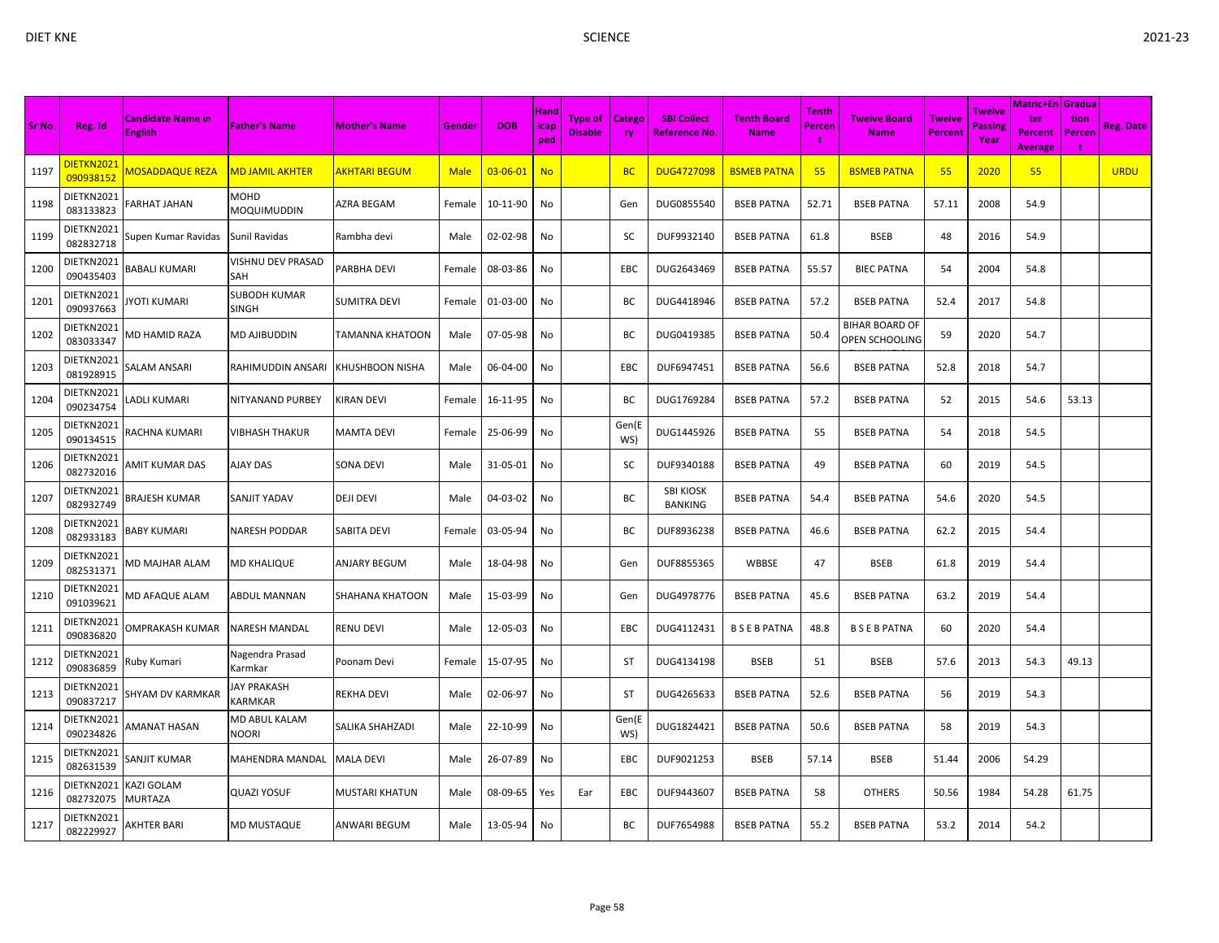| Sr No. | Reg. Id | Candidate Name in English | Father's Name | Mother's Name | Gender | DOB | Handicapped | Type of Disable | Category | SBI Collect Reference No. | Tenth Board Name | Tenth Percent | Twelve Board Name | Twelve Percent | Twelve Passing Year | Matric+Enter Percent Average | Graduation Percent | Reg. Date |
|---|---|---|---|---|---|---|---|---|---|---|---|---|---|---|---|---|---|---|
| 1197 | DIETKN2021090938152 | MOSADDAQUE REZA | MD JAMIL AKHTER | AKHTARI BEGUM | Male | 03-06-01 | No | | BC | DUG4727098 | BSMEB PATNA | 55 | BSMEB PATNA | 55 | 2020 | 55 | | URDU |
| 1198 | DIETKN2021083133823 | FARHAT JAHAN | MOHD MOQUIMUDDIN | AZRA BEGAM | Female | 10-11-90 | No | | Gen | DUG0855540 | BSEB PATNA | 52.71 | BSEB PATNA | 57.11 | 2008 | 54.9 | | |
| 1199 | DIETKN2021082832718 | Supen Kumar Ravidas | Sunil Ravidas | Rambha devi | Male | 02-02-98 | No | | SC | DUF9932140 | BSEB PATNA | 61.8 | BSEB | 48 | 2016 | 54.9 | | |
| 1200 | DIETKN2021090435403 | BABALI KUMARI | VISHNU DEV PRASAD SAH | PARBHA DEVI | Female | 08-03-86 | No | | EBC | DUG2643469 | BSEB PATNA | 55.57 | BIEC PATNA | 54 | 2004 | 54.8 | | |
| 1201 | DIETKN2021090937663 | JYOTI KUMARI | SUBODH KUMAR SINGH | SUMITRA DEVI | Female | 01-03-00 | No | | BC | DUG4418946 | BSEB PATNA | 57.2 | BSEB PATNA | 52.4 | 2017 | 54.8 | | |
| 1202 | DIETKN2021083033347 | MD HAMID RAZA | MD AJIBUDDIN | TAMANNA KHATOON | Male | 07-05-98 | No | | BC | DUG0419385 | BSEB PATNA | 50.4 | BIHAR BOARD OF OPEN SCHOOLING | 59 | 2020 | 54.7 | | |
| 1203 | DIETKN2021081928915 | SALAM ANSARI | RAHIMUDDIN ANSARI | KHUSHBOON NISHA | Male | 06-04-00 | No | | EBC | DUF6947451 | BSEB PATNA | 56.6 | BSEB PATNA | 52.8 | 2018 | 54.7 | | |
| 1204 | DIETKN2021090234754 | LADLI KUMARI | NITYANAND PURBEY | KIRAN DEVI | Female | 16-11-95 | No | | BC | DUG1769284 | BSEB PATNA | 57.2 | BSEB PATNA | 52 | 2015 | 54.6 | 53.13 | |
| 1205 | DIETKN2021090134515 | RACHNA KUMARI | VIBHASH THAKUR | MAMTA DEVI | Female | 25-06-99 | No | | Gen(EWS) | DUG1445926 | BSEB PATNA | 55 | BSEB PATNA | 54 | 2018 | 54.5 | | |
| 1206 | DIETKN2021082732016 | AMIT KUMAR DAS | AJAY DAS | SONA DEVI | Male | 31-05-01 | No | | SC | DUF9340188 | BSEB PATNA | 49 | BSEB PATNA | 60 | 2019 | 54.5 | | |
| 1207 | DIETKN2021082932749 | BRAJESH KUMAR | SANJIT YADAV | DEJI DEVI | Male | 04-03-02 | No | | BC | SBI KIOSK BANKING | BSEB PATNA | 54.4 | BSEB PATNA | 54.6 | 2020 | 54.5 | | |
| 1208 | DIETKN2021082933183 | BABY KUMARI | NARESH PODDAR | SABITA DEVI | Female | 03-05-94 | No | | BC | DUF8936238 | BSEB PATNA | 46.6 | BSEB PATNA | 62.2 | 2015 | 54.4 | | |
| 1209 | DIETKN2021082531371 | MD MAJHAR ALAM | MD KHALIQUE | ANJARY BEGUM | Male | 18-04-98 | No | | Gen | DUF8855365 | WBBSE | 47 | BSEB | 61.8 | 2019 | 54.4 | | |
| 1210 | DIETKN2021091039621 | MD AFAQUE ALAM | ABDUL MANNAN | SHAHANA KHATOON | Male | 15-03-99 | No | | Gen | DUG4978776 | BSEB PATNA | 45.6 | BSEB PATNA | 63.2 | 2019 | 54.4 | | |
| 1211 | DIETKN2021090836820 | OMPRAKASH KUMAR | NARESH MANDAL | RENU DEVI | Male | 12-05-03 | No | | EBC | DUG4112431 | B S E B PATNA | 48.8 | B S E B PATNA | 60 | 2020 | 54.4 | | |
| 1212 | DIETKN2021090836859 | Ruby Kumari | Nagendra Prasad Karmkar | Poonam Devi | Female | 15-07-95 | No | | ST | DUG4134198 | BSEB | 51 | BSEB | 57.6 | 2013 | 54.3 | 49.13 | |
| 1213 | DIETKN2021090837217 | SHYAM DV KARMKAR | JAY PRAKASH KARMKAR | REKHA DEVI | Male | 02-06-97 | No | | ST | DUG4265633 | BSEB PATNA | 52.6 | BSEB PATNA | 56 | 2019 | 54.3 | | |
| 1214 | DIETKN2021090234826 | AMANAT HASAN | MD ABUL KALAM NOORI | SALIKA SHAHZADI | Male | 22-10-99 | No | | Gen(EWS) | DUG1824421 | BSEB PATNA | 50.6 | BSEB PATNA | 58 | 2019 | 54.3 | | |
| 1215 | DIETKN2021082631539 | SANJIT KUMAR | MAHENDRA MANDAL | MALA DEVI | Male | 26-07-89 | No | | EBC | DUF9021253 | BSEB | 57.14 | BSEB | 51.44 | 2006 | 54.29 | | |
| 1216 | DIETKN2021082732075 | KAZI GOLAM MURTAZA | QUAZI YOSUF | MUSTARI KHATUN | Male | 08-09-65 | Yes | Ear | EBC | DUF9443607 | BSEB PATNA | 58 | OTHERS | 50.56 | 1984 | 54.28 | 61.75 | |
| 1217 | DIETKN2021082229927 | AKHTER BARI | MD MUSTAQUE | ANWARI BEGUM | Male | 13-05-94 | No | | BC | DUF7654988 | BSEB PATNA | 55.2 | BSEB PATNA | 53.2 | 2014 | 54.2 | | |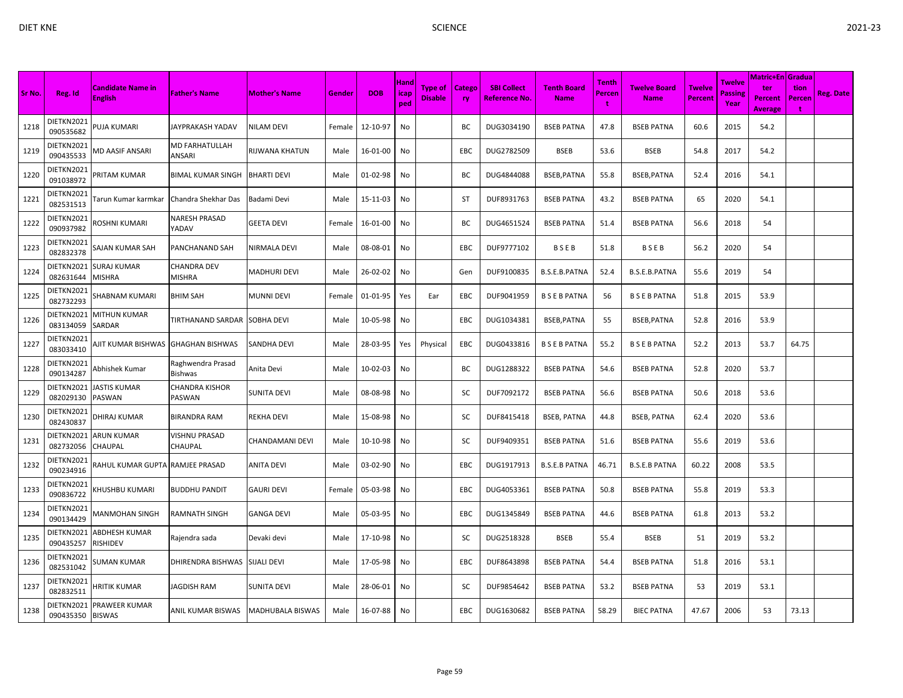| Sr No. | Reg. Id | Candidate Name in English | Father's Name | Mother's Name | Gender | DOB | Handicaped | Type of Disable | Category | SBI Collect Reference No. | Tenth Board Name | Tenth Percent | Twelve Board Name | Twelve Percent | Twelve Passing Year | Matric+Enter Percent Average | Graduation Percent | Reg. Date |
|---|---|---|---|---|---|---|---|---|---|---|---|---|---|---|---|---|---|---|
| 1218 | DIETKN2021090535682 | PUJA KUMARI | JAYPRAKASH YADAV | NILAM DEVI | Female | 12-10-97 | No | | BC | DUG3034190 | BSEB PATNA | 47.8 | BSEB PATNA | 60.6 | 2015 | 54.2 | | |
| 1219 | DIETKN2021090435533 | MD AASIF ANSARI | MD FARHATULLAH ANSARI | RIJWANA KHATUN | Male | 16-01-00 | No | | EBC | DUG2782509 | BSEB | 53.6 | BSEB | 54.8 | 2017 | 54.2 | | |
| 1220 | DIETKN2021091038972 | PRITAM KUMAR | BIMAL KUMAR SINGH | BHARTI DEVI | Male | 01-02-98 | No | | BC | DUG4844088 | BSEB,PATNA | 55.8 | BSEB,PATNA | 52.4 | 2016 | 54.1 | | |
| 1221 | DIETKN2021082531513 | Tarun Kumar karmkar | Chandra Shekhar Das | Badami Devi | Male | 15-11-03 | No | | ST | DUF8931763 | BSEB PATNA | 43.2 | BSEB PATNA | 65 | 2020 | 54.1 | | |
| 1222 | DIETKN2021090937982 | ROSHNI KUMARI | NARESH PRASAD YADAV | GEETA DEVI | Female | 16-01-00 | No | | BC | DUG4651524 | BSEB PATNA | 51.4 | BSEB PATNA | 56.6 | 2018 | 54 | | |
| 1223 | DIETKN2021082832378 | SAJAN KUMAR SAH | PANCHANAND SAH | NIRMALA DEVI | Male | 08-08-01 | No | | EBC | DUF9777102 | B S E B | 51.8 | B S E B | 56.2 | 2020 | 54 | | |
| 1224 | DIETKN2021082631644 | SURAJ KUMAR MISHRA | CHANDRA DEV MISHRA | MADHURI DEVI | Male | 26-02-02 | No | | Gen | DUF9100835 | B.S.E.B.PATNA | 52.4 | B.S.E.B.PATNA | 55.6 | 2019 | 54 | | |
| 1225 | DIETKN2021082732293 | SHABNAM KUMARI | BHIM SAH | MUNNI DEVI | Female | 01-01-95 | Yes | Ear | EBC | DUF9041959 | B S E B PATNA | 56 | B S E B PATNA | 51.8 | 2015 | 53.9 | | |
| 1226 | DIETKN2021083134059 | MITHUN KUMAR SARDAR | TIRTHANAND SARDAR | SOBHA DEVI | Male | 10-05-98 | No | | EBC | DUG1034381 | BSEB,PATNA | 55 | BSEB,PATNA | 52.8 | 2016 | 53.9 | | |
| 1227 | DIETKN2021083033410 | AJIT KUMAR BISHWAS | GHAGHAN BISHWAS | SANDHA DEVI | Male | 28-03-95 | Yes | Physical | EBC | DUG0433816 | B S E B PATNA | 55.2 | B S E B PATNA | 52.2 | 2013 | 53.7 | 64.75 | |
| 1228 | DIETKN2021090134287 | Abhishek Kumar | Raghwendra Prasad Bishwas | Anita Devi | Male | 10-02-03 | No | | BC | DUG1288322 | BSEB PATNA | 54.6 | BSEB PATNA | 52.8 | 2020 | 53.7 | | |
| 1229 | DIETKN2021082029130 | JASTIS KUMAR PASWAN | CHANDRA KISHOR PASWAN | SUNITA DEVI | Male | 08-08-98 | No | | SC | DUF7092172 | BSEB PATNA | 56.6 | BSEB PATNA | 50.6 | 2018 | 53.6 | | |
| 1230 | DIETKN2021082430837 | DHIRAJ KUMAR | BIRANDRA RAM | REKHA DEVI | Male | 15-08-98 | No | | SC | DUF8415418 | BSEB, PATNA | 44.8 | BSEB, PATNA | 62.4 | 2020 | 53.6 | | |
| 1231 | DIETKN2021082732056 | ARUN KUMAR CHAUPAL | VISHNU PRASAD CHAUPAL | CHANDAMANI DEVI | Male | 10-10-98 | No | | SC | DUF9409351 | BSEB PATNA | 51.6 | BSEB PATNA | 55.6 | 2019 | 53.6 | | |
| 1232 | DIETKN2021090234916 | RAHUL KUMAR GUPTA | RAMJEE PRASAD | ANITA DEVI | Male | 03-02-90 | No | | EBC | DUG1917913 | B.S.E.B PATNA | 46.71 | B.S.E.B PATNA | 60.22 | 2008 | 53.5 | | |
| 1233 | DIETKN2021090836722 | KHUSHBU KUMARI | BUDDHU PANDIT | GAURI DEVI | Female | 05-03-98 | No | | EBC | DUG4053361 | BSEB PATNA | 50.8 | BSEB PATNA | 55.8 | 2019 | 53.3 | | |
| 1234 | DIETKN2021090134429 | MANMOHAN SINGH | RAMNATH SINGH | GANGA DEVI | Male | 05-03-95 | No | | EBC | DUG1345849 | BSEB PATNA | 44.6 | BSEB PATNA | 61.8 | 2013 | 53.2 | | |
| 1235 | DIETKN2021090435257 | ABDHESH KUMAR RISHIDEV | Rajendra sada | Devaki devi | Male | 17-10-98 | No | | SC | DUG2518328 | BSEB | 55.4 | BSEB | 51 | 2019 | 53.2 | | |
| 1236 | DIETKN2021082531042 | SUMAN KUMAR | DHIRENDRA BISHWAS | SIJALI DEVI | Male | 17-05-98 | No | | EBC | DUF8643898 | BSEB PATNA | 54.4 | BSEB PATNA | 51.8 | 2016 | 53.1 | | |
| 1237 | DIETKN2021082832511 | HRITIK KUMAR | JAGDISH RAM | SUNITA DEVI | Male | 28-06-01 | No | | SC | DUF9854642 | BSEB PATNA | 53.2 | BSEB PATNA | 53 | 2019 | 53.1 | | |
| 1238 | DIETKN2021090435350 | PRAWEER KUMAR BISWAS | ANIL KUMAR BISWAS | MADHUBALA BISWAS | Male | 16-07-88 | No | | EBC | DUG1630682 | BSEB PATNA | 58.29 | BIEC PATNA | 47.67 | 2006 | 53 | 73.13 | |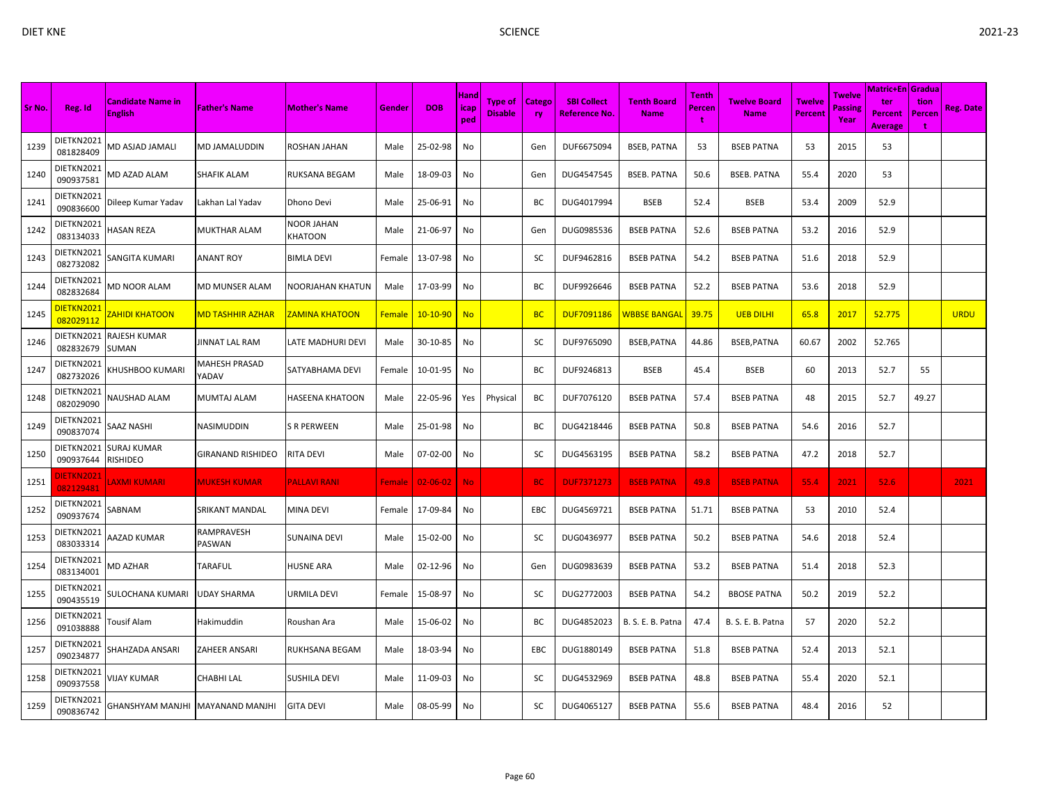| Sr No. | Reg. Id | Candidate Name in English | Father's Name | Mother's Name | Gender | DOB | Handicaped | Type of Disable | Category | SBI Collect Reference No. | Tenth Board Name | Tenth Percent | Twelve Board Name | Twelve Percent | Twelve Passing Year | Matric+Enter Percent Average | Graduation Percent | Reg. Date |
|---|---|---|---|---|---|---|---|---|---|---|---|---|---|---|---|---|---|---|
| 1239 | DIETKN2021081828409 | MD ASJAD JAMALI | MD JAMALUDDIN | ROSHAN JAHAN | Male | 25-02-98 | No | | Gen | DUF6675094 | BSEB, PATNA | 53 | BSEB PATNA | 53 | 2015 | 53 | | |
| 1240 | DIETKN2021090937581 | MD AZAD ALAM | SHAFIK ALAM | RUKSANA BEGAM | Male | 18-09-03 | No | | Gen | DUG4547545 | BSEB. PATNA | 50.6 | BSEB. PATNA | 55.4 | 2020 | 53 | | |
| 1241 | DIETKN2021090836600 | Dileep Kumar Yadav | Lakhan Lal Yadav | Dhono Devi | Male | 25-06-91 | No | | BC | DUG4017994 | BSEB | 52.4 | BSEB | 53.4 | 2009 | 52.9 | | |
| 1242 | DIETKN2021083134033 | HASAN REZA | MUKTHAR ALAM | NOOR JAHAN KHATOON | Male | 21-06-97 | No | | Gen | DUG0985536 | BSEB PATNA | 52.6 | BSEB PATNA | 53.2 | 2016 | 52.9 | | |
| 1243 | DIETKN2021082732082 | SANGITA KUMARI | ANANT ROY | BIMLA DEVI | Female | 13-07-98 | No | | SC | DUF9462816 | BSEB PATNA | 54.2 | BSEB PATNA | 51.6 | 2018 | 52.9 | | |
| 1244 | DIETKN2021082832684 | MD NOOR ALAM | MD MUNSER ALAM | NOORJAHAN KHATUN | Male | 17-03-99 | No | | BC | DUF9926646 | BSEB PATNA | 52.2 | BSEB PATNA | 53.6 | 2018 | 52.9 | | |
| 1245 | DIETKN2021082029112 | ZAHIDI KHATOON | MD TASHHIR AZHAR | ZAMINA KHATOON | Female | 10-10-90 | No | | BC | DUF7091186 | WBBSE BANGAL | 39.75 | UEB DILHI | 65.8 | 2017 | 52.775 | | URDU |
| 1246 | DIETKN2021082832679 | RAJESH KUMAR SUMAN | JINNAT LAL RAM | LATE MADHURI DEVI | Male | 30-10-85 | No | | SC | DUF9765090 | BSEB,PATNA | 44.86 | BSEB,PATNA | 60.67 | 2002 | 52.765 | | |
| 1247 | DIETKN2021082732026 | KHUSHBOO KUMARI | MAHESH PRASAD YADAV | SATYABHAMA DEVI | Female | 10-01-95 | No | | BC | DUF9246813 | BSEB | 45.4 | BSEB | 60 | 2013 | 52.7 | 55 | |
| 1248 | DIETKN2021082029090 | NAUSHAD ALAM | MUMTAJ ALAM | HASEENA KHATOON | Male | 22-05-96 | Yes | Physical | BC | DUF7076120 | BSEB PATNA | 57.4 | BSEB PATNA | 48 | 2015 | 52.7 | 49.27 | |
| 1249 | DIETKN2021090837074 | SAAZ NASHI | NASIMUDDIN | S R PERWEEN | Male | 25-01-98 | No | | BC | DUG4218446 | BSEB PATNA | 50.8 | BSEB PATNA | 54.6 | 2016 | 52.7 | | |
| 1250 | DIETKN2021090937644 | SURAJ KUMAR RISHIDEO | GIRANAND RISHIDEO | RITA DEVI | Male | 07-02-00 | No | | SC | DUG4563195 | BSEB PATNA | 58.2 | BSEB PATNA | 47.2 | 2018 | 52.7 | | |
| 1251 | DIETKN2021082129481 | LAXMI KUMARI | MUKESH KUMAR | PALLAVI RANI | Female | 02-06-02 | No | | BC | DUF7371273 | BSEB PATNA | 49.8 | BSEB PATNA | 55.4 | 2021 | 52.6 | | 2021 |
| 1252 | DIETKN2021090937674 | SABNAM | SRIKANT MANDAL | MINA DEVI | Female | 17-09-84 | No | | EBC | DUG4569721 | BSEB PATNA | 51.71 | BSEB PATNA | 53 | 2010 | 52.4 | | |
| 1253 | DIETKN2021083033314 | AAZAD KUMAR | RAMPRAVESH PASWAN | SUNAINA DEVI | Male | 15-02-00 | No | | SC | DUG0436977 | BSEB PATNA | 50.2 | BSEB PATNA | 54.6 | 2018 | 52.4 | | |
| 1254 | DIETKN2021083134001 | MD AZHAR | TARAFUL | HUSNE ARA | Male | 02-12-96 | No | | Gen | DUG0983639 | BSEB PATNA | 53.2 | BSEB PATNA | 51.4 | 2018 | 52.3 | | |
| 1255 | DIETKN2021090435519 | SULOCHANA KUMARI | UDAY SHARMA | URMILA DEVI | Female | 15-08-97 | No | | SC | DUG2772003 | BSEB PATNA | 54.2 | BBOSE PATNA | 50.2 | 2019 | 52.2 | | |
| 1256 | DIETKN2021091038888 | Tousif Alam | Hakimuddin | Roushan Ara | Male | 15-06-02 | No | | BC | DUG4852023 | B. S. E. B. Patna | 47.4 | B. S. E. B. Patna | 57 | 2020 | 52.2 | | |
| 1257 | DIETKN2021090234877 | SHAHZADA ANSARI | ZAHEER ANSARI | RUKHSANA BEGAM | Male | 18-03-94 | No | | EBC | DUG1880149 | BSEB PATNA | 51.8 | BSEB PATNA | 52.4 | 2013 | 52.1 | | |
| 1258 | DIETKN2021090937558 | VIJAY KUMAR | CHABHI LAL | SUSHILA DEVI | Male | 11-09-03 | No | | SC | DUG4532969 | BSEB PATNA | 48.8 | BSEB PATNA | 55.4 | 2020 | 52.1 | | |
| 1259 | DIETKN2021090836742 | GHANSHYAM MANJHI | MAYANAND MANJHI | GITA DEVI | Male | 08-05-99 | No | | SC | DUG4065127 | BSEB PATNA | 55.6 | BSEB PATNA | 48.4 | 2016 | 52 | | |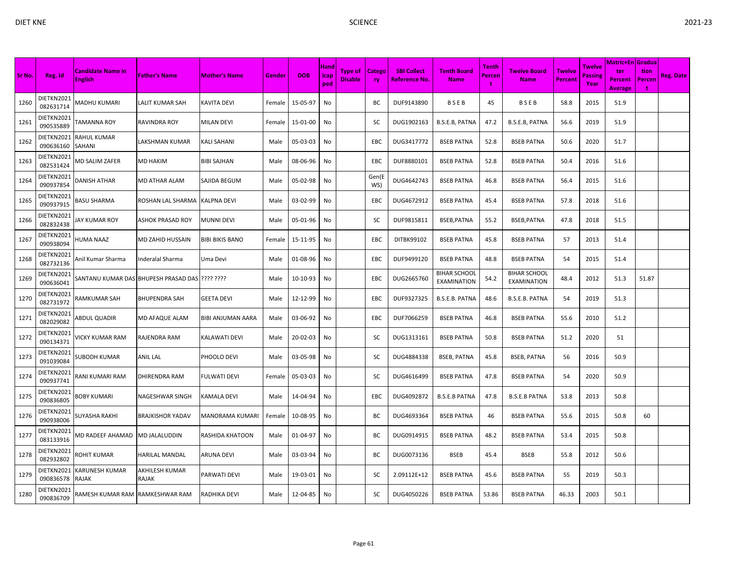| Sr No. | Reg. Id | Candidate Name in English | Father's Name | Mother's Name | Gender | DOB | Handicapped | Type of Disable | Category | SBI Collect Reference No. | Tenth Board Name | Tenth Percent | Twelve Board Name | Twelve Percent | Twelve Passing Year | Matric+Enter Percent Average | Graduation Percent | Reg. Date |
|---|---|---|---|---|---|---|---|---|---|---|---|---|---|---|---|---|---|---|
| 1260 | DIETKN2021082631714 | MADHU KUMARI | LALIT KUMAR SAH | KAVITA DEVI | Female | 15-05-97 | No | | BC | DUF9143890 | B S E B | 45 | B S E B | 58.8 | 2015 | 51.9 | | |
| 1261 | DIETKN2021090535889 | TAMANNA ROY | RAVINDRA ROY | MILAN DEVI | Female | 15-01-00 | No | | SC | DUG1902163 | B.S.E.B, PATNA | 47.2 | B.S.E.B, PATNA | 56.6 | 2019 | 51.9 | | |
| 1262 | DIETKN2021090636160 | RAHUL KUMAR SAHANI | LAKSHMAN KUMAR | KALI SAHANI | Male | 05-03-03 | No | | EBC | DUG3417772 | BSEB PATNA | 52.8 | BSEB PATNA | 50.6 | 2020 | 51.7 | | |
| 1263 | DIETKN2021082531424 | MD SALIM ZAFER | MD HAKIM | BIBI SAJHAN | Male | 08-06-96 | No | | EBC | DUF8880101 | BSEB PATNA | 52.8 | BSEB PATNA | 50.4 | 2016 | 51.6 | | |
| 1264 | DIETKN2021090937854 | DANISH ATHAR | MD ATHAR ALAM | SAJIDA BEGUM | Male | 05-02-98 | No | | Gen(EWS) | DUG4642743 | BSEB PATNA | 46.8 | BSEB PATNA | 56.4 | 2015 | 51.6 | | |
| 1265 | DIETKN2021090937915 | BASU SHARMA | ROSHAN LAL SHARMA | KALPNA DEVI | Male | 03-02-99 | No | | EBC | DUG4672912 | BSEB PATNA | 45.4 | BSEB PATNA | 57.8 | 2018 | 51.6 | | |
| 1266 | DIETKN2021082832438 | JAY KUMAR ROY | ASHOK PRASAD ROY | MUNNI DEVI | Male | 05-01-96 | No | | SC | DUF9815811 | BSEB,PATNA | 55.2 | BSEB,PATNA | 47.8 | 2018 | 51.5 | | |
| 1267 | DIETKN2021090938094 | HUMA NAAZ | MD ZAHID HUSSAIN | BIBI BIKIS BANO | Female | 15-11-95 | No | | EBC | DITBK99102 | BSEB PATNA | 45.8 | BSEB PATNA | 57 | 2013 | 51.4 | | |
| 1268 | DIETKN2021082732136 | Anil Kumar Sharma | Inderalal Sharma | Uma Devi | Male | 01-08-96 | No | | EBC | DUF9499120 | BSEB PATNA | 48.8 | BSEB PATNA | 54 | 2015 | 51.4 | | |
| 1269 | DIETKN2021090636041 | SANTANU KUMAR DAS | BHUPESH PRASAD DAS | ???? ???? | Male | 10-10-93 | No | | EBC | DUG2665760 | BIHAR SCHOOL EXAMINATION | 54.2 | BIHAR SCHOOL EXAMINATION | 48.4 | 2012 | 51.3 | 51.87 | |
| 1270 | DIETKN2021082731972 | RAMKUMAR SAH | BHUPENDRA SAH | GEETA DEVI | Male | 12-12-99 | No | | EBC | DUF9327325 | B.S.E.B. PATNA | 48.6 | B.S.E.B. PATNA | 54 | 2019 | 51.3 | | |
| 1271 | DIETKN2021082029082 | ABDUL QUADIR | MD AFAQUE ALAM | BIBI ANJUMAN AARA | Male | 03-06-92 | No | | EBC | DUF7066259 | BSEB PATNA | 46.8 | BSEB PATNA | 55.6 | 2010 | 51.2 | | |
| 1272 | DIETKN2021090134371 | VICKY KUMAR RAM | RAJENDRA RAM | KALAWATI DEVI | Male | 20-02-03 | No | | SC | DUG1313161 | BSEB PATNA | 50.8 | BSEB PATNA | 51.2 | 2020 | 51 | | |
| 1273 | DIETKN2021091039084 | SUBODH KUMAR | ANIL LAL | PHOOLO DEVI | Male | 03-05-98 | No | | SC | DUG4884338 | BSEB, PATNA | 45.8 | BSEB, PATNA | 56 | 2016 | 50.9 | | |
| 1274 | DIETKN2021090937741 | RANI KUMARI RAM | DHIRENDRA RAM | FULWATI DEVI | Female | 05-03-03 | No | | SC | DUG4616499 | BSEB PATNA | 47.8 | BSEB PATNA | 54 | 2020 | 50.9 | | |
| 1275 | DIETKN2021090836805 | BOBY KUMARI | NAGESHWAR SINGH | KAMALA DEVI | Male | 14-04-94 | No | | EBC | DUG4092872 | B.S.E.B PATNA | 47.8 | B.S.E.B PATNA | 53.8 | 2013 | 50.8 | | |
| 1276 | DIETKN2021090938006 | SUYASHA RAKHI | BRAJKISHOR YADAV | MANORAMA KUMARI | Female | 10-08-95 | No | | BC | DUG4693364 | BSEB PATNA | 46 | BSEB PATNA | 55.6 | 2015 | 50.8 | 60 | |
| 1277 | DIETKN2021083133916 | MD RADEEF AHAMAD | MD JALALUDDIN | RASHIDA KHATOON | Male | 01-04-97 | No | | BC | DUG0914915 | BSEB PATNA | 48.2 | BSEB PATNA | 53.4 | 2015 | 50.8 | | |
| 1278 | DIETKN2021082932802 | ROHIT KUMAR | HARILAL MANDAL | ARUNA DEVI | Male | 03-03-94 | No | | BC | DUG0073136 | BSEB | 45.4 | BSEB | 55.8 | 2012 | 50.6 | | |
| 1279 | DIETKN2021090836578 | KARUNESH KUMAR RAJAK | AKHILESH KUMAR RAJAK | PARWATI DEVI | Male | 19-03-01 | No | | SC | 2.09112E+12 | BSEB PATNA | 45.6 | BSEB PATNA | 55 | 2019 | 50.3 | | |
| 1280 | DIETKN2021090836709 | RAMESH KUMAR RAM | RAMKESHWAR RAM | RADHIKA DEVI | Male | 12-04-85 | No | | SC | DUG4050226 | BSEB PATNA | 53.86 | BSEB PATNA | 46.33 | 2003 | 50.1 | | |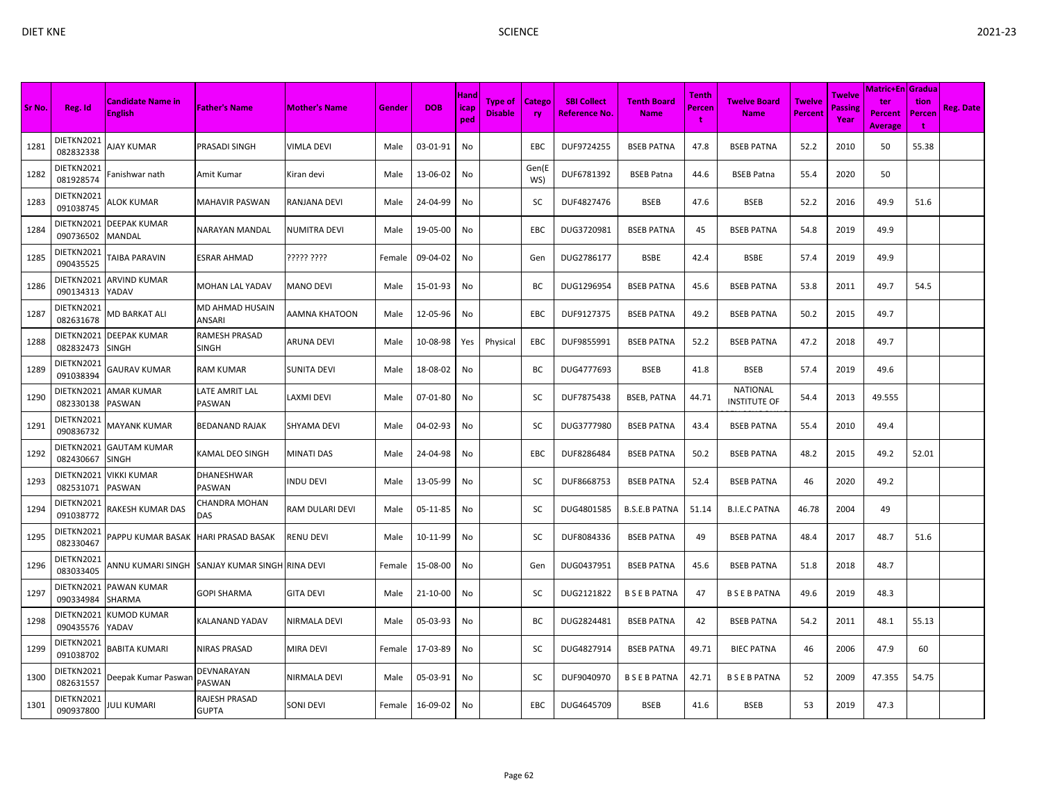| Sr No. | Reg. Id | Candidate Name in English | Father's Name | Mother's Name | Gender | DOB | Handicapped | Type of Disable | Category | SBI Collect Reference No. | Tenth Board Name | Tenth Percent | Twelve Board Name | Twelve Percent | Twelve Passing Year | Matric+Enter Percent Average | Graduation Percent | Reg. Date |
|---|---|---|---|---|---|---|---|---|---|---|---|---|---|---|---|---|---|---|
| 1281 | DIETKN2021082832338 | AJAY KUMAR | PRASADI SINGH | VIMLA DEVI | Male | 03-01-91 | No | | EBC | DUF9724255 | BSEB PATNA | 47.8 | BSEB PATNA | 52.2 | 2010 | 50 | 55.38 | |
| 1282 | DIETKN2021081928574 | Fanishwar nath | Amit Kumar | Kiran devi | Male | 13-06-02 | No | | Gen(EWS) | DUF6781392 | BSEB Patna | 44.6 | BSEB Patna | 55.4 | 2020 | 50 | | |
| 1283 | DIETKN2021091038745 | ALOK KUMAR | MAHAVIR PASWAN | RANJANA DEVI | Male | 24-04-99 | No | | SC | DUF4827476 | BSEB | 47.6 | BSEB | 52.2 | 2016 | 49.9 | 51.6 | |
| 1284 | DIETKN2021090736502 | DEEPAK KUMAR MANDAL | NARAYAN MANDAL | NUMITRA DEVI | Male | 19-05-00 | No | | EBC | DUG3720981 | BSEB PATNA | 45 | BSEB PATNA | 54.8 | 2019 | 49.9 | | |
| 1285 | DIETKN2021090435525 | TAIBA PARAVIN | ESRAR AHMAD | ????? ???? | Female | 09-04-02 | No | | Gen | DUG2786177 | BSBE | 42.4 | BSBE | 57.4 | 2019 | 49.9 | | |
| 1286 | DIETKN2021090134313 | ARVIND KUMAR YADAV | MOHAN LAL YADAV | MANO DEVI | Male | 15-01-93 | No | | BC | DUG1296954 | BSEB PATNA | 45.6 | BSEB PATNA | 53.8 | 2011 | 49.7 | 54.5 | |
| 1287 | DIETKN2021082631678 | MD BARKAT ALI | MD AHMAD HUSAIN ANSARI | AAMNA KHATOON | Male | 12-05-96 | No | | EBC | DUF9127375 | BSEB PATNA | 49.2 | BSEB PATNA | 50.2 | 2015 | 49.7 | | |
| 1288 | DIETKN2021082832473 | DEEPAK KUMAR SINGH | RAMESH PRASAD SINGH | ARUNA DEVI | Male | 10-08-98 | Yes | Physical | EBC | DUF9855991 | BSEB PATNA | 52.2 | BSEB PATNA | 47.2 | 2018 | 49.7 | | |
| 1289 | DIETKN2021091038394 | GAURAV KUMAR | RAM KUMAR | SUNITA DEVI | Male | 18-08-02 | No | | BC | DUG4777693 | BSEB | 41.8 | BSEB | 57.4 | 2019 | 49.6 | | |
| 1290 | DIETKN2021082330138 | AMAR KUMAR PASWAN | LATE AMRIT LAL PASWAN | LAXMI DEVI | Male | 07-01-80 | No | | SC | DUF7875438 | BSEB, PATNA | 44.71 | NATIONAL INSTITUTE OF | 54.4 | 2013 | 49.555 | | |
| 1291 | DIETKN2021090836732 | MAYANK KUMAR | BEDANAND RAJAK | SHYAMA DEVI | Male | 04-02-93 | No | | SC | DUG3777980 | BSEB PATNA | 43.4 | BSEB PATNA | 55.4 | 2010 | 49.4 | | |
| 1292 | DIETKN2021082430667 | GAUTAM KUMAR SINGH | KAMAL DEO SINGH | MINATI DAS | Male | 24-04-98 | No | | EBC | DUF8286484 | BSEB PATNA | 50.2 | BSEB PATNA | 48.2 | 2015 | 49.2 | 52.01 | |
| 1293 | DIETKN2021082531071 | VIKKI KUMAR PASWAN | DHANESHWAR PASWAN | INDU DEVI | Male | 13-05-99 | No | | SC | DUF8668753 | BSEB PATNA | 52.4 | BSEB PATNA | 46 | 2020 | 49.2 | | |
| 1294 | DIETKN2021091038772 | RAKESH KUMAR DAS | CHANDRA MOHAN DAS | RAM DULARI DEVI | Male | 05-11-85 | No | | SC | DUG4801585 | B.S.E.B PATNA | 51.14 | B.I.E.C PATNA | 46.78 | 2004 | 49 | | |
| 1295 | DIETKN2021082330467 | PAPPU KUMAR BASAK | HARI PRASAD BASAK | RENU DEVI | Male | 10-11-99 | No | | SC | DUF8084336 | BSEB PATNA | 49 | BSEB PATNA | 48.4 | 2017 | 48.7 | 51.6 | |
| 1296 | DIETKN2021083033405 | ANNU KUMARI SINGH | SANJAY KUMAR SINGH | RINA DEVI | Female | 15-08-00 | No | | Gen | DUG0437951 | BSEB PATNA | 45.6 | BSEB PATNA | 51.8 | 2018 | 48.7 | | |
| 1297 | DIETKN2021090334984 | PAWAN KUMAR SHARMA | GOPI SHARMA | GITA DEVI | Male | 21-10-00 | No | | SC | DUG2121822 | B S E B PATNA | 47 | B S E B PATNA | 49.6 | 2019 | 48.3 | | |
| 1298 | DIETKN2021090435576 | KUMOD KUMAR YADAV | KALANAND YADAV | NIRMALA DEVI | Male | 05-03-93 | No | | BC | DUG2824481 | BSEB PATNA | 42 | BSEB PATNA | 54.2 | 2011 | 48.1 | 55.13 | |
| 1299 | DIETKN2021091038702 | BABITA KUMARI | NIRAS PRASAD | MIRA DEVI | Female | 17-03-89 | No | | SC | DUG4827914 | BSEB PATNA | 49.71 | BIEC PATNA | 46 | 2006 | 47.9 | 60 | |
| 1300 | DIETKN2021082631557 | Deepak Kumar Paswan | DEVNARAYAN PASWAN | NIRMALA DEVI | Male | 05-03-91 | No | | SC | DUF9040970 | B S E B PATNA | 42.71 | B S E B PATNA | 52 | 2009 | 47.355 | 54.75 | |
| 1301 | DIETKN2021090937800 | JULI KUMARI | RAJESH PRASAD GUPTA | SONI DEVI | Female | 16-09-02 | No | | EBC | DUG4645709 | BSEB | 41.6 | BSEB | 53 | 2019 | 47.3 | | |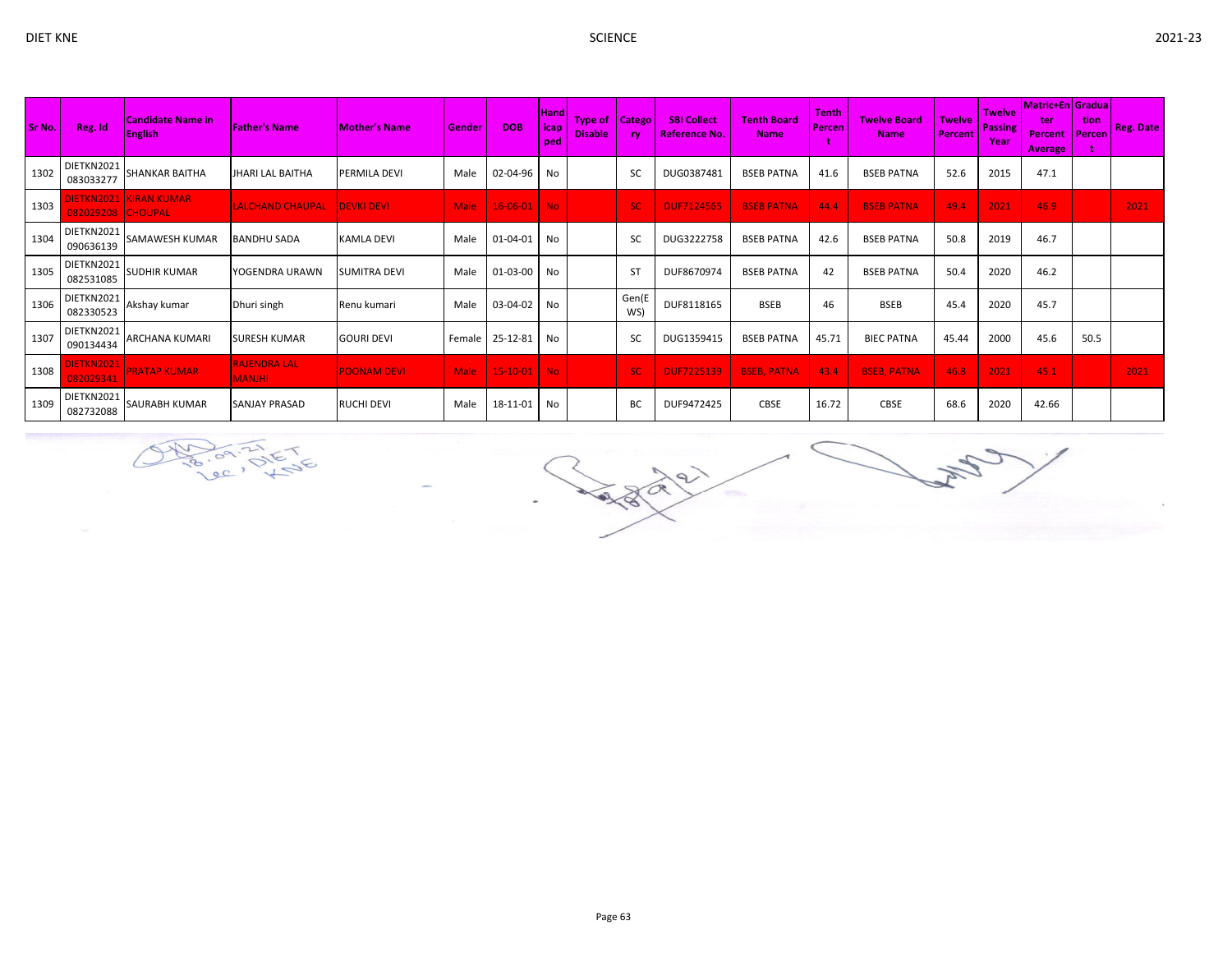| Sr No. | Reg. Id | Candidate Name in English | Father's Name | Mother's Name | Gender | DOB | Handicapped | Type of Disable | Category | SBI Collect Reference No. | Tenth Board Name | Tenth Percent | Twelve Board Name | Twelve Percent | Twelve Passing Year | Matric+Enter Percent Average | Graduation Percent | Reg. Date |
|---|---|---|---|---|---|---|---|---|---|---|---|---|---|---|---|---|---|---|
| 1302 | DIETKN2021083033277 | SHANKAR BAITHA | JHARI LAL BAITHA | PERMILA DEVI | Male | 02-04-96 | No | | SC | DUG0387481 | BSEB PATNA | 41.6 | BSEB PATNA | 52.6 | 2015 | 47.1 | | |
| 1303 | DIETKN2021082029208 | KIRAN KUMAR CHOUPAL | LALCHAND CHAUPAL | DEVKI DEVI | Male | 16-06-01 | No | | SC | DUF7124565 | BSEB PATNA | 44.4 | BSEB PATNA | 49.4 | 2021 | 46.9 | | 2021 |
| 1304 | DIETKN2021090636139 | SAMAWESH KUMAR | BANDHU SADA | KAMLA DEVI | Male | 01-04-01 | No | | SC | DUG3222758 | BSEB PATNA | 42.6 | BSEB PATNA | 50.8 | 2019 | 46.7 | | |
| 1305 | DIETKN2021082531085 | SUDHIR KUMAR | YOGENDRA URAWN | SUMITRA DEVI | Male | 01-03-00 | No | | ST | DUF8670974 | BSEB PATNA | 42 | BSEB PATNA | 50.4 | 2020 | 46.2 | | |
| 1306 | DIETKN2021082330523 | Akshay kumar | Dhuri singh | Renu kumari | Male | 03-04-02 | No | | Gen(EWS) | DUF8118165 | BSEB | 46 | BSEB | 45.4 | 2020 | 45.7 | | |
| 1307 | DIETKN2021090134434 | ARCHANA KUMARI | SURESH KUMAR | GOURI DEVI | Female | 25-12-81 | No | | SC | DUG1359415 | BSEB PATNA | 45.71 | BIEC PATNA | 45.44 | 2000 | 45.6 | 50.5 | |
| 1308 | DIETKN2021082029341 | PRATAP KUMAR | RAJENDRA LAL MANJHI | POONAM DEVI | Male | 15-10-01 | No | | SC | DUF7225139 | BSEB, PATNA | 43.4 | BSEB, PATNA | 46.8 | 2021 | 45.1 | | 2021 |
| 1309 | DIETKN2021082732088 | SAURABH KUMAR | SANJAY PRASAD | RUCHI DEVI | Male | 18-11-01 | No | | BC | DUF9472425 | CBSE | 16.72 | CBSE | 68.6 | 2020 | 42.66 | | |

18.09.21 Lec, DIET KNE

18/9/21